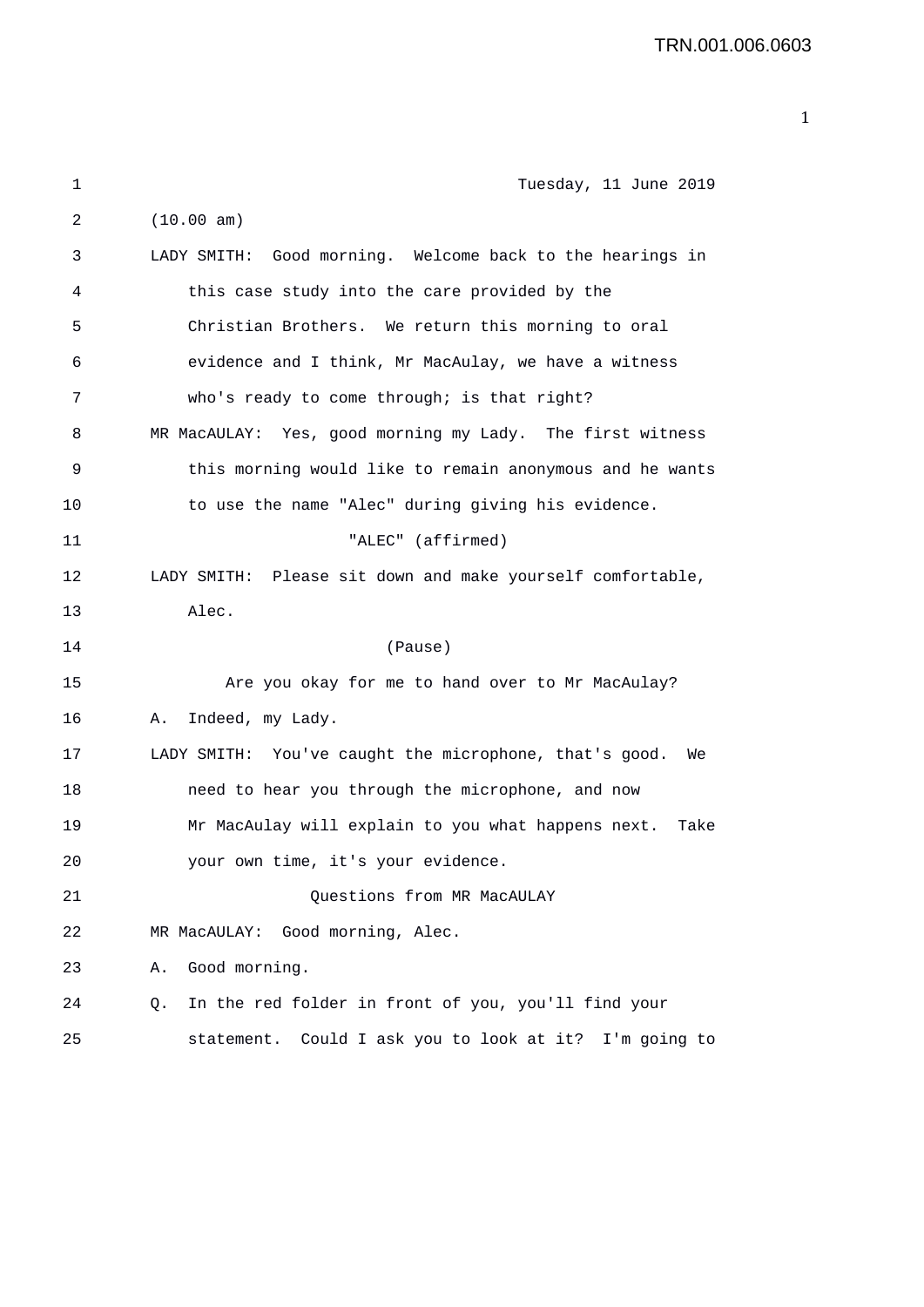Tuesday, 11 June 2019

(10.00 am)

LADY SMITH: Good morning. Welcome back to the hearings in this case study into the care provided by the Christian Brothers. We return this morning to oral evidence and I think, Mr MacAulay, we have a witness who's ready to come through; is that right?

MR MacAULAY: Yes, good morning my Lady. The first witness this morning would like to remain anonymous and he wants to use the name "Alec" during giving his evidence.

"ALEC" (affirmed)

LADY SMITH: Please sit down and make yourself comfortable, Alec.

(Pause)

Are you okay for me to hand over to Mr MacAulay?

A. Indeed, my Lady.

LADY SMITH: You've caught the microphone, that's good. We need to hear you through the microphone, and now Mr MacAulay will explain to you what happens next. Take your own time, it's your evidence.

Questions from MR MacAULAY

MR MacAULAY: Good morning, Alec.

A. Good morning.

Q. In the red folder in front of you, you'll find your statement. Could I ask you to look at it? I'm going to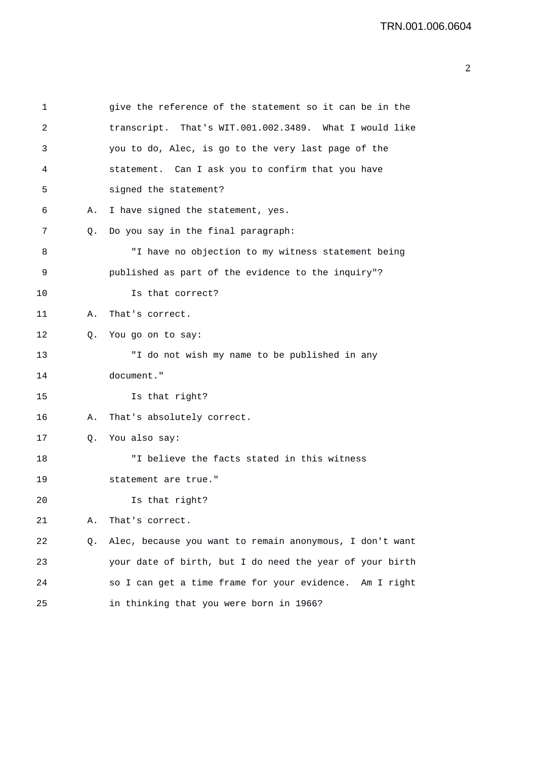give the reference of the statement so it can be in the transcript. That's WIT.001.002.3489. What I would like you to do, Alec, is go to the very last page of the statement. Can I ask you to confirm that you have signed the statement?

A. I have signed the statement, yes.

Q. Do you say in the final paragraph:

"I have no objection to my witness statement being published as part of the evidence to the inquiry"?

Is that correct?

A. That's correct.

Q. You go on to say:

"I do not wish my name to be published in any document."

Is that right?

A. That's absolutely correct.

Q. You also say:

"I believe the facts stated in this witness statement are true."

Is that right?

A. That's correct.

Q. Alec, because you want to remain anonymous, I don't want your date of birth, but I do need the year of your birth so I can get a time frame for your evidence. Am I right in thinking that you were born in 1966?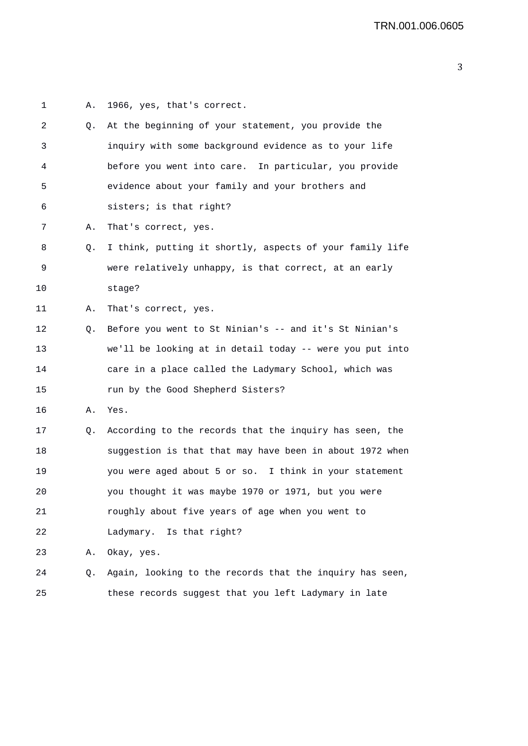1 A. 1966, yes, that's correct.

2 Q. At the beginning of your statement, you provide the

3 inquiry with some background evidence as to your life

4 before you went into care. In particular, you provide

5 evidence about your family and your brothers and

6 sisters; is that right?

7 A. That's correct, yes.

8 Q. I think, putting it shortly, aspects of your family life

9 were relatively unhappy, is that correct, at an early

10 stage?

11 A. That's correct, yes.

12 Q. Before you went to St Ninian's -- and it's St Ninian's

13 we'll be looking at in detail today -- were you put into

14 care in a place called the Ladymary School, which was

15 run by the Good Shepherd Sisters?

16 A. Yes.

17 Q. According to the records that the inquiry has seen, the

18 suggestion is that that may have been in about 1972 when

19 you were aged about 5 or so. I think in your statement

20 you thought it was maybe 1970 or 1971, but you were

21 roughly about five years of age when you went to

22 Ladymary. Is that right?

23 A. Okay, yes.

24 Q. Again, looking to the records that the inquiry has seen,

25 these records suggest that you left Ladymary in late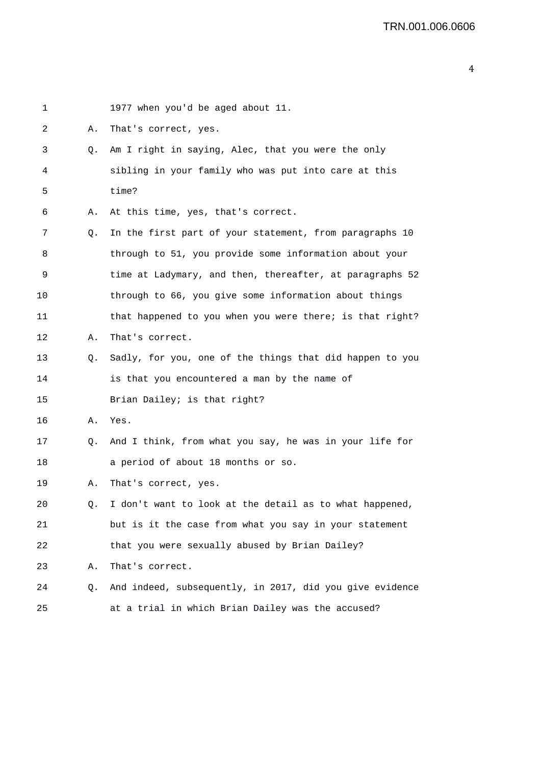1 1977 when you'd be aged about 11.

2 A. That's correct, yes.

3 Q. Am I right in saying, Alec, that you were the only

4 sibling in your family who was put into care at this

5 time?

6 A. At this time, yes, that's correct.

7 Q. In the first part of your statement, from paragraphs 10

8 through to 51, you provide some information about your

9 time at Ladymary, and then, thereafter, at paragraphs 52

10 through to 66, you give some information about things

11 that happened to you when you were there; is that right?

12 A. That's correct.

13 Q. Sadly, for you, one of the things that did happen to you

14 is that you encountered a man by the name of

15 Brian Dailey; is that right?

16 A. Yes.

17 Q. And I think, from what you say, he was in your life for

18 a period of about 18 months or so.

19 A. That's correct, yes.

20 Q. I don't want to look at the detail as to what happened,

21 but is it the case from what you say in your statement

22 that you were sexually abused by Brian Dailey?

23 A. That's correct.

24 Q. And indeed, subsequently, in 2017, did you give evidence

25 at a trial in which Brian Dailey was the accused?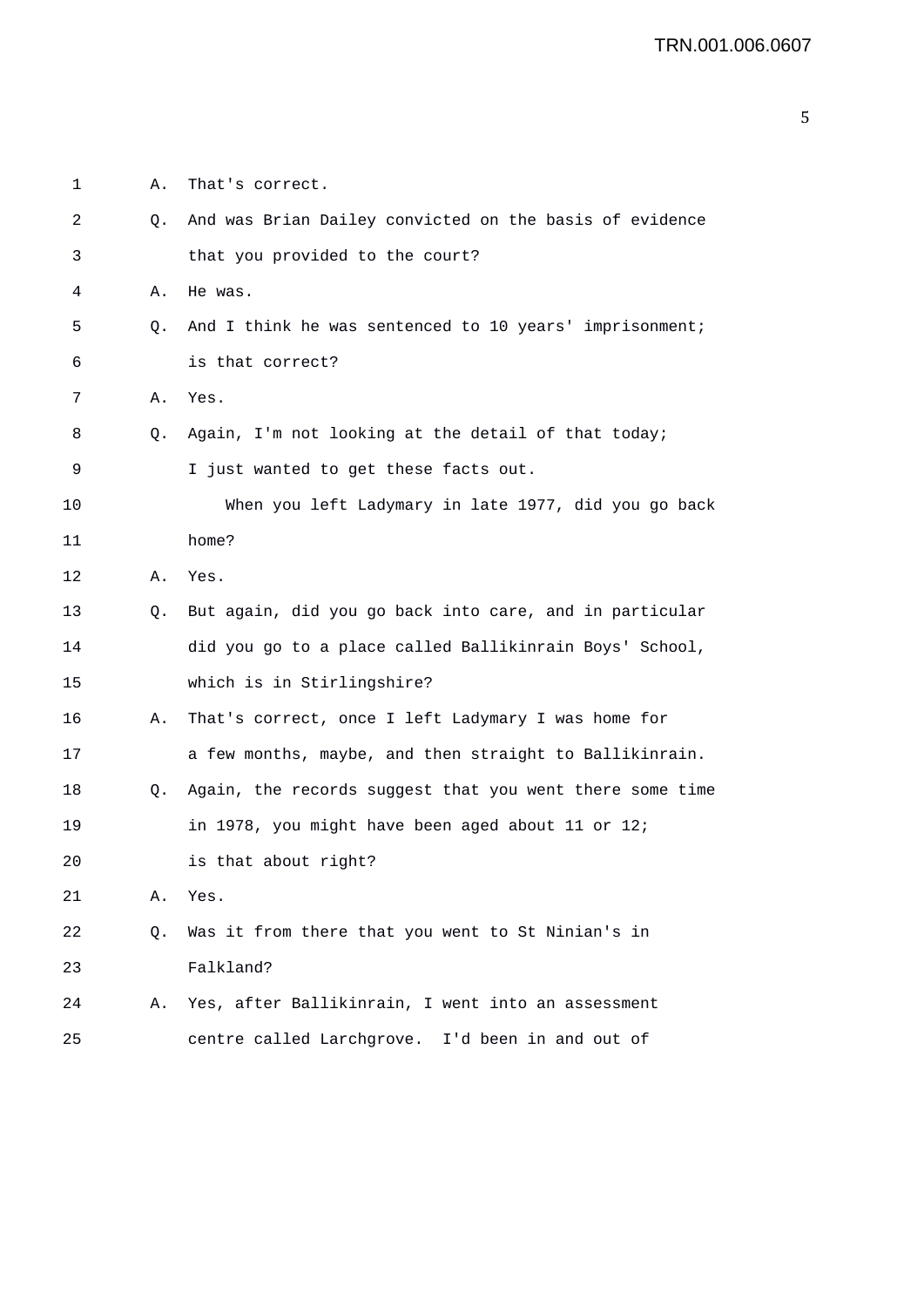1 A. That's correct.

2 Q. And was Brian Dailey convicted on the basis of evidence

3 that you provided to the court?

4 A. He was.

5 Q. And I think he was sentenced to 10 years' imprisonment;

6 is that correct?

7 A. Yes.

8 Q. Again, I'm not looking at the detail of that today;

9 I just wanted to get these facts out.

10 When you left Ladymary in late 1977, did you go back

11 home?

12 A. Yes.

13 Q. But again, did you go back into care, and in particular

14 did you go to a place called Ballikinrain Boys' School,

15 which is in Stirlingshire?

16 A. That's correct, once I left Ladymary I was home for

17 a few months, maybe, and then straight to Ballikinrain.

18 Q. Again, the records suggest that you went there some time

19 in 1978, you might have been aged about 11 or 12;

20 is that about right?

21 A. Yes.

22 Q. Was it from there that you went to St Ninian's in

23 Falkland?

24 A. Yes, after Ballikinrain, I went into an assessment

25 centre called Larchgrove. I'd been in and out of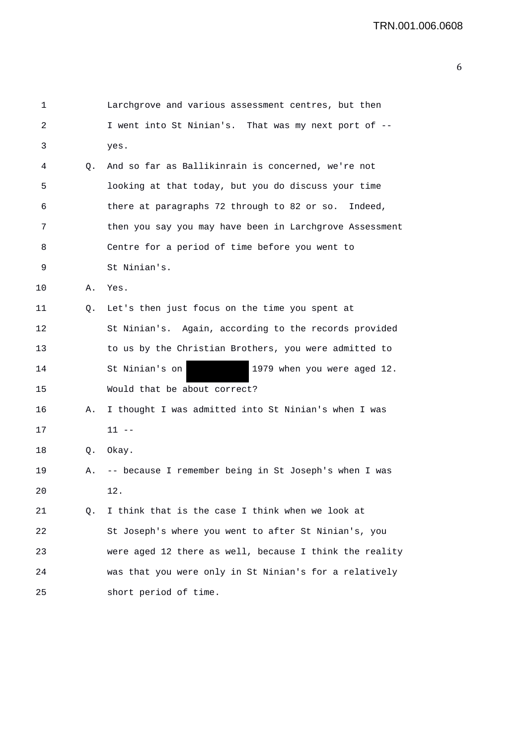Larchgrove and various assessment centres, but then I went into St Ninian's. That was my next port of -- yes.

Q. And so far as Ballikinrain is concerned, we're not looking at that today, but you do discuss your time there at paragraphs 72 through to 82 or so. Indeed, then you say you may have been in Larchgrove Assessment Centre for a period of time before you went to St Ninian's.

A. Yes.

Q. Let's then just focus on the time you spent at St Ninian's. Again, according to the records provided to us by the Christian Brothers, you were admitted to St Ninian's on [REDACTED] 1979 when you were aged 12. Would that be about correct?

A. I thought I was admitted into St Ninian's when I was 11 --

Q. Okay.

A. -- because I remember being in St Joseph's when I was 12.

Q. I think that is the case I think when we look at St Joseph's where you went to after St Ninian's, you were aged 12 there as well, because I think the reality was that you were only in St Ninian's for a relatively short period of time.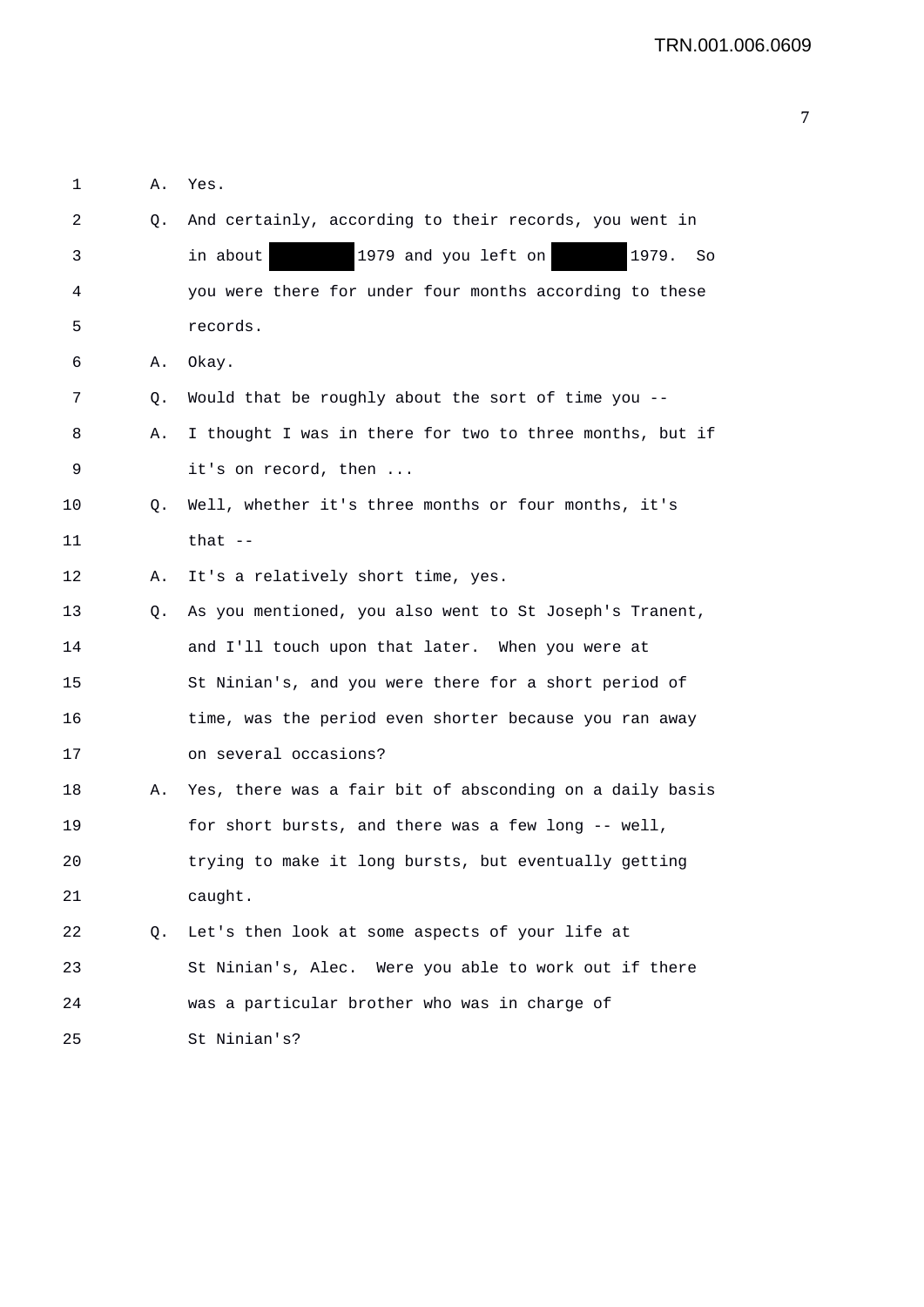1 A. Yes.

2 Q. And certainly, according to their records, you went in

3 in about ████████ 1979 and you left on ███████ 1979. So

4 you were there for under four months according to these

5 records.

6 A. Okay.

7 Q. Would that be roughly about the sort of time you --

8 A. I thought I was in there for two to three months, but if

9 it's on record, then ...

10 Q. Well, whether it's three months or four months, it's

11 that --

12 A. It's a relatively short time, yes.

13 Q. As you mentioned, you also went to St Joseph's Tranent,

14 and I'll touch upon that later. When you were at

15 St Ninian's, and you were there for a short period of

16 time, was the period even shorter because you ran away

17 on several occasions?

18 A. Yes, there was a fair bit of absconding on a daily basis

19 for short bursts, and there was a few long -- well,

20 trying to make it long bursts, but eventually getting

21 caught.

22 Q. Let's then look at some aspects of your life at

23 St Ninian's, Alec. Were you able to work out if there

24 was a particular brother who was in charge of

25 St Ninian's?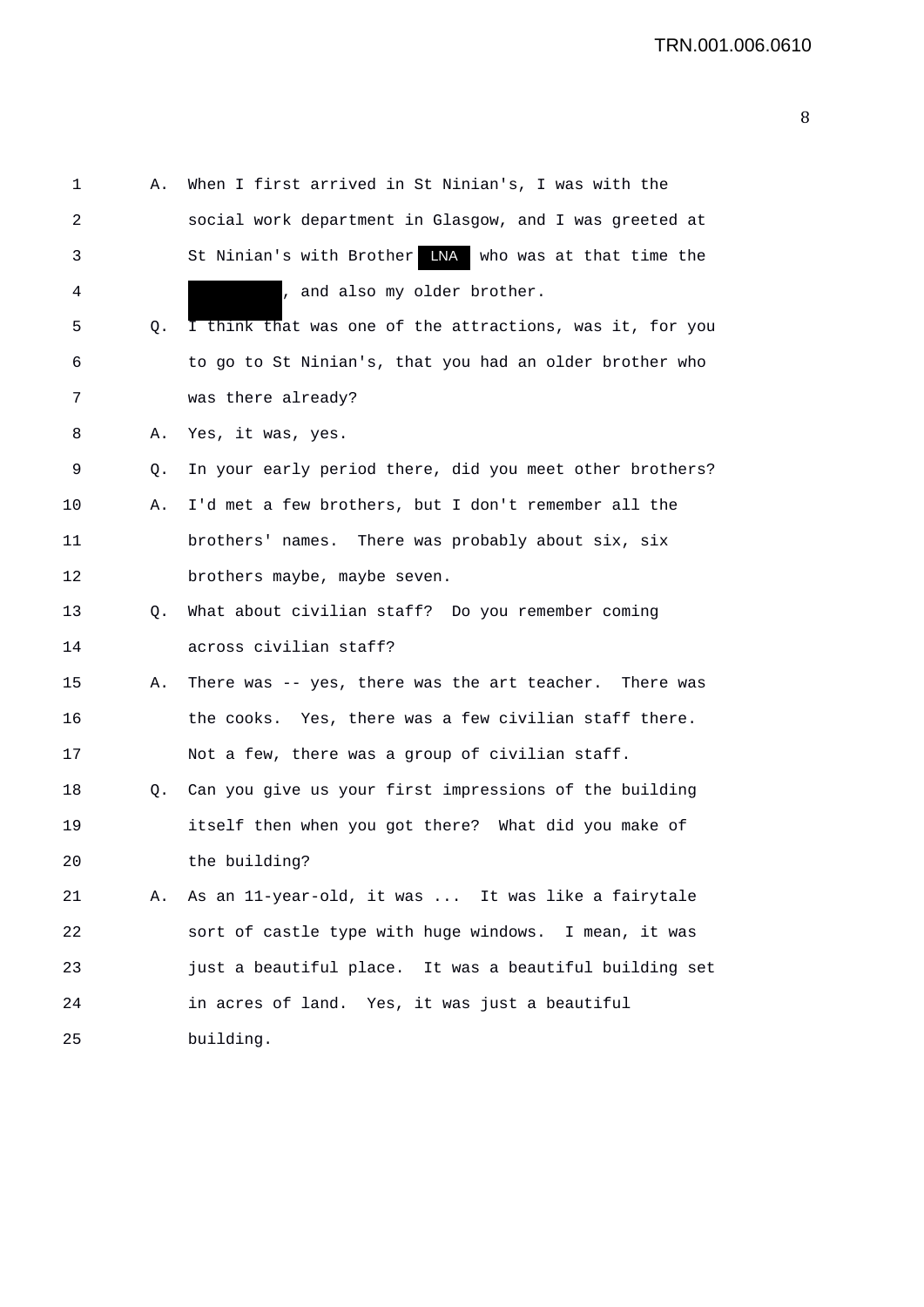A. When I first arrived in St Ninian's, I was with the social work department in Glasgow, and I was greeted at St Ninian's with Brother LNA who was at that time the [redacted], and also my older brother.

Q. I think that was one of the attractions, was it, for you to go to St Ninian's, that you had an older brother who was there already?

A. Yes, it was, yes.

Q. In your early period there, did you meet other brothers?

A. I'd met a few brothers, but I don't remember all the brothers' names. There was probably about six, six brothers maybe, maybe seven.

Q. What about civilian staff? Do you remember coming across civilian staff?

A. There was -- yes, there was the art teacher. There was the cooks. Yes, there was a few civilian staff there. Not a few, there was a group of civilian staff.

Q. Can you give us your first impressions of the building itself then when you got there? What did you make of the building?

A. As an 11-year-old, it was ... It was like a fairytale sort of castle type with huge windows. I mean, it was just a beautiful place. It was a beautiful building set in acres of land. Yes, it was just a beautiful building.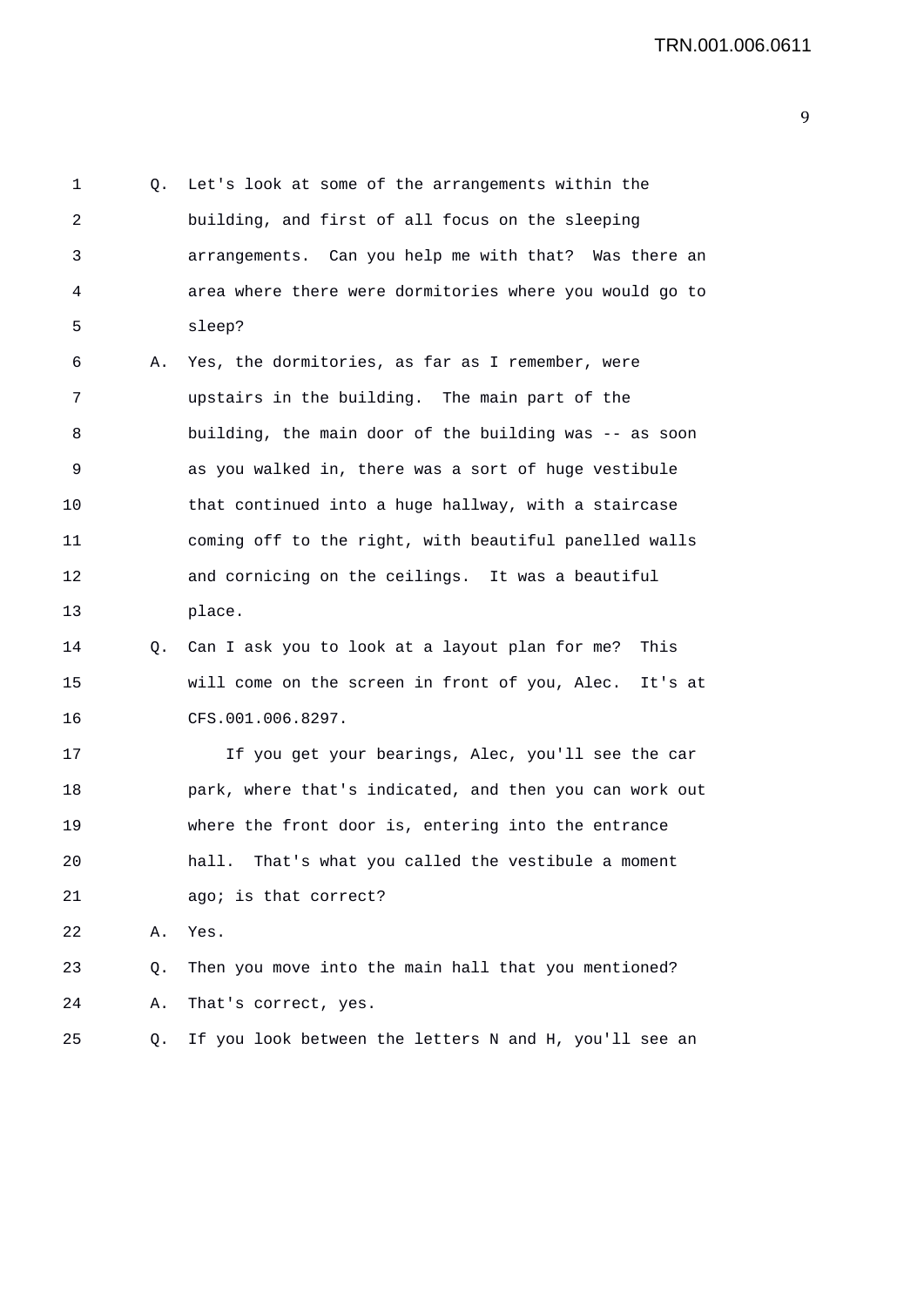1 Q. Let's look at some of the arrangements within the
2 building, and first of all focus on the sleeping
3 arrangements. Can you help me with that? Was there an
4 area where there were dormitories where you would go to
5 sleep?

6 A. Yes, the dormitories, as far as I remember, were
7 upstairs in the building. The main part of the
8 building, the main door of the building was -- as soon
9 as you walked in, there was a sort of huge vestibule
10 that continued into a huge hallway, with a staircase
11 coming off to the right, with beautiful panelled walls
12 and cornicing on the ceilings. It was a beautiful
13 place.

14 Q. Can I ask you to look at a layout plan for me? This
15 will come on the screen in front of you, Alec. It's at
16 CFS.001.006.8297.

17 If you get your bearings, Alec, you'll see the car
18 park, where that's indicated, and then you can work out
19 where the front door is, entering into the entrance
20 hall. That's what you called the vestibule a moment
21 ago; is that correct?

22 A. Yes.

23 Q. Then you move into the main hall that you mentioned?

24 A. That's correct, yes.

25 Q. If you look between the letters N and H, you'll see an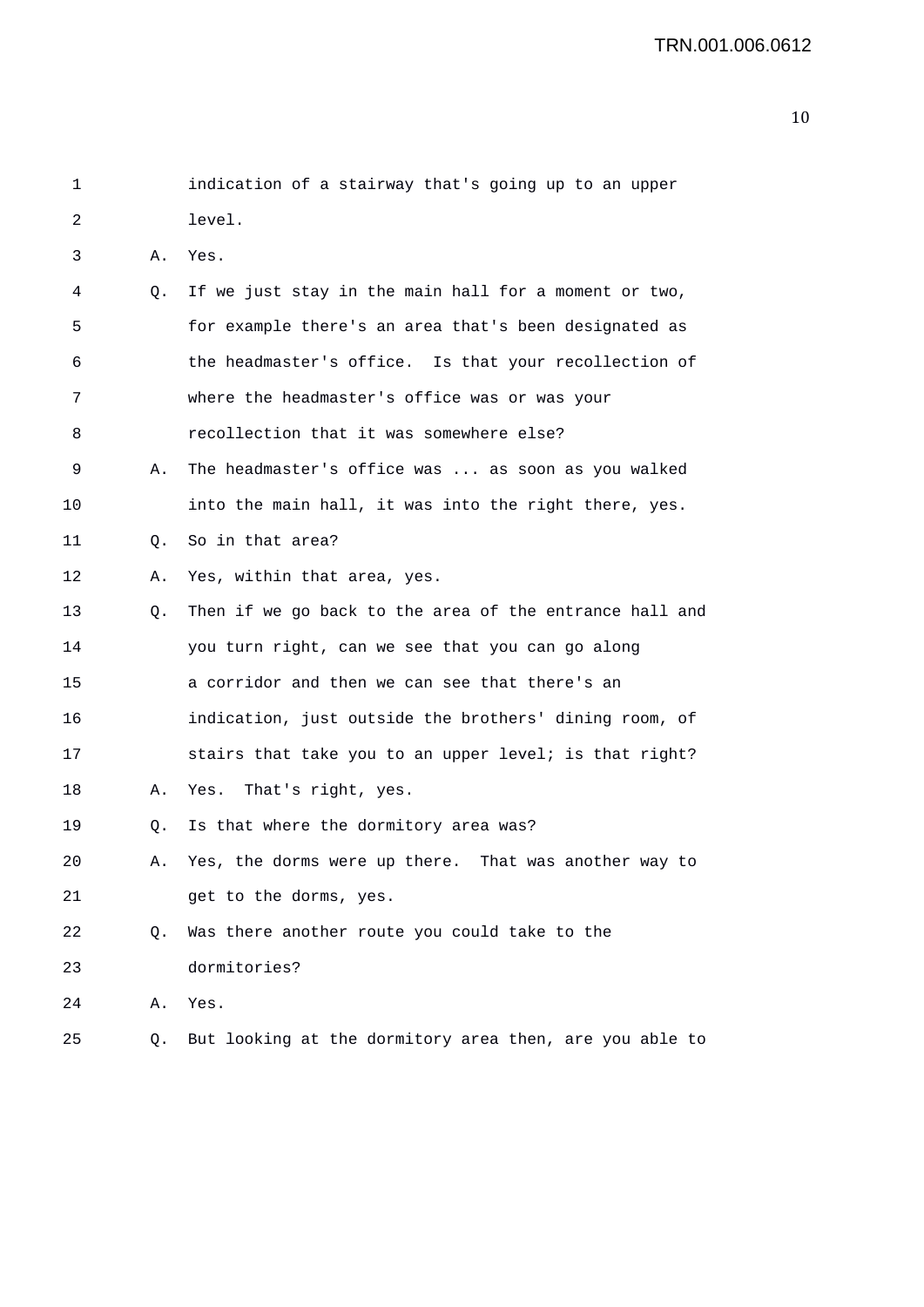1 indication of a stairway that's going up to an upper
2 level.
3 A. Yes.
4 Q. If we just stay in the main hall for a moment or two,
5 for example there's an area that's been designated as
6 the headmaster's office. Is that your recollection of
7 where the headmaster's office was or was your
8 recollection that it was somewhere else?
9 A. The headmaster's office was ... as soon as you walked
10 into the main hall, it was into the right there, yes.
11 Q. So in that area?
12 A. Yes, within that area, yes.
13 Q. Then if we go back to the area of the entrance hall and
14 you turn right, can we see that you can go along
15 a corridor and then we can see that there's an
16 indication, just outside the brothers' dining room, of
17 stairs that take you to an upper level; is that right?
18 A. Yes. That's right, yes.
19 Q. Is that where the dormitory area was?
20 A. Yes, the dorms were up there. That was another way to
21 get to the dorms, yes.
22 Q. Was there another route you could take to the
23 dormitories?
24 A. Yes.
25 Q. But looking at the dormitory area then, are you able to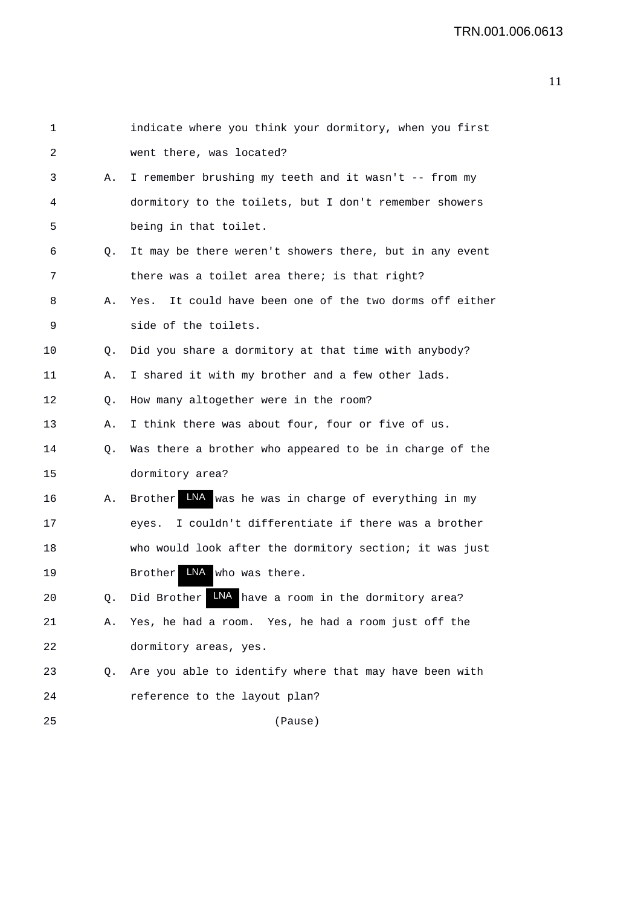1 indicate where you think your dormitory, when you first

2 went there, was located?

3 A. I remember brushing my teeth and it wasn't -- from my

4 dormitory to the toilets, but I don't remember showers

5 being in that toilet.

6 Q. It may be there weren't showers there, but in any event

7 there was a toilet area there; is that right?

8 A. Yes. It could have been one of the two dorms off either

9 side of the toilets.

10 Q. Did you share a dormitory at that time with anybody?

11 A. I shared it with my brother and a few other lads.

12 Q. How many altogether were in the room?

13 A. I think there was about four, four or five of us.

14 Q. Was there a brother who appeared to be in charge of the

15 dormitory area?

16 A. Brother LNA was he was in charge of everything in my

17 eyes. I couldn't differentiate if there was a brother

18 who would look after the dormitory section; it was just

19 Brother LNA who was there.

20 Q. Did Brother LNA have a room in the dormitory area?

21 A. Yes, he had a room. Yes, he had a room just off the

22 dormitory areas, yes.

23 Q. Are you able to identify where that may have been with

24 reference to the layout plan?

25 (Pause)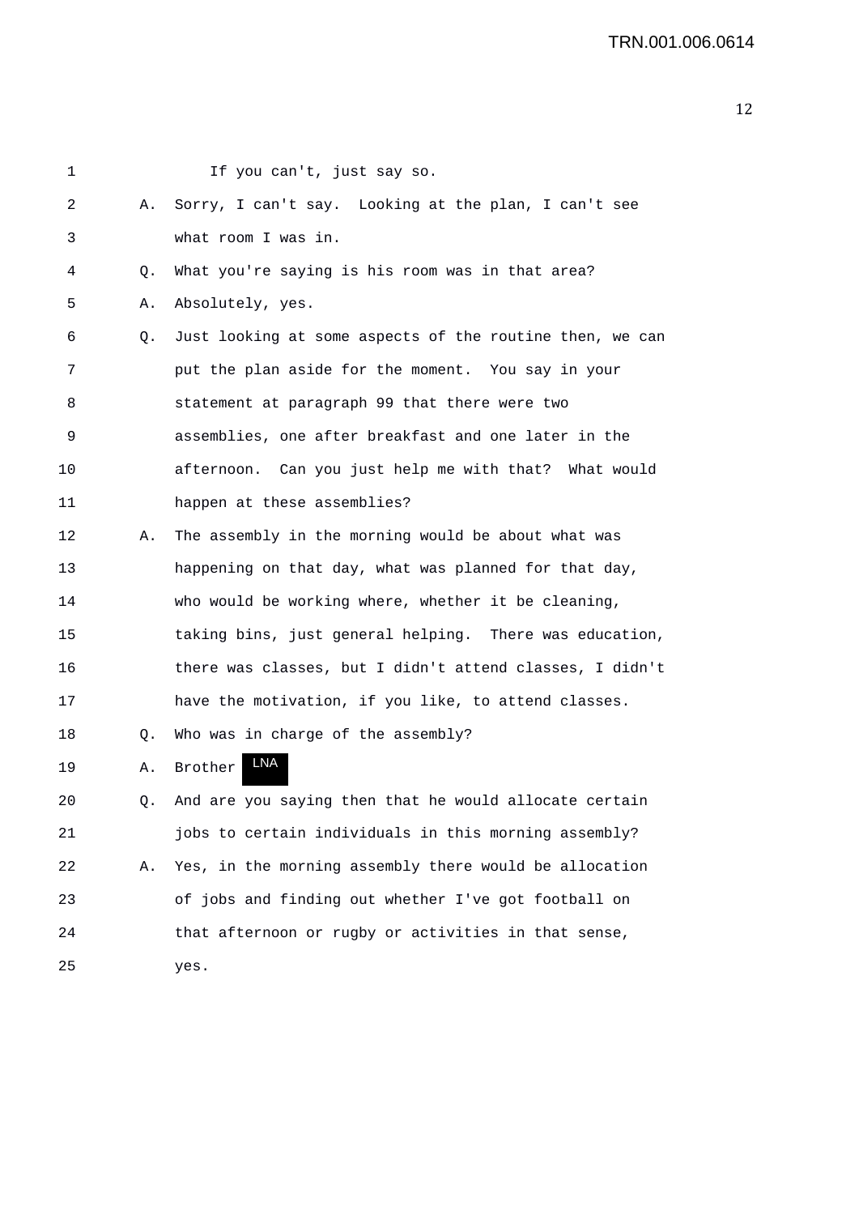1 If you can't, just say so.

2 A. Sorry, I can't say. Looking at the plan, I can't see

3 what room I was in.

4 Q. What you're saying is his room was in that area?

5 A. Absolutely, yes.

6 Q. Just looking at some aspects of the routine then, we can

7 put the plan aside for the moment. You say in your

8 statement at paragraph 99 that there were two

9 assemblies, one after breakfast and one later in the

10 afternoon. Can you just help me with that? What would

11 happen at these assemblies?

12 A. The assembly in the morning would be about what was

13 happening on that day, what was planned for that day,

14 who would be working where, whether it be cleaning,

15 taking bins, just general helping. There was education,

16 there was classes, but I didn't attend classes, I didn't

17 have the motivation, if you like, to attend classes.

18 Q. Who was in charge of the assembly?

19 A. Brother LNA

20 Q. And are you saying then that he would allocate certain

21 jobs to certain individuals in this morning assembly?

22 A. Yes, in the morning assembly there would be allocation

23 of jobs and finding out whether I've got football on

24 that afternoon or rugby or activities in that sense,

25 yes.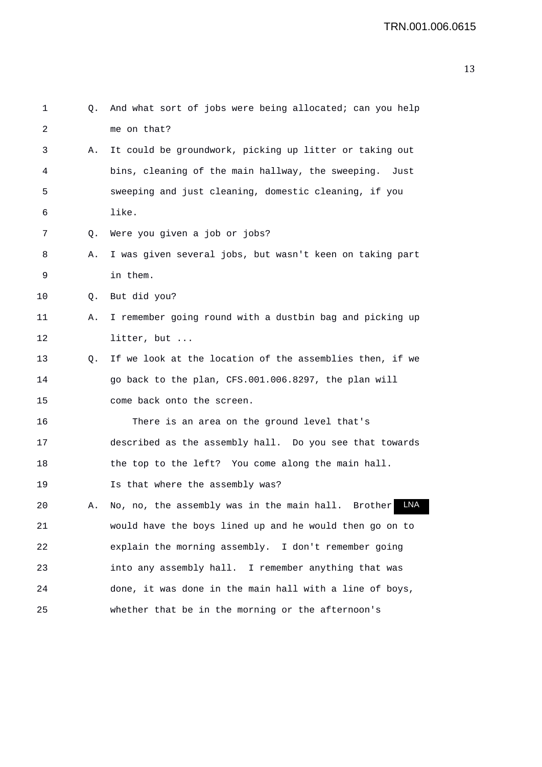Q. And what sort of jobs were being allocated; can you help me on that?

A. It could be groundwork, picking up litter or taking out bins, cleaning of the main hallway, the sweeping. Just sweeping and just cleaning, domestic cleaning, if you like.

Q. Were you given a job or jobs?

A. I was given several jobs, but wasn't keen on taking part in them.

Q. But did you?

A. I remember going round with a dustbin bag and picking up litter, but ...

Q. If we look at the location of the assemblies then, if we go back to the plan, CFS.001.006.8297, the plan will come back onto the screen.

There is an area on the ground level that's described as the assembly hall. Do you see that towards the top to the left? You come along the main hall. Is that where the assembly was?

A. No, no, the assembly was in the main hall. Brother LNA would have the boys lined up and he would then go on to explain the morning assembly. I don't remember going into any assembly hall. I remember anything that was done, it was done in the main hall with a line of boys, whether that be in the morning or the afternoon's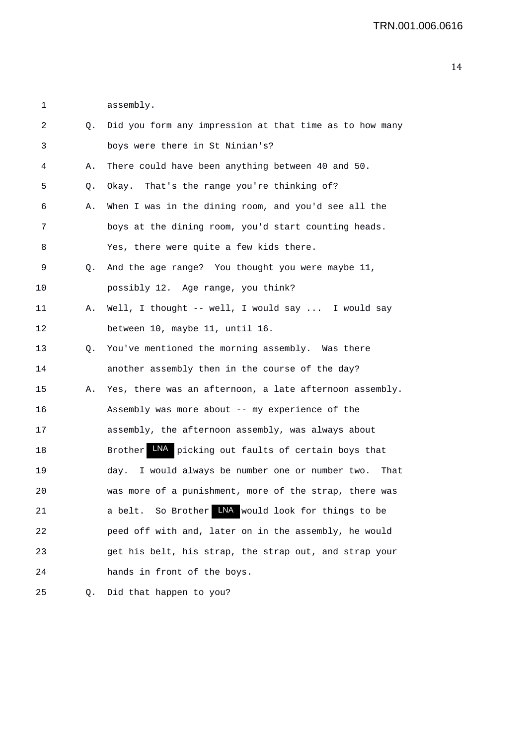1 assembly.

2 Q. Did you form any impression at that time as to how many

3 boys were there in St Ninian's?

4 A. There could have been anything between 40 and 50.

5 Q. Okay. That's the range you're thinking of?

6 A. When I was in the dining room, and you'd see all the

7 boys at the dining room, you'd start counting heads.

8 Yes, there were quite a few kids there.

9 Q. And the age range? You thought you were maybe 11,

10 possibly 12. Age range, you think?

11 A. Well, I thought -- well, I would say ... I would say

12 between 10, maybe 11, until 16.

13 Q. You've mentioned the morning assembly. Was there

14 another assembly then in the course of the day?

15 A. Yes, there was an afternoon, a late afternoon assembly.

16 Assembly was more about -- my experience of the

17 assembly, the afternoon assembly, was always about

18 Brother LNA picking out faults of certain boys that

19 day. I would always be number one or number two. That

20 was more of a punishment, more of the strap, there was

21 a belt. So Brother LNA would look for things to be

22 peed off with and, later on in the assembly, he would

23 get his belt, his strap, the strap out, and strap your

24 hands in front of the boys.

25 Q. Did that happen to you?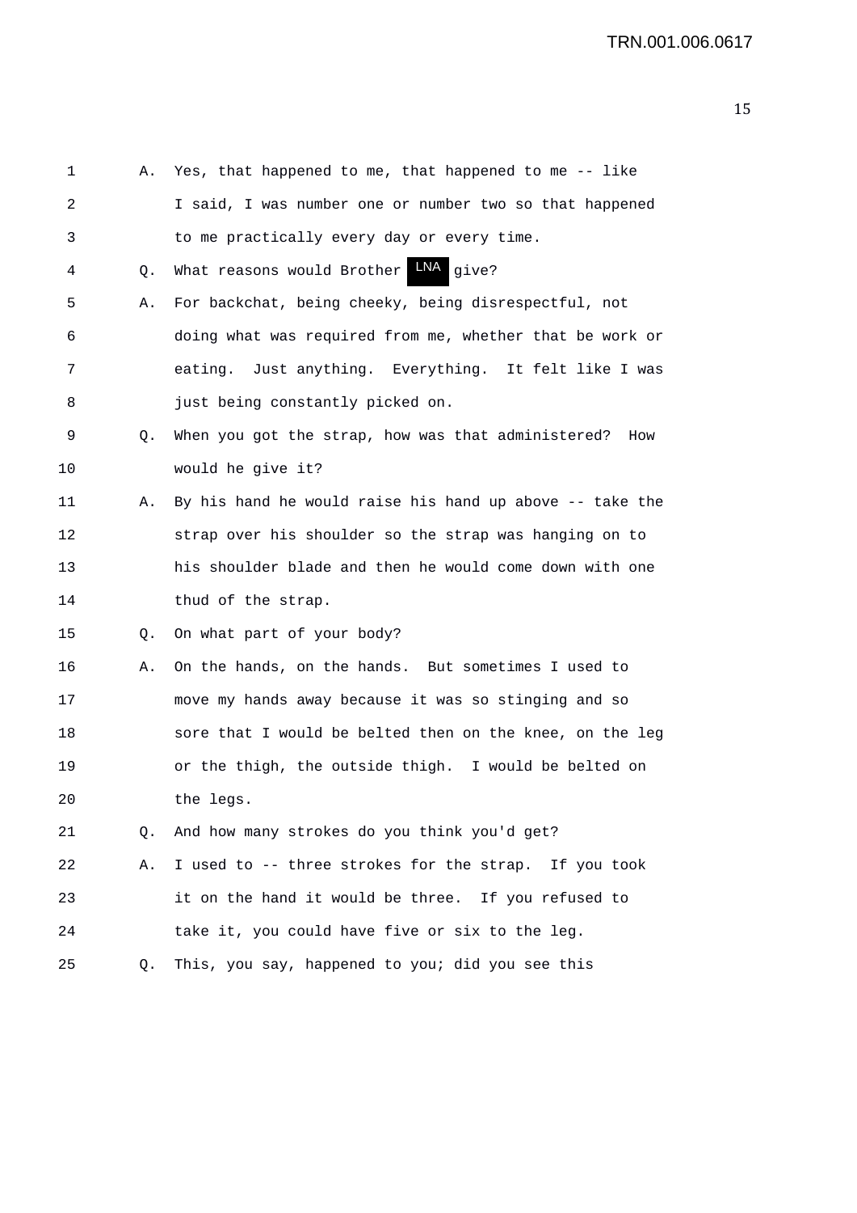1 A. Yes, that happened to me, that happened to me -- like
2 I said, I was number one or number two so that happened
3 to me practically every day or every time.

4 Q. What reasons would Brother LNA give?

5 A. For backchat, being cheeky, being disrespectful, not
6 doing what was required from me, whether that be work or
7 eating. Just anything. Everything. It felt like I was
8 just being constantly picked on.

9 Q. When you got the strap, how was that administered? How
10 would he give it?

11 A. By his hand he would raise his hand up above -- take the
12 strap over his shoulder so the strap was hanging on to
13 his shoulder blade and then he would come down with one
14 thud of the strap.

15 Q. On what part of your body?

16 A. On the hands, on the hands. But sometimes I used to
17 move my hands away because it was so stinging and so
18 sore that I would be belted then on the knee, on the leg
19 or the thigh, the outside thigh. I would be belted on
20 the legs.

21 Q. And how many strokes do you think you'd get?

22 A. I used to -- three strokes for the strap. If you took
23 it on the hand it would be three. If you refused to
24 take it, you could have five or six to the leg.

25 Q. This, you say, happened to you; did you see this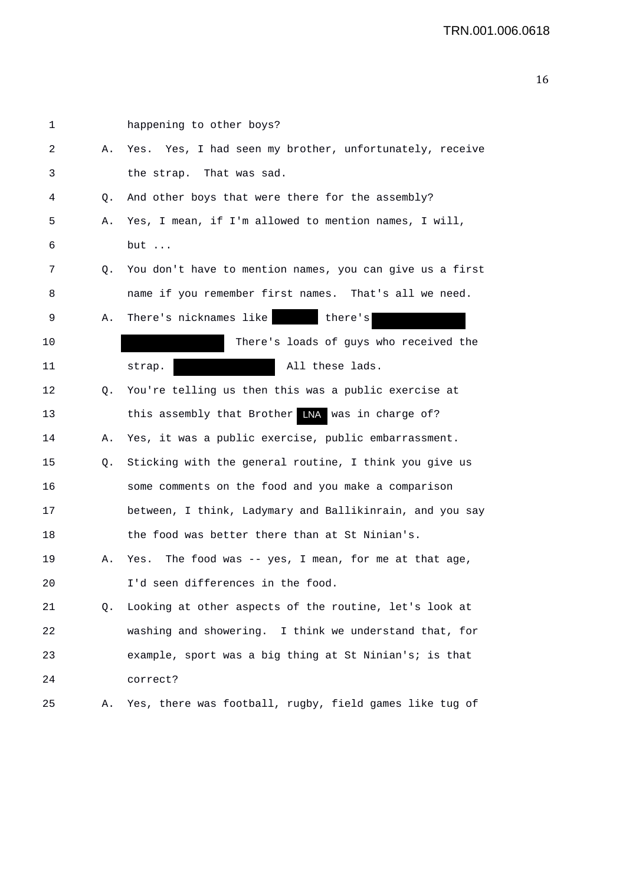1 happening to other boys?

2 A. Yes. Yes, I had seen my brother, unfortunately, receive

3 the strap. That was sad.

4 Q. And other boys that were there for the assembly?

5 A. Yes, I mean, if I'm allowed to mention names, I will,

6 but ...

7 Q. You don't have to mention names, you can give us a first

8 name if you remember first names. That's all we need.

9 A. There's nicknames like [redacted] there's [redacted]

10 [redacted] There's loads of guys who received the

11 strap. [redacted] All these lads.

12 Q. You're telling us then this was a public exercise at

13 this assembly that Brother LNA was in charge of?

14 A. Yes, it was a public exercise, public embarrassment.

15 Q. Sticking with the general routine, I think you give us

16 some comments on the food and you make a comparison

17 between, I think, Ladymary and Ballikinrain, and you say

18 the food was better there than at St Ninian's.

19 A. Yes. The food was -- yes, I mean, for me at that age,

20 I'd seen differences in the food.

21 Q. Looking at other aspects of the routine, let's look at

22 washing and showering. I think we understand that, for

23 example, sport was a big thing at St Ninian's; is that

24 correct?

25 A. Yes, there was football, rugby, field games like tug of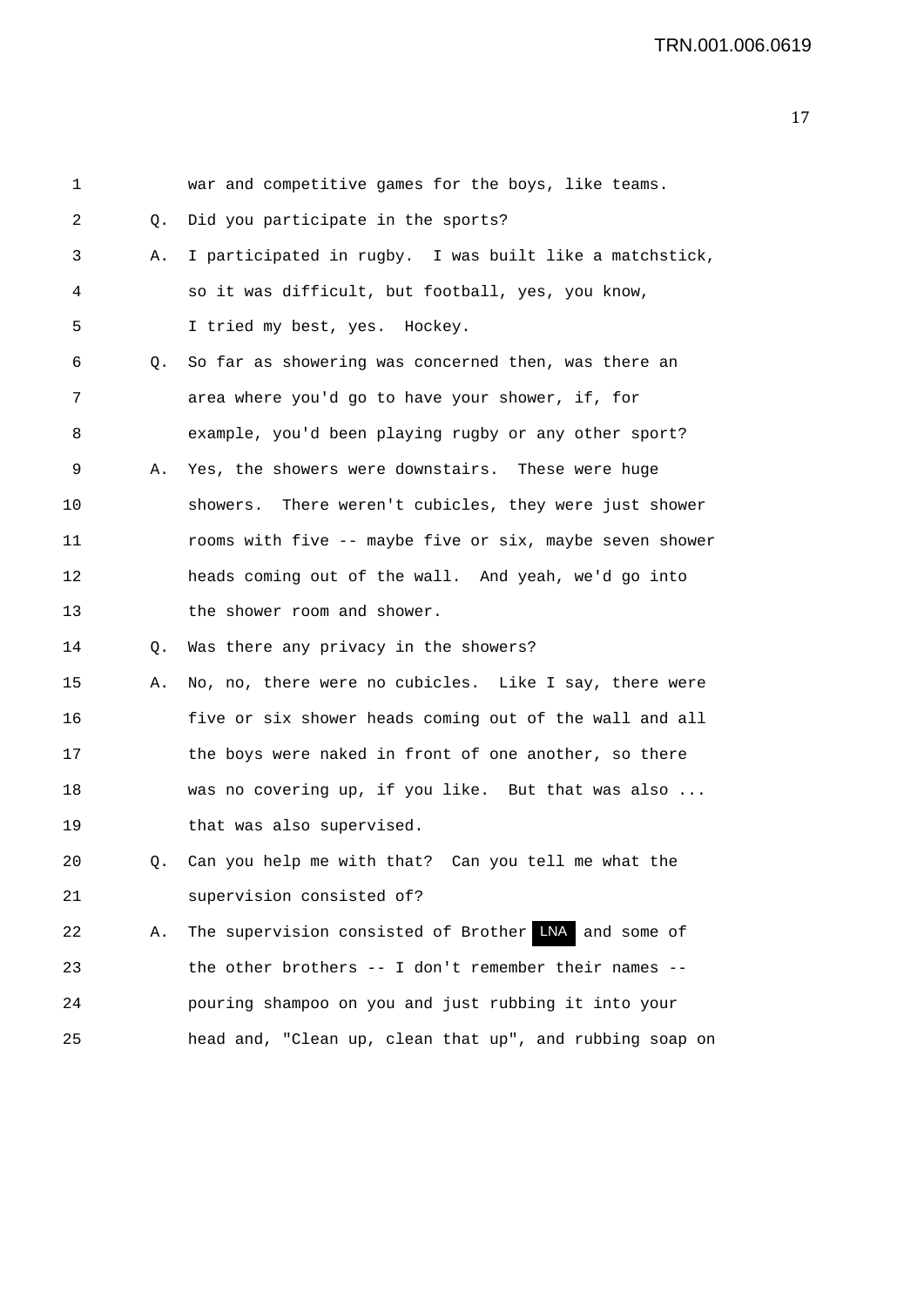1 war and competitive games for the boys, like teams.

2 Q. Did you participate in the sports?

3 A. I participated in rugby. I was built like a matchstick,

4 so it was difficult, but football, yes, you know,

5 I tried my best, yes. Hockey.

6 Q. So far as showering was concerned then, was there an

7 area where you'd go to have your shower, if, for

8 example, you'd been playing rugby or any other sport?

9 A. Yes, the showers were downstairs. These were huge

10 showers. There weren't cubicles, they were just shower

11 rooms with five -- maybe five or six, maybe seven shower

12 heads coming out of the wall. And yeah, we'd go into

13 the shower room and shower.

14 Q. Was there any privacy in the showers?

15 A. No, no, there were no cubicles. Like I say, there were

16 five or six shower heads coming out of the wall and all

17 the boys were naked in front of one another, so there

18 was no covering up, if you like. But that was also ...

19 that was also supervised.

20 Q. Can you help me with that? Can you tell me what the

21 supervision consisted of?

22 A. The supervision consisted of Brother LNA and some of

23 the other brothers -- I don't remember their names --

24 pouring shampoo on you and just rubbing it into your

25 head and, "Clean up, clean that up", and rubbing soap on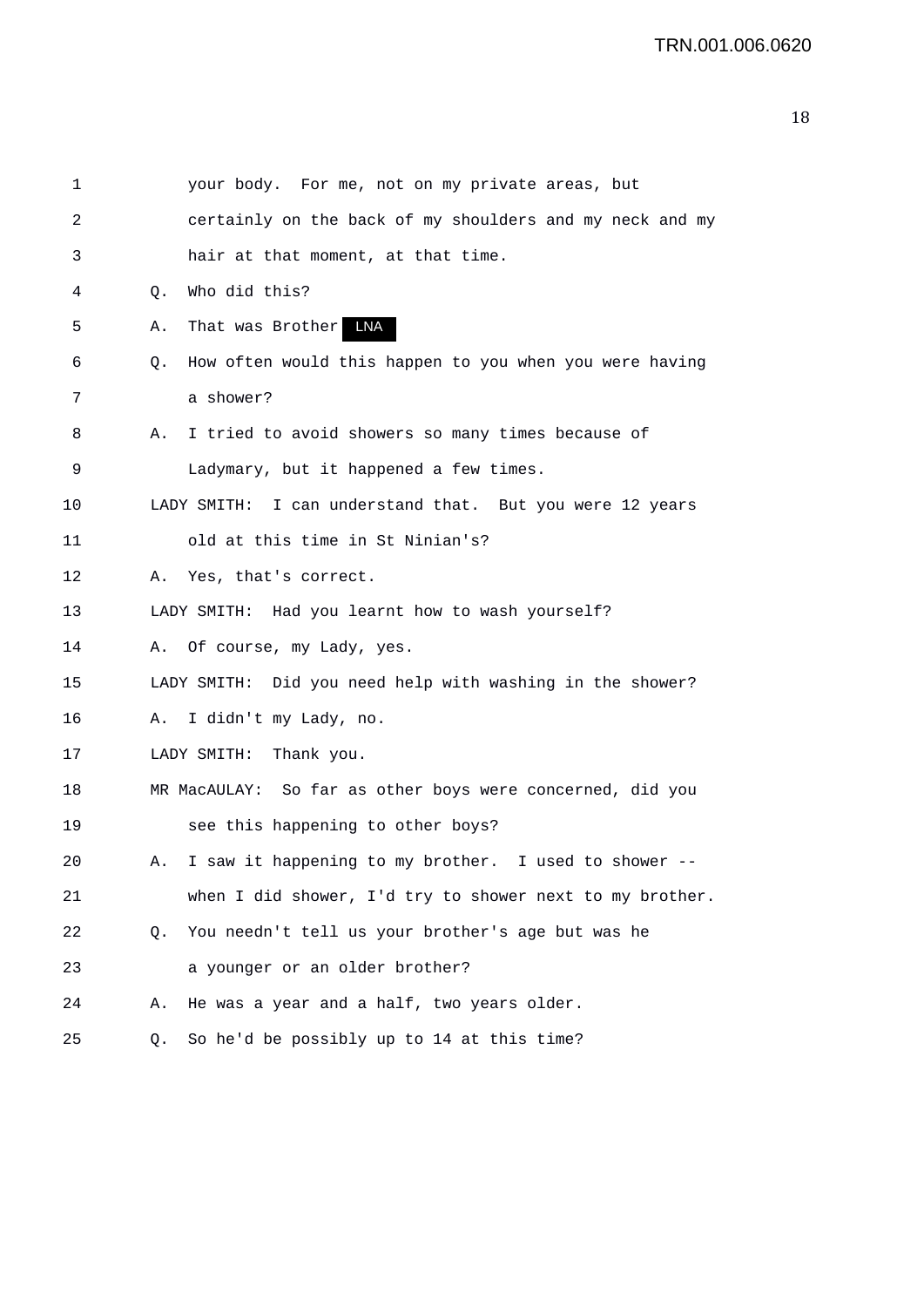your body. For me, not on my private areas, but certainly on the back of my shoulders and my neck and my hair at that moment, at that time.

Q. Who did this?

A. That was Brother LNA

Q. How often would this happen to you when you were having a shower?

A. I tried to avoid showers so many times because of Ladymary, but it happened a few times.

LADY SMITH: I can understand that. But you were 12 years old at this time in St Ninian's?

A. Yes, that's correct.

LADY SMITH: Had you learnt how to wash yourself?

A. Of course, my Lady, yes.

LADY SMITH: Did you need help with washing in the shower?

A. I didn't my Lady, no.

LADY SMITH: Thank you.

MR MacAULAY: So far as other boys were concerned, did you see this happening to other boys?

A. I saw it happening to my brother. I used to shower -- when I did shower, I'd try to shower next to my brother.

Q. You needn't tell us your brother's age but was he a younger or an older brother?

A. He was a year and a half, two years older.

Q. So he'd be possibly up to 14 at this time?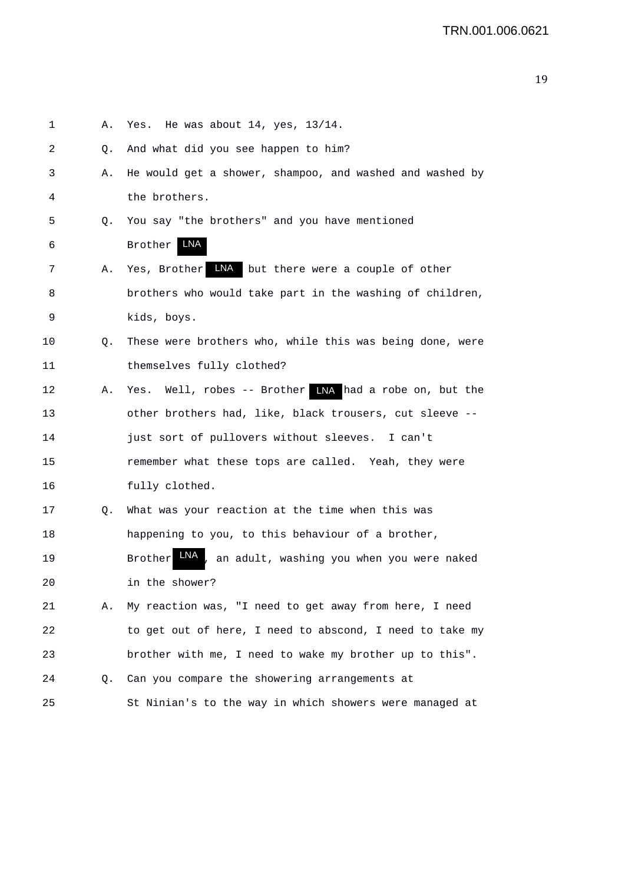1 A. Yes. He was about 14, yes, 13/14.

2 Q. And what did you see happen to him?

3 A. He would get a shower, shampoo, and washed and washed by

4 the brothers.

5 Q. You say "the brothers" and you have mentioned

6 Brother LNA

7 A. Yes, Brother LNA but there were a couple of other

8 brothers who would take part in the washing of children,

9 kids, boys.

10 Q. These were brothers who, while this was being done, were

11 themselves fully clothed?

12 A. Yes. Well, robes -- Brother LNA had a robe on, but the

13 other brothers had, like, black trousers, cut sleeve --

14 just sort of pullovers without sleeves. I can't

15 remember what these tops are called. Yeah, they were

16 fully clothed.

17 Q. What was your reaction at the time when this was

18 happening to you, to this behaviour of a brother,

19 Brother LNA, an adult, washing you when you were naked

20 in the shower?

21 A. My reaction was, "I need to get away from here, I need

22 to get out of here, I need to abscond, I need to take my

23 brother with me, I need to wake my brother up to this".

24 Q. Can you compare the showering arrangements at

25 St Ninian's to the way in which showers were managed at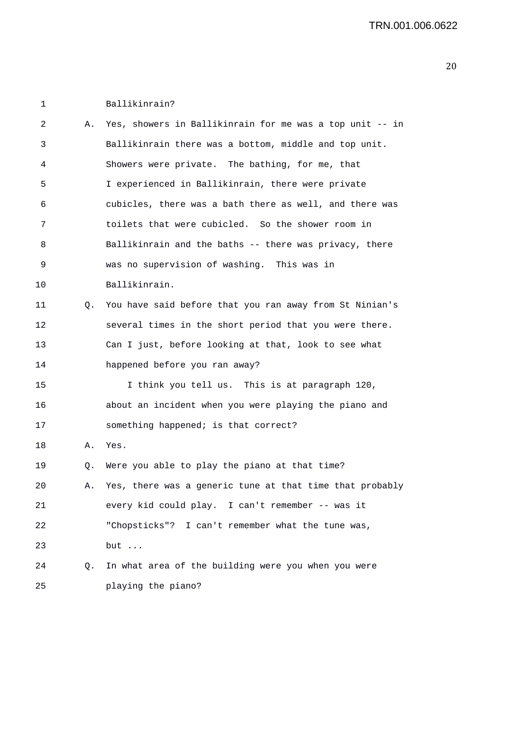Ballikinrain?

A. Yes, showers in Ballikinrain for me was a top unit -- in Ballikinrain there was a bottom, middle and top unit. Showers were private. The bathing, for me, that I experienced in Ballikinrain, there were private cubicles, there was a bath there as well, and there was toilets that were cubicled. So the shower room in Ballikinrain and the baths -- there was privacy, there was no supervision of washing. This was in Ballikinrain.

Q. You have said before that you ran away from St Ninian's several times in the short period that you were there. Can I just, before looking at that, look to see what happened before you ran away?

I think you tell us. This is at paragraph 120, about an incident when you were playing the piano and something happened; is that correct?

A. Yes.

Q. Were you able to play the piano at that time?

A. Yes, there was a generic tune at that time that probably every kid could play. I can't remember -- was it "Chopsticks"? I can't remember what the tune was, but ...

Q. In what area of the building were you when you were playing the piano?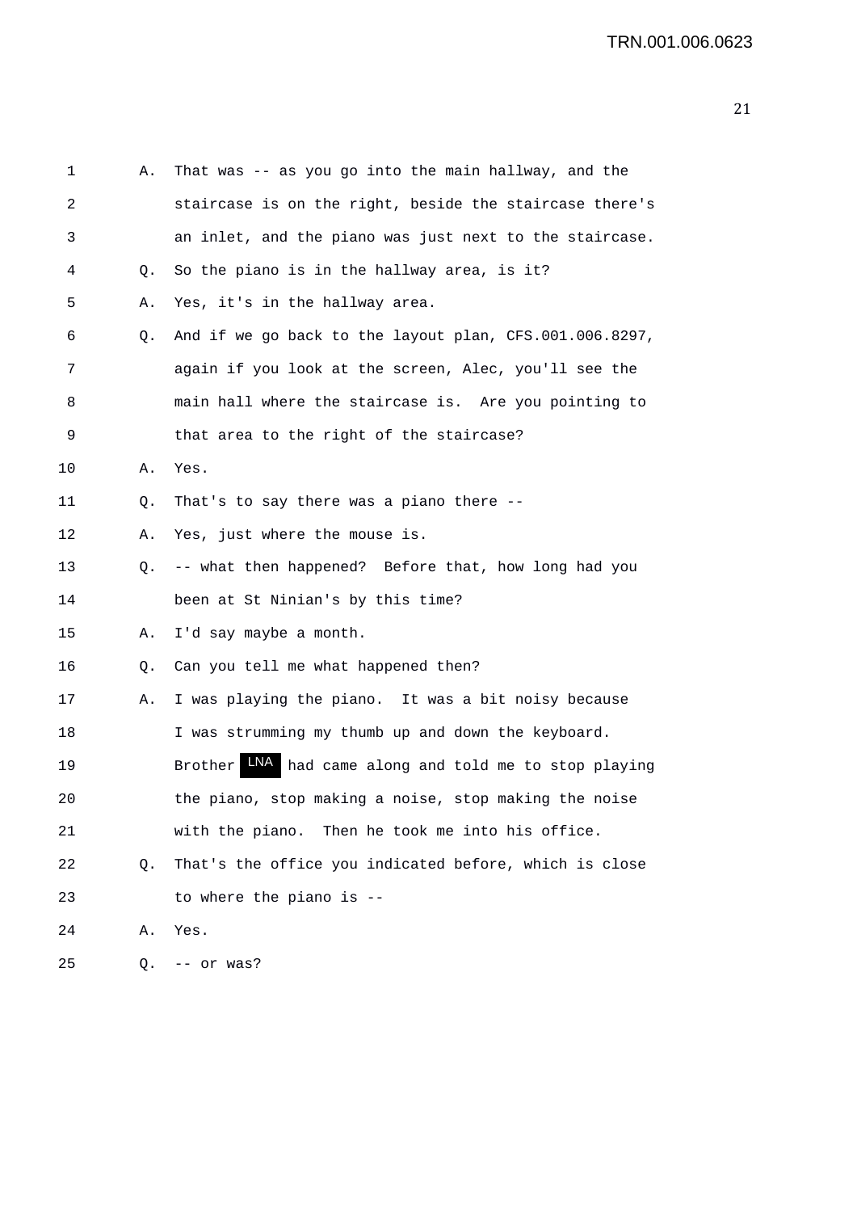1 A. That was -- as you go into the main hallway, and the
2 staircase is on the right, beside the staircase there's
3 an inlet, and the piano was just next to the staircase.
4 Q. So the piano is in the hallway area, is it?
5 A. Yes, it's in the hallway area.
6 Q. And if we go back to the layout plan, CFS.001.006.8297,
7 again if you look at the screen, Alec, you'll see the
8 main hall where the staircase is. Are you pointing to
9 that area to the right of the staircase?
10 A. Yes.
11 Q. That's to say there was a piano there --
12 A. Yes, just where the mouse is.
13 Q. -- what then happened? Before that, how long had you
14 been at St Ninian's by this time?
15 A. I'd say maybe a month.
16 Q. Can you tell me what happened then?
17 A. I was playing the piano. It was a bit noisy because
18 I was strumming my thumb up and down the keyboard.
19 Brother LNA had came along and told me to stop playing
20 the piano, stop making a noise, stop making the noise
21 with the piano. Then he took me into his office.
22 Q. That's the office you indicated before, which is close
23 to where the piano is --
24 A. Yes.
25 Q. -- or was?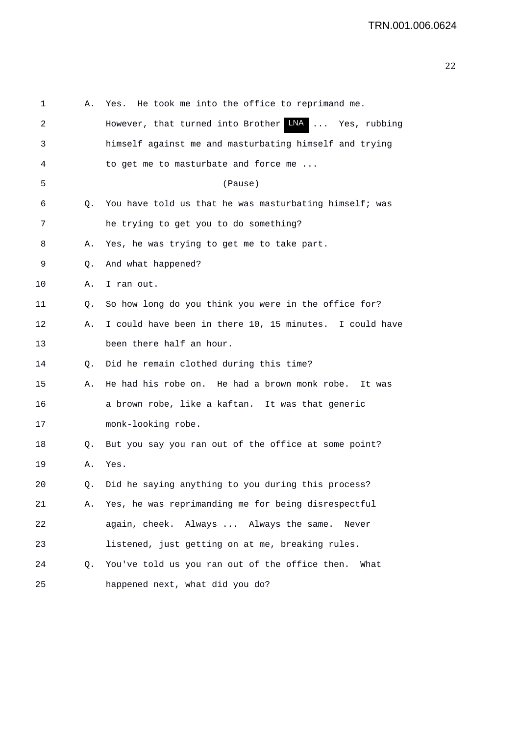A. Yes. He took me into the office to reprimand me. However, that turned into Brother LNA ... Yes, rubbing himself against me and masturbating himself and trying to get me to masturbate and force me ...

(Pause)

Q. You have told us that he was masturbating himself; was he trying to get you to do something?

A. Yes, he was trying to get me to take part.

Q. And what happened?

A. I ran out.

Q. So how long do you think you were in the office for?

A. I could have been in there 10, 15 minutes. I could have been there half an hour.

Q. Did he remain clothed during this time?

A. He had his robe on. He had a brown monk robe. It was a brown robe, like a kaftan. It was that generic monk-looking robe.

Q. But you say you ran out of the office at some point?

A. Yes.

Q. Did he saying anything to you during this process?

A. Yes, he was reprimanding me for being disrespectful again, cheek. Always ... Always the same. Never listened, just getting on at me, breaking rules.

Q. You've told us you ran out of the office then. What happened next, what did you do?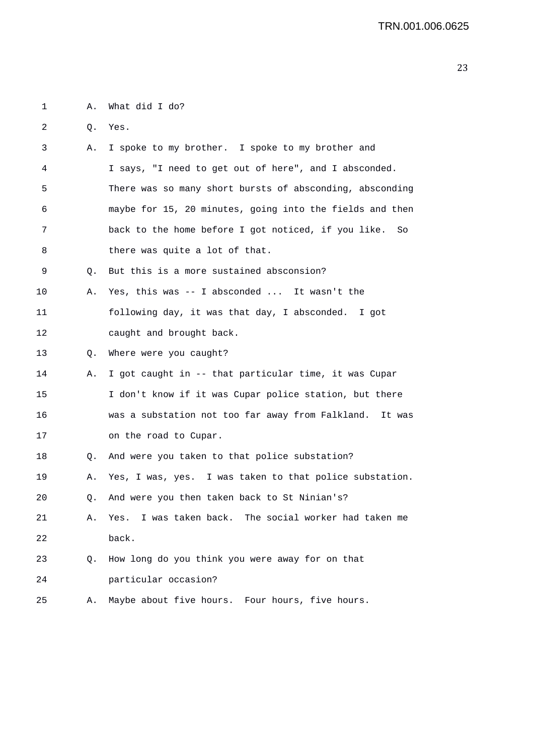A. What did I do?

Q. Yes.

A. I spoke to my brother. I spoke to my brother and I says, "I need to get out of here", and I absconded. There was so many short bursts of absconding, absconding maybe for 15, 20 minutes, going into the fields and then back to the home before I got noticed, if you like. So there was quite a lot of that.

Q. But this is a more sustained absconsion?

A. Yes, this was -- I absconded ... It wasn't the following day, it was that day, I absconded. I got caught and brought back.

Q. Where were you caught?

A. I got caught in -- that particular time, it was Cupar I don't know if it was Cupar police station, but there was a substation not too far away from Falkland. It was on the road to Cupar.

Q. And were you taken to that police substation?

A. Yes, I was, yes. I was taken to that police substation.

Q. And were you then taken back to St Ninian's?

A. Yes. I was taken back. The social worker had taken me back.

Q. How long do you think you were away for on that particular occasion?

A. Maybe about five hours. Four hours, five hours.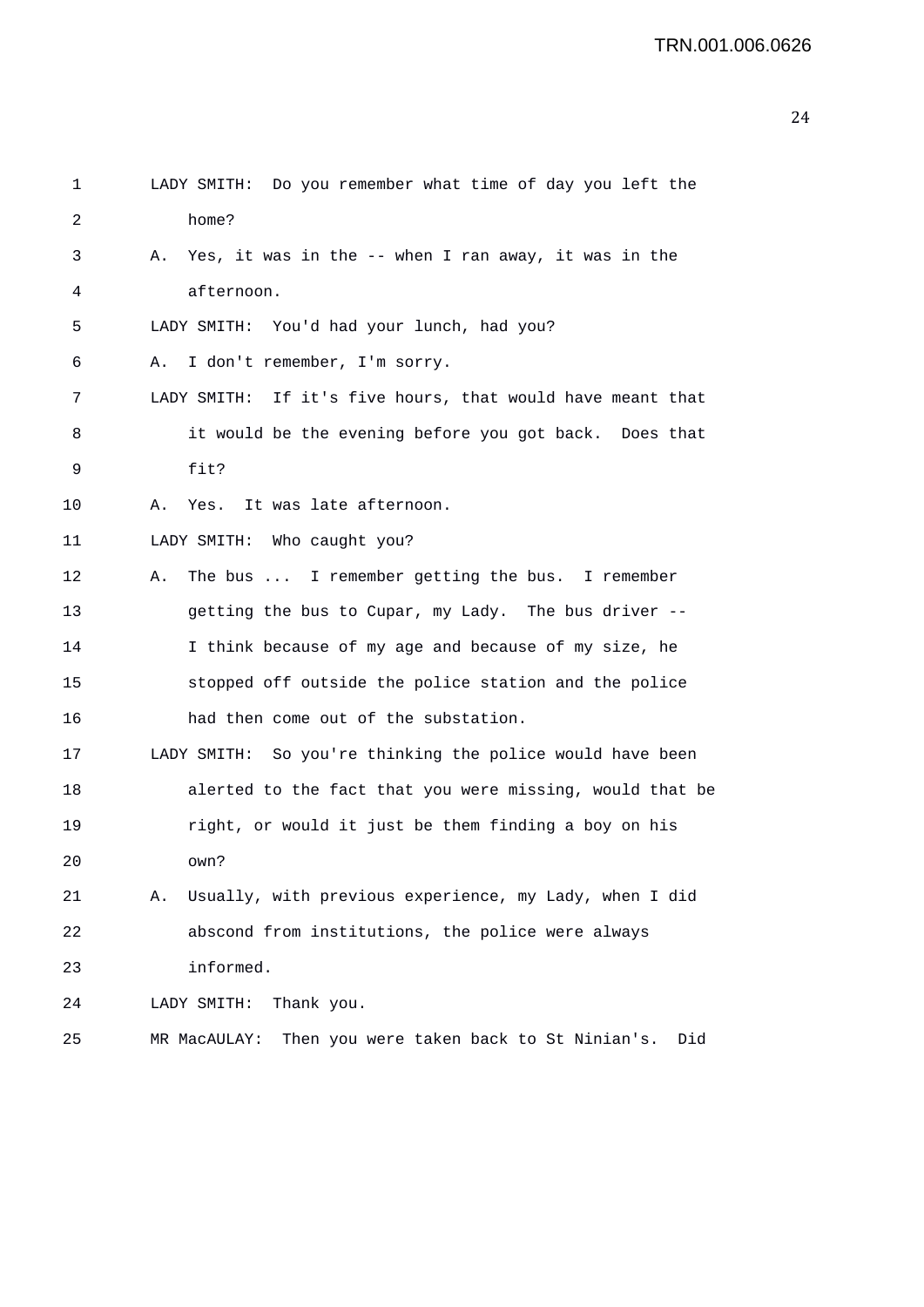1 LADY SMITH: Do you remember what time of day you left the
2 home?
3 A. Yes, it was in the -- when I ran away, it was in the
4 afternoon.
5 LADY SMITH: You'd had your lunch, had you?
6 A. I don't remember, I'm sorry.
7 LADY SMITH: If it's five hours, that would have meant that
8 it would be the evening before you got back. Does that
9 fit?
10 A. Yes. It was late afternoon.
11 LADY SMITH: Who caught you?
12 A. The bus ... I remember getting the bus. I remember
13 getting the bus to Cupar, my Lady. The bus driver --
14 I think because of my age and because of my size, he
15 stopped off outside the police station and the police
16 had then come out of the substation.
17 LADY SMITH: So you're thinking the police would have been
18 alerted to the fact that you were missing, would that be
19 right, or would it just be them finding a boy on his
20 own?
21 A. Usually, with previous experience, my Lady, when I did
22 abscond from institutions, the police were always
23 informed.
24 LADY SMITH: Thank you.
25 MR MacAULAY: Then you were taken back to St Ninian's. Did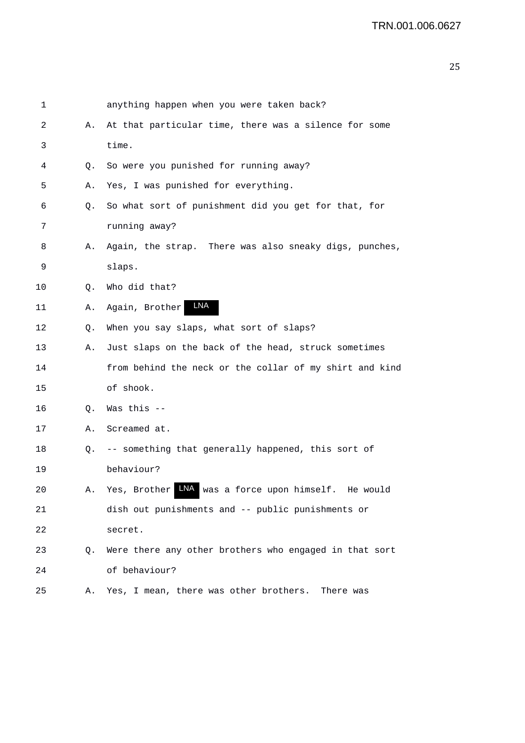1 anything happen when you were taken back?

2 A. At that particular time, there was a silence for some

3 time.

4 Q. So were you punished for running away?

5 A. Yes, I was punished for everything.

6 Q. So what sort of punishment did you get for that, for

7 running away?

8 A. Again, the strap. There was also sneaky digs, punches,

9 slaps.

10 Q. Who did that?

11 A. Again, Brother LNA

12 Q. When you say slaps, what sort of slaps?

13 A. Just slaps on the back of the head, struck sometimes

14 from behind the neck or the collar of my shirt and kind

15 of shook.

16 Q. Was this --

17 A. Screamed at.

18 Q. -- something that generally happened, this sort of

19 behaviour?

20 A. Yes, Brother LNA was a force upon himself. He would

21 dish out punishments and -- public punishments or

22 secret.

23 Q. Were there any other brothers who engaged in that sort

24 of behaviour?

25 A. Yes, I mean, there was other brothers. There was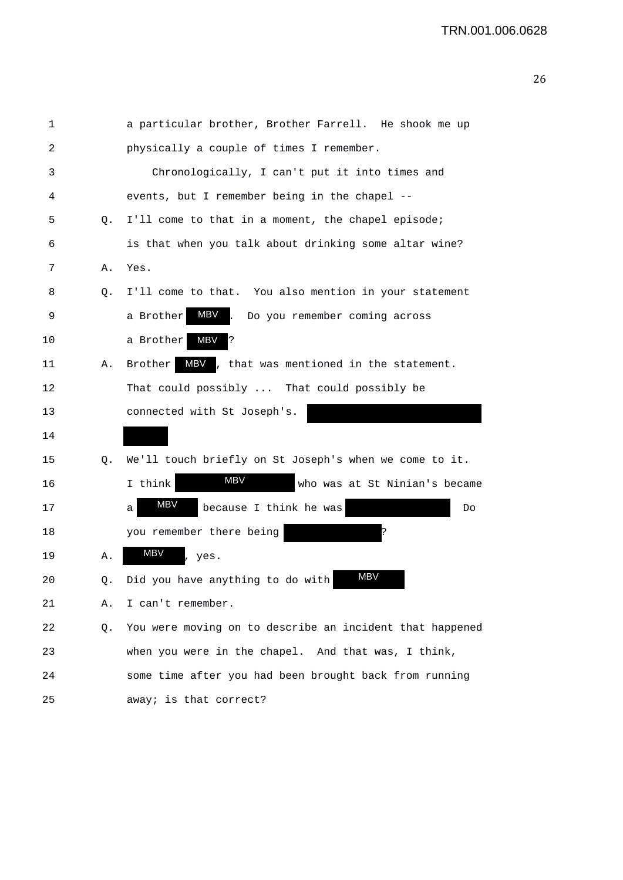1 a particular brother, Brother Farrell. He shook me up
2 physically a couple of times I remember.
3 Chronologically, I can't put it into times and
4 events, but I remember being in the chapel --
5 Q. I'll come to that in a moment, the chapel episode;
6 is that when you talk about drinking some altar wine?
7 A. Yes.
8 Q. I'll come to that. You also mention in your statement
9 a Brother MBV. Do you remember coming across
10 a Brother MBV?
11 A. Brother MBV, that was mentioned in the statement.
12 That could possibly ... That could possibly be
13 connected with St Joseph's. [REDACTED]
14 [REDACTED]
15 Q. We'll touch briefly on St Joseph's when we come to it.
16 I think MBV who was at St Ninian's became
17 a MBV because I think he was [REDACTED] Do
18 you remember there being [REDACTED]?
19 A. MBV, yes.
20 Q. Did you have anything to do with MBV
21 A. I can't remember.
22 Q. You were moving on to describe an incident that happened
23 when you were in the chapel. And that was, I think,
24 some time after you had been brought back from running
25 away; is that correct?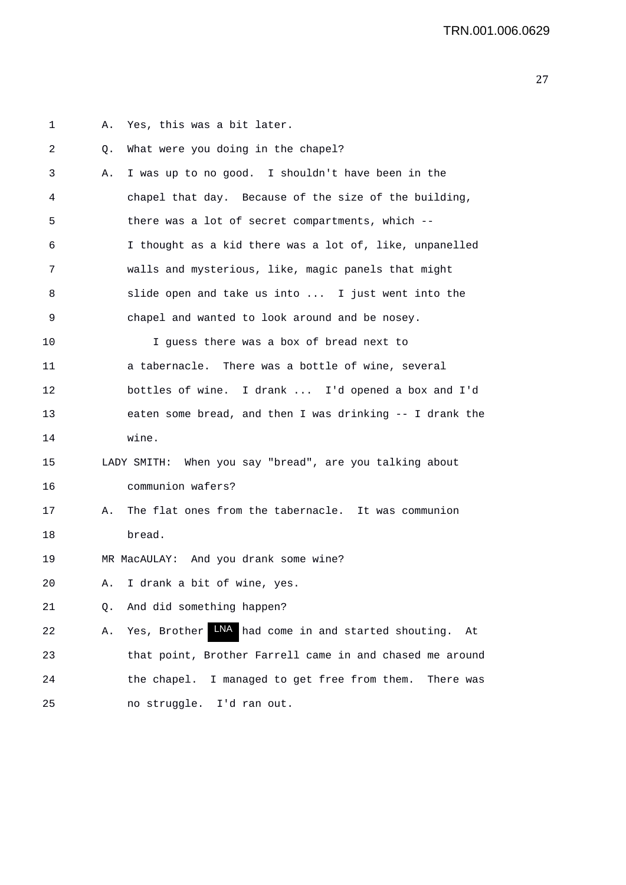A. Yes, this was a bit later.

Q. What were you doing in the chapel?

A. I was up to no good. I shouldn't have been in the chapel that day. Because of the size of the building, there was a lot of secret compartments, which -- I thought as a kid there was a lot of, like, unpanelled walls and mysterious, like, magic panels that might slide open and take us into ... I just went into the chapel and wanted to look around and be nosey.

I guess there was a box of bread next to a tabernacle. There was a bottle of wine, several bottles of wine. I drank ... I'd opened a box and I'd eaten some bread, and then I was drinking -- I drank the wine.

LADY SMITH: When you say "bread", are you talking about communion wafers?

A. The flat ones from the tabernacle. It was communion bread.

MR MacAULAY: And you drank some wine?

A. I drank a bit of wine, yes.

Q. And did something happen?

A. Yes, Brother LNA had come in and started shouting. At that point, Brother Farrell came in and chased me around the chapel. I managed to get free from them. There was no struggle. I'd ran out.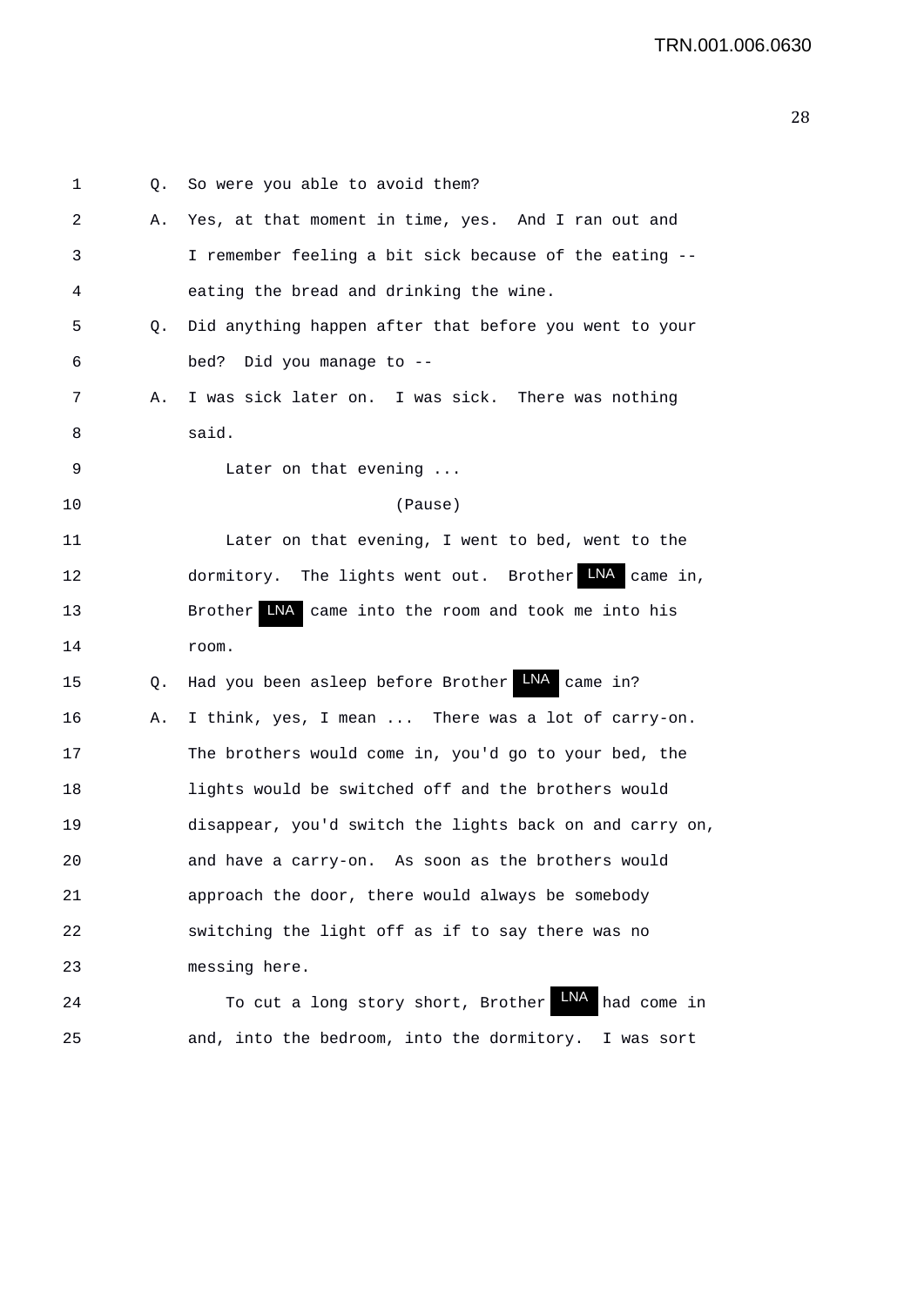1 Q. So were you able to avoid them?

2 A. Yes, at that moment in time, yes. And I ran out and

3 I remember feeling a bit sick because of the eating --

4 eating the bread and drinking the wine.

5 Q. Did anything happen after that before you went to your

6 bed? Did you manage to --

7 A. I was sick later on. I was sick. There was nothing

8 said.

9 Later on that evening ...

10 (Pause)

11 Later on that evening, I went to bed, went to the

12 dormitory. The lights went out. Brother LNA came in,

13 Brother LNA came into the room and took me into his

14 room.

15 Q. Had you been asleep before Brother LNA came in?

16 A. I think, yes, I mean ... There was a lot of carry-on.

17 The brothers would come in, you'd go to your bed, the

18 lights would be switched off and the brothers would

19 disappear, you'd switch the lights back on and carry on,

20 and have a carry-on. As soon as the brothers would

21 approach the door, there would always be somebody

22 switching the light off as if to say there was no

23 messing here.

24 To cut a long story short, Brother LNA had come in

25 and, into the bedroom, into the dormitory. I was sort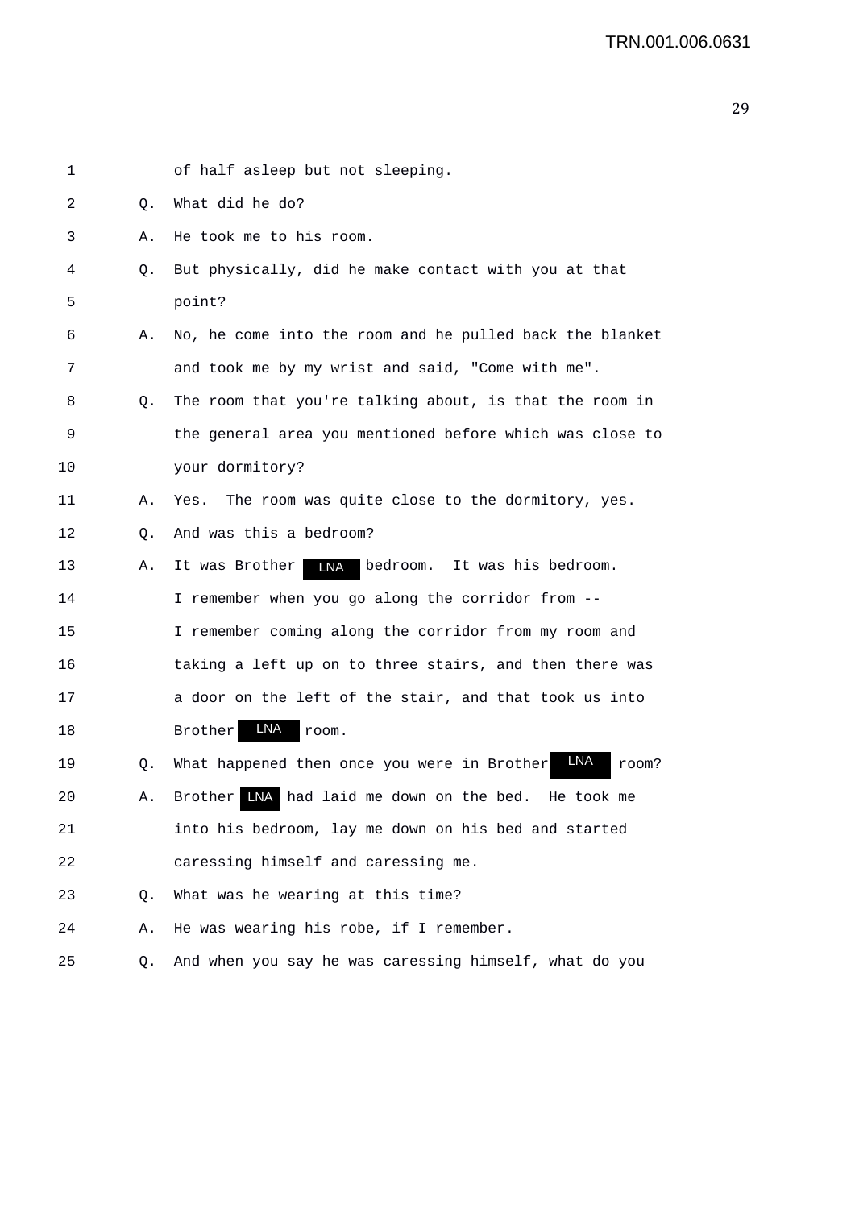1 of half asleep but not sleeping.

2 Q. What did he do?

3 A. He took me to his room.

4 Q. But physically, did he make contact with you at that

5 point?

6 A. No, he come into the room and he pulled back the blanket

7 and took me by my wrist and said, "Come with me".

8 Q. The room that you're talking about, is that the room in

9 the general area you mentioned before which was close to

10 your dormitory?

11 A. Yes. The room was quite close to the dormitory, yes.

12 Q. And was this a bedroom?

13 A. It was Brother LNA bedroom. It was his bedroom.

14 I remember when you go along the corridor from --

15 I remember coming along the corridor from my room and

16 taking a left up on to three stairs, and then there was

17 a door on the left of the stair, and that took us into

18 Brother LNA room.

19 Q. What happened then once you were in Brother LNA room?

20 A. Brother LNA had laid me down on the bed. He took me

21 into his bedroom, lay me down on his bed and started

22 caressing himself and caressing me.

23 Q. What was he wearing at this time?

24 A. He was wearing his robe, if I remember.

25 Q. And when you say he was caressing himself, what do you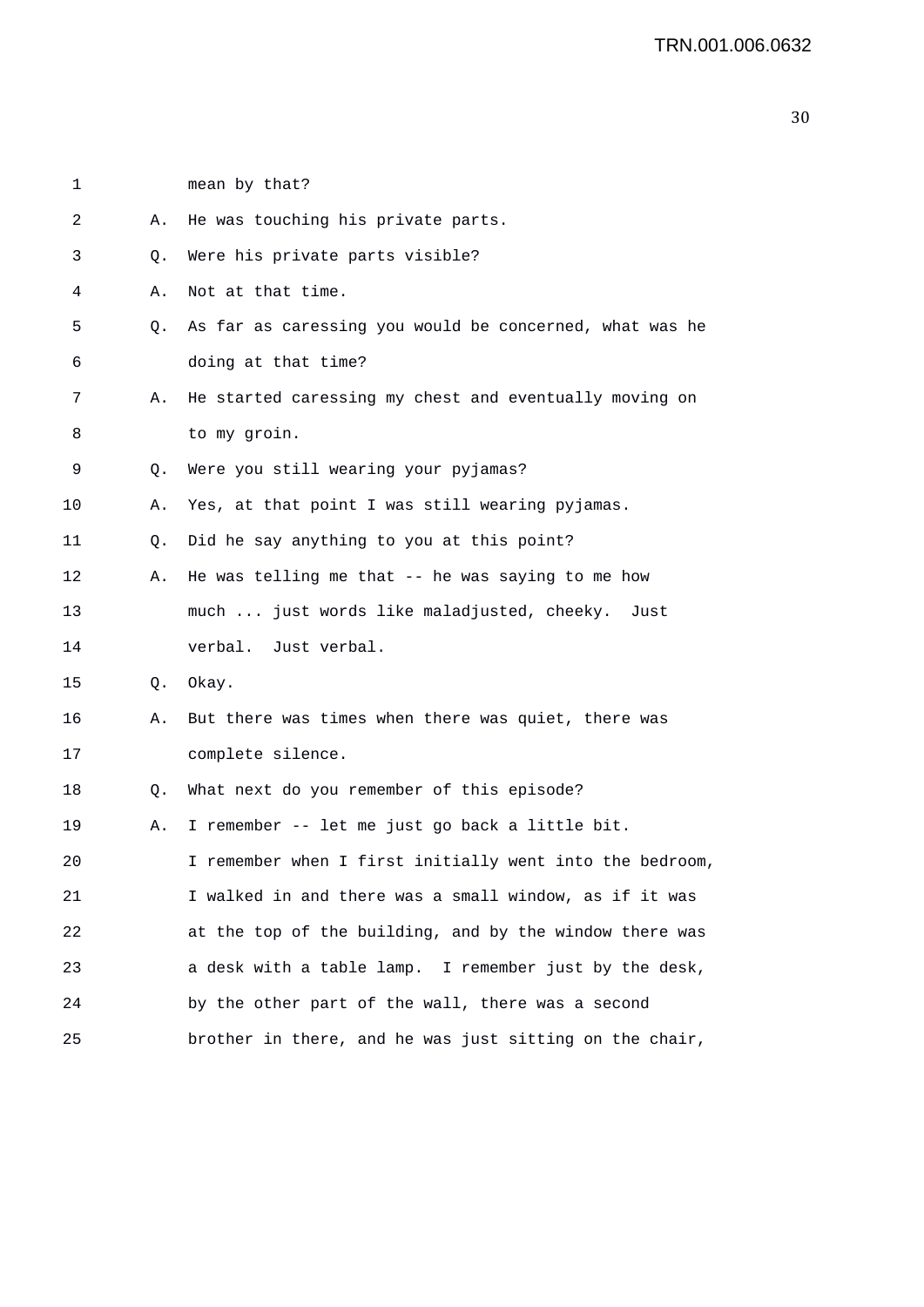1 mean by that?

2 A. He was touching his private parts.

3 Q. Were his private parts visible?

4 A. Not at that time.

5 Q. As far as caressing you would be concerned, what was he

6 doing at that time?

7 A. He started caressing my chest and eventually moving on

8 to my groin.

9 Q. Were you still wearing your pyjamas?

10 A. Yes, at that point I was still wearing pyjamas.

11 Q. Did he say anything to you at this point?

12 A. He was telling me that -- he was saying to me how

13 much ... just words like maladjusted, cheeky. Just

14 verbal. Just verbal.

15 Q. Okay.

16 A. But there was times when there was quiet, there was

17 complete silence.

18 Q. What next do you remember of this episode?

19 A. I remember -- let me just go back a little bit.

20 I remember when I first initially went into the bedroom,

21 I walked in and there was a small window, as if it was

22 at the top of the building, and by the window there was

23 a desk with a table lamp. I remember just by the desk,

24 by the other part of the wall, there was a second

25 brother in there, and he was just sitting on the chair,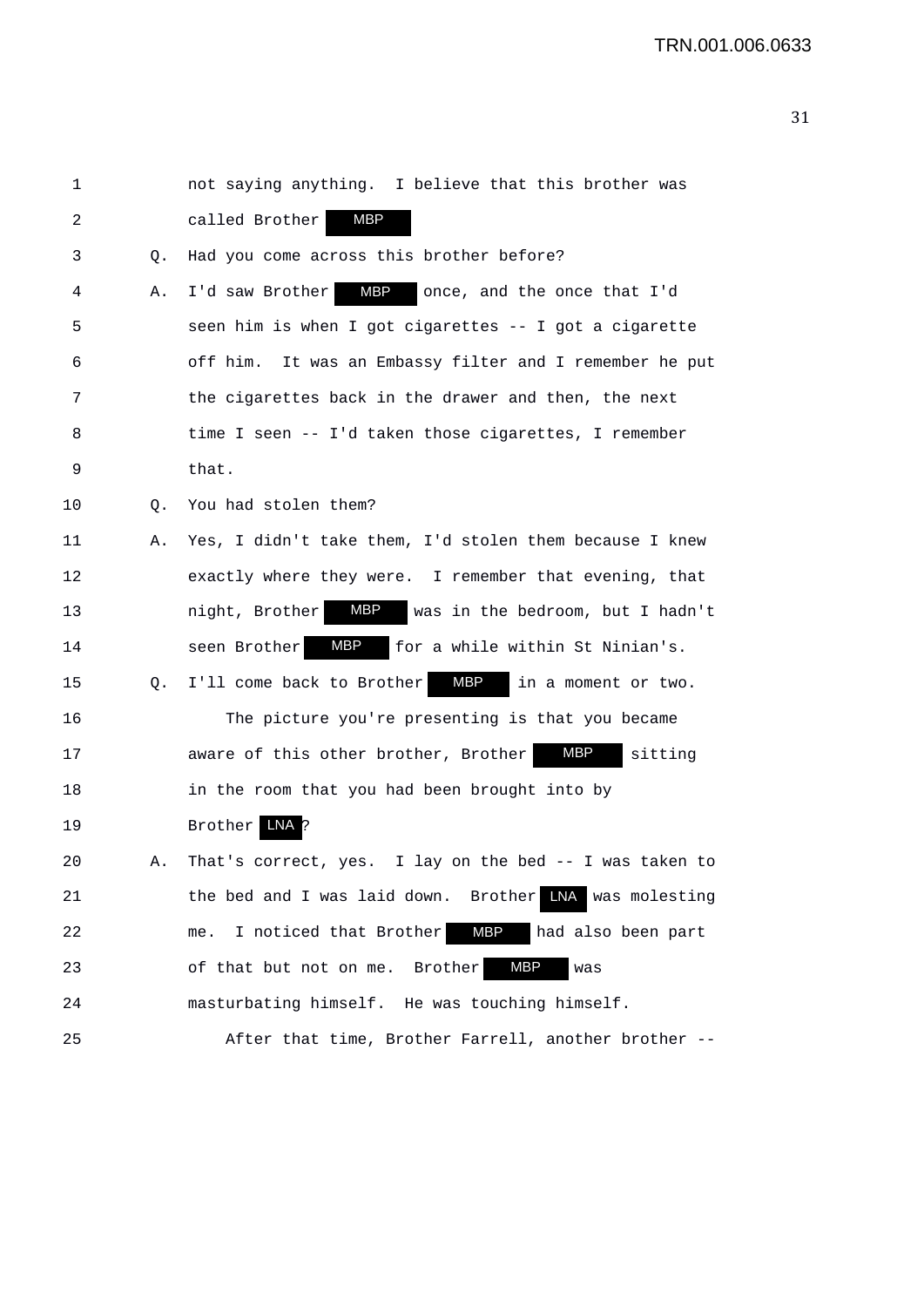1 not saying anything. I believe that this brother was
2 called Brother MBP
3 Q. Had you come across this brother before?
4 A. I'd saw Brother MBP once, and the once that I'd
5 seen him is when I got cigarettes -- I got a cigarette
6 off him. It was an Embassy filter and I remember he put
7 the cigarettes back in the drawer and then, the next
8 time I seen -- I'd taken those cigarettes, I remember
9 that.
10 Q. You had stolen them?
11 A. Yes, I didn't take them, I'd stolen them because I knew
12 exactly where they were. I remember that evening, that
13 night, Brother MBP was in the bedroom, but I hadn't
14 seen Brother MBP for a while within St Ninian's.
15 Q. I'll come back to Brother MBP in a moment or two.
16 The picture you're presenting is that you became
17 aware of this other brother, Brother MBP sitting
18 in the room that you had been brought into by
19 Brother LNA?
20 A. That's correct, yes. I lay on the bed -- I was taken to
21 the bed and I was laid down. Brother LNA was molesting
22 me. I noticed that Brother MBP had also been part
23 of that but not on me. Brother MBP was
24 masturbating himself. He was touching himself.
25 After that time, Brother Farrell, another brother --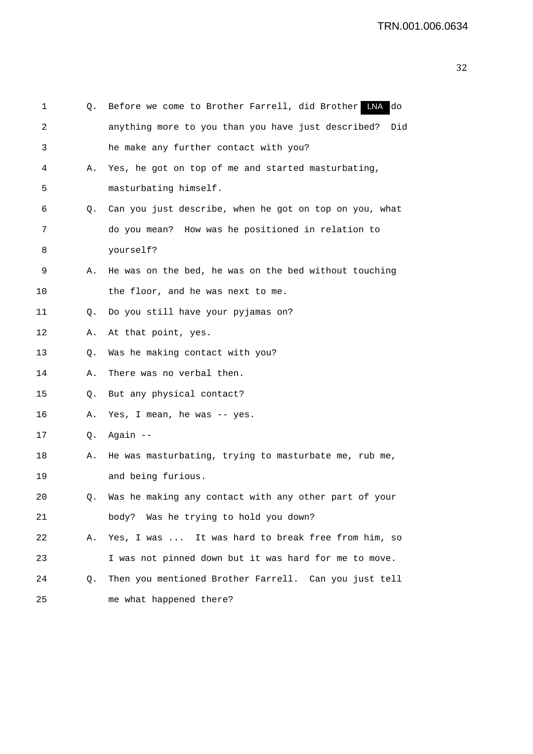1 Q. Before we come to Brother Farrell, did Brother LNA do
2 anything more to you than you have just described? Did
3 he make any further contact with you?
4 A. Yes, he got on top of me and started masturbating,
5 masturbating himself.
6 Q. Can you just describe, when he got on top on you, what
7 do you mean? How was he positioned in relation to
8 yourself?
9 A. He was on the bed, he was on the bed without touching
10 the floor, and he was next to me.
11 Q. Do you still have your pyjamas on?
12 A. At that point, yes.
13 Q. Was he making contact with you?
14 A. There was no verbal then.
15 Q. But any physical contact?
16 A. Yes, I mean, he was -- yes.
17 Q. Again --
18 A. He was masturbating, trying to masturbate me, rub me,
19 and being furious.
20 Q. Was he making any contact with any other part of your
21 body? Was he trying to hold you down?
22 A. Yes, I was ... It was hard to break free from him, so
23 I was not pinned down but it was hard for me to move.
24 Q. Then you mentioned Brother Farrell. Can you just tell
25 me what happened there?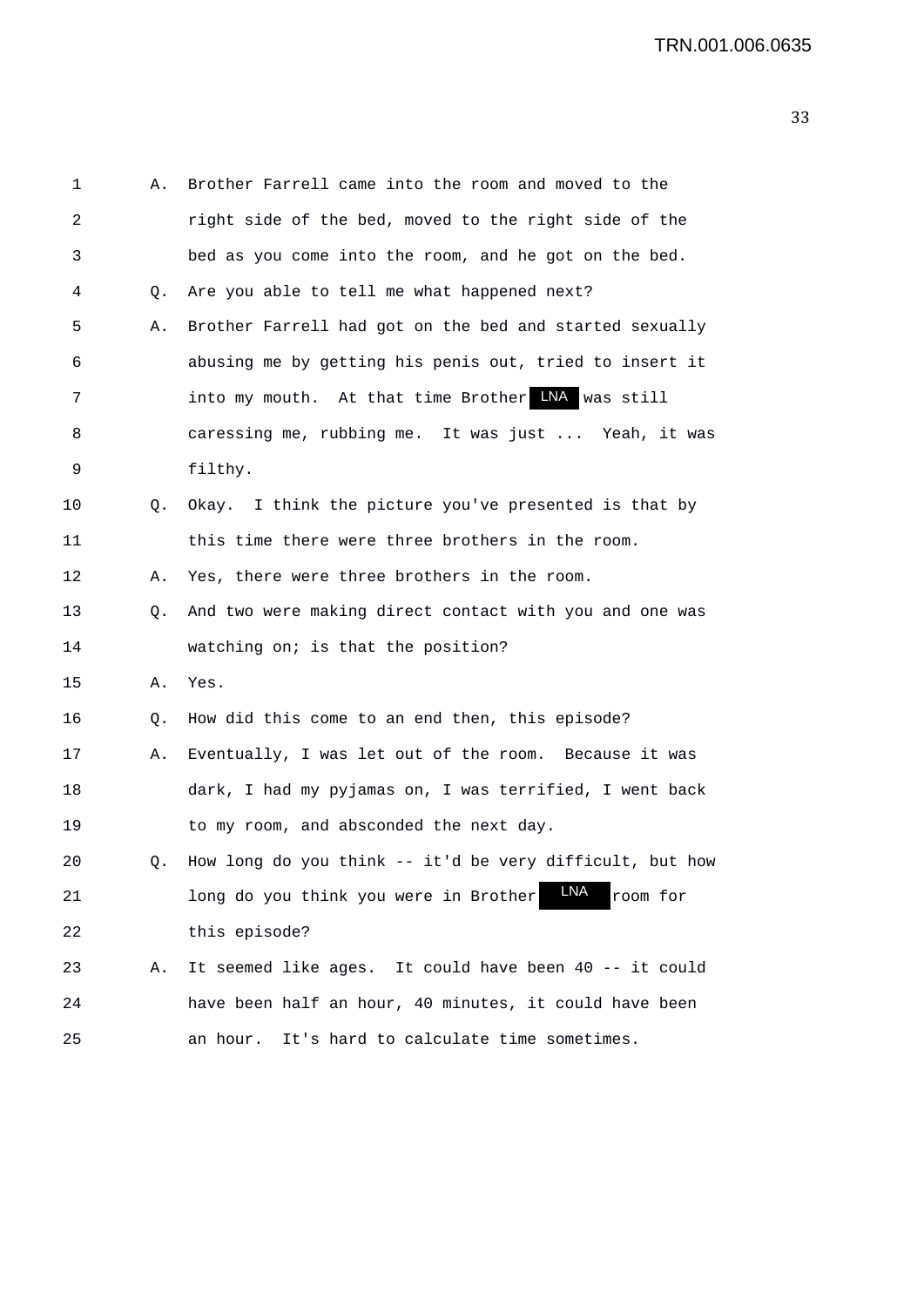1 A. Brother Farrell came into the room and moved to the
2 right side of the bed, moved to the right side of the
3 bed as you come into the room, and he got on the bed.
4 Q. Are you able to tell me what happened next?
5 A. Brother Farrell had got on the bed and started sexually
6 abusing me by getting his penis out, tried to insert it
7 into my mouth. At that time Brother LNA was still
8 caressing me, rubbing me. It was just ... Yeah, it was
9 filthy.
10 Q. Okay. I think the picture you've presented is that by
11 this time there were three brothers in the room.
12 A. Yes, there were three brothers in the room.
13 Q. And two were making direct contact with you and one was
14 watching on; is that the position?
15 A. Yes.
16 Q. How did this come to an end then, this episode?
17 A. Eventually, I was let out of the room. Because it was
18 dark, I had my pyjamas on, I was terrified, I went back
19 to my room, and absconded the next day.
20 Q. How long do you think -- it'd be very difficult, but how
21 long do you think you were in Brother LNA room for
22 this episode?
23 A. It seemed like ages. It could have been 40 -- it could
24 have been half an hour, 40 minutes, it could have been
25 an hour. It's hard to calculate time sometimes.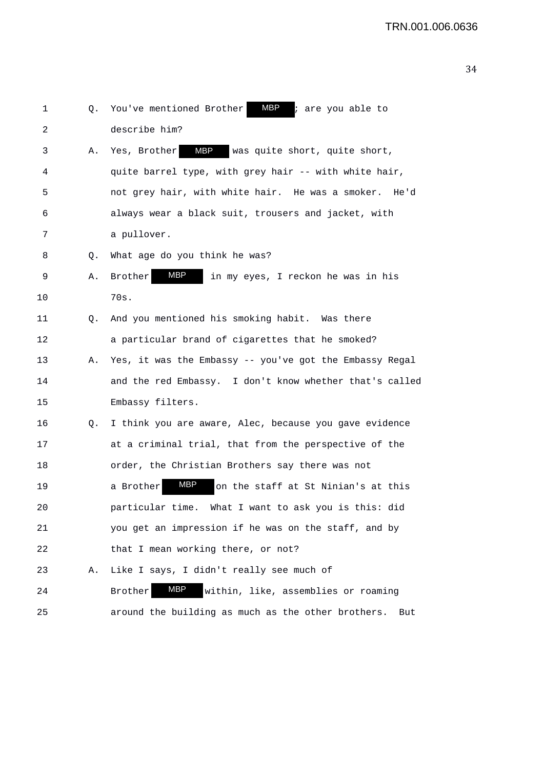1 Q. You've mentioned Brother MBP ; are you able to
2 describe him?
3 A. Yes, Brother MBP was quite short, quite short,
4 quite barrel type, with grey hair -- with white hair,
5 not grey hair, with white hair. He was a smoker. He'd
6 always wear a black suit, trousers and jacket, with
7 a pullover.
8 Q. What age do you think he was?
9 A. Brother MBP in my eyes, I reckon he was in his
10 70s.
11 Q. And you mentioned his smoking habit. Was there
12 a particular brand of cigarettes that he smoked?
13 A. Yes, it was the Embassy -- you've got the Embassy Regal
14 and the red Embassy. I don't know whether that's called
15 Embassy filters.
16 Q. I think you are aware, Alec, because you gave evidence
17 at a criminal trial, that from the perspective of the
18 order, the Christian Brothers say there was not
19 a Brother MBP on the staff at St Ninian's at this
20 particular time. What I want to ask you is this: did
21 you get an impression if he was on the staff, and by
22 that I mean working there, or not?
23 A. Like I says, I didn't really see much of
24 Brother MBP within, like, assemblies or roaming
25 around the building as much as the other brothers. But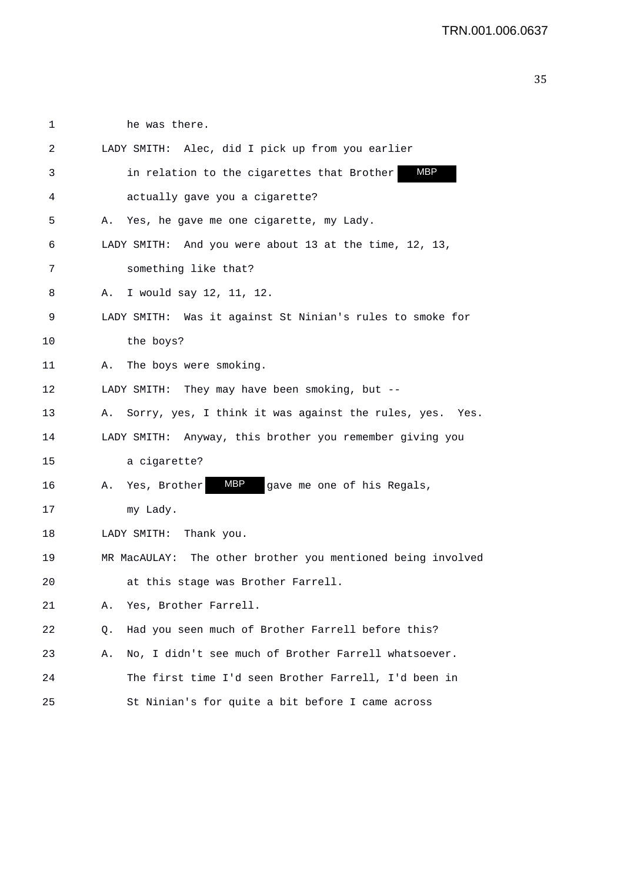1 he was there.

2 LADY SMITH: Alec, did I pick up from you earlier

3 in relation to the cigarettes that Brother MBP

4 actually gave you a cigarette?

5 A. Yes, he gave me one cigarette, my Lady.

6 LADY SMITH: And you were about 13 at the time, 12, 13,

7 something like that?

8 A. I would say 12, 11, 12.

9 LADY SMITH: Was it against St Ninian's rules to smoke for

10 the boys?

11 A. The boys were smoking.

12 LADY SMITH: They may have been smoking, but --

13 A. Sorry, yes, I think it was against the rules, yes. Yes.

14 LADY SMITH: Anyway, this brother you remember giving you

15 a cigarette?

16 A. Yes, Brother MBP gave me one of his Regals,

17 my Lady.

18 LADY SMITH: Thank you.

19 MR MacAULAY: The other brother you mentioned being involved

20 at this stage was Brother Farrell.

21 A. Yes, Brother Farrell.

22 Q. Had you seen much of Brother Farrell before this?

23 A. No, I didn't see much of Brother Farrell whatsoever.

24 The first time I'd seen Brother Farrell, I'd been in

25 St Ninian's for quite a bit before I came across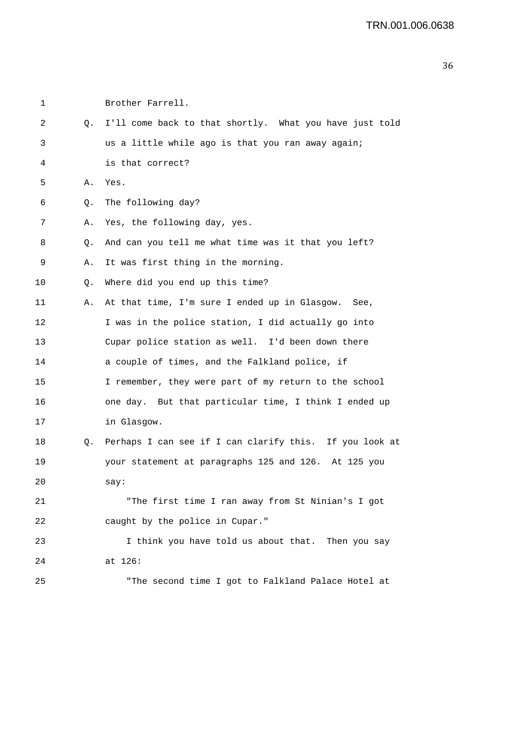1 Brother Farrell.

2 Q. I'll come back to that shortly. What you have just told

3 us a little while ago is that you ran away again;

4 is that correct?

5 A. Yes.

6 Q. The following day?

7 A. Yes, the following day, yes.

8 Q. And can you tell me what time was it that you left?

9 A. It was first thing in the morning.

10 Q. Where did you end up this time?

11 A. At that time, I'm sure I ended up in Glasgow. See,

12 I was in the police station, I did actually go into

13 Cupar police station as well. I'd been down there

14 a couple of times, and the Falkland police, if

15 I remember, they were part of my return to the school

16 one day. But that particular time, I think I ended up

17 in Glasgow.

18 Q. Perhaps I can see if I can clarify this. If you look at

19 your statement at paragraphs 125 and 126. At 125 you

20 say:

21 "The first time I ran away from St Ninian's I got

22 caught by the police in Cupar."

23 I think you have told us about that. Then you say

24 at 126:

25 "The second time I got to Falkland Palace Hotel at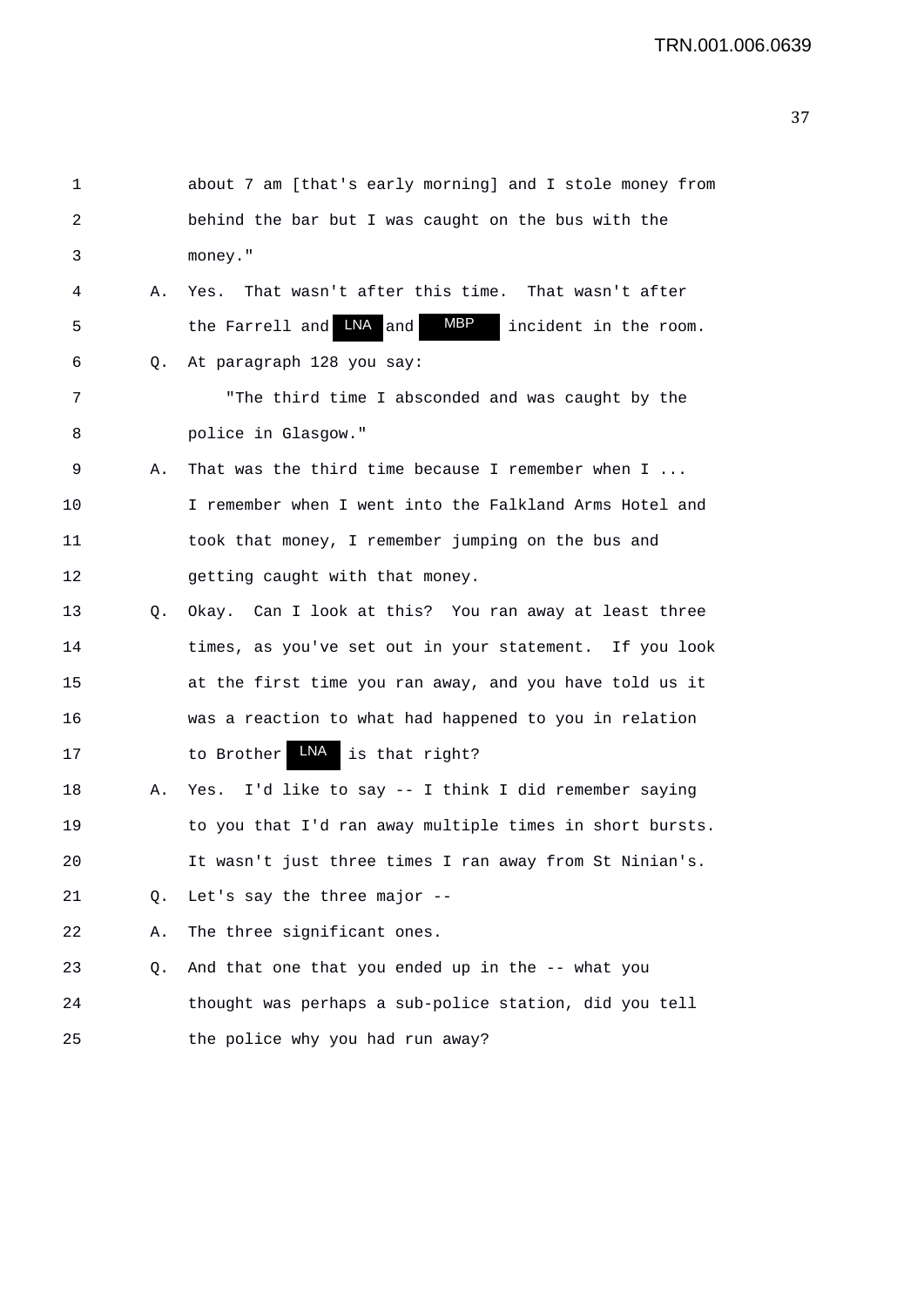1 about 7 am [that's early morning] and I stole money from
2 behind the bar but I was caught on the bus with the
3 money."

4 A. Yes. That wasn't after this time. That wasn't after
5 the Farrell and LNA and MBP incident in the room.

6 Q. At paragraph 128 you say:

7 "The third time I absconded and was caught by the
8 police in Glasgow."

9 A. That was the third time because I remember when I ...
10 I remember when I went into the Falkland Arms Hotel and
11 took that money, I remember jumping on the bus and
12 getting caught with that money.

13 Q. Okay. Can I look at this? You ran away at least three
14 times, as you've set out in your statement. If you look
15 at the first time you ran away, and you have told us it
16 was a reaction to what had happened to you in relation
17 to Brother LNA is that right?

18 A. Yes. I'd like to say -- I think I did remember saying
19 to you that I'd ran away multiple times in short bursts.
20 It wasn't just three times I ran away from St Ninian's.

21 Q. Let's say the three major --

22 A. The three significant ones.

23 Q. And that one that you ended up in the -- what you
24 thought was perhaps a sub-police station, did you tell
25 the police why you had run away?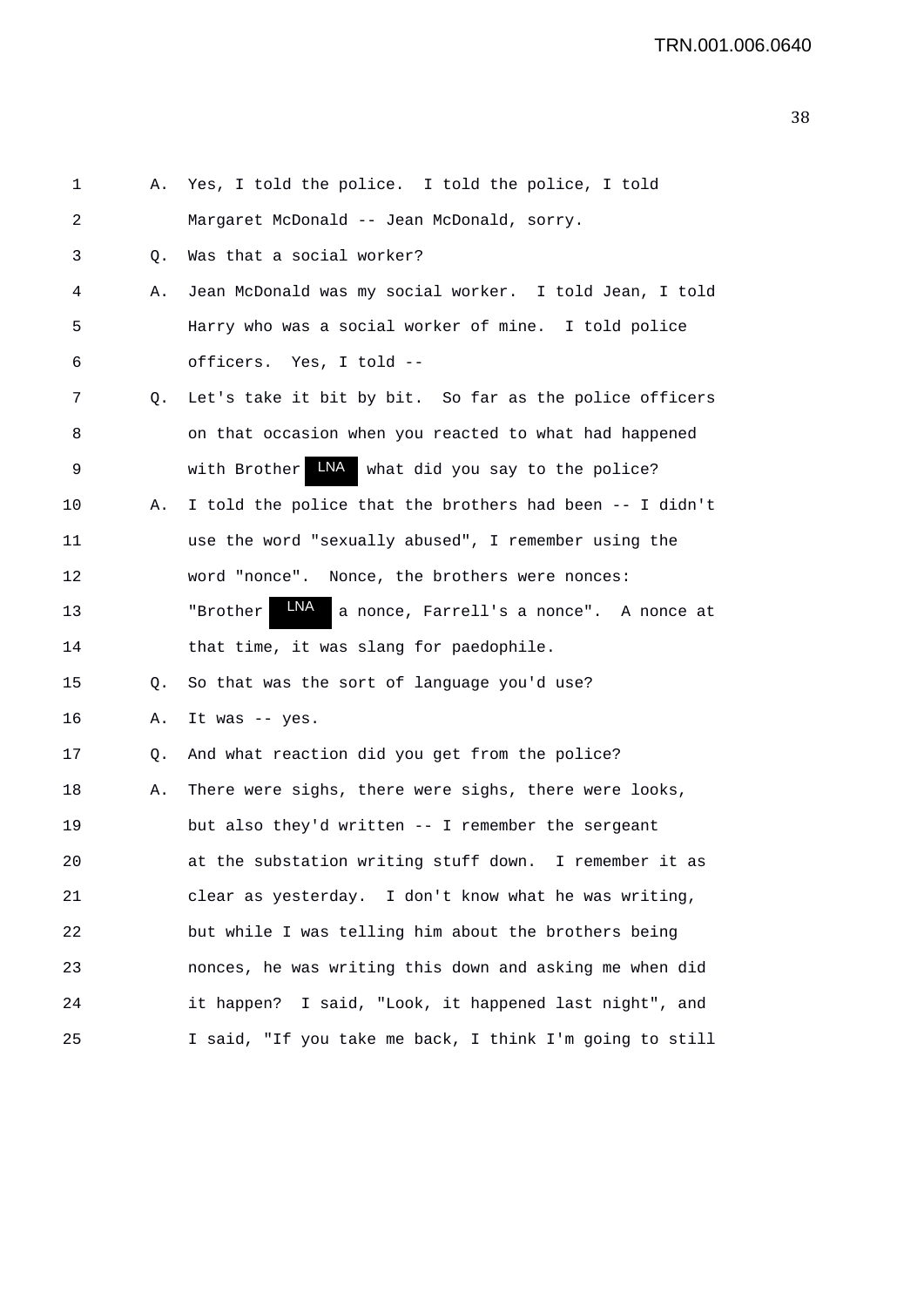1 A. Yes, I told the police. I told the police, I told
2 Margaret McDonald -- Jean McDonald, sorry.
3 Q. Was that a social worker?
4 A. Jean McDonald was my social worker. I told Jean, I told
5 Harry who was a social worker of mine. I told police
6 officers. Yes, I told --
7 Q. Let's take it bit by bit. So far as the police officers
8 on that occasion when you reacted to what had happened
9 with Brother LNA what did you say to the police?
10 A. I told the police that the brothers had been -- I didn't
11 use the word "sexually abused", I remember using the
12 word "nonce". Nonce, the brothers were nonces:
13 "Brother LNA a nonce, Farrell's a nonce". A nonce at
14 that time, it was slang for paedophile.
15 Q. So that was the sort of language you'd use?
16 A. It was -- yes.
17 Q. And what reaction did you get from the police?
18 A. There were sighs, there were sighs, there were looks,
19 but also they'd written -- I remember the sergeant
20 at the substation writing stuff down. I remember it as
21 clear as yesterday. I don't know what he was writing,
22 but while I was telling him about the brothers being
23 nonces, he was writing this down and asking me when did
24 it happen? I said, "Look, it happened last night", and
25 I said, "If you take me back, I think I'm going to still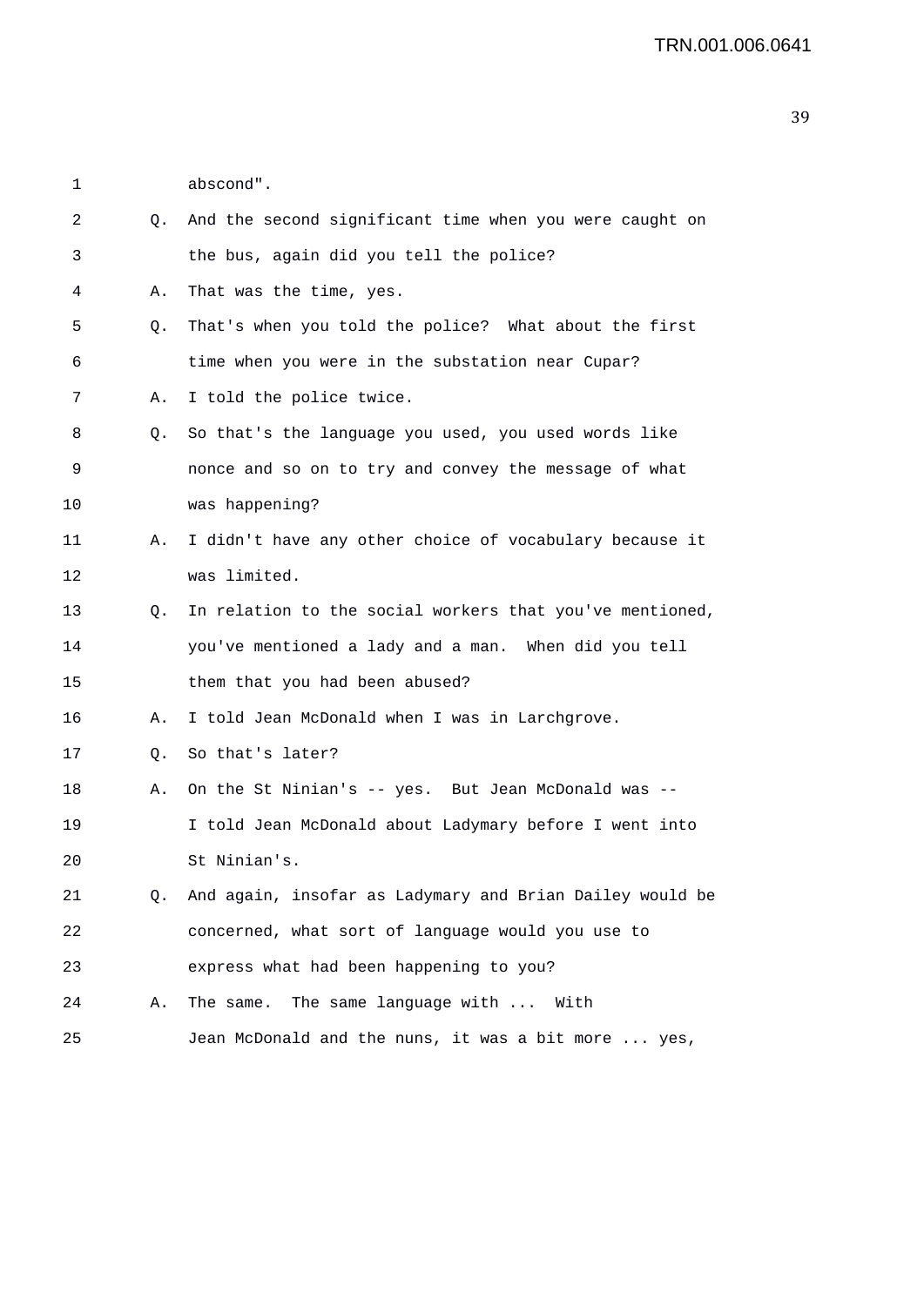abscond".

Q. And the second significant time when you were caught on the bus, again did you tell the police?

A. That was the time, yes.

Q. That's when you told the police? What about the first time when you were in the substation near Cupar?

A. I told the police twice.

Q. So that's the language you used, you used words like nonce and so on to try and convey the message of what was happening?

A. I didn't have any other choice of vocabulary because it was limited.

Q. In relation to the social workers that you've mentioned, you've mentioned a lady and a man. When did you tell them that you had been abused?

A. I told Jean McDonald when I was in Larchgrove.

Q. So that's later?

A. On the St Ninian's -- yes. But Jean McDonald was -- I told Jean McDonald about Ladymary before I went into St Ninian's.

Q. And again, insofar as Ladymary and Brian Dailey would be concerned, what sort of language would you use to express what had been happening to you?

A. The same. The same language with ... With Jean McDonald and the nuns, it was a bit more ... yes,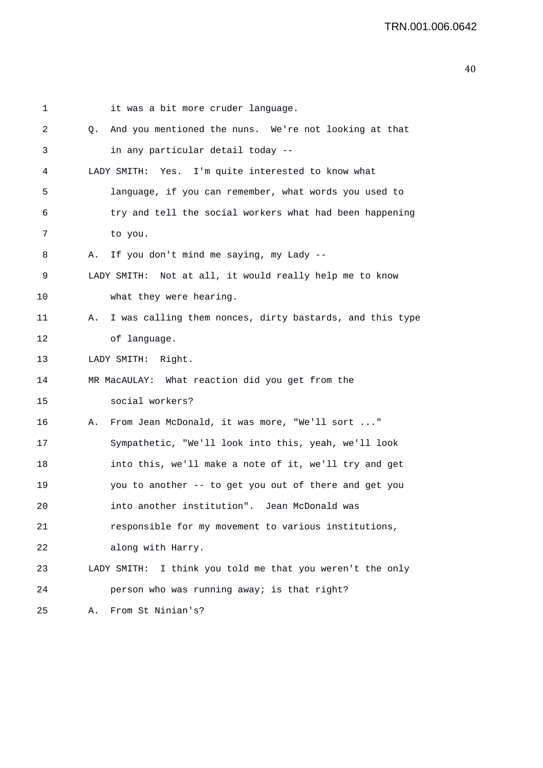1 it was a bit more cruder language.

2 Q. And you mentioned the nuns. We're not looking at that

3 in any particular detail today --

4 LADY SMITH: Yes. I'm quite interested to know what

5 language, if you can remember, what words you used to

6 try and tell the social workers what had been happening

7 to you.

8 A. If you don't mind me saying, my Lady --

9 LADY SMITH: Not at all, it would really help me to know

10 what they were hearing.

11 A. I was calling them nonces, dirty bastards, and this type

12 of language.

13 LADY SMITH: Right.

14 MR MacAULAY: What reaction did you get from the

15 social workers?

16 A. From Jean McDonald, it was more, "We'll sort ..."

17 Sympathetic, "We'll look into this, yeah, we'll look

18 into this, we'll make a note of it, we'll try and get

19 you to another -- to get you out of there and get you

20 into another institution". Jean McDonald was

21 responsible for my movement to various institutions,

22 along with Harry.

23 LADY SMITH: I think you told me that you weren't the only

24 person who was running away; is that right?

25 A. From St Ninian's?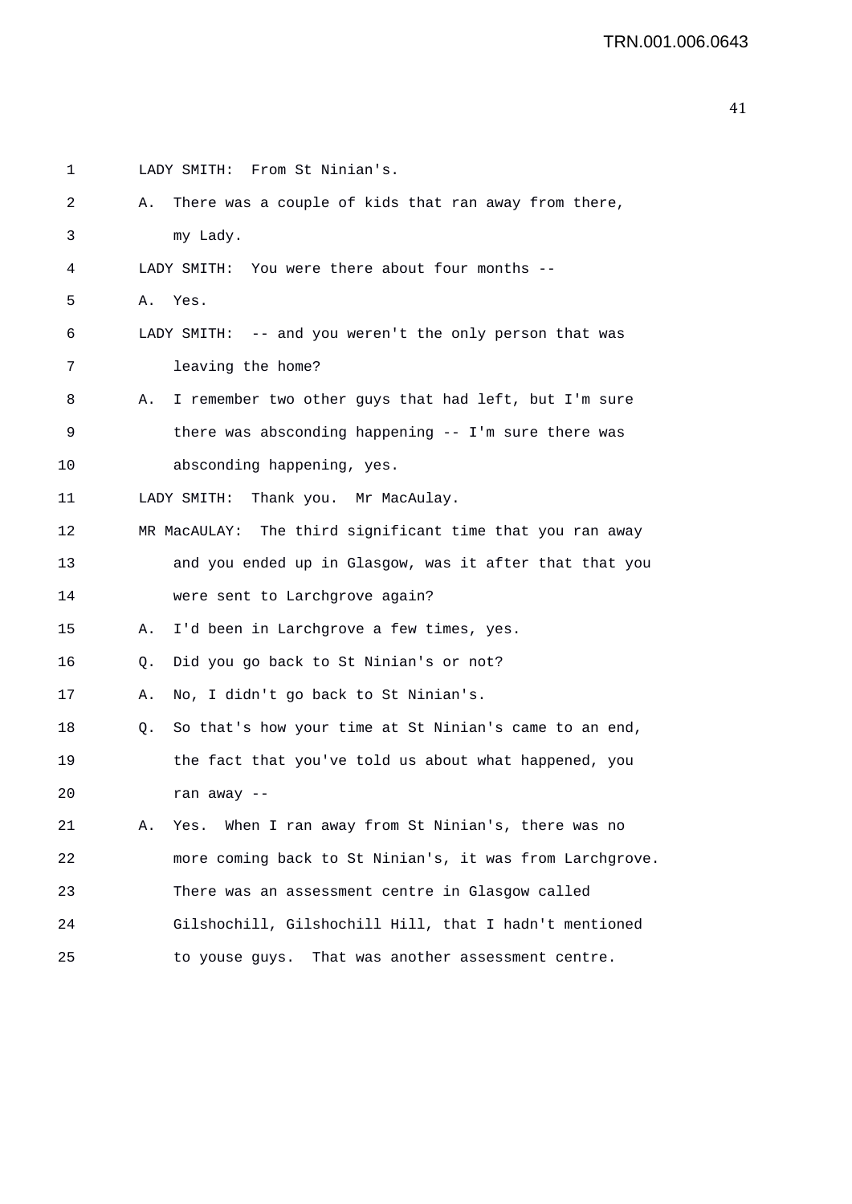LADY SMITH: From St Ninian's.

A. There was a couple of kids that ran away from there, my Lady.

LADY SMITH: You were there about four months --

A. Yes.

LADY SMITH: -- and you weren't the only person that was leaving the home?

A. I remember two other guys that had left, but I'm sure there was absconding happening -- I'm sure there was absconding happening, yes.

LADY SMITH: Thank you. Mr MacAulay.

MR MacAULAY: The third significant time that you ran away and you ended up in Glasgow, was it after that that you were sent to Larchgrove again?

A. I'd been in Larchgrove a few times, yes.

Q. Did you go back to St Ninian's or not?

A. No, I didn't go back to St Ninian's.

Q. So that's how your time at St Ninian's came to an end, the fact that you've told us about what happened, you ran away --

A. Yes. When I ran away from St Ninian's, there was no more coming back to St Ninian's, it was from Larchgrove. There was an assessment centre in Glasgow called Gilshochill, Gilshochill Hill, that I hadn't mentioned to youse guys. That was another assessment centre.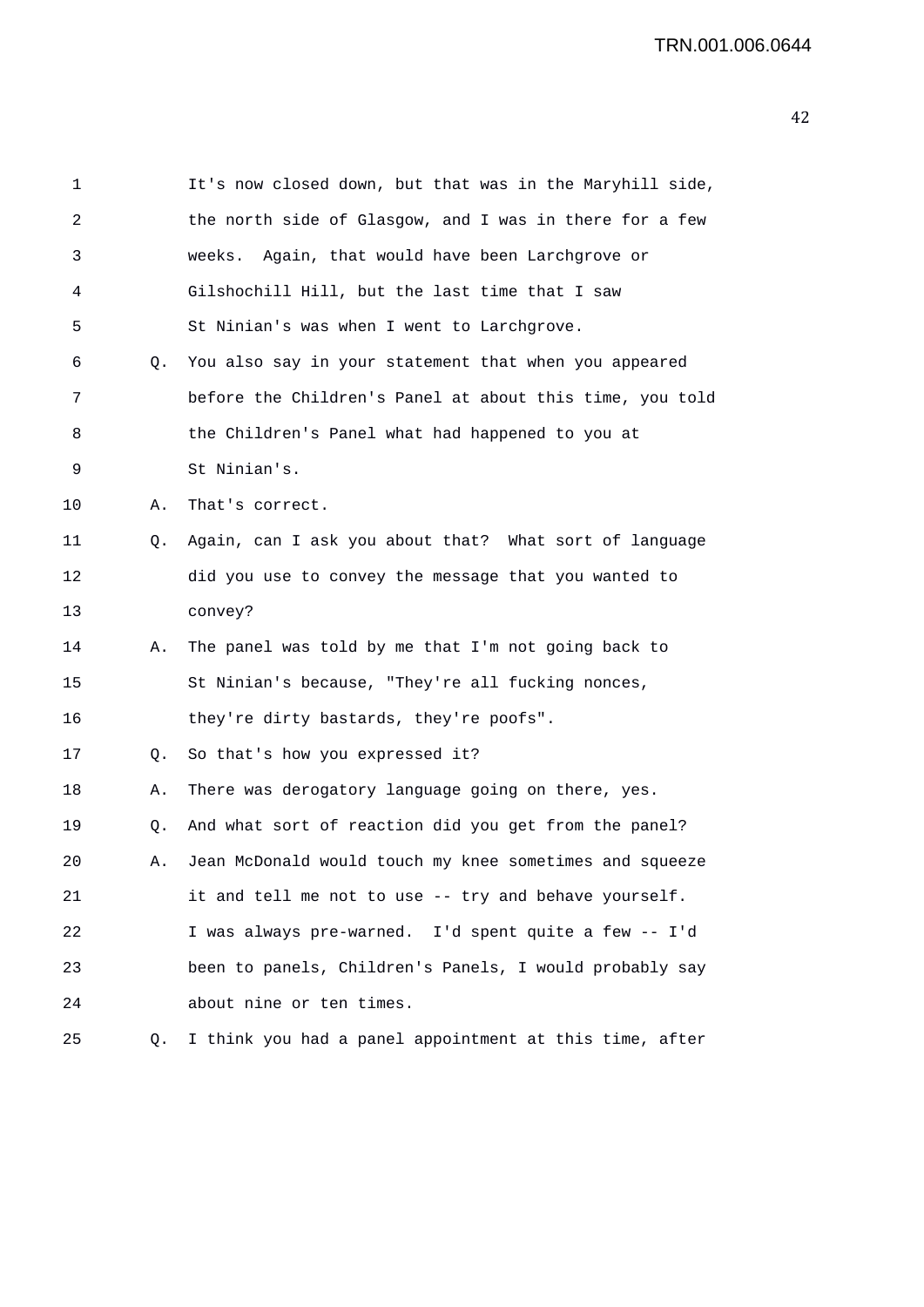1 It's now closed down, but that was in the Maryhill side,
2 the north side of Glasgow, and I was in there for a few
3 weeks. Again, that would have been Larchgrove or
4 Gilshochill Hill, but the last time that I saw
5 St Ninian's was when I went to Larchgrove.

6 Q. You also say in your statement that when you appeared
7 before the Children's Panel at about this time, you told
8 the Children's Panel what had happened to you at
9 St Ninian's.

10 A. That's correct.

11 Q. Again, can I ask you about that? What sort of language
12 did you use to convey the message that you wanted to
13 convey?

14 A. The panel was told by me that I'm not going back to
15 St Ninian's because, "They're all fucking nonces,
16 they're dirty bastards, they're poofs".

17 Q. So that's how you expressed it?

18 A. There was derogatory language going on there, yes.

19 Q. And what sort of reaction did you get from the panel?

20 A. Jean McDonald would touch my knee sometimes and squeeze
21 it and tell me not to use -- try and behave yourself.
22 I was always pre-warned. I'd spent quite a few -- I'd
23 been to panels, Children's Panels, I would probably say
24 about nine or ten times.

25 Q. I think you had a panel appointment at this time, after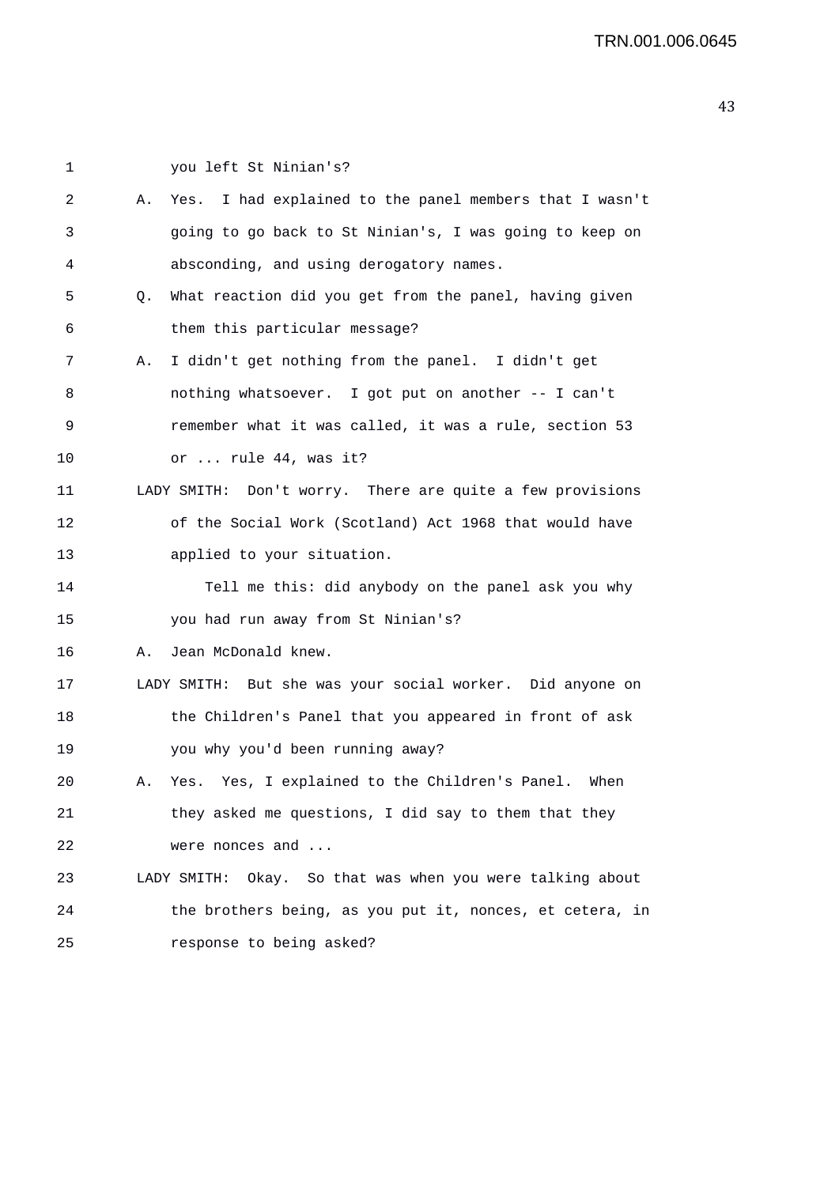1 you left St Ninian's?

2 A. Yes. I had explained to the panel members that I wasn't

3 going to go back to St Ninian's, I was going to keep on

4 absconding, and using derogatory names.

5 Q. What reaction did you get from the panel, having given

6 them this particular message?

7 A. I didn't get nothing from the panel. I didn't get

8 nothing whatsoever. I got put on another -- I can't

9 remember what it was called, it was a rule, section 53

10 or ... rule 44, was it?

11 LADY SMITH: Don't worry. There are quite a few provisions

12 of the Social Work (Scotland) Act 1968 that would have

13 applied to your situation.

14 Tell me this: did anybody on the panel ask you why

15 you had run away from St Ninian's?

16 A. Jean McDonald knew.

17 LADY SMITH: But she was your social worker. Did anyone on

18 the Children's Panel that you appeared in front of ask

19 you why you'd been running away?

20 A. Yes. Yes, I explained to the Children's Panel. When

21 they asked me questions, I did say to them that they

22 were nonces and ...

23 LADY SMITH: Okay. So that was when you were talking about

24 the brothers being, as you put it, nonces, et cetera, in

25 response to being asked?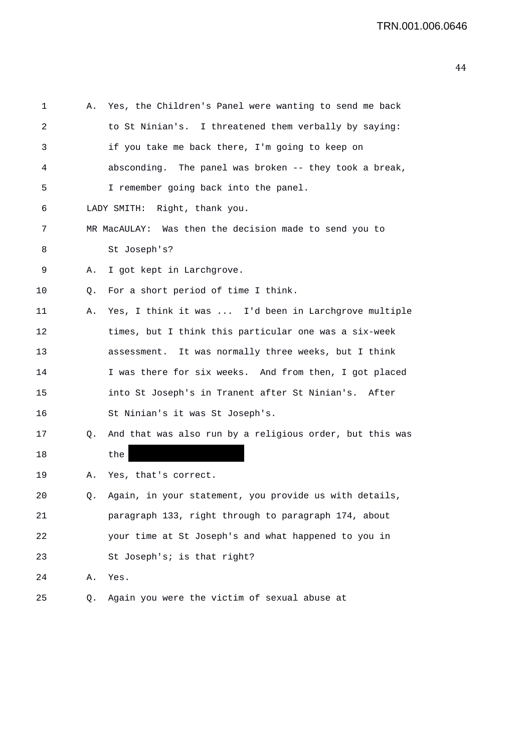1 A. Yes, the Children's Panel were wanting to send me back
2 to St Ninian's. I threatened them verbally by saying:
3 if you take me back there, I'm going to keep on
4 absconding. The panel was broken -- they took a break,
5 I remember going back into the panel.
6 LADY SMITH: Right, thank you.
7 MR MacAULAY: Was then the decision made to send you to
8 St Joseph's?
9 A. I got kept in Larchgrove.
10 Q. For a short period of time I think.
11 A. Yes, I think it was ... I'd been in Larchgrove multiple
12 times, but I think this particular one was a six-week
13 assessment. It was normally three weeks, but I think
14 I was there for six weeks. And from then, I got placed
15 into St Joseph's in Tranent after St Ninian's. After
16 St Ninian's it was St Joseph's.
17 Q. And that was also run by a religious order, but this was
18 the [REDACTED]
19 A. Yes, that's correct.
20 Q. Again, in your statement, you provide us with details,
21 paragraph 133, right through to paragraph 174, about
22 your time at St Joseph's and what happened to you in
23 St Joseph's; is that right?
24 A. Yes.
25 Q. Again you were the victim of sexual abuse at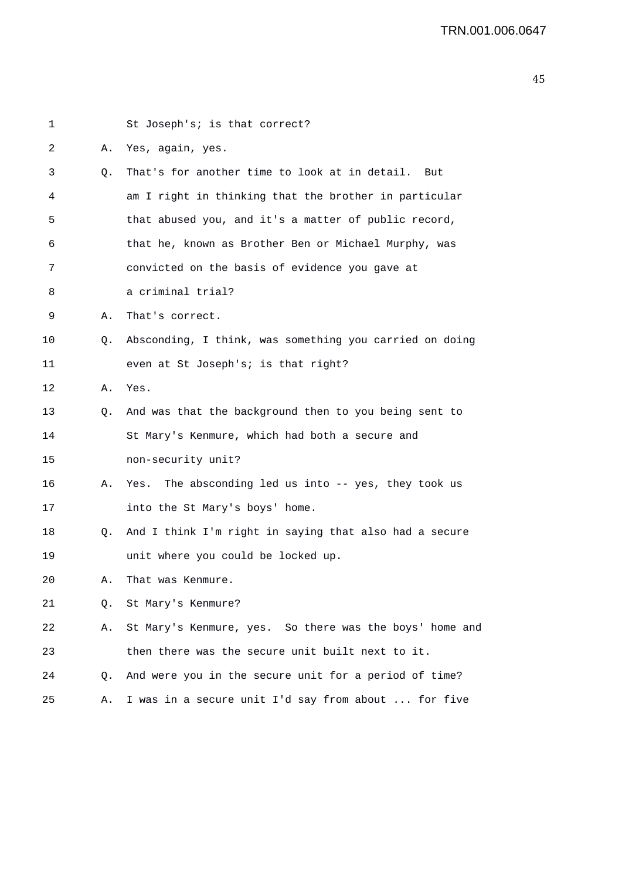1 St Joseph's; is that correct?

2 A. Yes, again, yes.

3 Q. That's for another time to look at in detail. But

4 am I right in thinking that the brother in particular

5 that abused you, and it's a matter of public record,

6 that he, known as Brother Ben or Michael Murphy, was

7 convicted on the basis of evidence you gave at

8 a criminal trial?

9 A. That's correct.

10 Q. Absconding, I think, was something you carried on doing

11 even at St Joseph's; is that right?

12 A. Yes.

13 Q. And was that the background then to you being sent to

14 St Mary's Kenmure, which had both a secure and

15 non-security unit?

16 A. Yes. The absconding led us into -- yes, they took us

17 into the St Mary's boys' home.

18 Q. And I think I'm right in saying that also had a secure

19 unit where you could be locked up.

20 A. That was Kenmure.

21 Q. St Mary's Kenmure?

22 A. St Mary's Kenmure, yes. So there was the boys' home and

23 then there was the secure unit built next to it.

24 Q. And were you in the secure unit for a period of time?

25 A. I was in a secure unit I'd say from about ... for five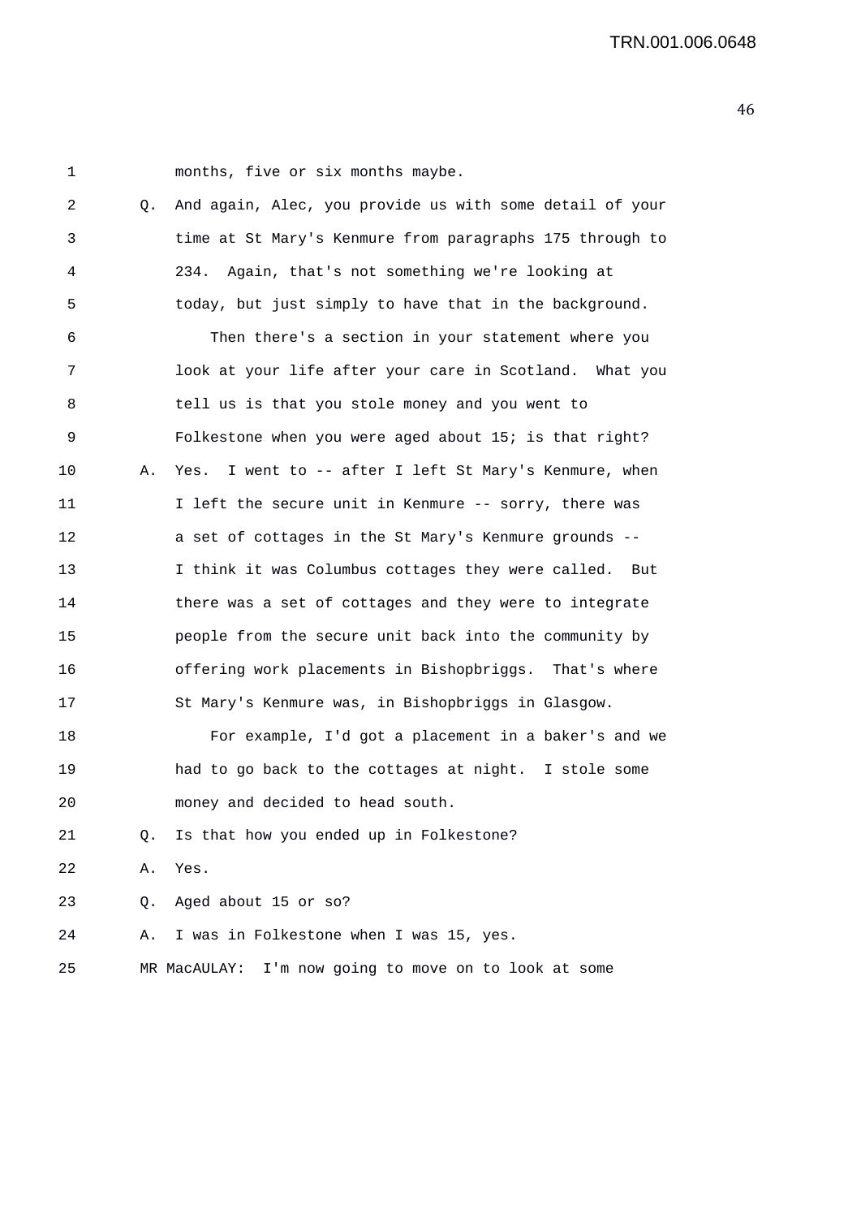1 months, five or six months maybe.

2 Q. And again, Alec, you provide us with some detail of your
3 time at St Mary's Kenmure from paragraphs 175 through to
4 234. Again, that's not something we're looking at
5 today, but just simply to have that in the background.

6 Then there's a section in your statement where you
7 look at your life after your care in Scotland. What you
8 tell us is that you stole money and you went to
9 Folkestone when you were aged about 15; is that right?

10 A. Yes. I went to -- after I left St Mary's Kenmure, when
11 I left the secure unit in Kenmure -- sorry, there was
12 a set of cottages in the St Mary's Kenmure grounds --
13 I think it was Columbus cottages they were called. But
14 there was a set of cottages and they were to integrate
15 people from the secure unit back into the community by
16 offering work placements in Bishopbriggs. That's where
17 St Mary's Kenmure was, in Bishopbriggs in Glasgow.

18 For example, I'd got a placement in a baker's and we
19 had to go back to the cottages at night. I stole some
20 money and decided to head south.

21 Q. Is that how you ended up in Folkestone?

22 A. Yes.

23 Q. Aged about 15 or so?

24 A. I was in Folkestone when I was 15, yes.

25 MR MacAULAY: I'm now going to move on to look at some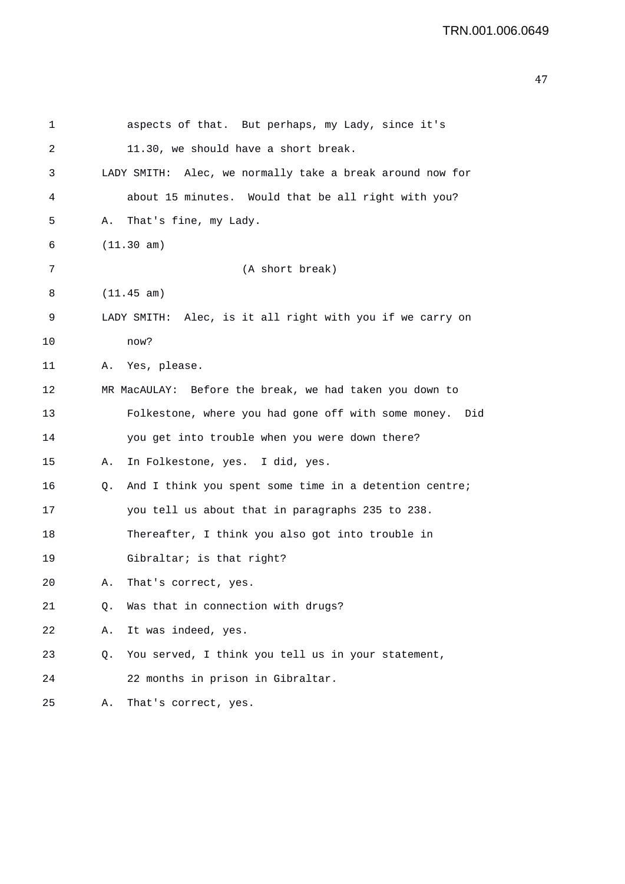1 aspects of that. But perhaps, my Lady, since it's
2 11.30, we should have a short break.
3 LADY SMITH: Alec, we normally take a break around now for
4 about 15 minutes. Would that be all right with you?
5 A. That's fine, my Lady.
6 (11.30 am)
7 (A short break)
8 (11.45 am)
9 LADY SMITH: Alec, is it all right with you if we carry on
10 now?
11 A. Yes, please.
12 MR MacAULAY: Before the break, we had taken you down to
13 Folkestone, where you had gone off with some money. Did
14 you get into trouble when you were down there?
15 A. In Folkestone, yes. I did, yes.
16 Q. And I think you spent some time in a detention centre;
17 you tell us about that in paragraphs 235 to 238.
18 Thereafter, I think you also got into trouble in
19 Gibraltar; is that right?
20 A. That's correct, yes.
21 Q. Was that in connection with drugs?
22 A. It was indeed, yes.
23 Q. You served, I think you tell us in your statement,
24 22 months in prison in Gibraltar.
25 A. That's correct, yes.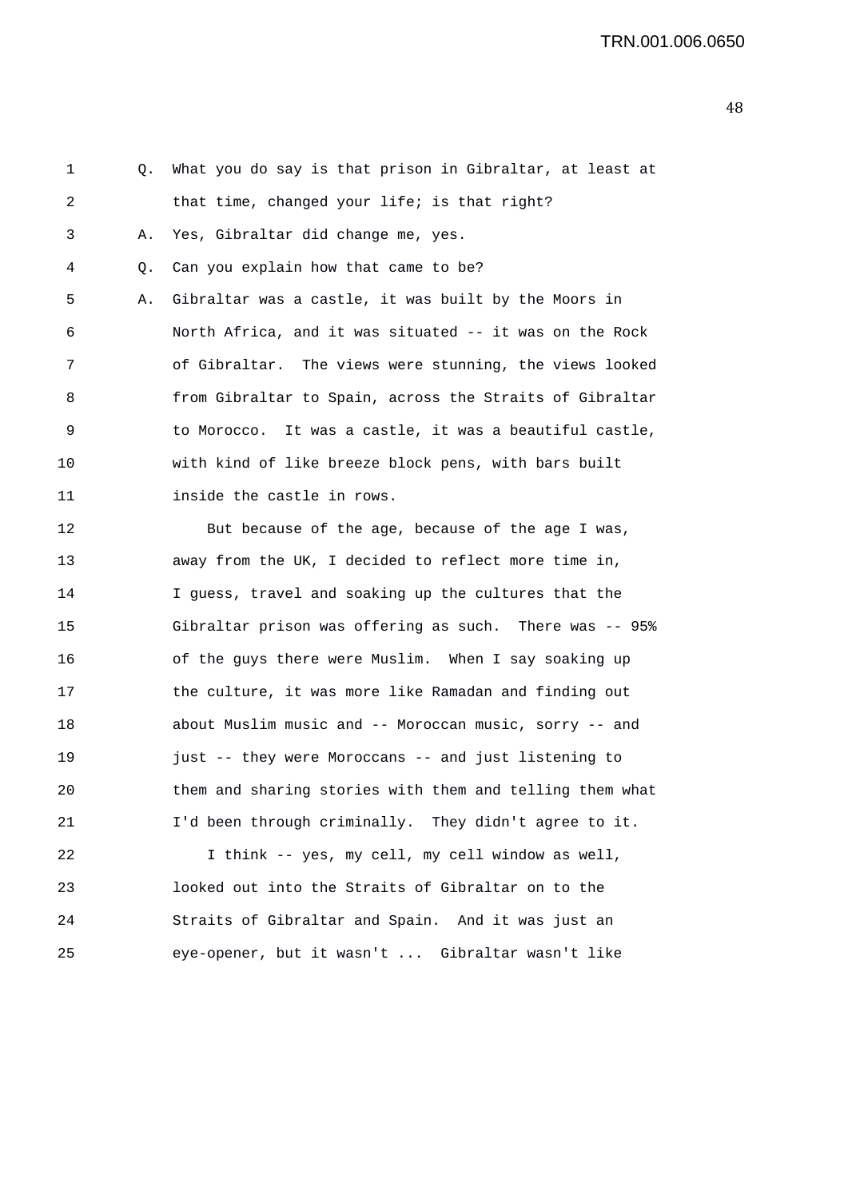Q. What you do say is that prison in Gibraltar, at least at that time, changed your life; is that right?

A. Yes, Gibraltar did change me, yes.

Q. Can you explain how that came to be?

A. Gibraltar was a castle, it was built by the Moors in North Africa, and it was situated -- it was on the Rock of Gibraltar. The views were stunning, the views looked from Gibraltar to Spain, across the Straits of Gibraltar to Morocco. It was a castle, it was a beautiful castle, with kind of like breeze block pens, with bars built inside the castle in rows.

But because of the age, because of the age I was, away from the UK, I decided to reflect more time in, I guess, travel and soaking up the cultures that the Gibraltar prison was offering as such. There was -- 95% of the guys there were Muslim. When I say soaking up the culture, it was more like Ramadan and finding out about Muslim music and -- Moroccan music, sorry -- and just -- they were Moroccans -- and just listening to them and sharing stories with them and telling them what I'd been through criminally. They didn't agree to it.

I think -- yes, my cell, my cell window as well, looked out into the Straits of Gibraltar on to the Straits of Gibraltar and Spain. And it was just an eye-opener, but it wasn't ... Gibraltar wasn't like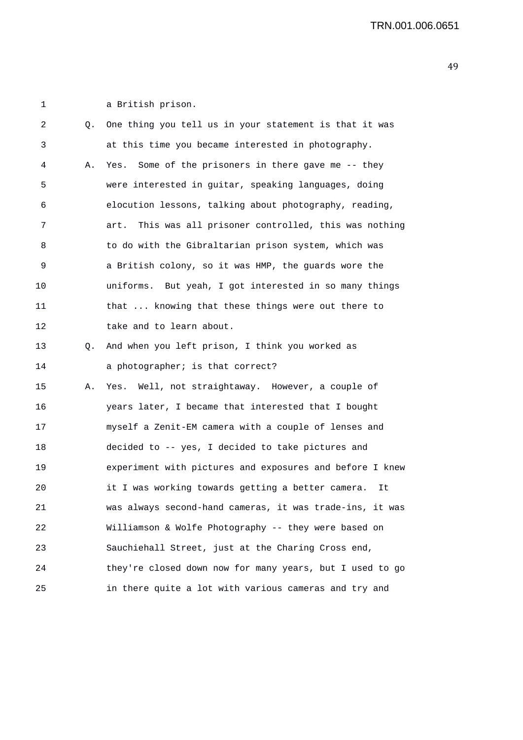a British prison.

Q. One thing you tell us in your statement is that it was at this time you became interested in photography.

A. Yes. Some of the prisoners in there gave me -- they were interested in guitar, speaking languages, doing elocution lessons, talking about photography, reading, art. This was all prisoner controlled, this was nothing to do with the Gibraltarian prison system, which was a British colony, so it was HMP, the guards wore the uniforms. But yeah, I got interested in so many things that ... knowing that these things were out there to take and to learn about.

Q. And when you left prison, I think you worked as a photographer; is that correct?

A. Yes. Well, not straightaway. However, a couple of years later, I became that interested that I bought myself a Zenit-EM camera with a couple of lenses and decided to -- yes, I decided to take pictures and experiment with pictures and exposures and before I knew it I was working towards getting a better camera. It was always second-hand cameras, it was trade-ins, it was Williamson & Wolfe Photography -- they were based on Sauchiehall Street, just at the Charing Cross end, they're closed down now for many years, but I used to go in there quite a lot with various cameras and try and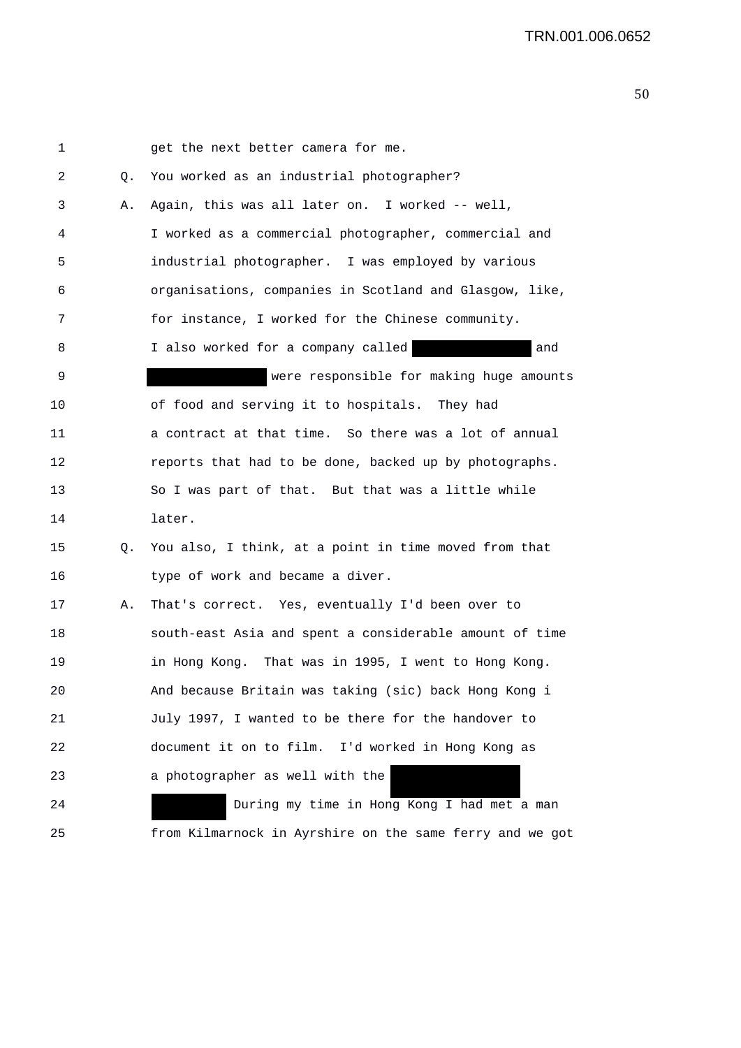1 get the next better camera for me.

2 Q. You worked as an industrial photographer?

3 A. Again, this was all later on. I worked -- well,

4 I worked as a commercial photographer, commercial and

5 industrial photographer. I was employed by various

6 organisations, companies in Scotland and Glasgow, like,

7 for instance, I worked for the Chinese community.

8 I also worked for a company called ████████ and

9 ████████ were responsible for making huge amounts

10 of food and serving it to hospitals. They had

11 a contract at that time. So there was a lot of annual

12 reports that had to be done, backed up by photographs.

13 So I was part of that. But that was a little while

14 later.

15 Q. You also, I think, at a point in time moved from that

16 type of work and became a diver.

17 A. That's correct. Yes, eventually I'd been over to

18 south-east Asia and spent a considerable amount of time

19 in Hong Kong. That was in 1995, I went to Hong Kong.

20 And because Britain was taking (sic) back Hong Kong i

21 July 1997, I wanted to be there for the handover to

22 document it on to film. I'd worked in Hong Kong as

23 a photographer as well with the ████████

24 ████████ During my time in Hong Kong I had met a man

25 from Kilmarnock in Ayrshire on the same ferry and we got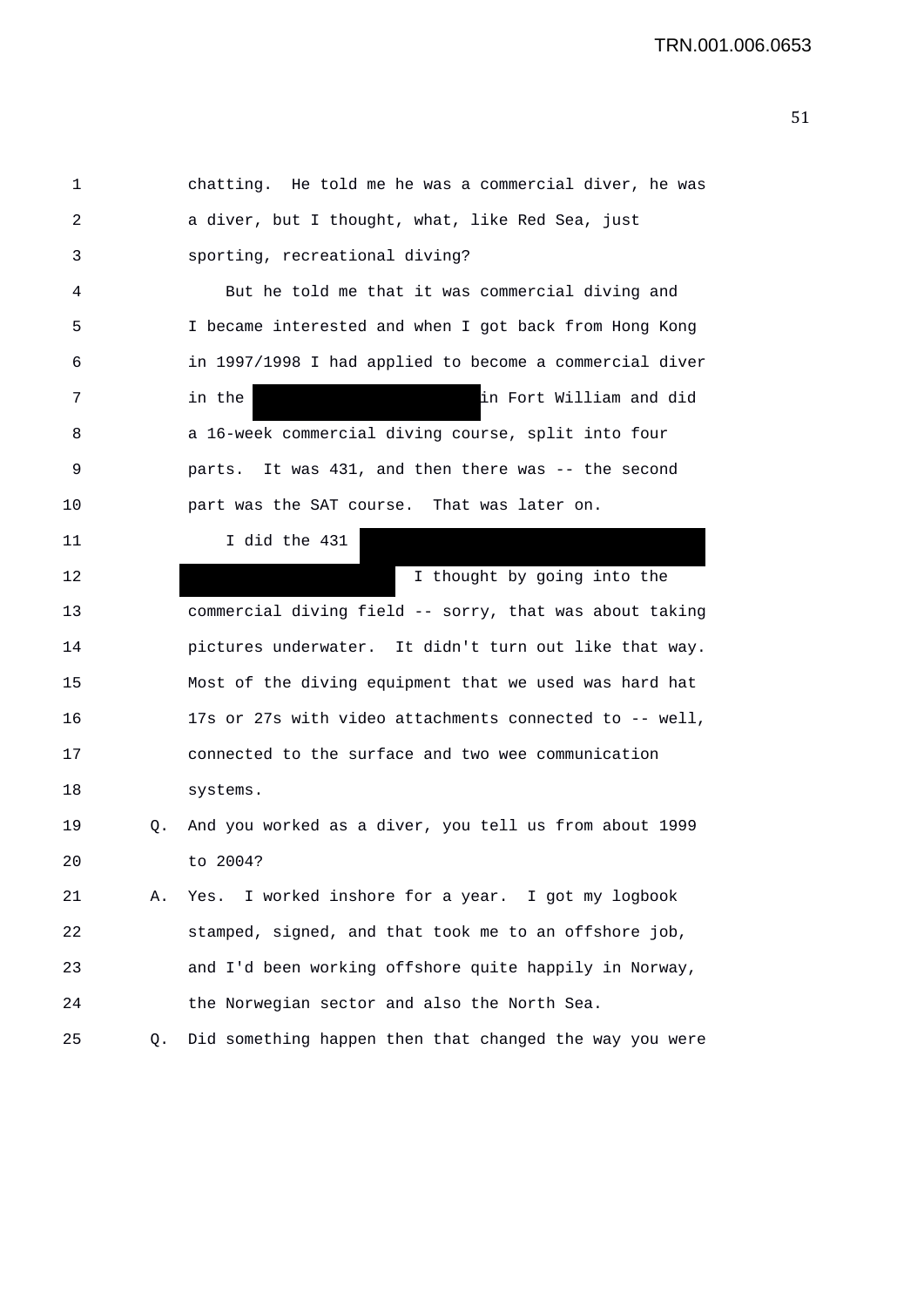1 chatting. He told me he was a commercial diver, he was
2 a diver, but I thought, what, like Red Sea, just
3 sporting, recreational diving?

4 But he told me that it was commercial diving and
5 I became interested and when I got back from Hong Kong
6 in 1997/1998 I had applied to become a commercial diver
7 in the [REDACTED] in Fort William and did
8 a 16-week commercial diving course, split into four
9 parts. It was 431, and then there was -- the second
10 part was the SAT course. That was later on.

11 I did the 431 [REDACTED]
12 [REDACTED] I thought by going into the
13 commercial diving field -- sorry, that was about taking
14 pictures underwater. It didn't turn out like that way.
15 Most of the diving equipment that we used was hard hat
16 17s or 27s with video attachments connected to -- well,
17 connected to the surface and two wee communication
18 systems.

19 Q. And you worked as a diver, you tell us from about 1999
20 to 2004?

21 A. Yes. I worked inshore for a year. I got my logbook
22 stamped, signed, and that took me to an offshore job,
23 and I'd been working offshore quite happily in Norway,
24 the Norwegian sector and also the North Sea.

25 Q. Did something happen then that changed the way you were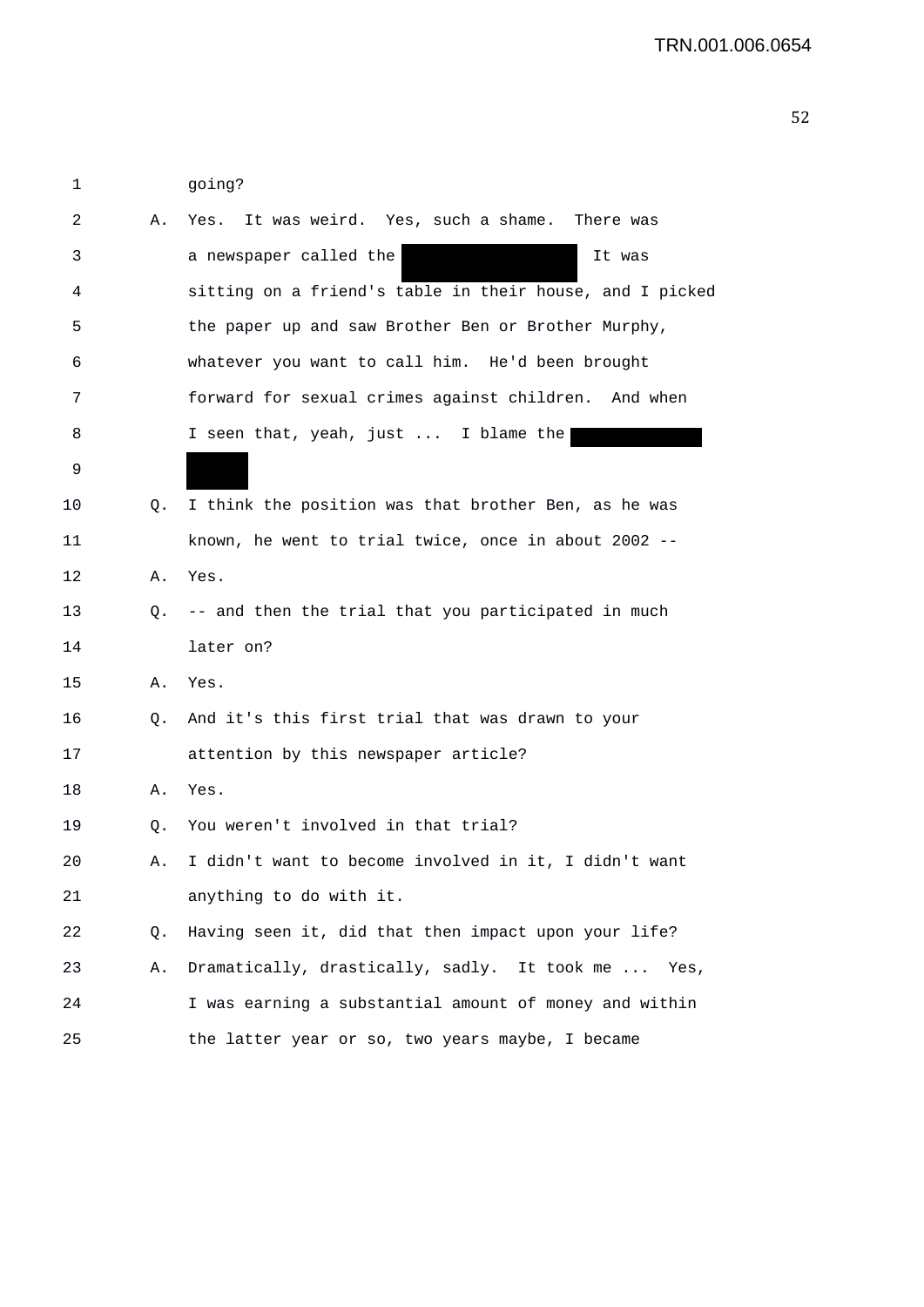going?

A. Yes. It was weird. Yes, such a shame. There was a newspaper called the [REDACTED] It was sitting on a friend's table in their house, and I picked the paper up and saw Brother Ben or Brother Murphy, whatever you want to call him. He'd been brought forward for sexual crimes against children. And when I seen that, yeah, just ... I blame the [REDACTED] [REDACTED]

Q. I think the position was that brother Ben, as he was known, he went to trial twice, once in about 2002 --

A. Yes.

Q. -- and then the trial that you participated in much later on?

A. Yes.

Q. And it's this first trial that was drawn to your attention by this newspaper article?

A. Yes.

Q. You weren't involved in that trial?

A. I didn't want to become involved in it, I didn't want anything to do with it.

Q. Having seen it, did that then impact upon your life?

A. Dramatically, drastically, sadly. It took me ... Yes, I was earning a substantial amount of money and within the latter year or so, two years maybe, I became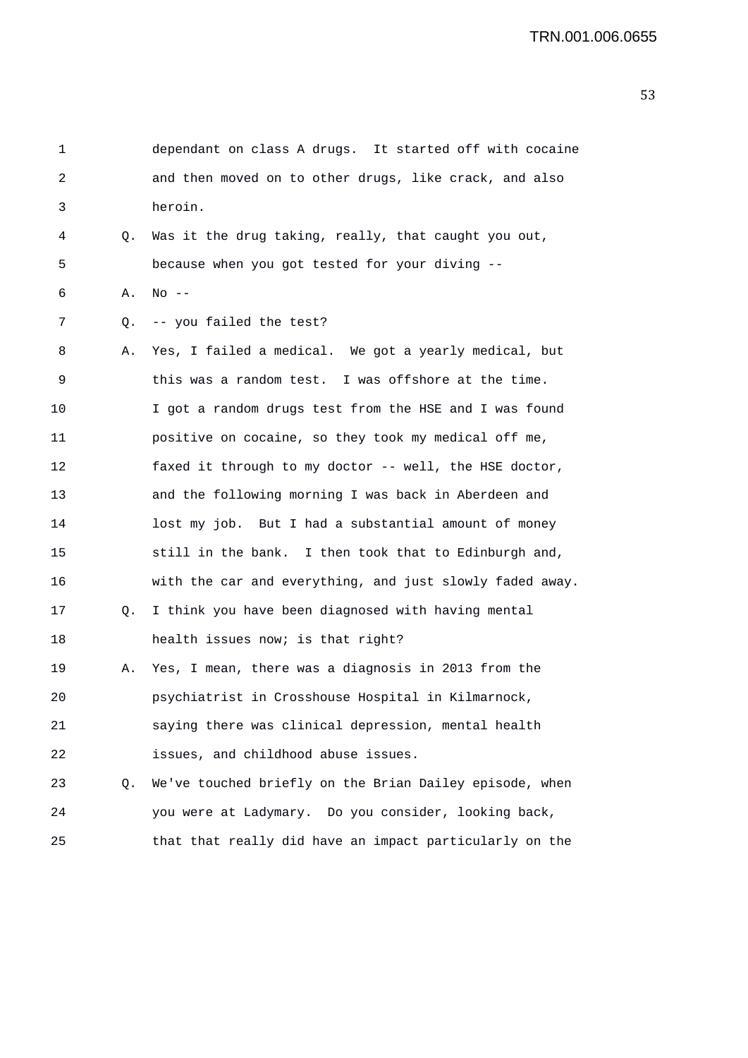dependant on class A drugs. It started off with cocaine and then moved on to other drugs, like crack, and also heroin.

Q. Was it the drug taking, really, that caught you out, because when you got tested for your diving --

A. No --

Q. -- you failed the test?

A. Yes, I failed a medical. We got a yearly medical, but this was a random test. I was offshore at the time. I got a random drugs test from the HSE and I was found positive on cocaine, so they took my medical off me, faxed it through to my doctor -- well, the HSE doctor, and the following morning I was back in Aberdeen and lost my job. But I had a substantial amount of money still in the bank. I then took that to Edinburgh and, with the car and everything, and just slowly faded away.

Q. I think you have been diagnosed with having mental health issues now; is that right?

A. Yes, I mean, there was a diagnosis in 2013 from the psychiatrist in Crosshouse Hospital in Kilmarnock, saying there was clinical depression, mental health issues, and childhood abuse issues.

Q. We've touched briefly on the Brian Dailey episode, when you were at Ladymary. Do you consider, looking back, that that really did have an impact particularly on the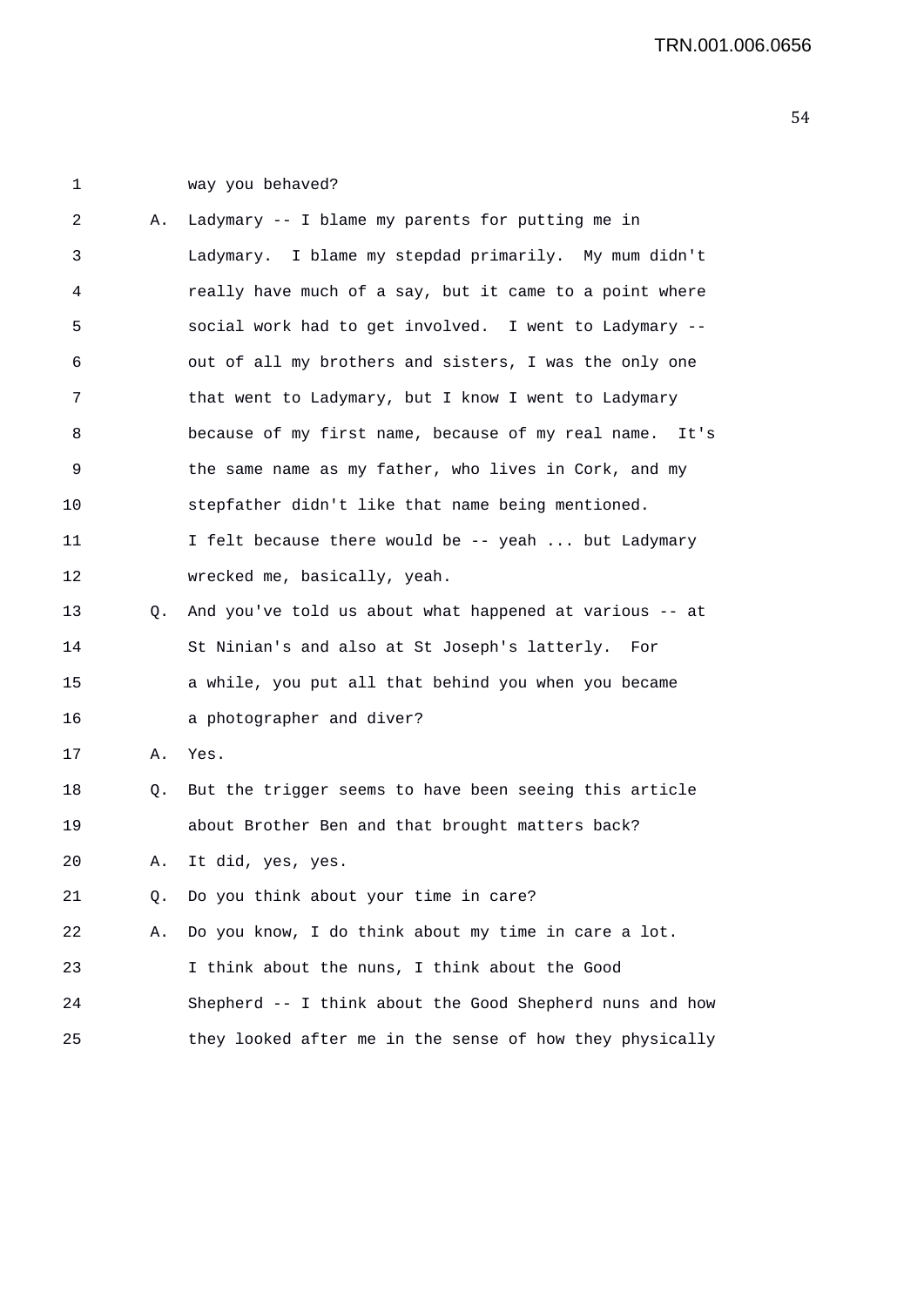1 way you behaved?

2 A. Ladymary -- I blame my parents for putting me in

3 Ladymary. I blame my stepdad primarily. My mum didn't

4 really have much of a say, but it came to a point where

5 social work had to get involved. I went to Ladymary --

6 out of all my brothers and sisters, I was the only one

7 that went to Ladymary, but I know I went to Ladymary

8 because of my first name, because of my real name. It's

9 the same name as my father, who lives in Cork, and my

10 stepfather didn't like that name being mentioned.

11 I felt because there would be -- yeah ... but Ladymary

12 wrecked me, basically, yeah.

13 Q. And you've told us about what happened at various -- at

14 St Ninian's and also at St Joseph's latterly. For

15 a while, you put all that behind you when you became

16 a photographer and diver?

17 A. Yes.

18 Q. But the trigger seems to have been seeing this article

19 about Brother Ben and that brought matters back?

20 A. It did, yes, yes.

21 Q. Do you think about your time in care?

22 A. Do you know, I do think about my time in care a lot.

23 I think about the nuns, I think about the Good

24 Shepherd -- I think about the Good Shepherd nuns and how

25 they looked after me in the sense of how they physically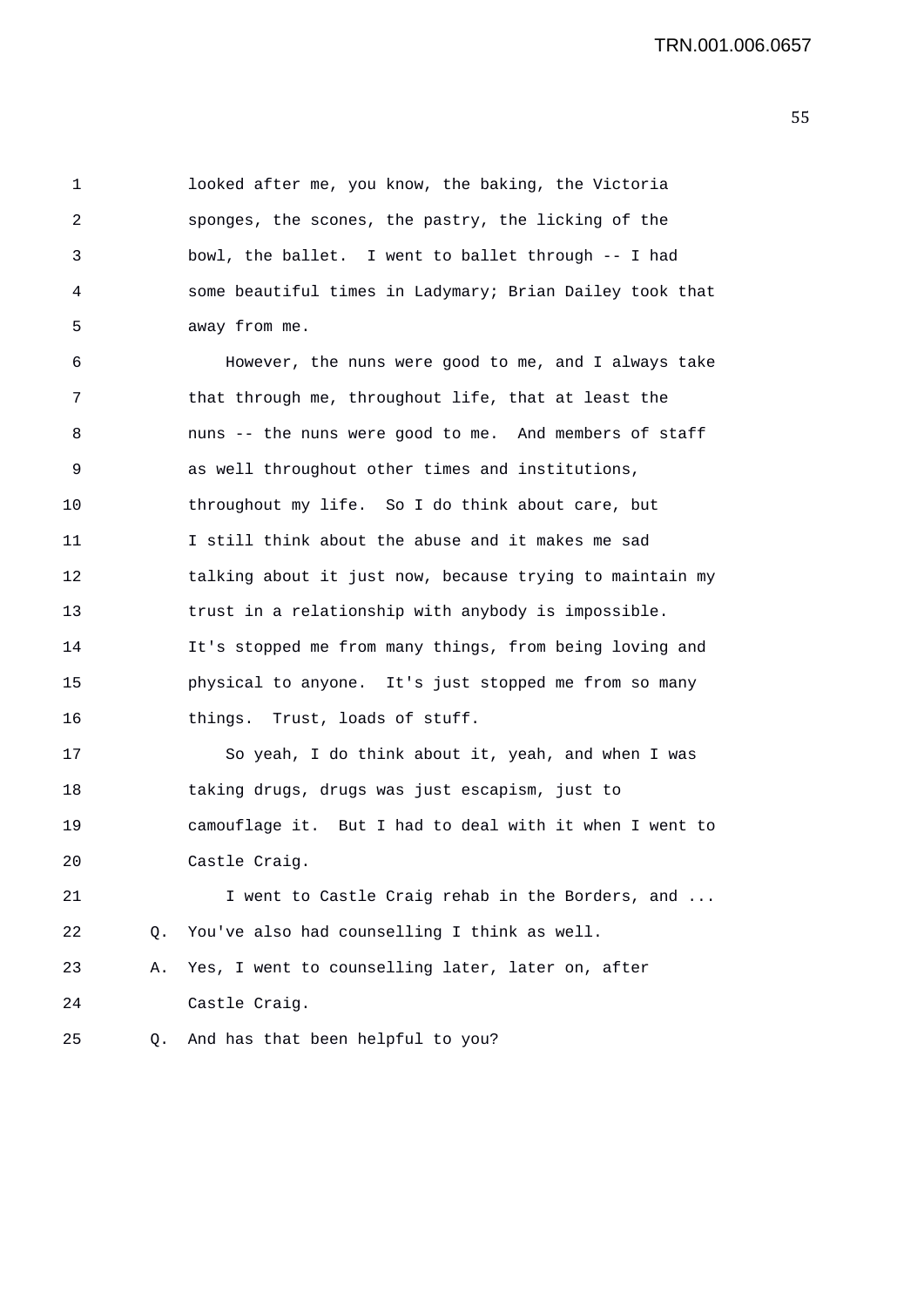looked after me, you know, the baking, the Victoria sponges, the scones, the pastry, the licking of the bowl, the ballet. I went to ballet through -- I had some beautiful times in Ladymary; Brian Dailey took that away from me.

However, the nuns were good to me, and I always take that through me, throughout life, that at least the nuns -- the nuns were good to me. And members of staff as well throughout other times and institutions, throughout my life. So I do think about care, but I still think about the abuse and it makes me sad talking about it just now, because trying to maintain my trust in a relationship with anybody is impossible. It's stopped me from many things, from being loving and physical to anyone. It's just stopped me from so many things. Trust, loads of stuff.

So yeah, I do think about it, yeah, and when I was taking drugs, drugs was just escapism, just to camouflage it. But I had to deal with it when I went to Castle Craig.

I went to Castle Craig rehab in the Borders, and ...

Q. You've also had counselling I think as well.

A. Yes, I went to counselling later, later on, after Castle Craig.

Q. And has that been helpful to you?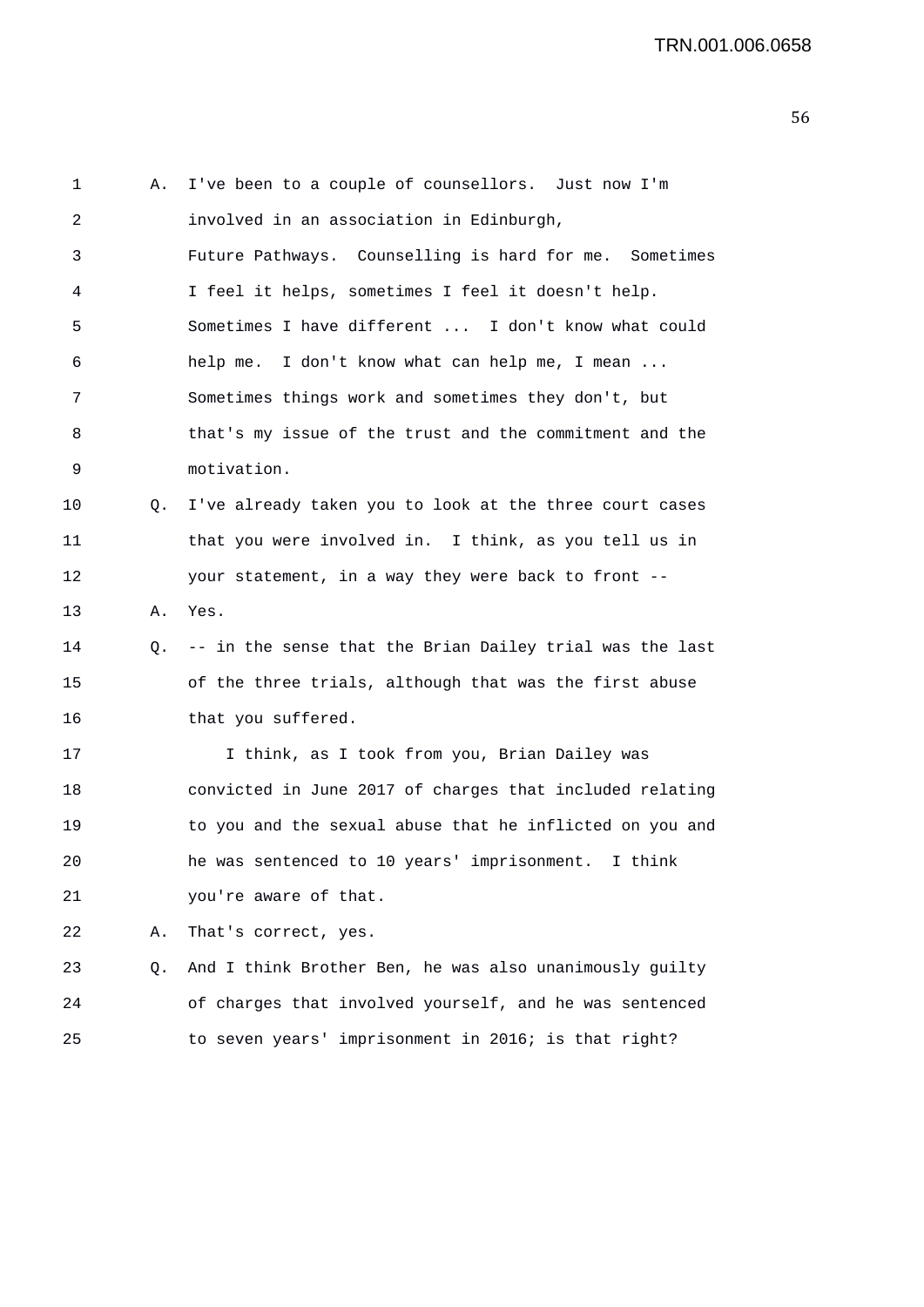1 A. I've been to a couple of counsellors. Just now I'm
2 involved in an association in Edinburgh,
3 Future Pathways. Counselling is hard for me. Sometimes
4 I feel it helps, sometimes I feel it doesn't help.
5 Sometimes I have different ... I don't know what could
6 help me. I don't know what can help me, I mean ...
7 Sometimes things work and sometimes they don't, but
8 that's my issue of the trust and the commitment and the
9 motivation.
10 Q. I've already taken you to look at the three court cases
11 that you were involved in. I think, as you tell us in
12 your statement, in a way they were back to front --
13 A. Yes.
14 Q. -- in the sense that the Brian Dailey trial was the last
15 of the three trials, although that was the first abuse
16 that you suffered.
17 I think, as I took from you, Brian Dailey was
18 convicted in June 2017 of charges that included relating
19 to you and the sexual abuse that he inflicted on you and
20 he was sentenced to 10 years' imprisonment. I think
21 you're aware of that.
22 A. That's correct, yes.
23 Q. And I think Brother Ben, he was also unanimously guilty
24 of charges that involved yourself, and he was sentenced
25 to seven years' imprisonment in 2016; is that right?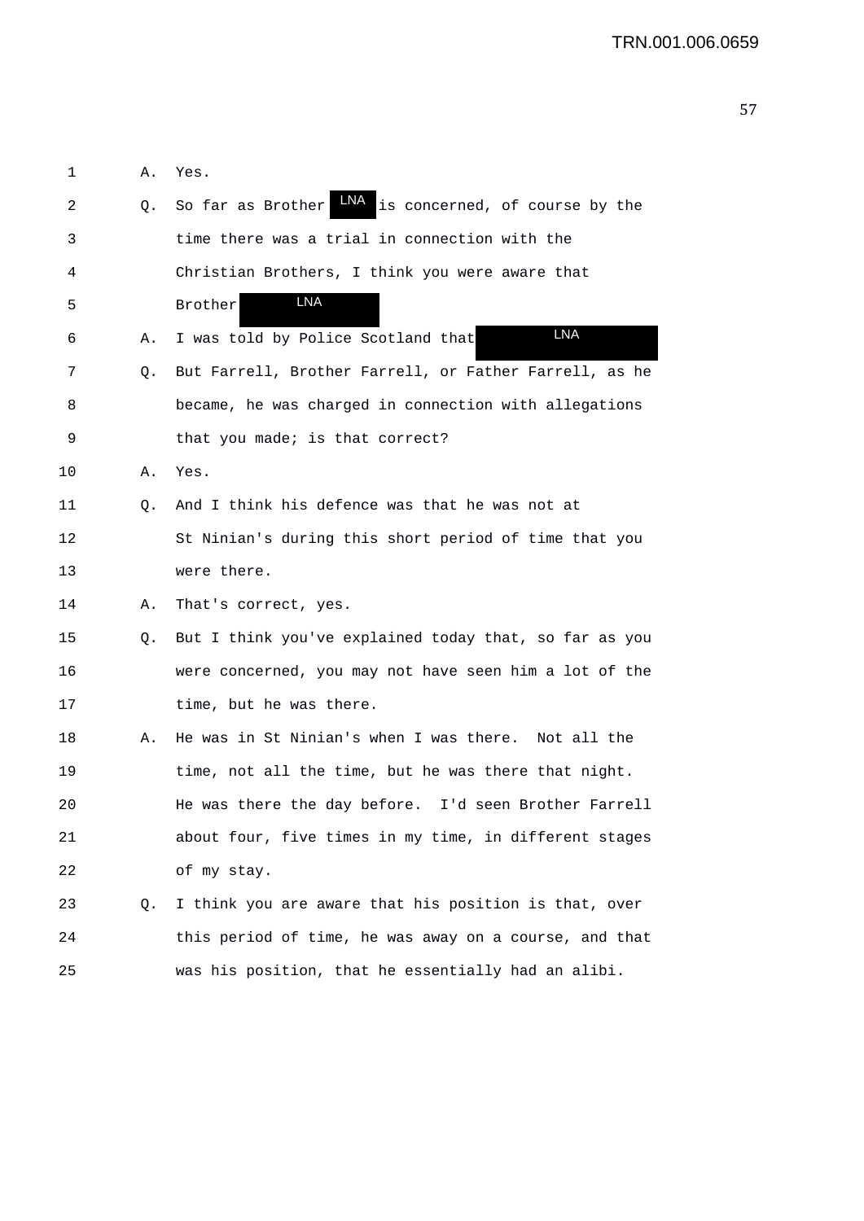1 A. Yes.

2 Q. So far as Brother LNA is concerned, of course by the

3 time there was a trial in connection with the

4 Christian Brothers, I think you were aware that

5 Brother LNA

6 A. I was told by Police Scotland that LNA

7 Q. But Farrell, Brother Farrell, or Father Farrell, as he

8 became, he was charged in connection with allegations

9 that you made; is that correct?

10 A. Yes.

11 Q. And I think his defence was that he was not at

12 St Ninian's during this short period of time that you

13 were there.

14 A. That's correct, yes.

15 Q. But I think you've explained today that, so far as you

16 were concerned, you may not have seen him a lot of the

17 time, but he was there.

18 A. He was in St Ninian's when I was there. Not all the

19 time, not all the time, but he was there that night.

20 He was there the day before. I'd seen Brother Farrell

21 about four, five times in my time, in different stages

22 of my stay.

23 Q. I think you are aware that his position is that, over

24 this period of time, he was away on a course, and that

25 was his position, that he essentially had an alibi.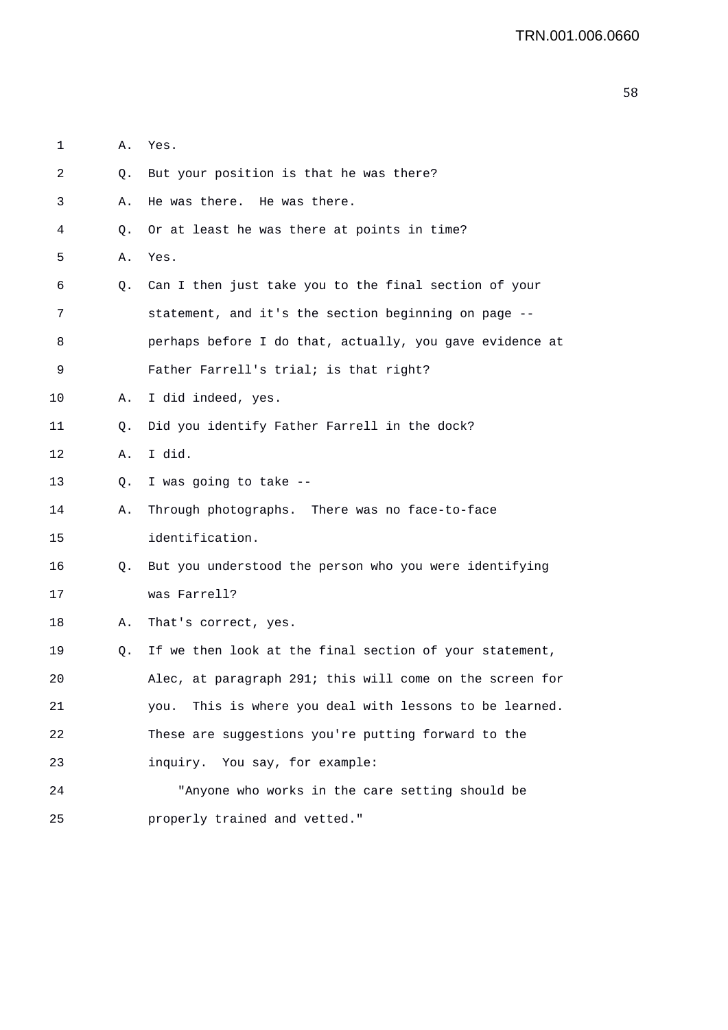1 A. Yes.

2 Q. But your position is that he was there?

3 A. He was there. He was there.

4 Q. Or at least he was there at points in time?

5 A. Yes.

6 Q. Can I then just take you to the final section of your

7 statement, and it's the section beginning on page --

8 perhaps before I do that, actually, you gave evidence at

9 Father Farrell's trial; is that right?

10 A. I did indeed, yes.

11 Q. Did you identify Father Farrell in the dock?

12 A. I did.

13 Q. I was going to take --

14 A. Through photographs. There was no face-to-face

15 identification.

16 Q. But you understood the person who you were identifying

17 was Farrell?

18 A. That's correct, yes.

19 Q. If we then look at the final section of your statement,

20 Alec, at paragraph 291; this will come on the screen for

21 you. This is where you deal with lessons to be learned.

22 These are suggestions you're putting forward to the

23 inquiry. You say, for example:

24 "Anyone who works in the care setting should be

25 properly trained and vetted."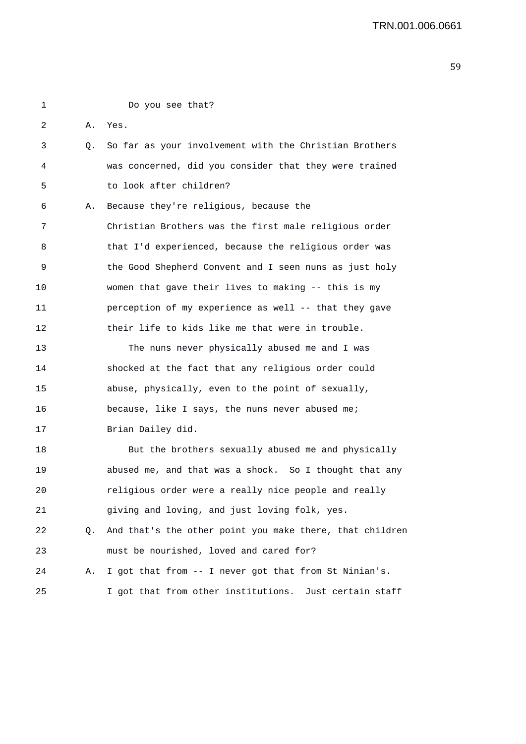1 Do you see that?

2 A. Yes.

3 Q. So far as your involvement with the Christian Brothers

4 was concerned, did you consider that they were trained

5 to look after children?

6 A. Because they're religious, because the

7 Christian Brothers was the first male religious order

8 that I'd experienced, because the religious order was

9 the Good Shepherd Convent and I seen nuns as just holy

10 women that gave their lives to making -- this is my

11 perception of my experience as well -- that they gave

12 their life to kids like me that were in trouble.

13 The nuns never physically abused me and I was

14 shocked at the fact that any religious order could

15 abuse, physically, even to the point of sexually,

16 because, like I says, the nuns never abused me;

17 Brian Dailey did.

18 But the brothers sexually abused me and physically

19 abused me, and that was a shock. So I thought that any

20 religious order were a really nice people and really

21 giving and loving, and just loving folk, yes.

22 Q. And that's the other point you make there, that children

23 must be nourished, loved and cared for?

24 A. I got that from -- I never got that from St Ninian's.

25 I got that from other institutions. Just certain staff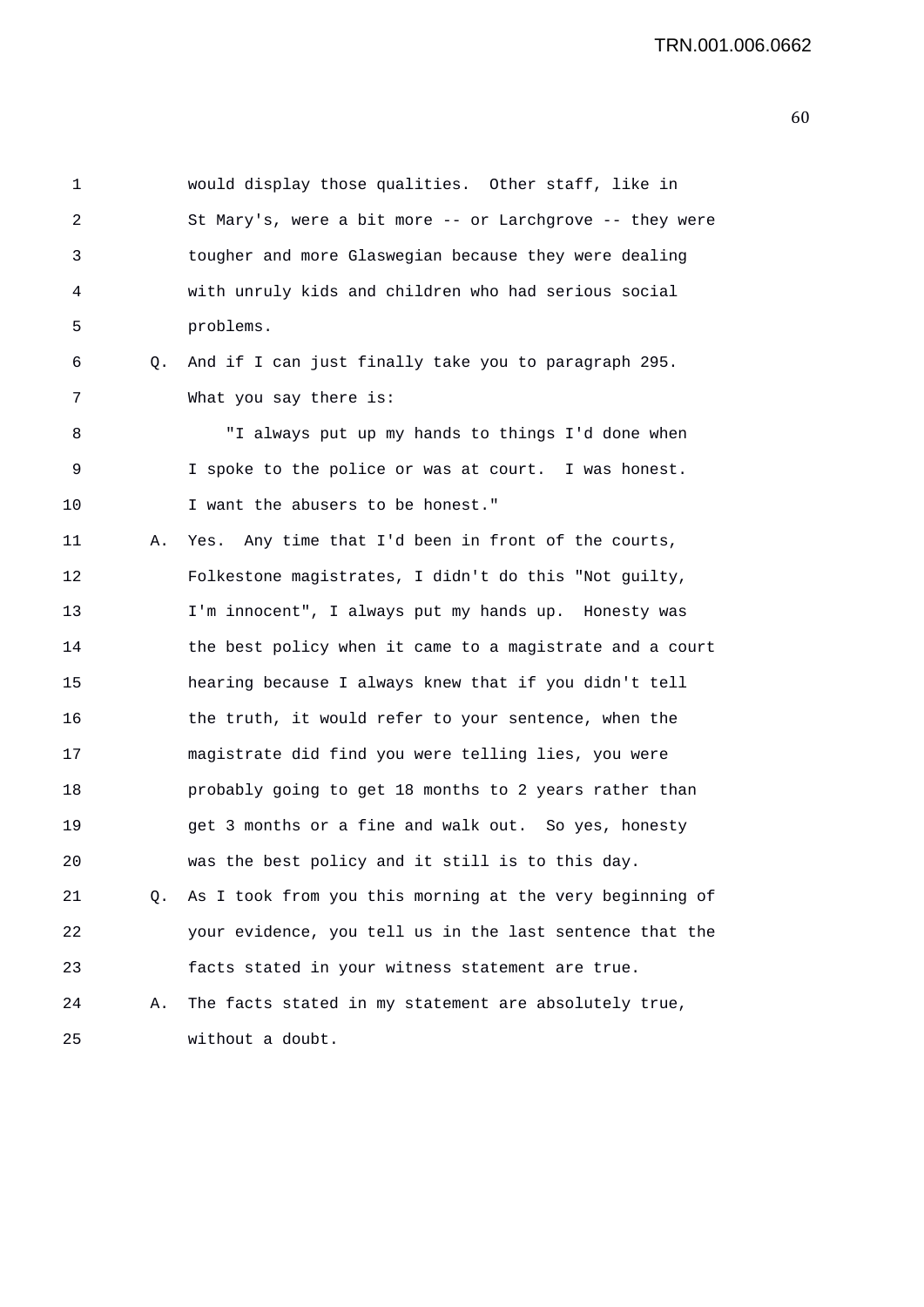would display those qualities. Other staff, like in St Mary's, were a bit more -- or Larchgrove -- they were tougher and more Glaswegian because they were dealing with unruly kids and children who had serious social problems.

Q. And if I can just finally take you to paragraph 295. What you say there is:

"I always put up my hands to things I'd done when I spoke to the police or was at court. I was honest. I want the abusers to be honest."

A. Yes. Any time that I'd been in front of the courts, Folkestone magistrates, I didn't do this "Not guilty, I'm innocent", I always put my hands up. Honesty was the best policy when it came to a magistrate and a court hearing because I always knew that if you didn't tell the truth, it would refer to your sentence, when the magistrate did find you were telling lies, you were probably going to get 18 months to 2 years rather than get 3 months or a fine and walk out. So yes, honesty was the best policy and it still is to this day.

Q. As I took from you this morning at the very beginning of your evidence, you tell us in the last sentence that the facts stated in your witness statement are true.

A. The facts stated in my statement are absolutely true, without a doubt.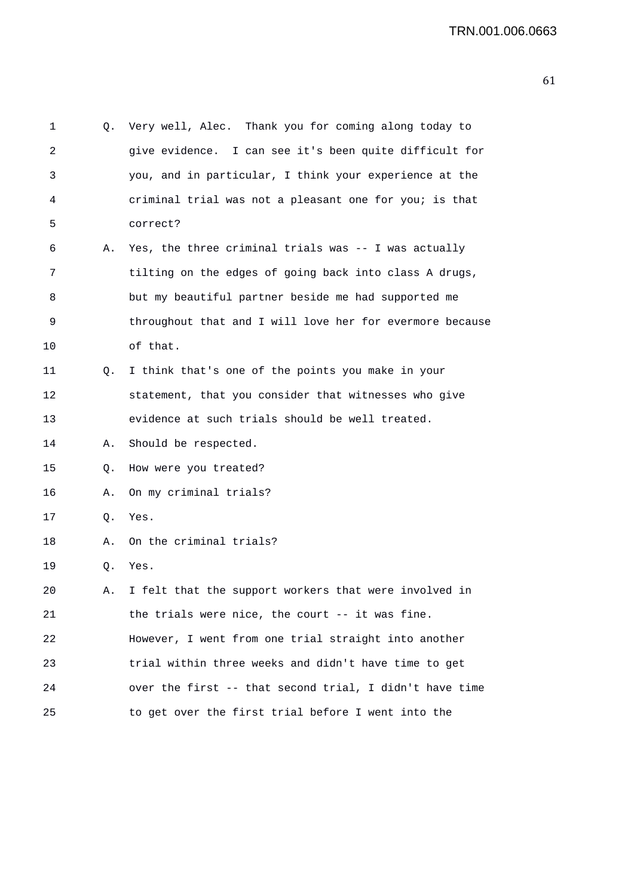1 Q. Very well, Alec. Thank you for coming along today to
2 give evidence. I can see it's been quite difficult for
3 you, and in particular, I think your experience at the
4 criminal trial was not a pleasant one for you; is that
5 correct?
6 A. Yes, the three criminal trials was -- I was actually
7 tilting on the edges of going back into class A drugs,
8 but my beautiful partner beside me had supported me
9 throughout that and I will love her for evermore because
10 of that.
11 Q. I think that's one of the points you make in your
12 statement, that you consider that witnesses who give
13 evidence at such trials should be well treated.
14 A. Should be respected.
15 Q. How were you treated?
16 A. On my criminal trials?
17 Q. Yes.
18 A. On the criminal trials?
19 Q. Yes.
20 A. I felt that the support workers that were involved in
21 the trials were nice, the court -- it was fine.
22 However, I went from one trial straight into another
23 trial within three weeks and didn't have time to get
24 over the first -- that second trial, I didn't have time
25 to get over the first trial before I went into the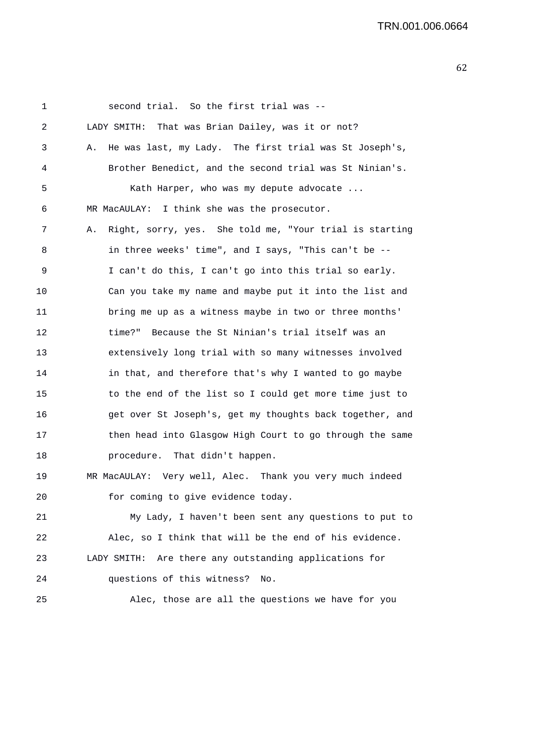second trial. So the first trial was --

LADY SMITH: That was Brian Dailey, was it or not?

A. He was last, my Lady. The first trial was St Joseph's, Brother Benedict, and the second trial was St Ninian's.

Kath Harper, who was my depute advocate ...

MR MacAULAY: I think she was the prosecutor.

A. Right, sorry, yes. She told me, "Your trial is starting in three weeks' time", and I says, "This can't be -- I can't do this, I can't go into this trial so early. Can you take my name and maybe put it into the list and bring me up as a witness maybe in two or three months' time?" Because the St Ninian's trial itself was an extensively long trial with so many witnesses involved in that, and therefore that's why I wanted to go maybe to the end of the list so I could get more time just to get over St Joseph's, get my thoughts back together, and then head into Glasgow High Court to go through the same procedure. That didn't happen.

MR MacAULAY: Very well, Alec. Thank you very much indeed for coming to give evidence today.

My Lady, I haven't been sent any questions to put to Alec, so I think that will be the end of his evidence.

LADY SMITH: Are there any outstanding applications for questions of this witness? No.

Alec, those are all the questions we have for you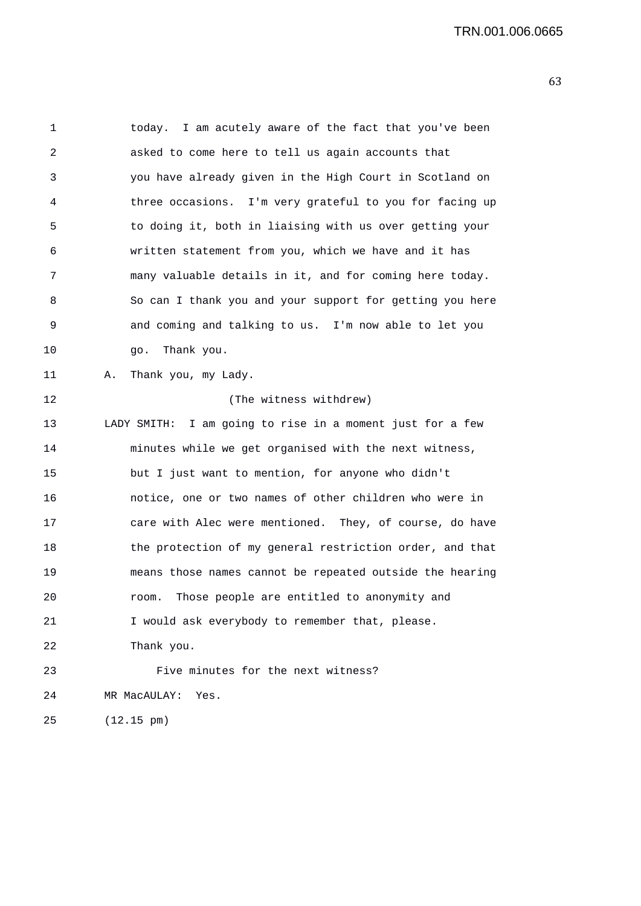today. I am acutely aware of the fact that you've been asked to come here to tell us again accounts that you have already given in the High Court in Scotland on three occasions. I'm very grateful to you for facing up to doing it, both in liaising with us over getting your written statement from you, which we have and it has many valuable details in it, and for coming here today. So can I thank you and your support for getting you here and coming and talking to us. I'm now able to let you go. Thank you.

A. Thank you, my Lady.

(The witness withdrew)

LADY SMITH: I am going to rise in a moment just for a few minutes while we get organised with the next witness, but I just want to mention, for anyone who didn't notice, one or two names of other children who were in care with Alec were mentioned. They, of course, do have the protection of my general restriction order, and that means those names cannot be repeated outside the hearing room. Those people are entitled to anonymity and I would ask everybody to remember that, please. Thank you.

Five minutes for the next witness?

MR MacAULAY: Yes.

(12.15 pm)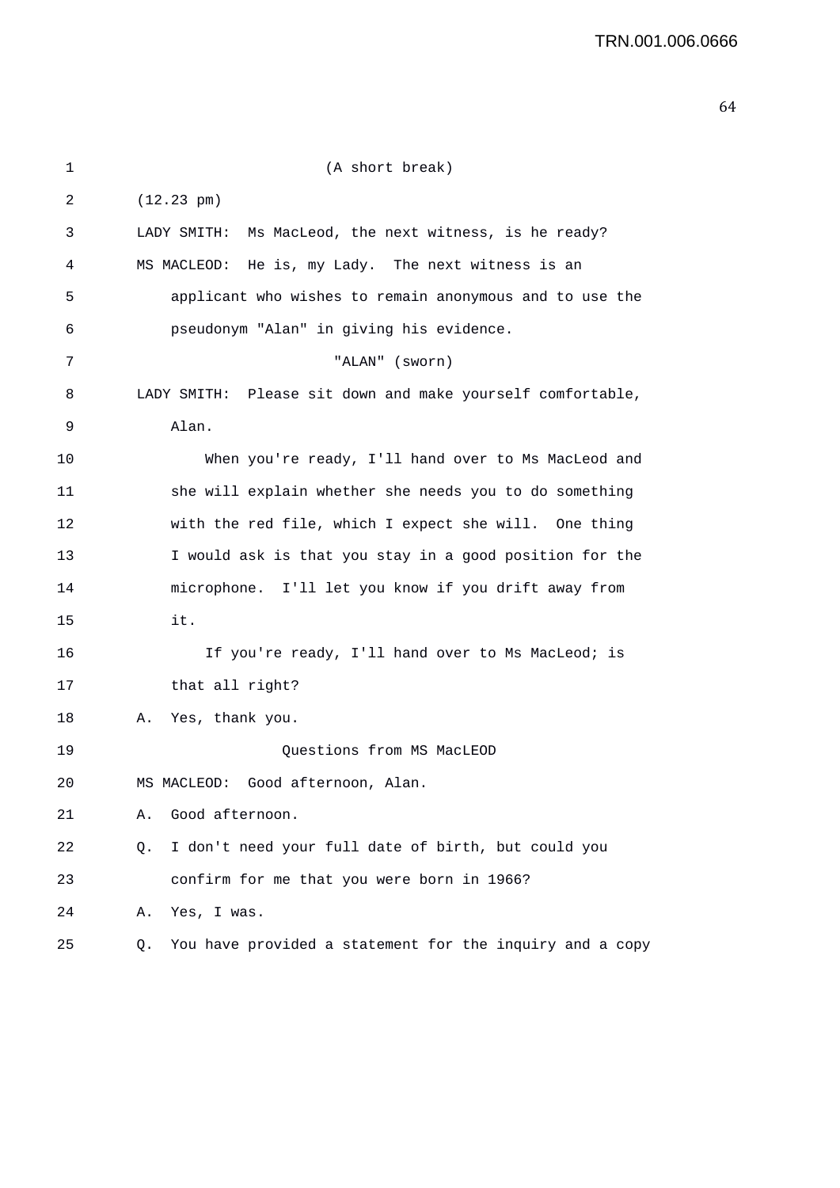(A short break)

(12.23 pm)

LADY SMITH: Ms MacLeod, the next witness, is he ready?

MS MACLEOD: He is, my Lady. The next witness is an applicant who wishes to remain anonymous and to use the pseudonym "Alan" in giving his evidence.

"ALAN" (sworn)

LADY SMITH: Please sit down and make yourself comfortable, Alan.

When you're ready, I'll hand over to Ms MacLeod and she will explain whether she needs you to do something with the red file, which I expect she will. One thing I would ask is that you stay in a good position for the microphone. I'll let you know if you drift away from it.

If you're ready, I'll hand over to Ms MacLeod; is that all right?

A. Yes, thank you.

Questions from MS MacLEOD

MS MACLEOD: Good afternoon, Alan.

A. Good afternoon.

Q. I don't need your full date of birth, but could you confirm for me that you were born in 1966?

A. Yes, I was.

Q. You have provided a statement for the inquiry and a copy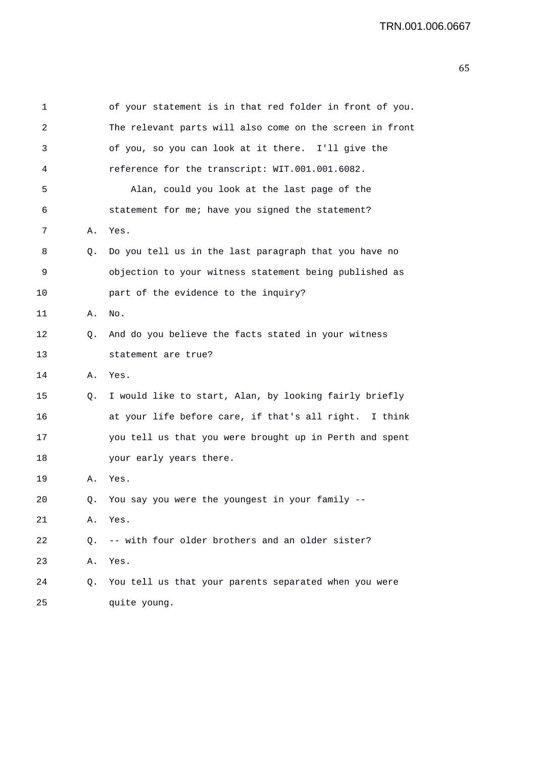1 of your statement is in that red folder in front of you.
2 The relevant parts will also come on the screen in front
3 of you, so you can look at it there. I'll give the
4 reference for the transcript: WIT.001.001.6082.
5 Alan, could you look at the last page of the
6 statement for me; have you signed the statement?
7 A. Yes.
8 Q. Do you tell us in the last paragraph that you have no
9 objection to your witness statement being published as
10 part of the evidence to the inquiry?
11 A. No.
12 Q. And do you believe the facts stated in your witness
13 statement are true?
14 A. Yes.
15 Q. I would like to start, Alan, by looking fairly briefly
16 at your life before care, if that's all right. I think
17 you tell us that you were brought up in Perth and spent
18 your early years there.
19 A. Yes.
20 Q. You say you were the youngest in your family --
21 A. Yes.
22 Q. -- with four older brothers and an older sister?
23 A. Yes.
24 Q. You tell us that your parents separated when you were
25 quite young.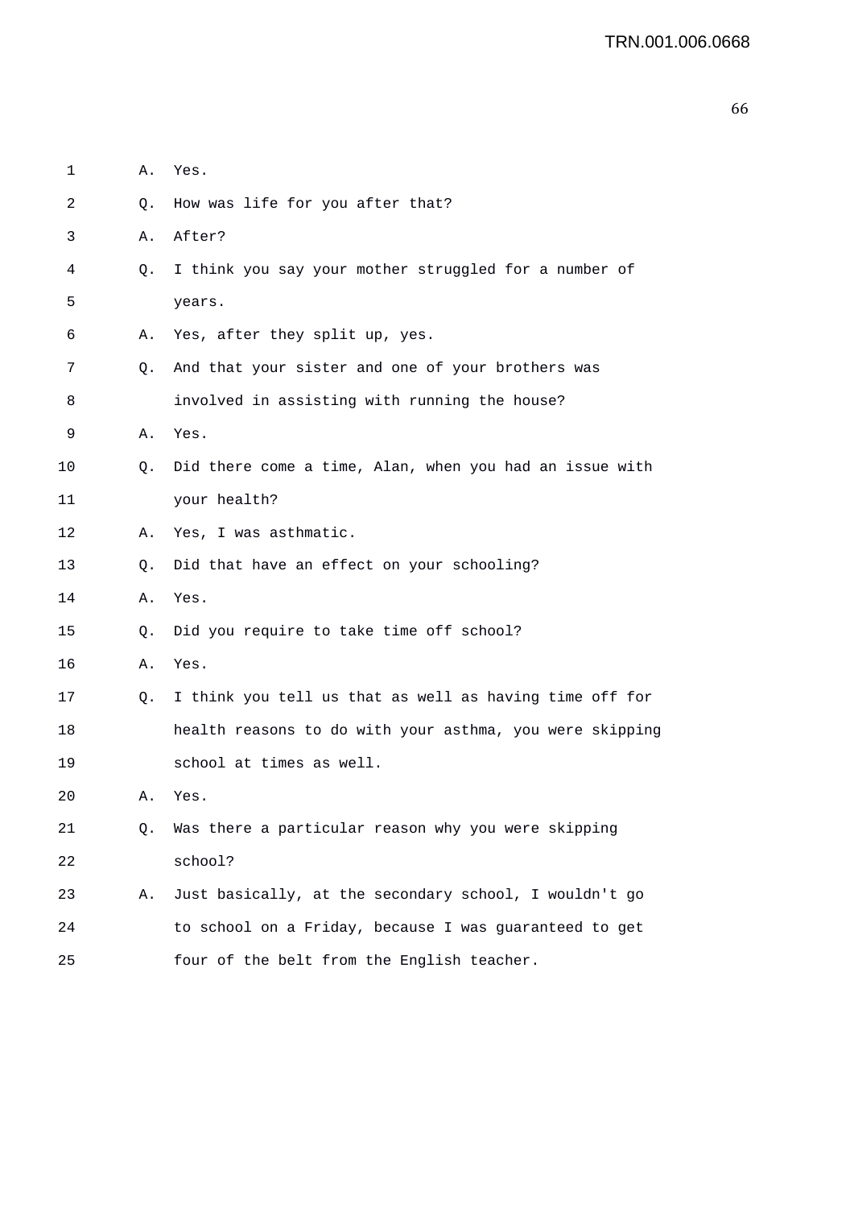1 A. Yes.

2 Q. How was life for you after that?

3 A. After?

4 Q. I think you say your mother struggled for a number of

5 years.

6 A. Yes, after they split up, yes.

7 Q. And that your sister and one of your brothers was

8 involved in assisting with running the house?

9 A. Yes.

10 Q. Did there come a time, Alan, when you had an issue with

11 your health?

12 A. Yes, I was asthmatic.

13 Q. Did that have an effect on your schooling?

14 A. Yes.

15 Q. Did you require to take time off school?

16 A. Yes.

17 Q. I think you tell us that as well as having time off for

18 health reasons to do with your asthma, you were skipping

19 school at times as well.

20 A. Yes.

21 Q. Was there a particular reason why you were skipping

22 school?

23 A. Just basically, at the secondary school, I wouldn't go

24 to school on a Friday, because I was guaranteed to get

25 four of the belt from the English teacher.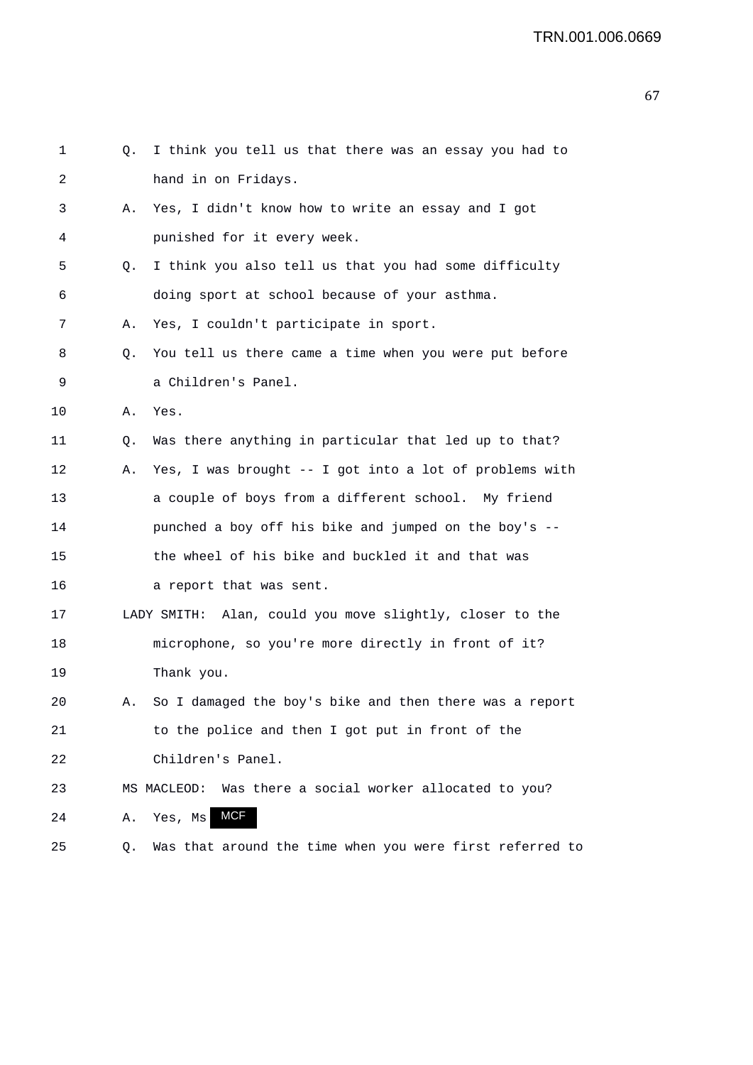1 Q. I think you tell us that there was an essay you had to
2 hand in on Fridays.
3 A. Yes, I didn't know how to write an essay and I got
4 punished for it every week.
5 Q. I think you also tell us that you had some difficulty
6 doing sport at school because of your asthma.
7 A. Yes, I couldn't participate in sport.
8 Q. You tell us there came a time when you were put before
9 a Children's Panel.
10 A. Yes.
11 Q. Was there anything in particular that led up to that?
12 A. Yes, I was brought -- I got into a lot of problems with
13 a couple of boys from a different school. My friend
14 punched a boy off his bike and jumped on the boy's --
15 the wheel of his bike and buckled it and that was
16 a report that was sent.
17 LADY SMITH: Alan, could you move slightly, closer to the
18 microphone, so you're more directly in front of it?
19 Thank you.
20 A. So I damaged the boy's bike and then there was a report
21 to the police and then I got put in front of the
22 Children's Panel.
23 MS MACLEOD: Was there a social worker allocated to you?
24 A. Yes, Ms MCF
25 Q. Was that around the time when you were first referred to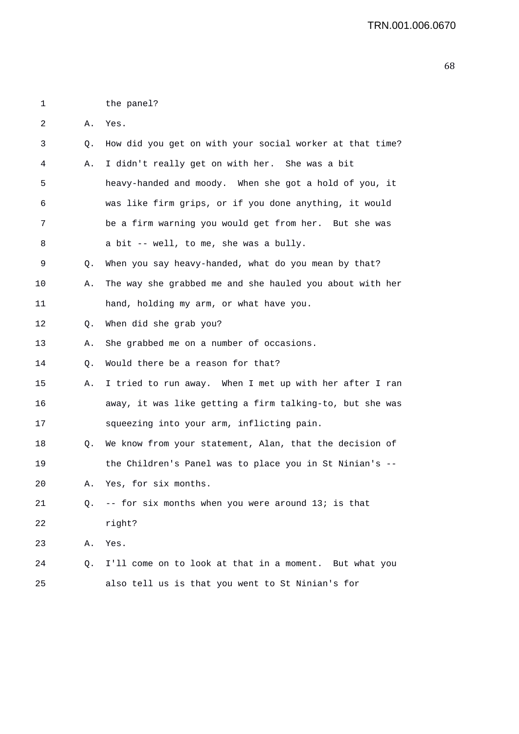1 the panel?

2 A. Yes.

3 Q. How did you get on with your social worker at that time?

4 A. I didn't really get on with her. She was a bit

5 heavy-handed and moody. When she got a hold of you, it

6 was like firm grips, or if you done anything, it would

7 be a firm warning you would get from her. But she was

8 a bit -- well, to me, she was a bully.

9 Q. When you say heavy-handed, what do you mean by that?

10 A. The way she grabbed me and she hauled you about with her

11 hand, holding my arm, or what have you.

12 Q. When did she grab you?

13 A. She grabbed me on a number of occasions.

14 Q. Would there be a reason for that?

15 A. I tried to run away. When I met up with her after I ran

16 away, it was like getting a firm talking-to, but she was

17 squeezing into your arm, inflicting pain.

18 Q. We know from your statement, Alan, that the decision of

19 the Children's Panel was to place you in St Ninian's --

20 A. Yes, for six months.

21 Q. -- for six months when you were around 13; is that

22 right?

23 A. Yes.

24 Q. I'll come on to look at that in a moment. But what you

25 also tell us is that you went to St Ninian's for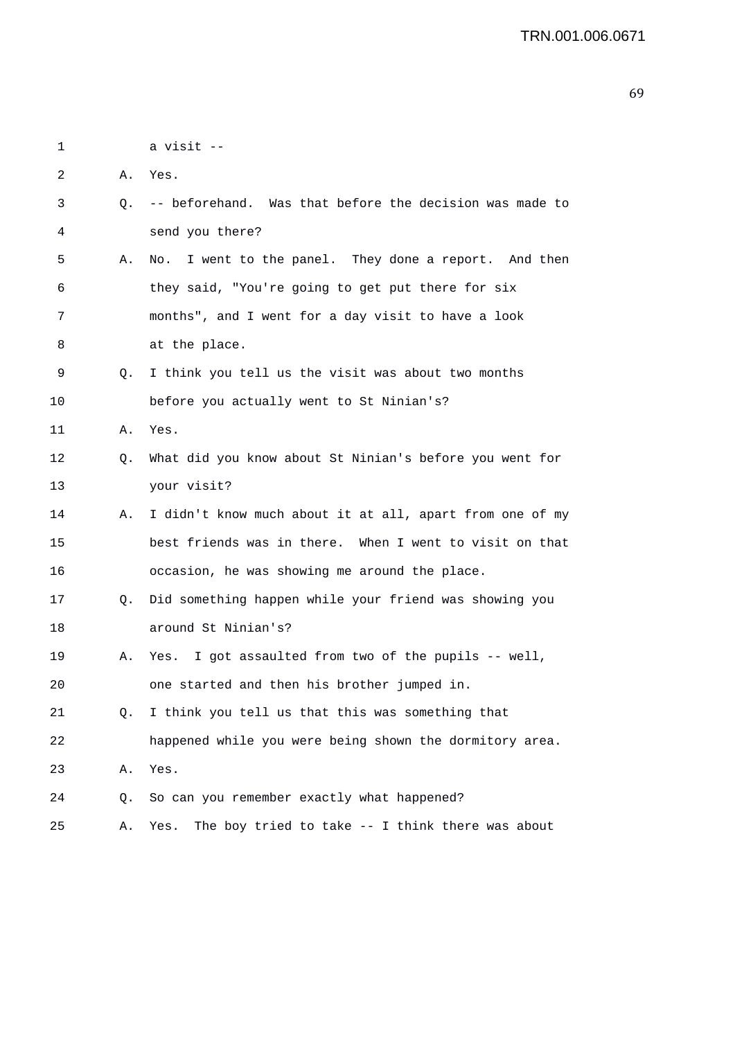1 a visit --

2 A. Yes.

3 Q. -- beforehand. Was that before the decision was made to

4 send you there?

5 A. No. I went to the panel. They done a report. And then

6 they said, "You're going to get put there for six

7 months", and I went for a day visit to have a look

8 at the place.

9 Q. I think you tell us the visit was about two months

10 before you actually went to St Ninian's?

11 A. Yes.

12 Q. What did you know about St Ninian's before you went for

13 your visit?

14 A. I didn't know much about it at all, apart from one of my

15 best friends was in there. When I went to visit on that

16 occasion, he was showing me around the place.

17 Q. Did something happen while your friend was showing you

18 around St Ninian's?

19 A. Yes. I got assaulted from two of the pupils -- well,

20 one started and then his brother jumped in.

21 Q. I think you tell us that this was something that

22 happened while you were being shown the dormitory area.

23 A. Yes.

24 Q. So can you remember exactly what happened?

25 A. Yes. The boy tried to take -- I think there was about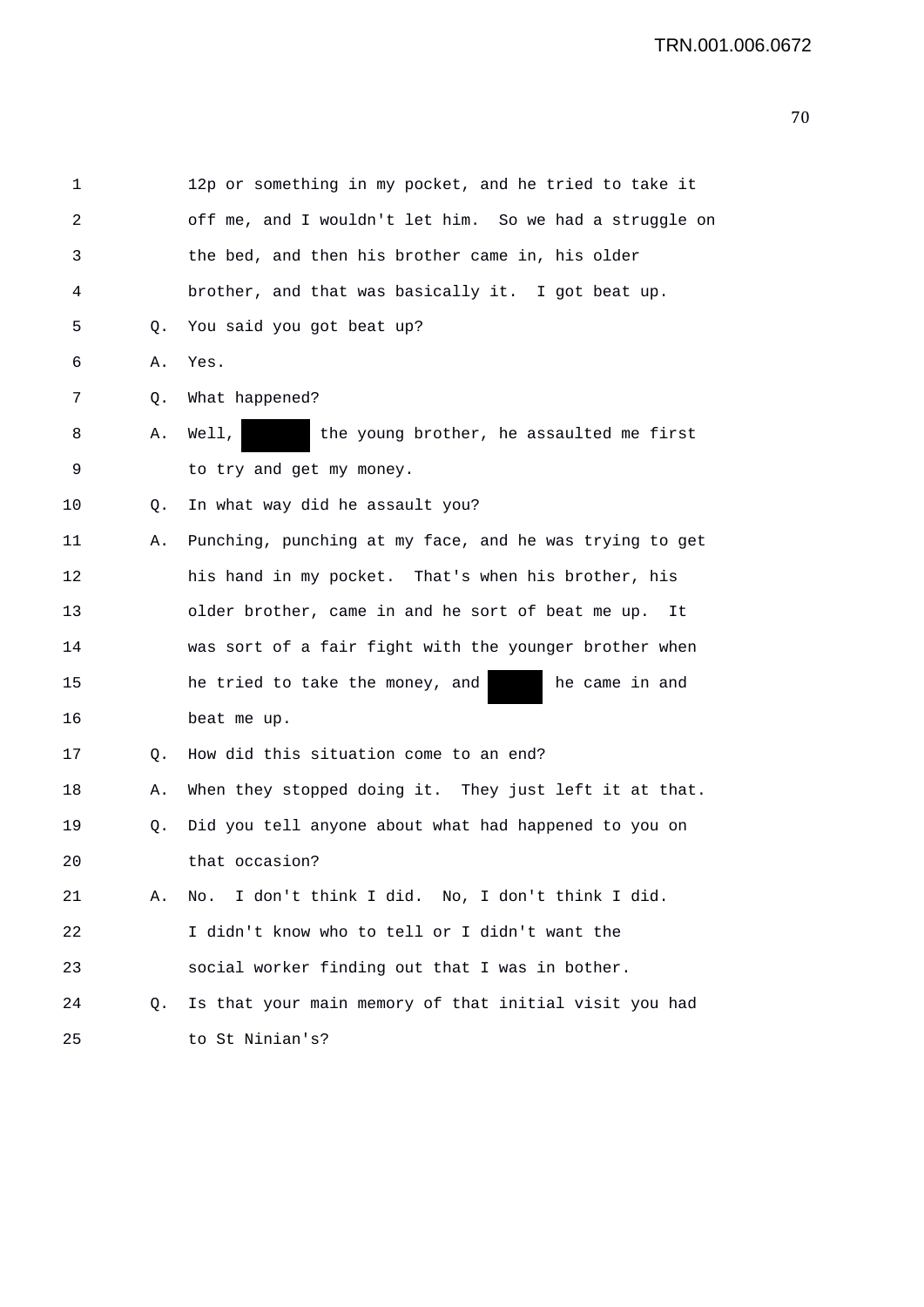1 12p or something in my pocket, and he tried to take it
2 off me, and I wouldn't let him. So we had a struggle on
3 the bed, and then his brother came in, his older
4 brother, and that was basically it. I got beat up.
5 Q. You said you got beat up?
6 A. Yes.
7 Q. What happened?
8 A. Well, ██████ the young brother, he assaulted me first
9 to try and get my money.
10 Q. In what way did he assault you?
11 A. Punching, punching at my face, and he was trying to get
12 his hand in my pocket. That's when his brother, his
13 older brother, came in and he sort of beat me up. It
14 was sort of a fair fight with the younger brother when
15 he tried to take the money, and ██████ he came in and
16 beat me up.
17 Q. How did this situation come to an end?
18 A. When they stopped doing it. They just left it at that.
19 Q. Did you tell anyone about what had happened to you on
20 that occasion?
21 A. No. I don't think I did. No, I don't think I did.
22 I didn't know who to tell or I didn't want the
23 social worker finding out that I was in bother.
24 Q. Is that your main memory of that initial visit you had
25 to St Ninian's?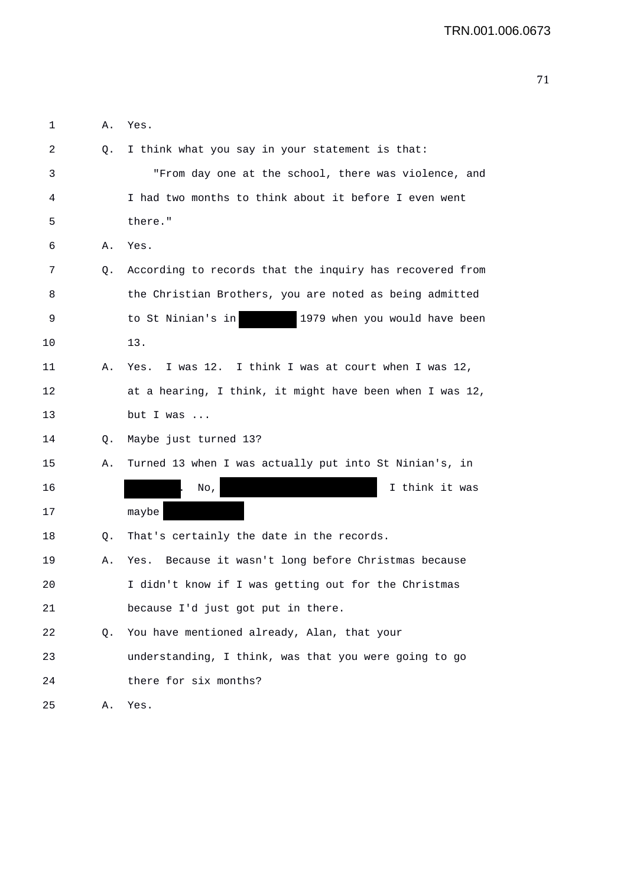1 A. Yes.

2 Q. I think what you say in your statement is that:

3 "From day one at the school, there was violence, and

4 I had two months to think about it before I even went

5 there."

6 A. Yes.

7 Q. According to records that the inquiry has recovered from

8 the Christian Brothers, you are noted as being admitted

9 to St Ninian's in ████████ 1979 when you would have been

10 13.

11 A. Yes. I was 12. I think I was at court when I was 12,

12 at a hearing, I think, it might have been when I was 12,

13 but I was ...

14 Q. Maybe just turned 13?

15 A. Turned 13 when I was actually put into St Ninian's, in

16 ████████. No, ████████████████████ I think it was

17 maybe ██████████

18 Q. That's certainly the date in the records.

19 A. Yes. Because it wasn't long before Christmas because

20 I didn't know if I was getting out for the Christmas

21 because I'd just got put in there.

22 Q. You have mentioned already, Alan, that your

23 understanding, I think, was that you were going to go

24 there for six months?

25 A. Yes.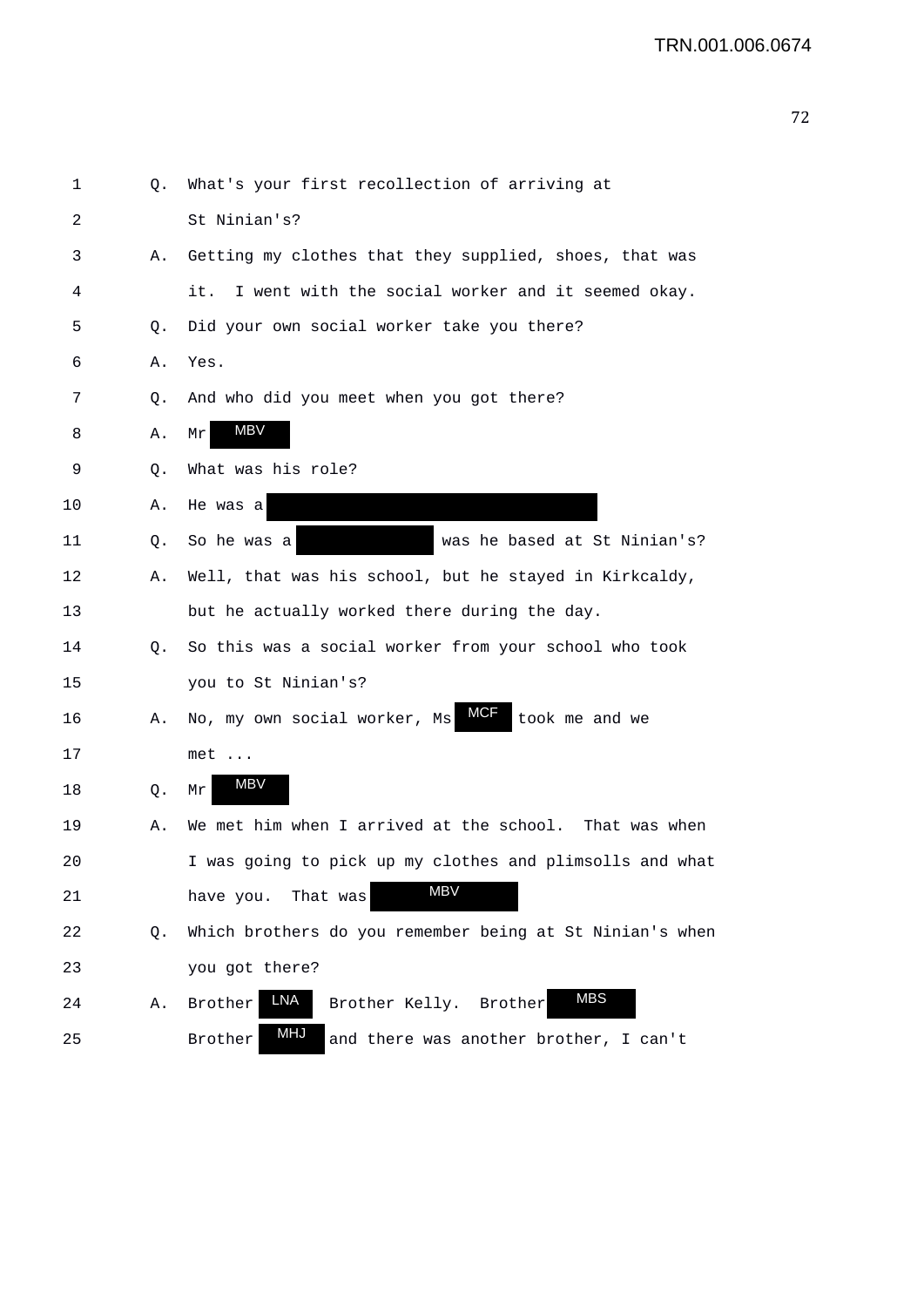1 Q. What's your first recollection of arriving at
2 St Ninian's?
3 A. Getting my clothes that they supplied, shoes, that was
4 it. I went with the social worker and it seemed okay.
5 Q. Did your own social worker take you there?
6 A. Yes.
7 Q. And who did you meet when you got there?
8 A. Mr MBV
9 Q. What was his role?
10 A. He was a
11 Q. So he was a was he based at St Ninian's?
12 A. Well, that was his school, but he stayed in Kirkcaldy,
13 but he actually worked there during the day.
14 Q. So this was a social worker from your school who took
15 you to St Ninian's?
16 A. No, my own social worker, Ms MCF took me and we
17 met ...
18 Q. Mr MBV
19 A. We met him when I arrived at the school. That was when
20 I was going to pick up my clothes and plimsolls and what
21 have you. That was MBV
22 Q. Which brothers do you remember being at St Ninian's when
23 you got there?
24 A. Brother LNA Brother Kelly. Brother MBS
25 Brother MHJ and there was another brother, I can't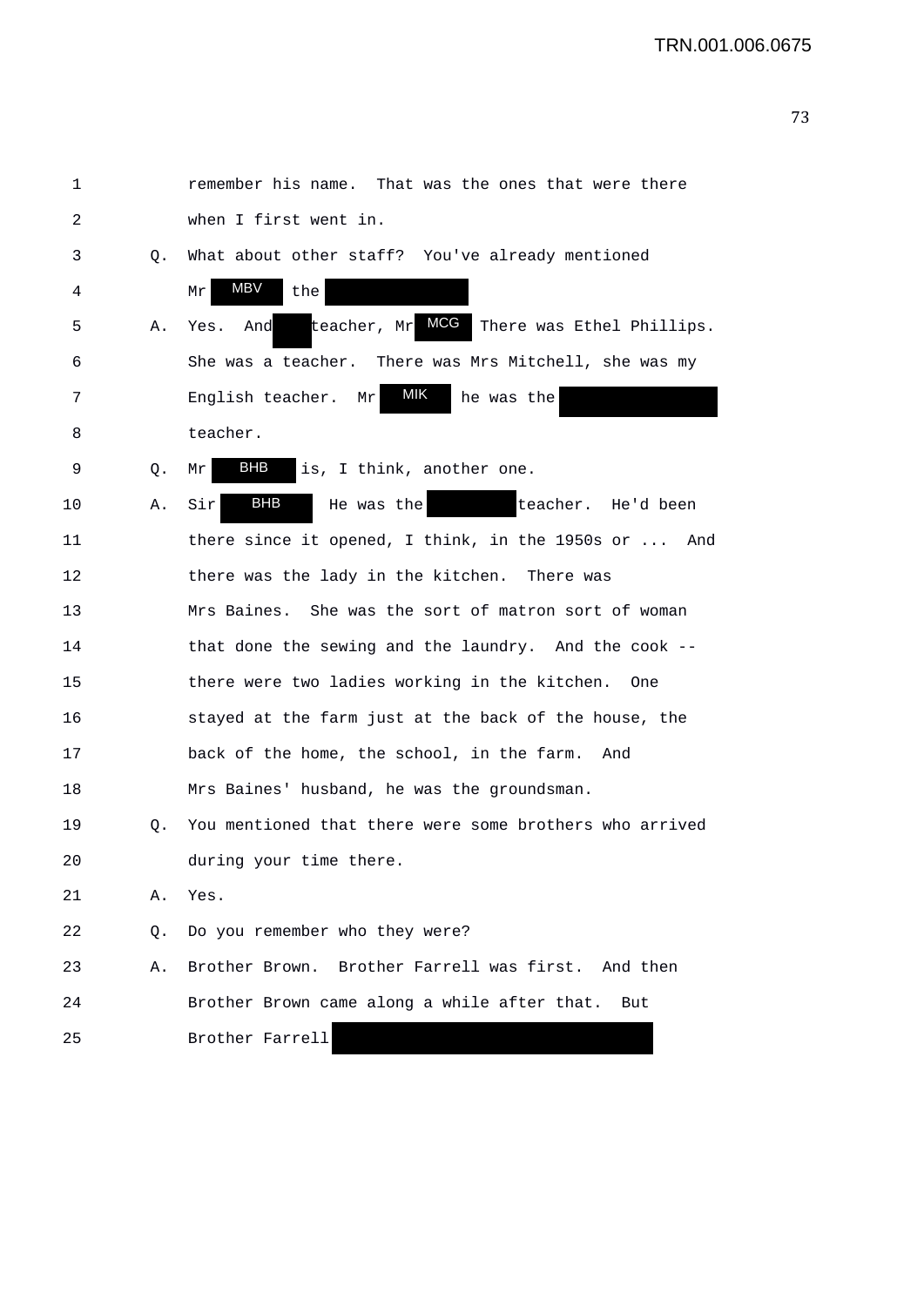1 remember his name. That was the ones that were there

2 when I first went in.

3 Q. What about other staff? You've already mentioned

4 Mr MBV the [REDACTED]

5 A. Yes. And [REDACTED] teacher, Mr MCG There was Ethel Phillips.

6 She was a teacher. There was Mrs Mitchell, she was my

7 English teacher. Mr MIK he was the [REDACTED]

8 teacher.

9 Q. Mr BHB is, I think, another one.

10 A. Sir BHB He was the [REDACTED] teacher. He'd been

11 there since it opened, I think, in the 1950s or ... And

12 there was the lady in the kitchen. There was

13 Mrs Baines. She was the sort of matron sort of woman

14 that done the sewing and the laundry. And the cook --

15 there were two ladies working in the kitchen. One

16 stayed at the farm just at the back of the house, the

17 back of the home, the school, in the farm. And

18 Mrs Baines' husband, he was the groundsman.

19 Q. You mentioned that there were some brothers who arrived

20 during your time there.

21 A. Yes.

22 Q. Do you remember who they were?

23 A. Brother Brown. Brother Farrell was first. And then

24 Brother Brown came along a while after that. But

25 Brother Farrell [REDACTED]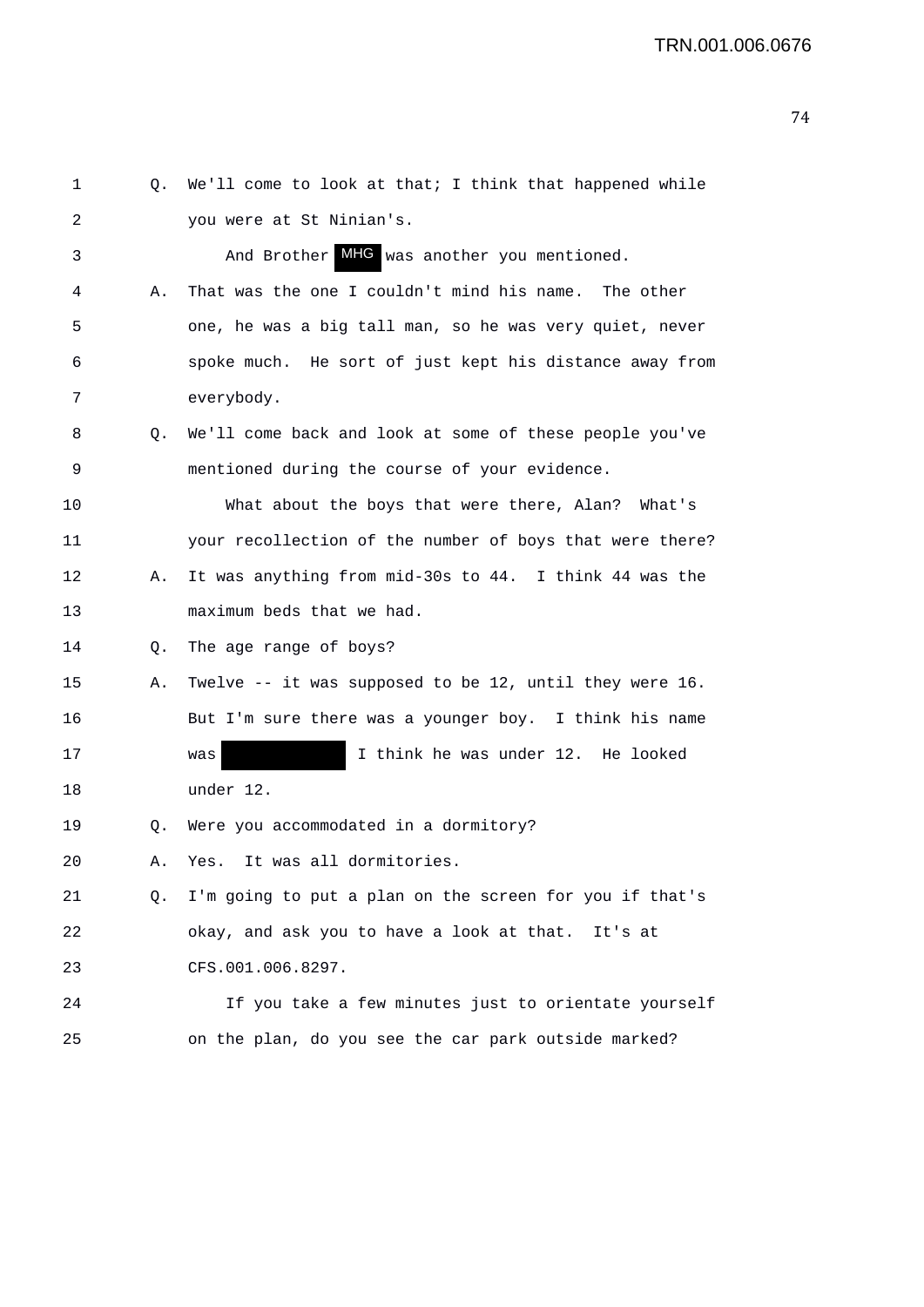1 Q. We'll come to look at that; I think that happened while
2 you were at St Ninian's.
3 And Brother MHG was another you mentioned.
4 A. That was the one I couldn't mind his name. The other
5 one, he was a big tall man, so he was very quiet, never
6 spoke much. He sort of just kept his distance away from
7 everybody.
8 Q. We'll come back and look at some of these people you've
9 mentioned during the course of your evidence.
10 What about the boys that were there, Alan? What's
11 your recollection of the number of boys that were there?
12 A. It was anything from mid-30s to 44. I think 44 was the
13 maximum beds that we had.
14 Q. The age range of boys?
15 A. Twelve -- it was supposed to be 12, until they were 16.
16 But I'm sure there was a younger boy. I think his name
17 was [redacted] I think he was under 12. He looked
18 under 12.
19 Q. Were you accommodated in a dormitory?
20 A. Yes. It was all dormitories.
21 Q. I'm going to put a plan on the screen for you if that's
22 okay, and ask you to have a look at that. It's at
23 CFS.001.006.8297.
24 If you take a few minutes just to orientate yourself
25 on the plan, do you see the car park outside marked?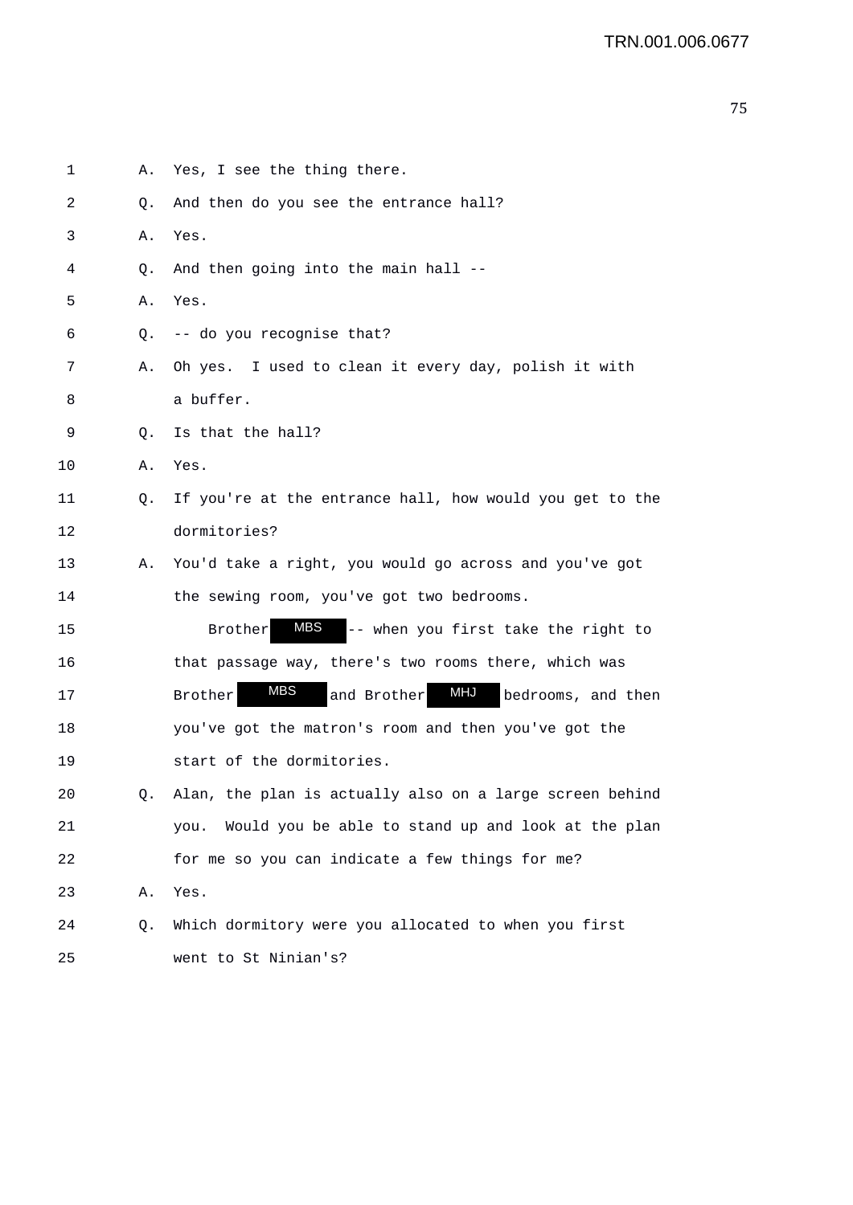1 A. Yes, I see the thing there.

2 Q. And then do you see the entrance hall?

3 A. Yes.

4 Q. And then going into the main hall --

5 A. Yes.

6 Q. -- do you recognise that?

7 A. Oh yes. I used to clean it every day, polish it with

8 a buffer.

9 Q. Is that the hall?

10 A. Yes.

11 Q. If you're at the entrance hall, how would you get to the

12 dormitories?

13 A. You'd take a right, you would go across and you've got

14 the sewing room, you've got two bedrooms.

15 Brother MBS -- when you first take the right to

16 that passage way, there's two rooms there, which was

17 Brother MBS and Brother MHJ bedrooms, and then

18 you've got the matron's room and then you've got the

19 start of the dormitories.

20 Q. Alan, the plan is actually also on a large screen behind

21 you. Would you be able to stand up and look at the plan

22 for me so you can indicate a few things for me?

23 A. Yes.

24 Q. Which dormitory were you allocated to when you first

25 went to St Ninian's?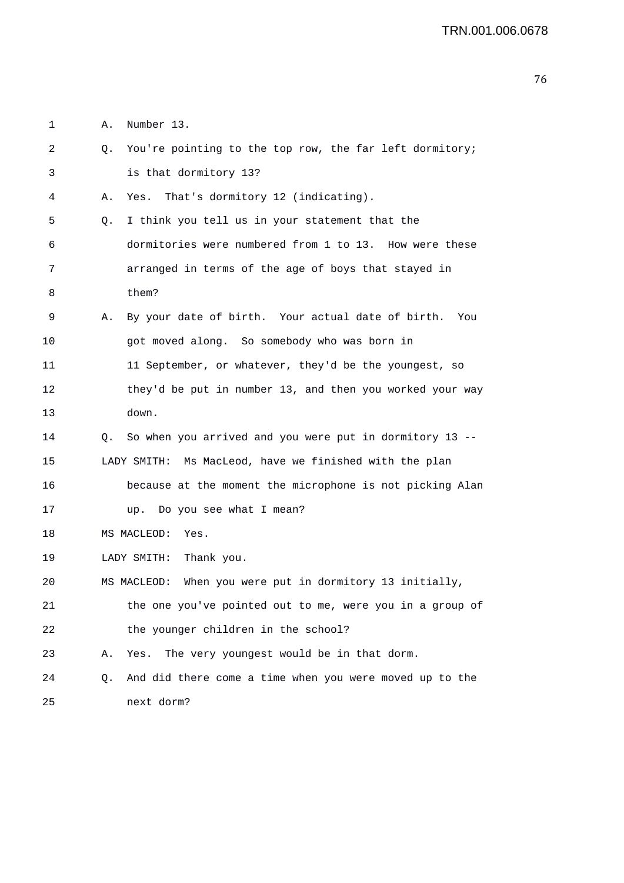1 A. Number 13.

2 Q. You're pointing to the top row, the far left dormitory;

3 is that dormitory 13?

4 A. Yes. That's dormitory 12 (indicating).

5 Q. I think you tell us in your statement that the

6 dormitories were numbered from 1 to 13. How were these

7 arranged in terms of the age of boys that stayed in

8 them?

9 A. By your date of birth. Your actual date of birth. You

10 got moved along. So somebody who was born in

11 11 September, or whatever, they'd be the youngest, so

12 they'd be put in number 13, and then you worked your way

13 down.

14 Q. So when you arrived and you were put in dormitory 13 --

15 LADY SMITH: Ms MacLeod, have we finished with the plan

16 because at the moment the microphone is not picking Alan

17 up. Do you see what I mean?

18 MS MACLEOD: Yes.

19 LADY SMITH: Thank you.

20 MS MACLEOD: When you were put in dormitory 13 initially,

21 the one you've pointed out to me, were you in a group of

22 the younger children in the school?

23 A. Yes. The very youngest would be in that dorm.

24 Q. And did there come a time when you were moved up to the

25 next dorm?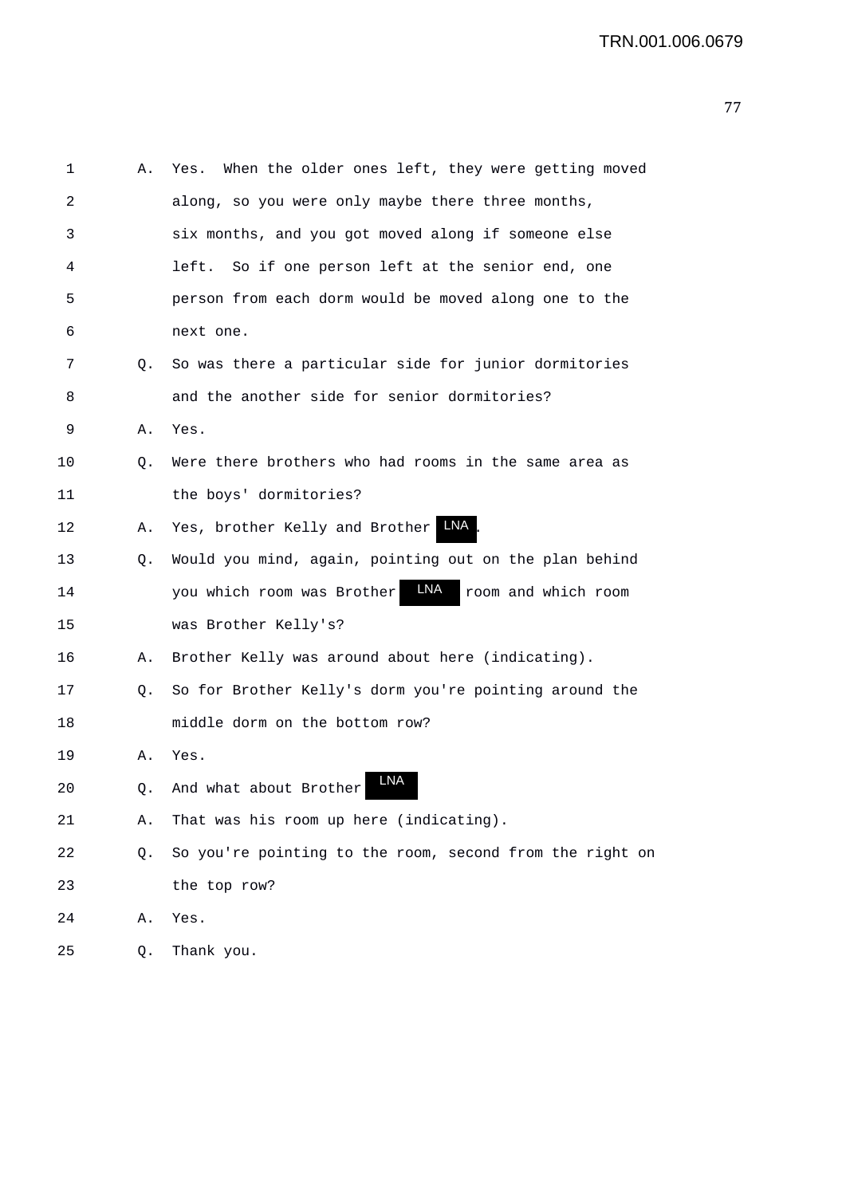1 A. Yes. When the older ones left, they were getting moved
2 along, so you were only maybe there three months,
3 six months, and you got moved along if someone else
4 left. So if one person left at the senior end, one
5 person from each dorm would be moved along one to the
6 next one.
7 Q. So was there a particular side for junior dormitories
8 and the another side for senior dormitories?
9 A. Yes.
10 Q. Were there brothers who had rooms in the same area as
11 the boys' dormitories?
12 A. Yes, brother Kelly and Brother LNA.
13 Q. Would you mind, again, pointing out on the plan behind
14 you which room was Brother LNA room and which room
15 was Brother Kelly's?
16 A. Brother Kelly was around about here (indicating).
17 Q. So for Brother Kelly's dorm you're pointing around the
18 middle dorm on the bottom row?
19 A. Yes.
20 Q. And what about Brother LNA
21 A. That was his room up here (indicating).
22 Q. So you're pointing to the room, second from the right on
23 the top row?
24 A. Yes.
25 Q. Thank you.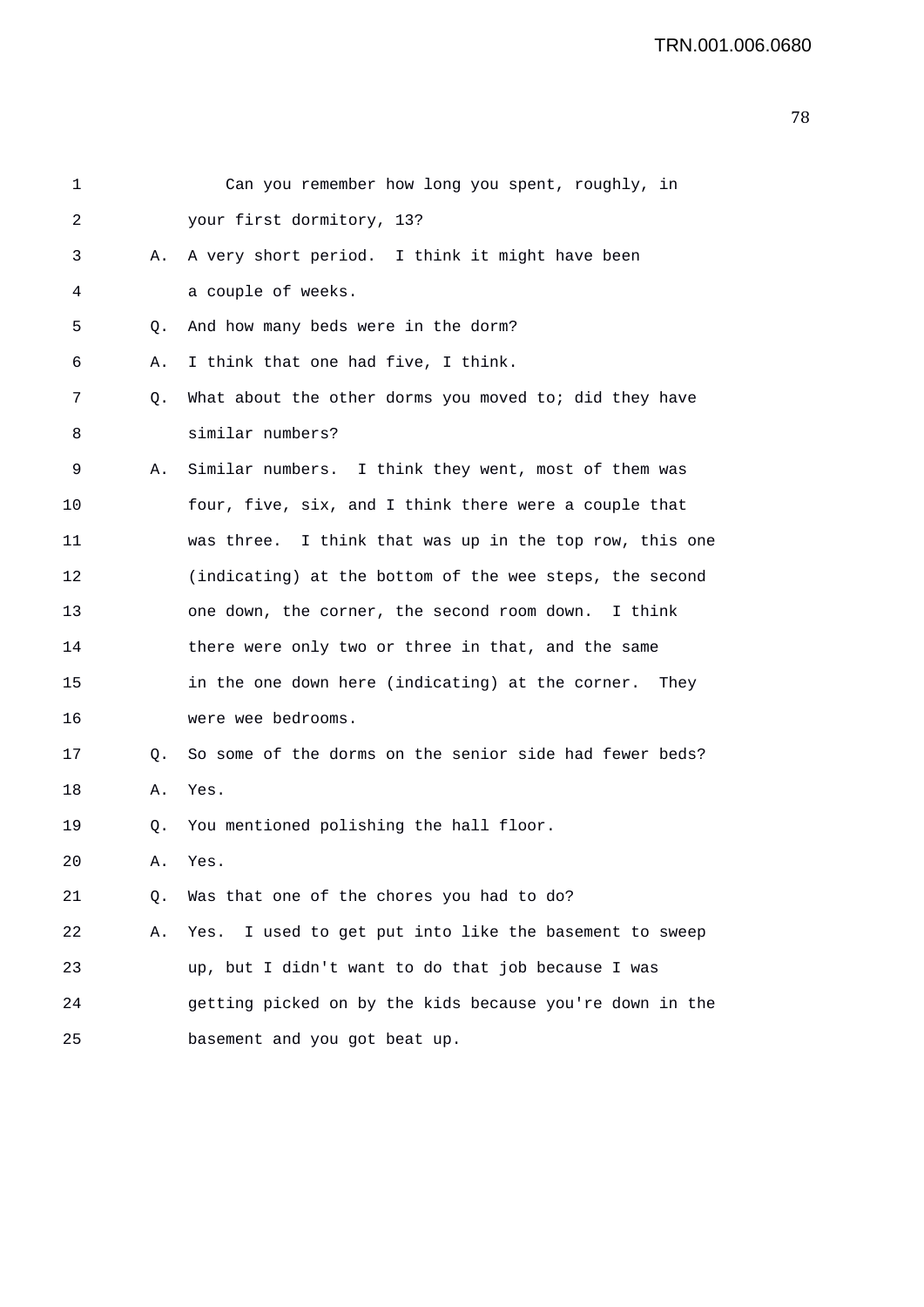Can you remember how long you spent, roughly, in your first dormitory, 13?

A. A very short period. I think it might have been a couple of weeks.

Q. And how many beds were in the dorm?

A. I think that one had five, I think.

Q. What about the other dorms you moved to; did they have similar numbers?

A. Similar numbers. I think they went, most of them was four, five, six, and I think there were a couple that was three. I think that was up in the top row, this one (indicating) at the bottom of the wee steps, the second one down, the corner, the second room down. I think there were only two or three in that, and the same in the one down here (indicating) at the corner. They were wee bedrooms.

Q. So some of the dorms on the senior side had fewer beds?

A. Yes.

Q. You mentioned polishing the hall floor.

A. Yes.

Q. Was that one of the chores you had to do?

A. Yes. I used to get put into like the basement to sweep up, but I didn't want to do that job because I was getting picked on by the kids because you're down in the basement and you got beat up.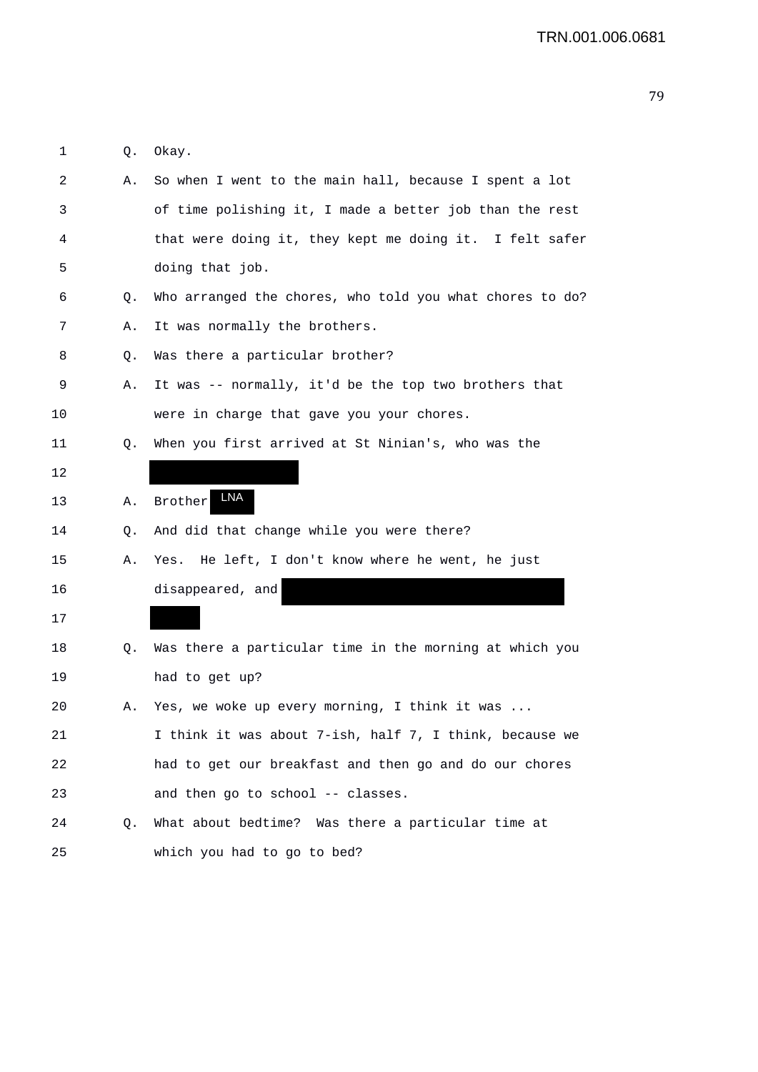1 Q. Okay.

2 A. So when I went to the main hall, because I spent a lot
3 of time polishing it, I made a better job than the rest
4 that were doing it, they kept me doing it. I felt safer
5 doing that job.

6 Q. Who arranged the chores, who told you what chores to do?

7 A. It was normally the brothers.

8 Q. Was there a particular brother?

9 A. It was -- normally, it'd be the top two brothers that
10 were in charge that gave you your chores.

11 Q. When you first arrived at St Ninian's, who was the
12 [REDACTED]

13 A. Brother LNA

14 Q. And did that change while you were there?

15 A. Yes. He left, I don't know where he went, he just
16 disappeared, and [REDACTED]
17 [REDACTED]

18 Q. Was there a particular time in the morning at which you
19 had to get up?

20 A. Yes, we woke up every morning, I think it was ...
21 I think it was about 7-ish, half 7, I think, because we
22 had to get our breakfast and then go and do our chores
23 and then go to school -- classes.

24 Q. What about bedtime? Was there a particular time at
25 which you had to go to bed?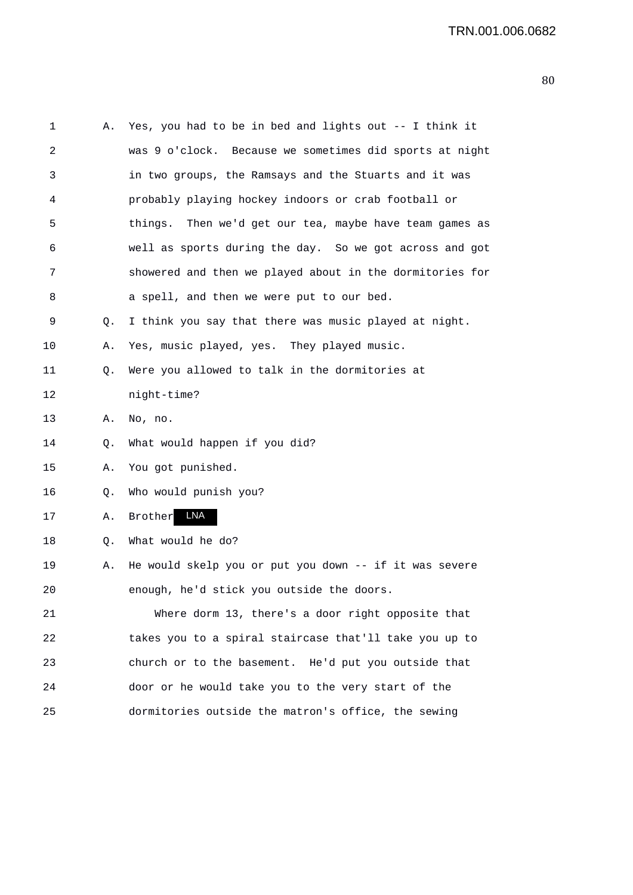1 A. Yes, you had to be in bed and lights out -- I think it was 9 o'clock. Because we sometimes did sports at night in two groups, the Ramsays and the Stuarts and it was probably playing hockey indoors or crab football or things. Then we'd get our tea, maybe have team games as well as sports during the day. So we got across and got showered and then we played about in the dormitories for a spell, and then we were put to our bed.

9 Q. I think you say that there was music played at night.

10 A. Yes, music played, yes. They played music.

11 Q. Were you allowed to talk in the dormitories at night-time?

13 A. No, no.

14 Q. What would happen if you did?

15 A. You got punished.

16 Q. Who would punish you?

17 A. Brother LNA

18 Q. What would he do?

19 A. He would skelp you or put you down -- if it was severe enough, he'd stick you outside the doors.

21 Where dorm 13, there's a door right opposite that takes you to a spiral staircase that'll take you up to church or to the basement. He'd put you outside that door or he would take you to the very start of the dormitories outside the matron's office, the sewing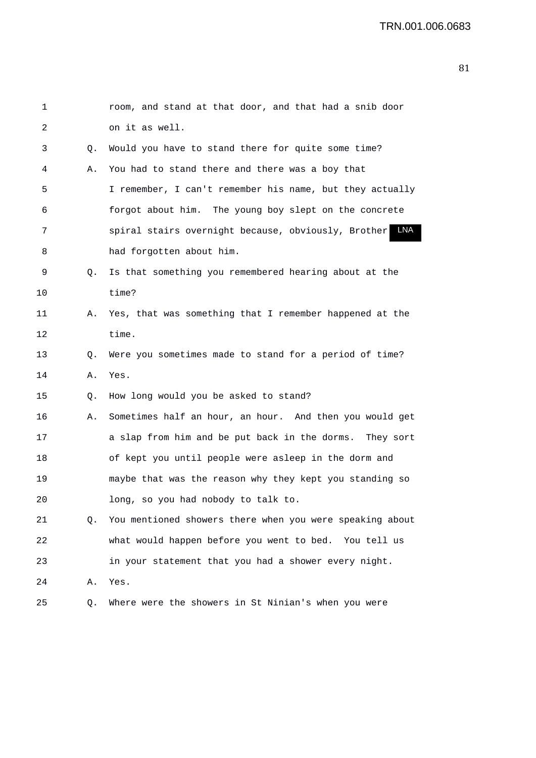1 room, and stand at that door, and that had a snib door
2 on it as well.
3 Q. Would you have to stand there for quite some time?
4 A. You had to stand there and there was a boy that
5 I remember, I can't remember his name, but they actually
6 forgot about him. The young boy slept on the concrete
7 spiral stairs overnight because, obviously, Brother LNA
8 had forgotten about him.
9 Q. Is that something you remembered hearing about at the
10 time?
11 A. Yes, that was something that I remember happened at the
12 time.
13 Q. Were you sometimes made to stand for a period of time?
14 A. Yes.
15 Q. How long would you be asked to stand?
16 A. Sometimes half an hour, an hour. And then you would get
17 a slap from him and be put back in the dorms. They sort
18 of kept you until people were asleep in the dorm and
19 maybe that was the reason why they kept you standing so
20 long, so you had nobody to talk to.
21 Q. You mentioned showers there when you were speaking about
22 what would happen before you went to bed. You tell us
23 in your statement that you had a shower every night.
24 A. Yes.
25 Q. Where were the showers in St Ninian's when you were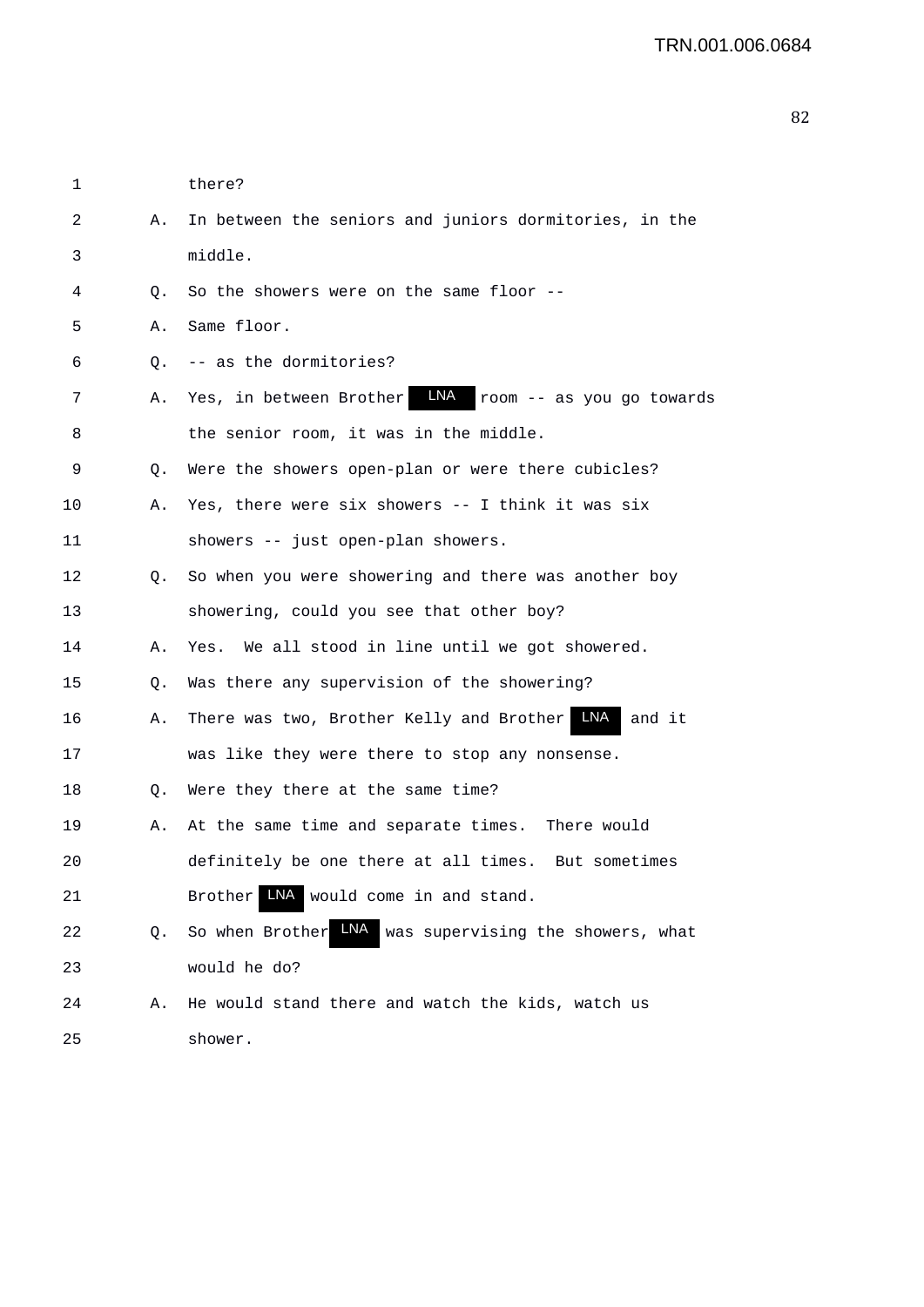1 there?

2 A. In between the seniors and juniors dormitories, in the

3 middle.

4 Q. So the showers were on the same floor --

5 A. Same floor.

6 Q. -- as the dormitories?

7 A. Yes, in between Brother LNA room -- as you go towards

8 the senior room, it was in the middle.

9 Q. Were the showers open-plan or were there cubicles?

10 A. Yes, there were six showers -- I think it was six

11 showers -- just open-plan showers.

12 Q. So when you were showering and there was another boy

13 showering, could you see that other boy?

14 A. Yes. We all stood in line until we got showered.

15 Q. Was there any supervision of the showering?

16 A. There was two, Brother Kelly and Brother LNA and it

17 was like they were there to stop any nonsense.

18 Q. Were they there at the same time?

19 A. At the same time and separate times. There would

20 definitely be one there at all times. But sometimes

21 Brother LNA would come in and stand.

22 Q. So when Brother LNA was supervising the showers, what

23 would he do?

24 A. He would stand there and watch the kids, watch us

25 shower.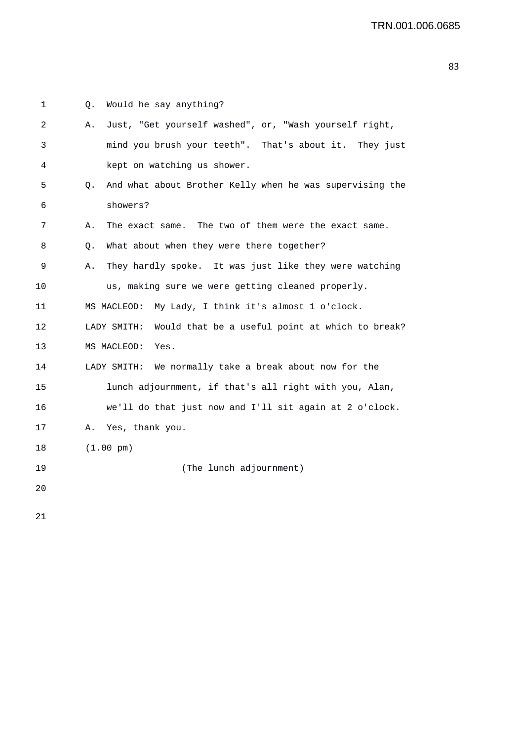Q. Would he say anything?

A. Just, "Get yourself washed", or, "Wash yourself right, mind you brush your teeth". That's about it. They just kept on watching us shower.

Q. And what about Brother Kelly when he was supervising the showers?

A. The exact same. The two of them were the exact same.

Q. What about when they were there together?

A. They hardly spoke. It was just like they were watching us, making sure we were getting cleaned properly.

MS MACLEOD: My Lady, I think it's almost 1 o'clock.

LADY SMITH: Would that be a useful point at which to break?

MS MACLEOD: Yes.

LADY SMITH: We normally take a break about now for the lunch adjournment, if that's all right with you, Alan, we'll do that just now and I'll sit again at 2 o'clock.

A. Yes, thank you.

(1.00 pm)

(The lunch adjournment)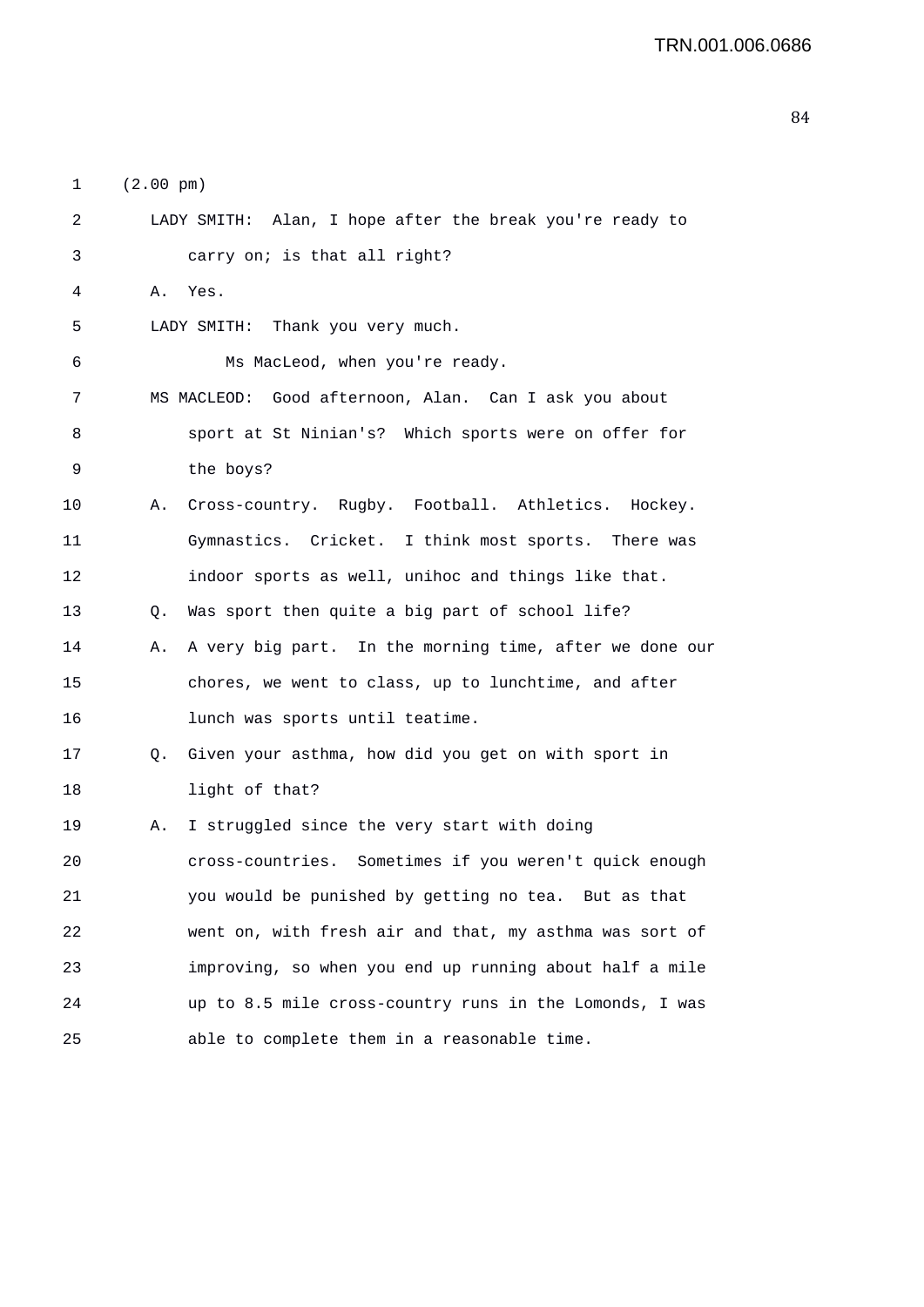(2.00 pm)

LADY SMITH: Alan, I hope after the break you're ready to carry on; is that all right?

A. Yes.

LADY SMITH: Thank you very much.

Ms MacLeod, when you're ready.

MS MACLEOD: Good afternoon, Alan. Can I ask you about sport at St Ninian's? Which sports were on offer for the boys?

A. Cross-country. Rugby. Football. Athletics. Hockey. Gymnastics. Cricket. I think most sports. There was indoor sports as well, unihoc and things like that.

Q. Was sport then quite a big part of school life?

A. A very big part. In the morning time, after we done our chores, we went to class, up to lunchtime, and after lunch was sports until teatime.

Q. Given your asthma, how did you get on with sport in light of that?

A. I struggled since the very start with doing cross-countries. Sometimes if you weren't quick enough you would be punished by getting no tea. But as that went on, with fresh air and that, my asthma was sort of improving, so when you end up running about half a mile up to 8.5 mile cross-country runs in the Lomonds, I was able to complete them in a reasonable time.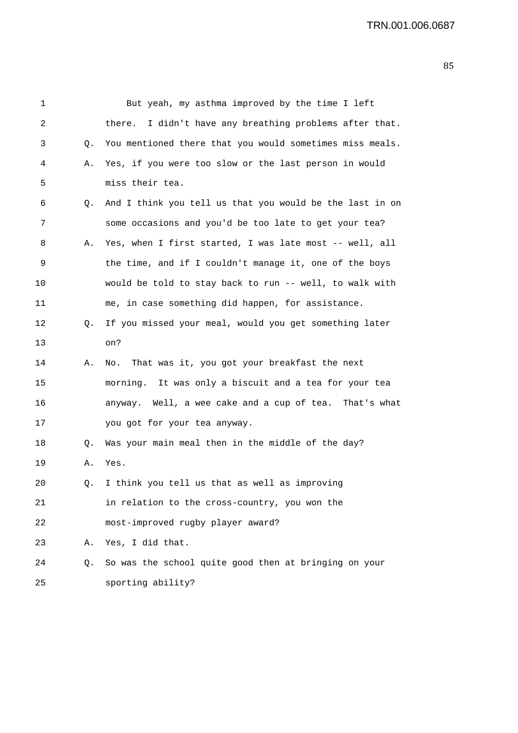But yeah, my asthma improved by the time I left there. I didn't have any breathing problems after that.

Q. You mentioned there that you would sometimes miss meals.

A. Yes, if you were too slow or the last person in would miss their tea.

Q. And I think you tell us that you would be the last in on some occasions and you'd be too late to get your tea?

A. Yes, when I first started, I was late most -- well, all the time, and if I couldn't manage it, one of the boys would be told to stay back to run -- well, to walk with me, in case something did happen, for assistance.

Q. If you missed your meal, would you get something later on?

A. No. That was it, you got your breakfast the next morning. It was only a biscuit and a tea for your tea anyway. Well, a wee cake and a cup of tea. That's what you got for your tea anyway.

Q. Was your main meal then in the middle of the day?

A. Yes.

Q. I think you tell us that as well as improving in relation to the cross-country, you won the most-improved rugby player award?

A. Yes, I did that.

Q. So was the school quite good then at bringing on your sporting ability?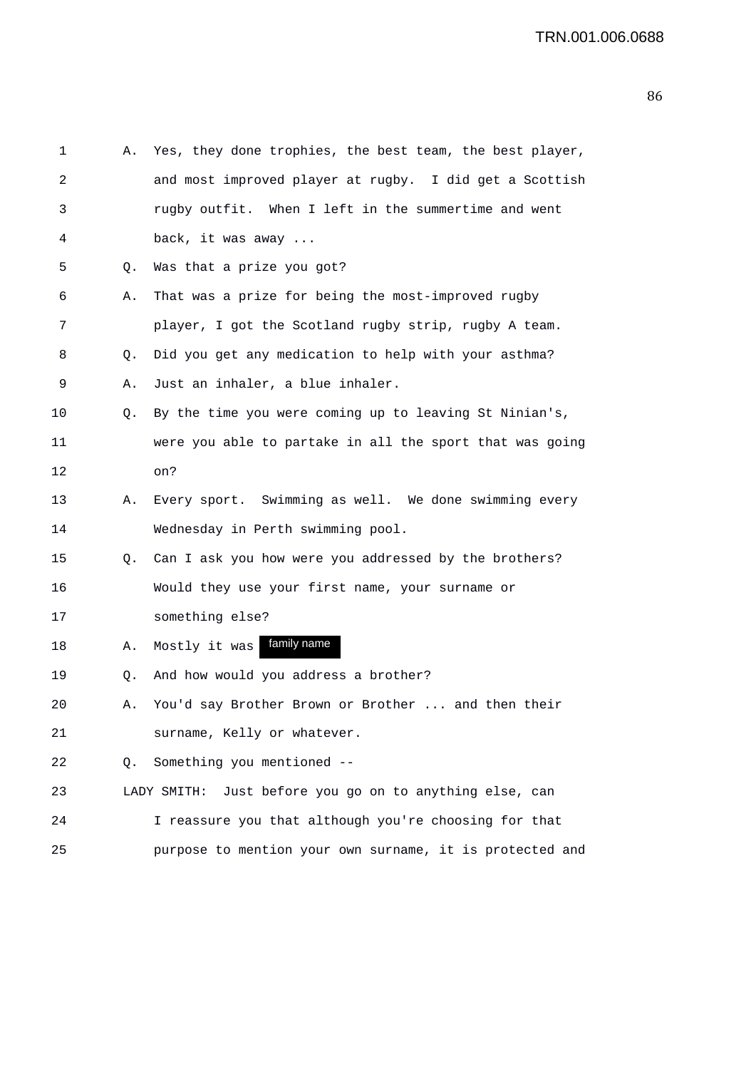1 A. Yes, they done trophies, the best team, the best player,
2 and most improved player at rugby. I did get a Scottish
3 rugby outfit. When I left in the summertime and went
4 back, it was away ...
5 Q. Was that a prize you got?
6 A. That was a prize for being the most-improved rugby
7 player, I got the Scotland rugby strip, rugby A team.
8 Q. Did you get any medication to help with your asthma?
9 A. Just an inhaler, a blue inhaler.
10 Q. By the time you were coming up to leaving St Ninian's,
11 were you able to partake in all the sport that was going
12 on?
13 A. Every sport. Swimming as well. We done swimming every
14 Wednesday in Perth swimming pool.
15 Q. Can I ask you how were you addressed by the brothers?
16 Would they use your first name, your surname or
17 something else?
18 A. Mostly it was family name
19 Q. And how would you address a brother?
20 A. You'd say Brother Brown or Brother ... and then their
21 surname, Kelly or whatever.
22 Q. Something you mentioned --
23 LADY SMITH: Just before you go on to anything else, can
24 I reassure you that although you're choosing for that
25 purpose to mention your own surname, it is protected and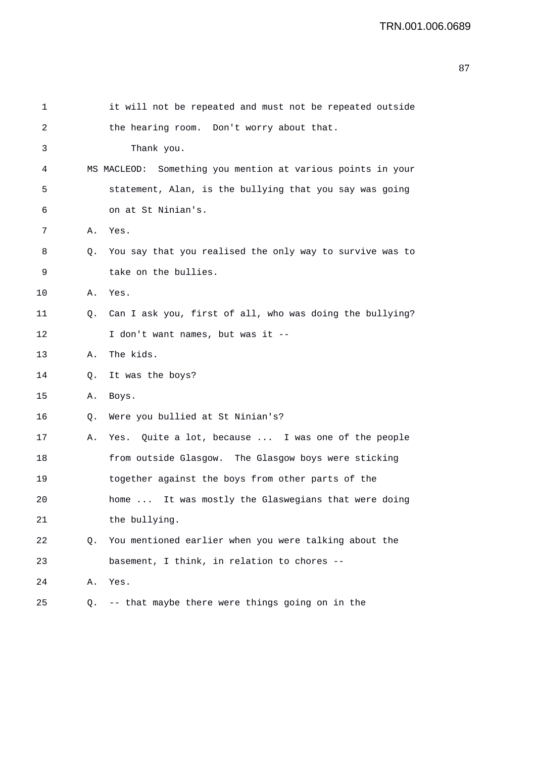it will not be repeated and must not be repeated outside the hearing room. Don't worry about that.

Thank you.

MS MACLEOD: Something you mention at various points in your statement, Alan, is the bullying that you say was going on at St Ninian's.

A. Yes.

Q. You say that you realised the only way to survive was to take on the bullies.

A. Yes.

Q. Can I ask you, first of all, who was doing the bullying? I don't want names, but was it --

A. The kids.

Q. It was the boys?

A. Boys.

Q. Were you bullied at St Ninian's?

A. Yes. Quite a lot, because ... I was one of the people from outside Glasgow. The Glasgow boys were sticking together against the boys from other parts of the home ... It was mostly the Glaswegians that were doing the bullying.

Q. You mentioned earlier when you were talking about the basement, I think, in relation to chores --

A. Yes.

Q. -- that maybe there were things going on in the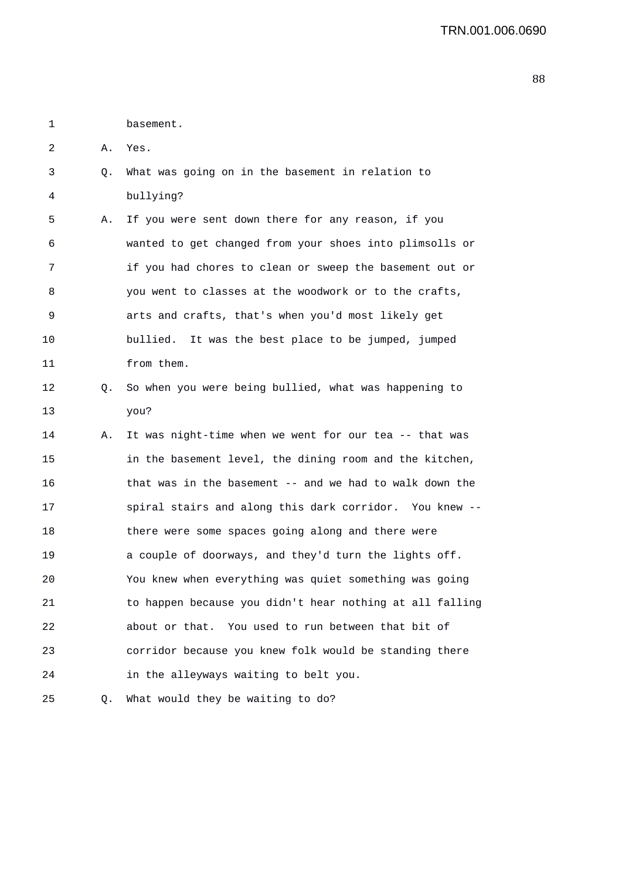basement.

A. Yes.

Q. What was going on in the basement in relation to bullying?

A. If you were sent down there for any reason, if you wanted to get changed from your shoes into plimsolls or if you had chores to clean or sweep the basement out or you went to classes at the woodwork or to the crafts, arts and crafts, that's when you'd most likely get bullied. It was the best place to be jumped, jumped from them.

Q. So when you were being bullied, what was happening to you?

A. It was night-time when we went for our tea -- that was in the basement level, the dining room and the kitchen, that was in the basement -- and we had to walk down the spiral stairs and along this dark corridor. You knew -- there were some spaces going along and there were a couple of doorways, and they'd turn the lights off. You knew when everything was quiet something was going to happen because you didn't hear nothing at all falling about or that. You used to run between that bit of corridor because you knew folk would be standing there in the alleyways waiting to belt you.

Q. What would they be waiting to do?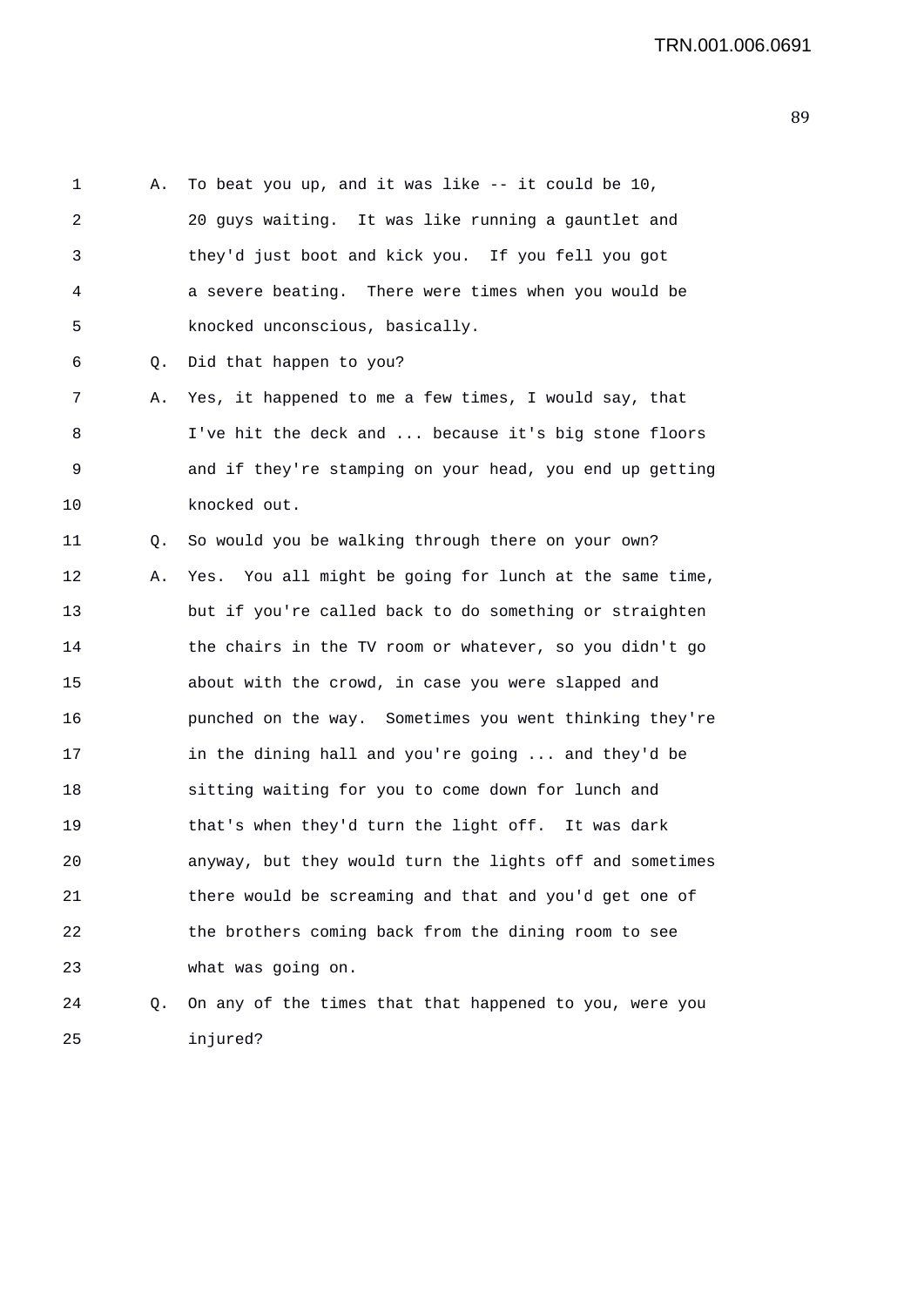1 A. To beat you up, and it was like -- it could be 10,
2 20 guys waiting. It was like running a gauntlet and
3 they'd just boot and kick you. If you fell you got
4 a severe beating. There were times when you would be
5 knocked unconscious, basically.

6 Q. Did that happen to you?

7 A. Yes, it happened to me a few times, I would say, that
8 I've hit the deck and ... because it's big stone floors
9 and if they're stamping on your head, you end up getting
10 knocked out.

11 Q. So would you be walking through there on your own?

12 A. Yes. You all might be going for lunch at the same time,
13 but if you're called back to do something or straighten
14 the chairs in the TV room or whatever, so you didn't go
15 about with the crowd, in case you were slapped and
16 punched on the way. Sometimes you went thinking they're
17 in the dining hall and you're going ... and they'd be
18 sitting waiting for you to come down for lunch and
19 that's when they'd turn the light off. It was dark
20 anyway, but they would turn the lights off and sometimes
21 there would be screaming and that and you'd get one of
22 the brothers coming back from the dining room to see
23 what was going on.

24 Q. On any of the times that that happened to you, were you
25 injured?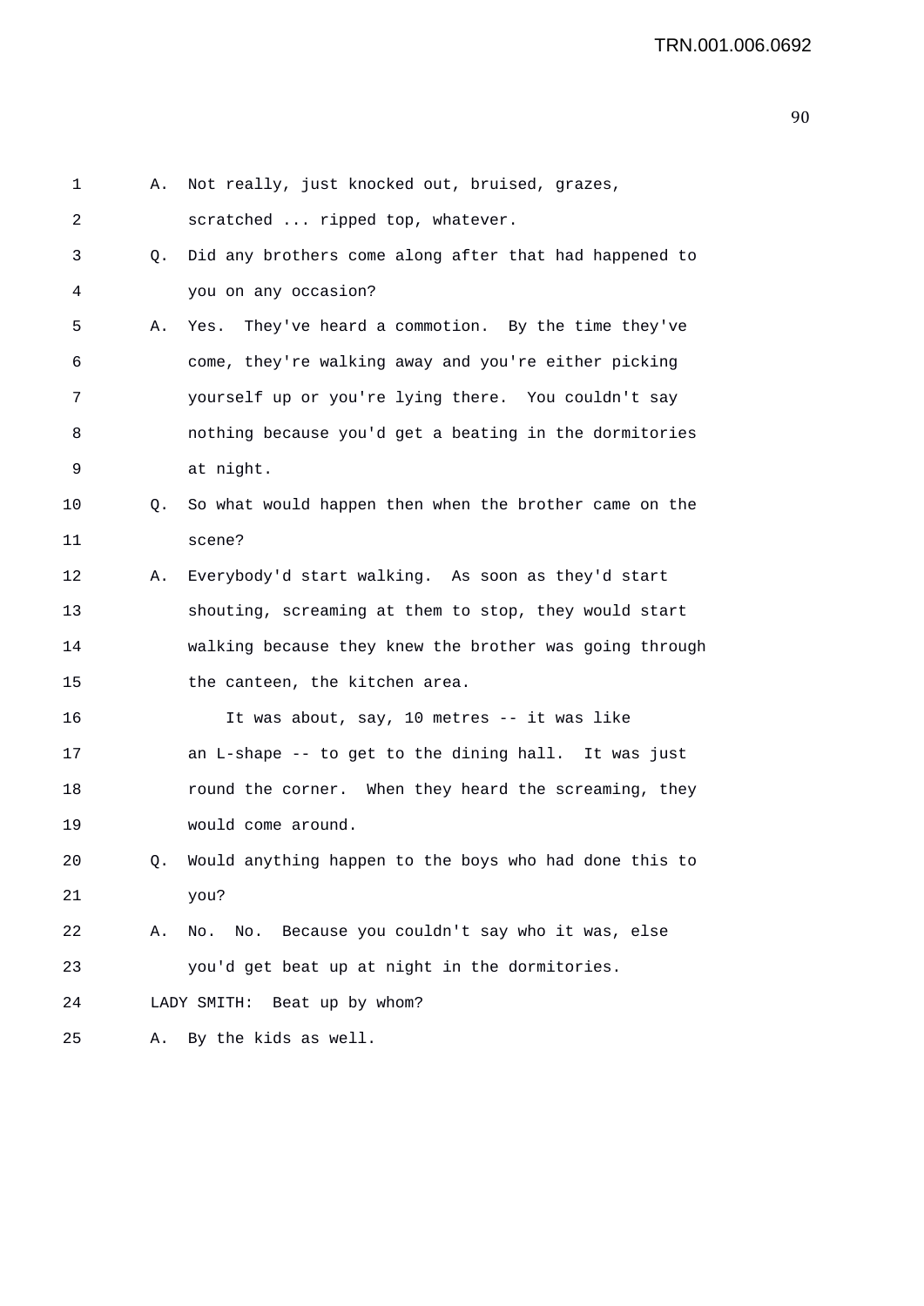A. Not really, just knocked out, bruised, grazes, scratched ... ripped top, whatever.

Q. Did any brothers come along after that had happened to you on any occasion?

A. Yes. They've heard a commotion. By the time they've come, they're walking away and you're either picking yourself up or you're lying there. You couldn't say nothing because you'd get a beating in the dormitories at night.

Q. So what would happen then when the brother came on the scene?

A. Everybody'd start walking. As soon as they'd start shouting, screaming at them to stop, they would start walking because they knew the brother was going through the canteen, the kitchen area.

It was about, say, 10 metres -- it was like an L-shape -- to get to the dining hall. It was just round the corner. When they heard the screaming, they would come around.

Q. Would anything happen to the boys who had done this to you?

A. No. No. Because you couldn't say who it was, else you'd get beat up at night in the dormitories.

LADY SMITH: Beat up by whom?

A. By the kids as well.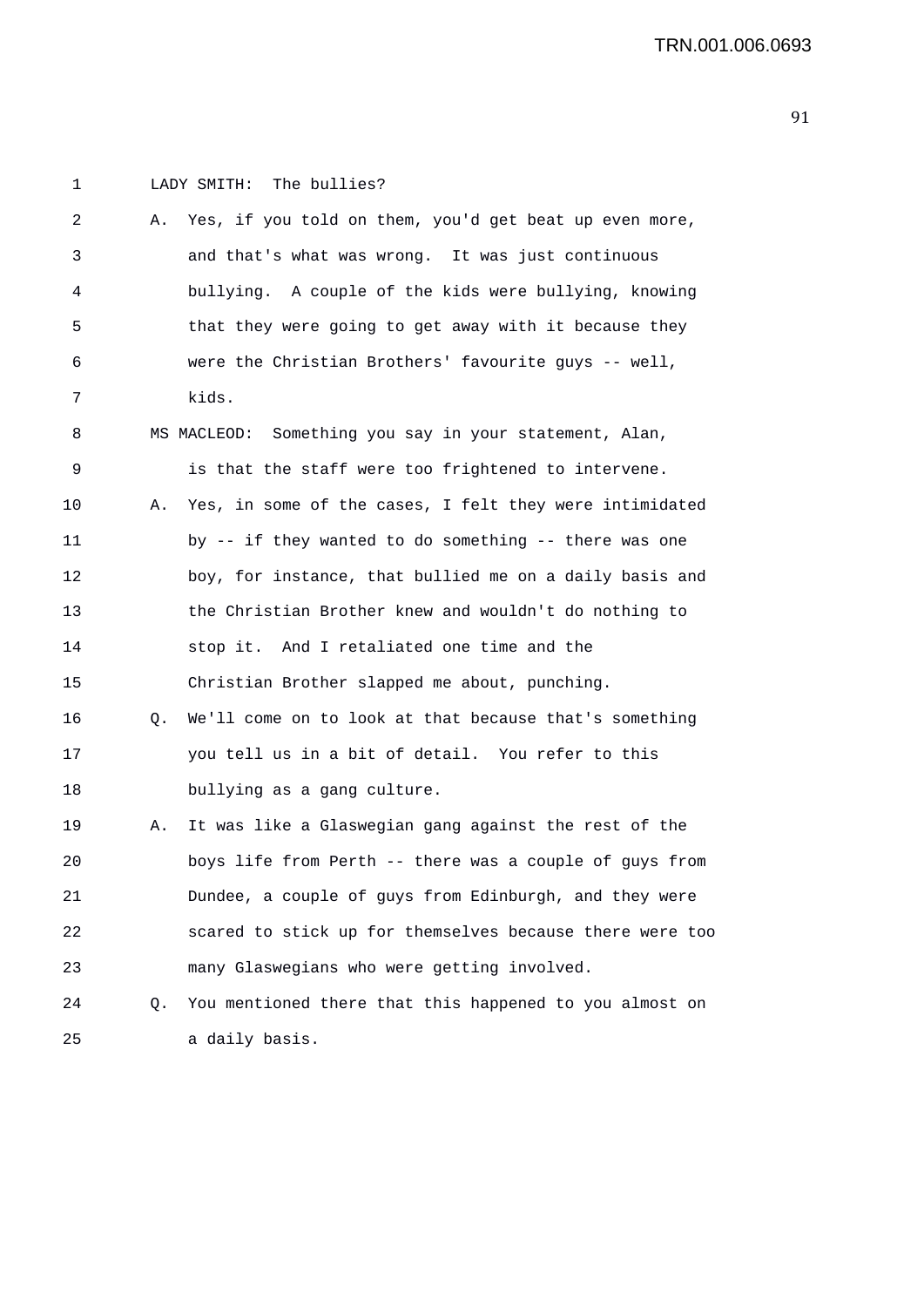1 LADY SMITH: The bullies?

2 A. Yes, if you told on them, you'd get beat up even more,

3 and that's what was wrong. It was just continuous

4 bullying. A couple of the kids were bullying, knowing

5 that they were going to get away with it because they

6 were the Christian Brothers' favourite guys -- well,

7 kids.

8 MS MACLEOD: Something you say in your statement, Alan,

9 is that the staff were too frightened to intervene.

10 A. Yes, in some of the cases, I felt they were intimidated

11 by -- if they wanted to do something -- there was one

12 boy, for instance, that bullied me on a daily basis and

13 the Christian Brother knew and wouldn't do nothing to

14 stop it. And I retaliated one time and the

15 Christian Brother slapped me about, punching.

16 Q. We'll come on to look at that because that's something

17 you tell us in a bit of detail. You refer to this

18 bullying as a gang culture.

19 A. It was like a Glaswegian gang against the rest of the

20 boys life from Perth -- there was a couple of guys from

21 Dundee, a couple of guys from Edinburgh, and they were

22 scared to stick up for themselves because there were too

23 many Glaswegians who were getting involved.

24 Q. You mentioned there that this happened to you almost on

25 a daily basis.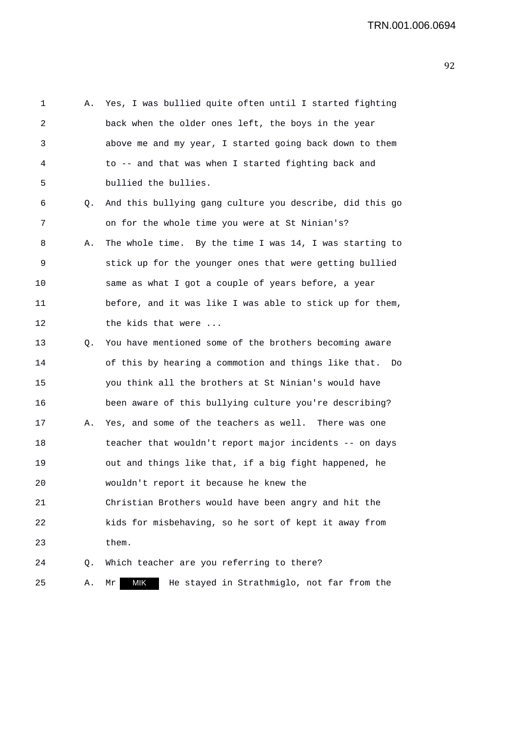1 A. Yes, I was bullied quite often until I started fighting
2 back when the older ones left, the boys in the year
3 above me and my year, I started going back down to them
4 to -- and that was when I started fighting back and
5 bullied the bullies.

6 Q. And this bullying gang culture you describe, did this go
7 on for the whole time you were at St Ninian's?

8 A. The whole time. By the time I was 14, I was starting to
9 stick up for the younger ones that were getting bullied
10 same as what I got a couple of years before, a year
11 before, and it was like I was able to stick up for them,
12 the kids that were ...

13 Q. You have mentioned some of the brothers becoming aware
14 of this by hearing a commotion and things like that. Do
15 you think all the brothers at St Ninian's would have
16 been aware of this bullying culture you're describing?

17 A. Yes, and some of the teachers as well. There was one
18 teacher that wouldn't report major incidents -- on days
19 out and things like that, if a big fight happened, he
20 wouldn't report it because he knew the
21 Christian Brothers would have been angry and hit the
22 kids for misbehaving, so he sort of kept it away from
23 them.

24 Q. Which teacher are you referring to there?

25 A. Mr MIK He stayed in Strathmiglo, not far from the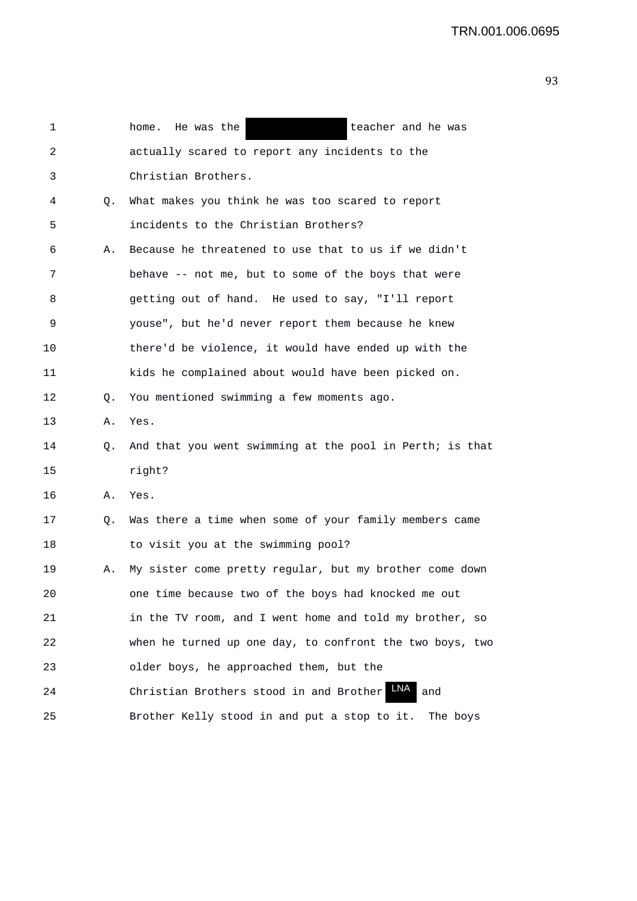1 home. He was the [REDACTED] teacher and he was
2 actually scared to report any incidents to the
3 Christian Brothers.
4 Q. What makes you think he was too scared to report
5 incidents to the Christian Brothers?
6 A. Because he threatened to use that to us if we didn't
7 behave -- not me, but to some of the boys that were
8 getting out of hand. He used to say, "I'll report
9 youse", but he'd never report them because he knew
10 there'd be violence, it would have ended up with the
11 kids he complained about would have been picked on.
12 Q. You mentioned swimming a few moments ago.
13 A. Yes.
14 Q. And that you went swimming at the pool in Perth; is that
15 right?
16 A. Yes.
17 Q. Was there a time when some of your family members came
18 to visit you at the swimming pool?
19 A. My sister come pretty regular, but my brother come down
20 one time because two of the boys had knocked me out
21 in the TV room, and I went home and told my brother, so
22 when he turned up one day, to confront the two boys, two
23 older boys, he approached them, but the
24 Christian Brothers stood in and Brother LNA and
25 Brother Kelly stood in and put a stop to it. The boys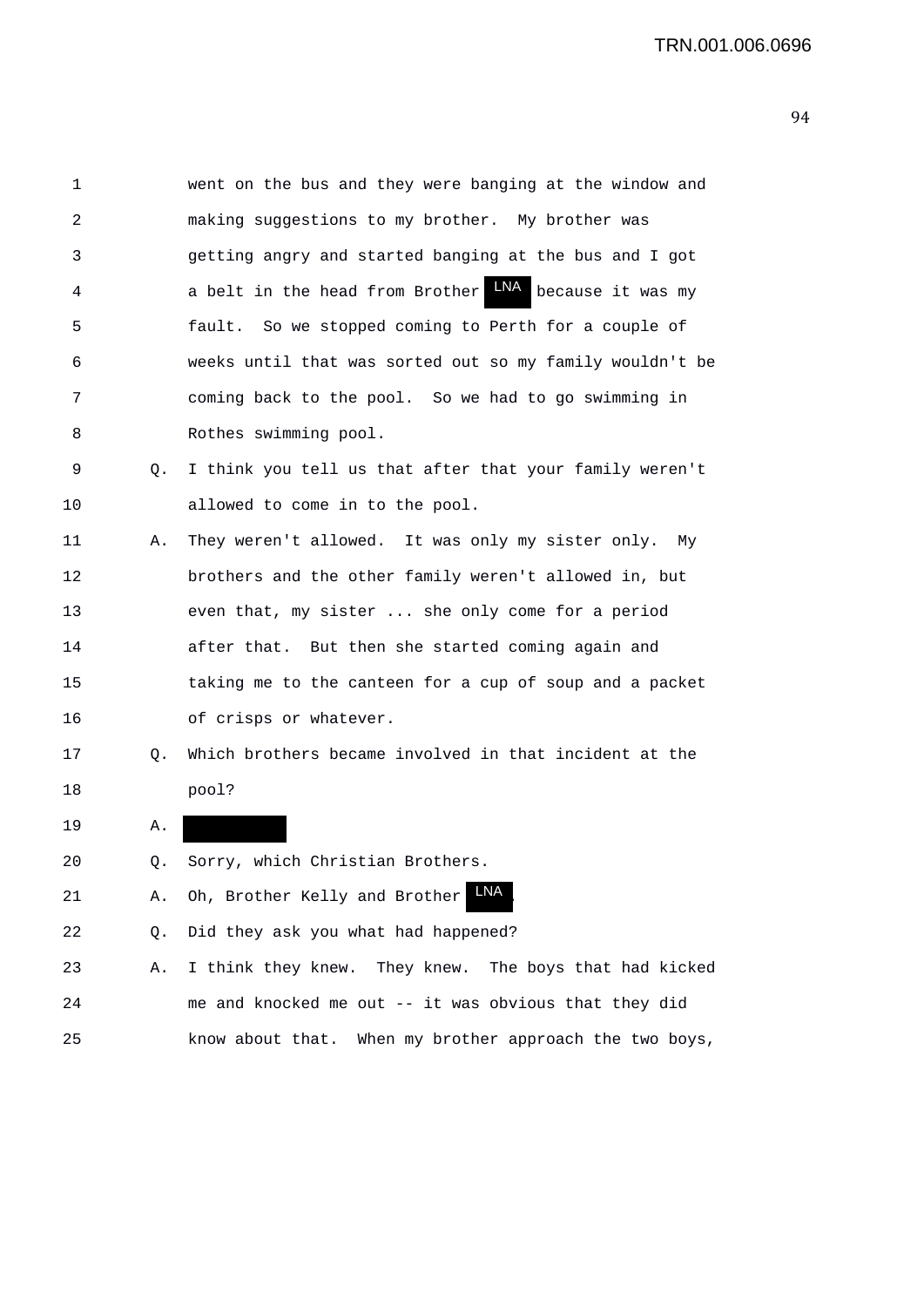went on the bus and they were banging at the window and making suggestions to my brother. My brother was getting angry and started banging at the bus and I got a belt in the head from Brother LNA because it was my fault. So we stopped coming to Perth for a couple of weeks until that was sorted out so my family wouldn't be coming back to the pool. So we had to go swimming in Rothes swimming pool.

Q. I think you tell us that after that your family weren't allowed to come in to the pool.

A. They weren't allowed. It was only my sister only. My brothers and the other family weren't allowed in, but even that, my sister ... she only come for a period after that. But then she started coming again and taking me to the canteen for a cup of soup and a packet of crisps or whatever.

Q. Which brothers became involved in that incident at the pool?

A. [redacted]

Q. Sorry, which Christian Brothers.

A. Oh, Brother Kelly and Brother LNA.

Q. Did they ask you what had happened?

A. I think they knew. They knew. The boys that had kicked me and knocked me out -- it was obvious that they did know about that. When my brother approach the two boys,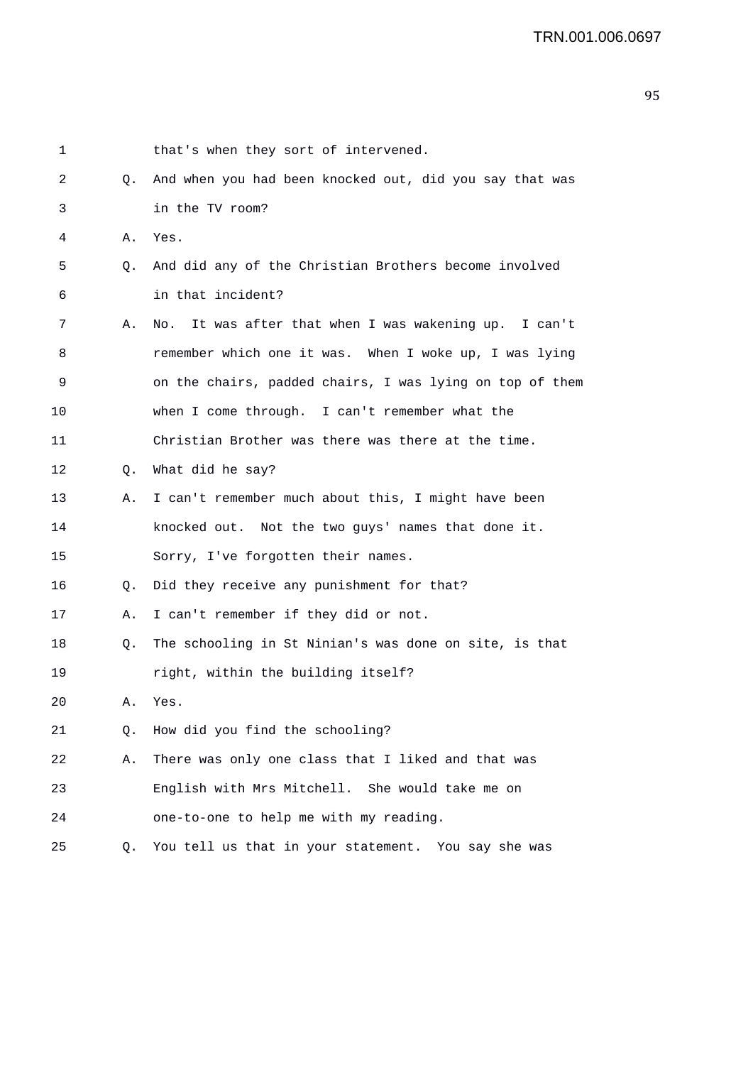1 that's when they sort of intervened.

2 Q. And when you had been knocked out, did you say that was

3 in the TV room?

4 A. Yes.

5 Q. And did any of the Christian Brothers become involved

6 in that incident?

7 A. No. It was after that when I was wakening up. I can't

8 remember which one it was. When I woke up, I was lying

9 on the chairs, padded chairs, I was lying on top of them

10 when I come through. I can't remember what the

11 Christian Brother was there was there at the time.

12 Q. What did he say?

13 A. I can't remember much about this, I might have been

14 knocked out. Not the two guys' names that done it.

15 Sorry, I've forgotten their names.

16 Q. Did they receive any punishment for that?

17 A. I can't remember if they did or not.

18 Q. The schooling in St Ninian's was done on site, is that

19 right, within the building itself?

20 A. Yes.

21 Q. How did you find the schooling?

22 A. There was only one class that I liked and that was

23 English with Mrs Mitchell. She would take me on

24 one-to-one to help me with my reading.

25 Q. You tell us that in your statement. You say she was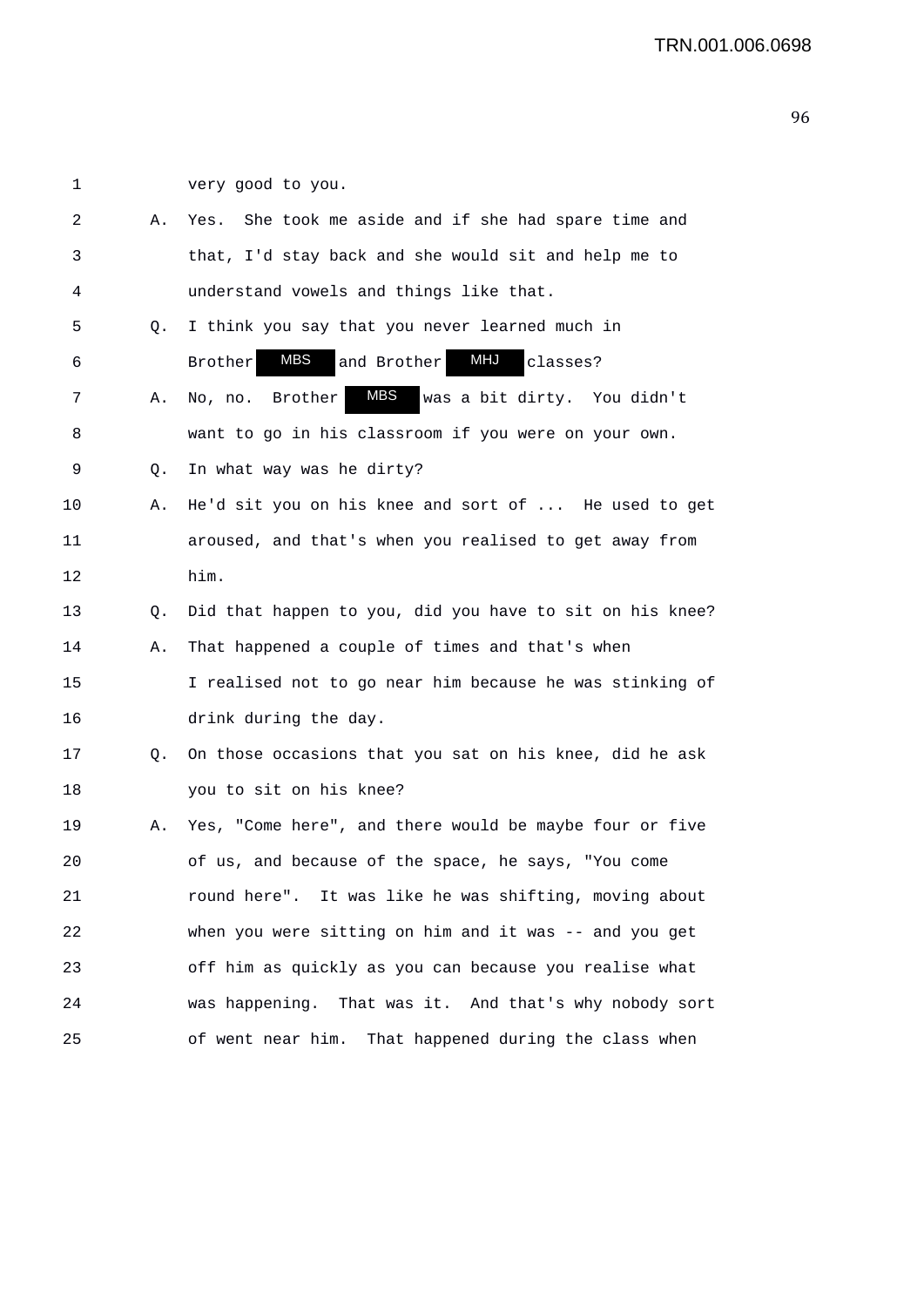1 very good to you.

2 A. Yes. She took me aside and if she had spare time and

3 that, I'd stay back and she would sit and help me to

4 understand vowels and things like that.

5 Q. I think you say that you never learned much in

6 Brother MBS and Brother MHJ classes?

7 A. No, no. Brother MBS was a bit dirty. You didn't

8 want to go in his classroom if you were on your own.

9 Q. In what way was he dirty?

10 A. He'd sit you on his knee and sort of ... He used to get

11 aroused, and that's when you realised to get away from

12 him.

13 Q. Did that happen to you, did you have to sit on his knee?

14 A. That happened a couple of times and that's when

15 I realised not to go near him because he was stinking of

16 drink during the day.

17 Q. On those occasions that you sat on his knee, did he ask

18 you to sit on his knee?

19 A. Yes, "Come here", and there would be maybe four or five

20 of us, and because of the space, he says, "You come

21 round here". It was like he was shifting, moving about

22 when you were sitting on him and it was -- and you get

23 off him as quickly as you can because you realise what

24 was happening. That was it. And that's why nobody sort

25 of went near him. That happened during the class when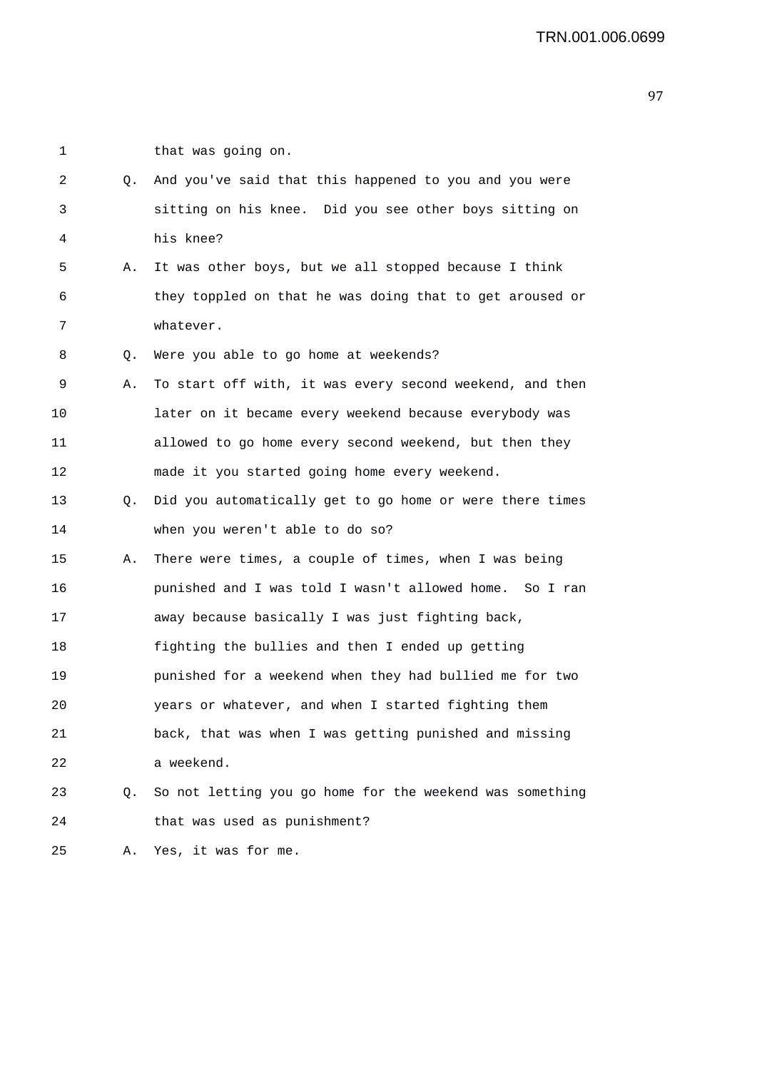1 that was going on.

2 Q. And you've said that this happened to you and you were

3 sitting on his knee. Did you see other boys sitting on

4 his knee?

5 A. It was other boys, but we all stopped because I think

6 they toppled on that he was doing that to get aroused or

7 whatever.

8 Q. Were you able to go home at weekends?

9 A. To start off with, it was every second weekend, and then

10 later on it became every weekend because everybody was

11 allowed to go home every second weekend, but then they

12 made it you started going home every weekend.

13 Q. Did you automatically get to go home or were there times

14 when you weren't able to do so?

15 A. There were times, a couple of times, when I was being

16 punished and I was told I wasn't allowed home. So I ran

17 away because basically I was just fighting back,

18 fighting the bullies and then I ended up getting

19 punished for a weekend when they had bullied me for two

20 years or whatever, and when I started fighting them

21 back, that was when I was getting punished and missing

22 a weekend.

23 Q. So not letting you go home for the weekend was something

24 that was used as punishment?

25 A. Yes, it was for me.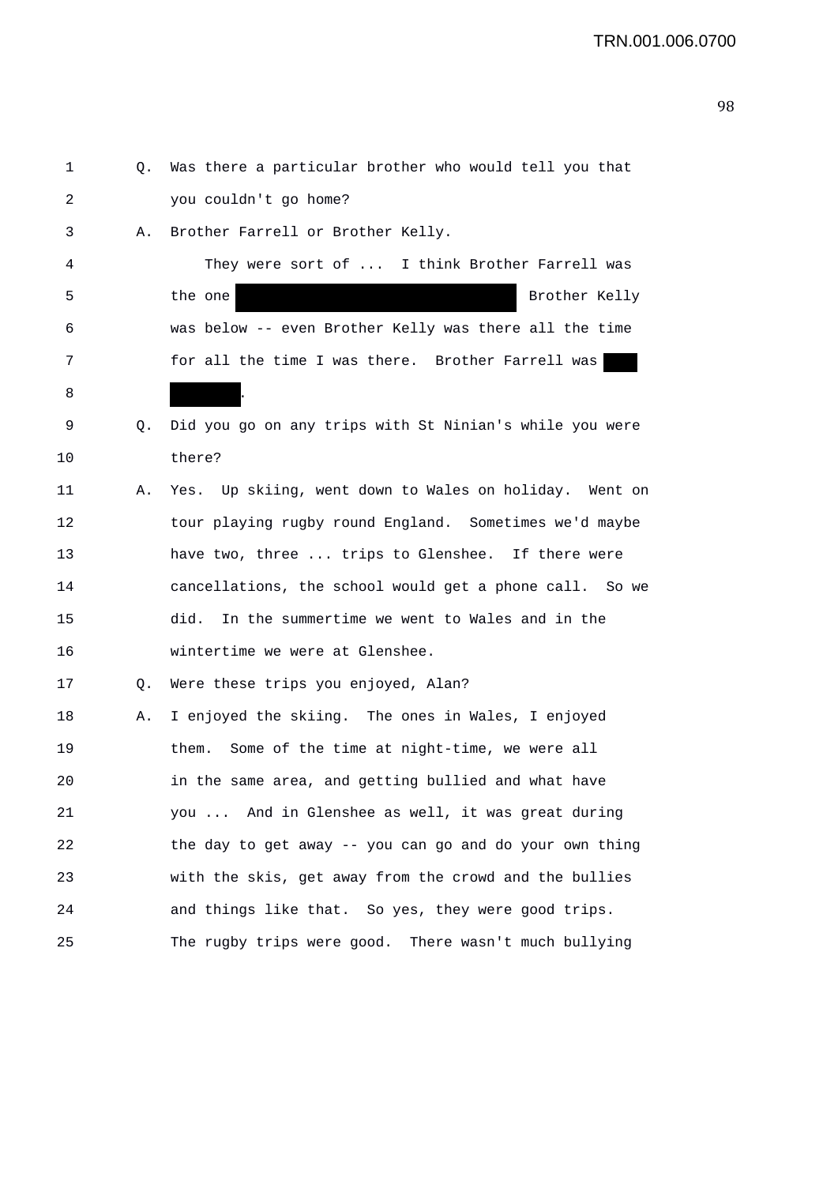1 Q. Was there a particular brother who would tell you that
2 you couldn't go home?
3 A. Brother Farrell or Brother Kelly.
4 They were sort of ... I think Brother Farrell was
5 the one [REDACTED] Brother Kelly
6 was below -- even Brother Kelly was there all the time
7 for all the time I was there. Brother Farrell was [REDACTED]
8 [REDACTED].
9 Q. Did you go on any trips with St Ninian's while you were
10 there?
11 A. Yes. Up skiing, went down to Wales on holiday. Went on
12 tour playing rugby round England. Sometimes we'd maybe
13 have two, three ... trips to Glenshee. If there were
14 cancellations, the school would get a phone call. So we
15 did. In the summertime we went to Wales and in the
16 wintertime we were at Glenshee.
17 Q. Were these trips you enjoyed, Alan?
18 A. I enjoyed the skiing. The ones in Wales, I enjoyed
19 them. Some of the time at night-time, we were all
20 in the same area, and getting bullied and what have
21 you ... And in Glenshee as well, it was great during
22 the day to get away -- you can go and do your own thing
23 with the skis, get away from the crowd and the bullies
24 and things like that. So yes, they were good trips.
25 The rugby trips were good. There wasn't much bullying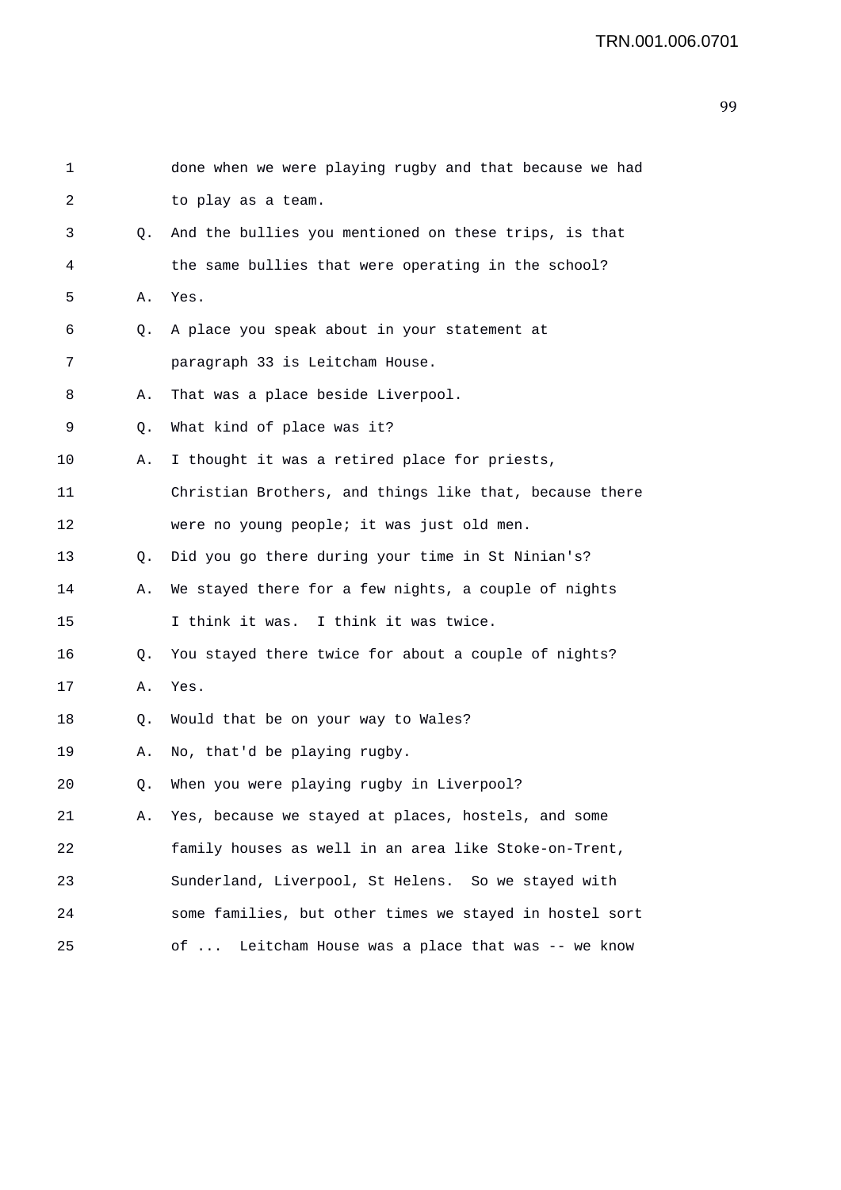done when we were playing rugby and that because we had to play as a team.

Q. And the bullies you mentioned on these trips, is that the same bullies that were operating in the school?

A. Yes.

Q. A place you speak about in your statement at paragraph 33 is Leitcham House.

A. That was a place beside Liverpool.

Q. What kind of place was it?

A. I thought it was a retired place for priests, Christian Brothers, and things like that, because there were no young people; it was just old men.

Q. Did you go there during your time in St Ninian's?

A. We stayed there for a few nights, a couple of nights I think it was. I think it was twice.

Q. You stayed there twice for about a couple of nights?

A. Yes.

Q. Would that be on your way to Wales?

A. No, that'd be playing rugby.

Q. When you were playing rugby in Liverpool?

A. Yes, because we stayed at places, hostels, and some family houses as well in an area like Stoke-on-Trent, Sunderland, Liverpool, St Helens. So we stayed with some families, but other times we stayed in hostel sort of ... Leitcham House was a place that was -- we know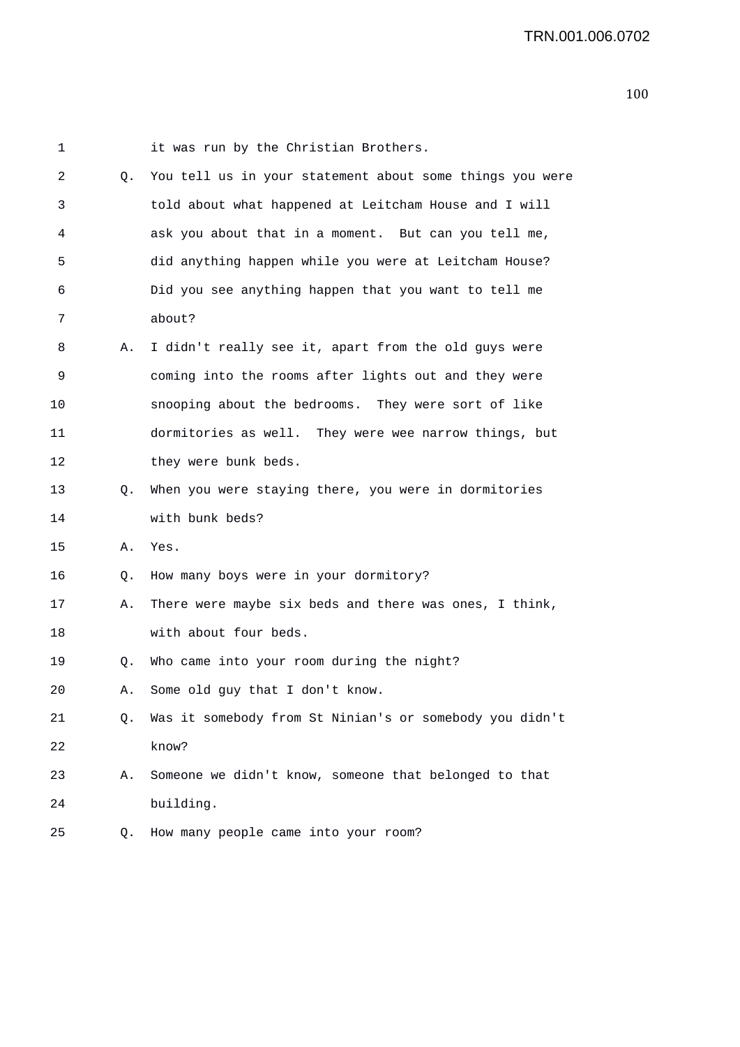it was run by the Christian Brothers.

Q. You tell us in your statement about some things you were told about what happened at Leitcham House and I will ask you about that in a moment. But can you tell me, did anything happen while you were at Leitcham House? Did you see anything happen that you want to tell me about?

A. I didn't really see it, apart from the old guys were coming into the rooms after lights out and they were snooping about the bedrooms. They were sort of like dormitories as well. They were wee narrow things, but they were bunk beds.

Q. When you were staying there, you were in dormitories with bunk beds?

A. Yes.

Q. How many boys were in your dormitory?

A. There were maybe six beds and there was ones, I think, with about four beds.

Q. Who came into your room during the night?

A. Some old guy that I don't know.

Q. Was it somebody from St Ninian's or somebody you didn't know?

A. Someone we didn't know, someone that belonged to that building.

Q. How many people came into your room?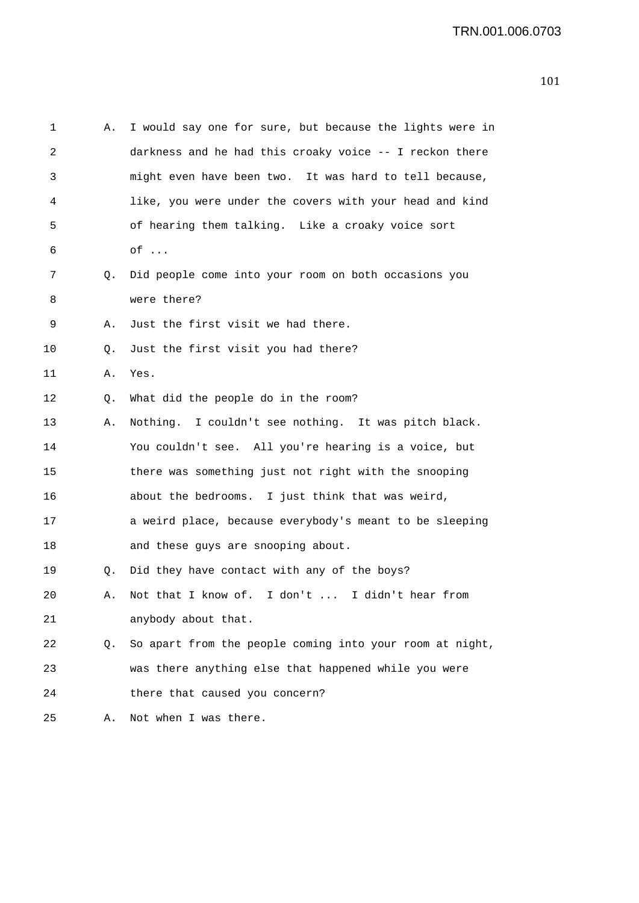1 A. I would say one for sure, but because the lights were in
2 darkness and he had this croaky voice -- I reckon there
3 might even have been two. It was hard to tell because,
4 like, you were under the covers with your head and kind
5 of hearing them talking. Like a croaky voice sort
6 of ...
7 Q. Did people come into your room on both occasions you
8 were there?
9 A. Just the first visit we had there.
10 Q. Just the first visit you had there?
11 A. Yes.
12 Q. What did the people do in the room?
13 A. Nothing. I couldn't see nothing. It was pitch black.
14 You couldn't see. All you're hearing is a voice, but
15 there was something just not right with the snooping
16 about the bedrooms. I just think that was weird,
17 a weird place, because everybody's meant to be sleeping
18 and these guys are snooping about.
19 Q. Did they have contact with any of the boys?
20 A. Not that I know of. I don't ... I didn't hear from
21 anybody about that.
22 Q. So apart from the people coming into your room at night,
23 was there anything else that happened while you were
24 there that caused you concern?
25 A. Not when I was there.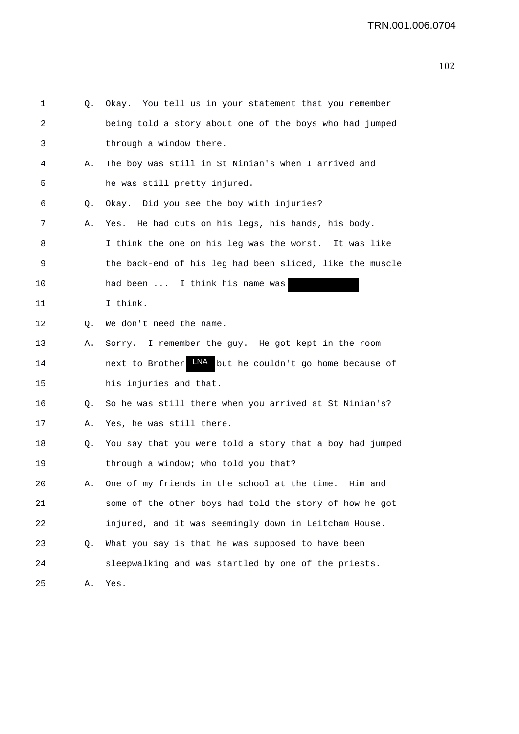1 Q. Okay. You tell us in your statement that you remember
2 being told a story about one of the boys who had jumped
3 through a window there.

4 A. The boy was still in St Ninian's when I arrived and
5 he was still pretty injured.

6 Q. Okay. Did you see the boy with injuries?

7 A. Yes. He had cuts on his legs, his hands, his body.
8 I think the one on his leg was the worst. It was like
9 the back-end of his leg had been sliced, like the muscle
10 had been ... I think his name was [redacted]
11 I think.

12 Q. We don't need the name.

13 A. Sorry. I remember the guy. He got kept in the room
14 next to Brother LNA but he couldn't go home because of
15 his injuries and that.

16 Q. So he was still there when you arrived at St Ninian's?

17 A. Yes, he was still there.

18 Q. You say that you were told a story that a boy had jumped
19 through a window; who told you that?

20 A. One of my friends in the school at the time. Him and
21 some of the other boys had told the story of how he got
22 injured, and it was seemingly down in Leitcham House.

23 Q. What you say is that he was supposed to have been
24 sleepwalking and was startled by one of the priests.

25 A. Yes.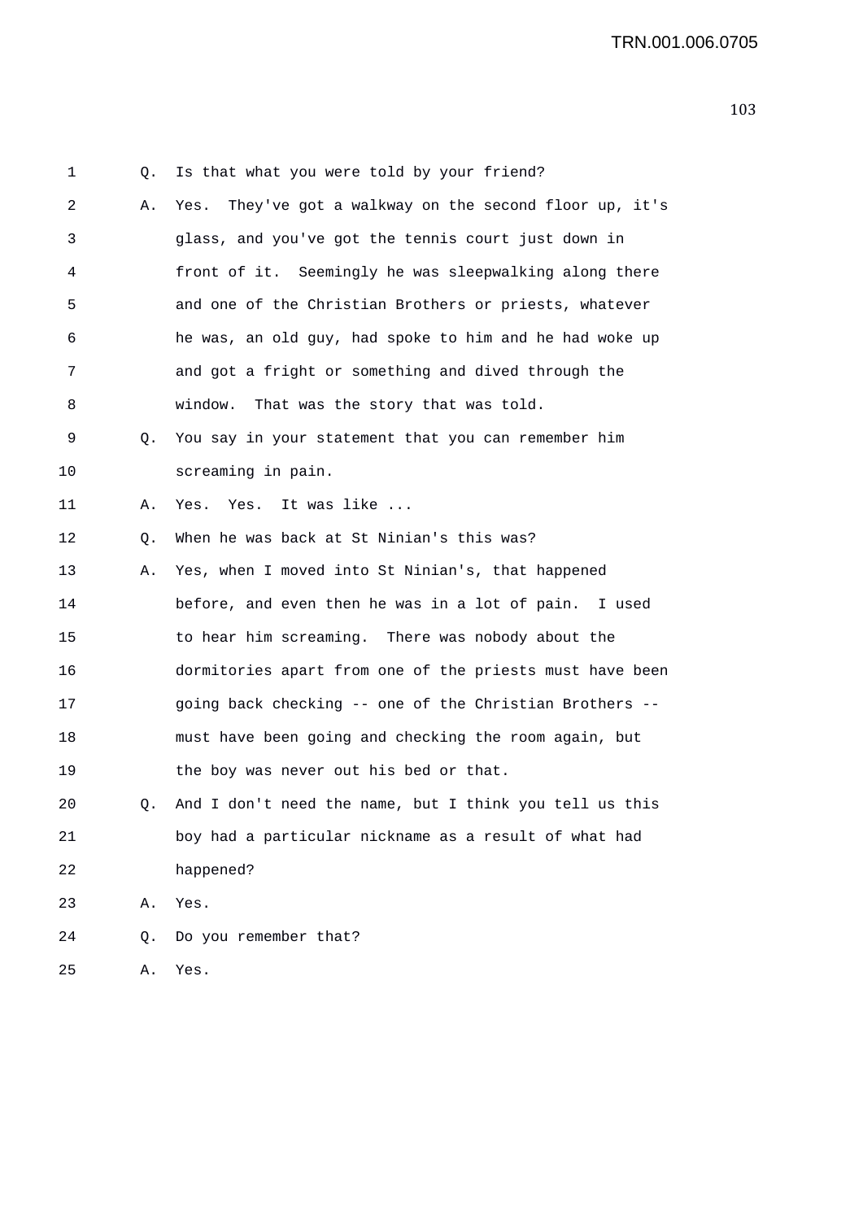Q. Is that what you were told by your friend?

A. Yes. They've got a walkway on the second floor up, it's glass, and you've got the tennis court just down in front of it. Seemingly he was sleepwalking along there and one of the Christian Brothers or priests, whatever he was, an old guy, had spoke to him and he had woke up and got a fright or something and dived through the window. That was the story that was told.

Q. You say in your statement that you can remember him screaming in pain.

A. Yes. Yes. It was like ...

Q. When he was back at St Ninian's this was?

A. Yes, when I moved into St Ninian's, that happened before, and even then he was in a lot of pain. I used to hear him screaming. There was nobody about the dormitories apart from one of the priests must have been going back checking -- one of the Christian Brothers -- must have been going and checking the room again, but the boy was never out his bed or that.

Q. And I don't need the name, but I think you tell us this boy had a particular nickname as a result of what had happened?

A. Yes.

Q. Do you remember that?

A. Yes.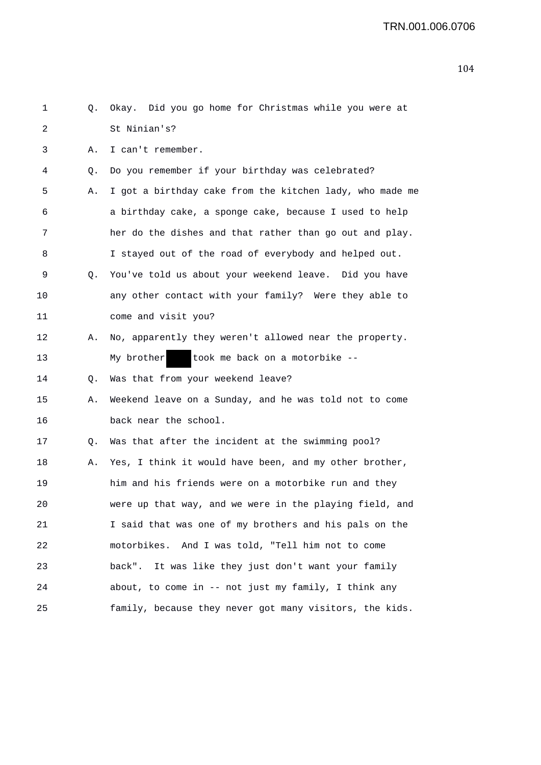1 Q. Okay. Did you go home for Christmas while you were at
2 St Ninian's?
3 A. I can't remember.
4 Q. Do you remember if your birthday was celebrated?
5 A. I got a birthday cake from the kitchen lady, who made me
6 a birthday cake, a sponge cake, because I used to help
7 her do the dishes and that rather than go out and play.
8 I stayed out of the road of everybody and helped out.
9 Q. You've told us about your weekend leave. Did you have
10 any other contact with your family? Were they able to
11 come and visit you?
12 A. No, apparently they weren't allowed near the property.
13 My brother ████ took me back on a motorbike --
14 Q. Was that from your weekend leave?
15 A. Weekend leave on a Sunday, and he was told not to come
16 back near the school.
17 Q. Was that after the incident at the swimming pool?
18 A. Yes, I think it would have been, and my other brother,
19 him and his friends were on a motorbike run and they
20 were up that way, and we were in the playing field, and
21 I said that was one of my brothers and his pals on the
22 motorbikes. And I was told, "Tell him not to come
23 back". It was like they just don't want your family
24 about, to come in -- not just my family, I think any
25 family, because they never got many visitors, the kids.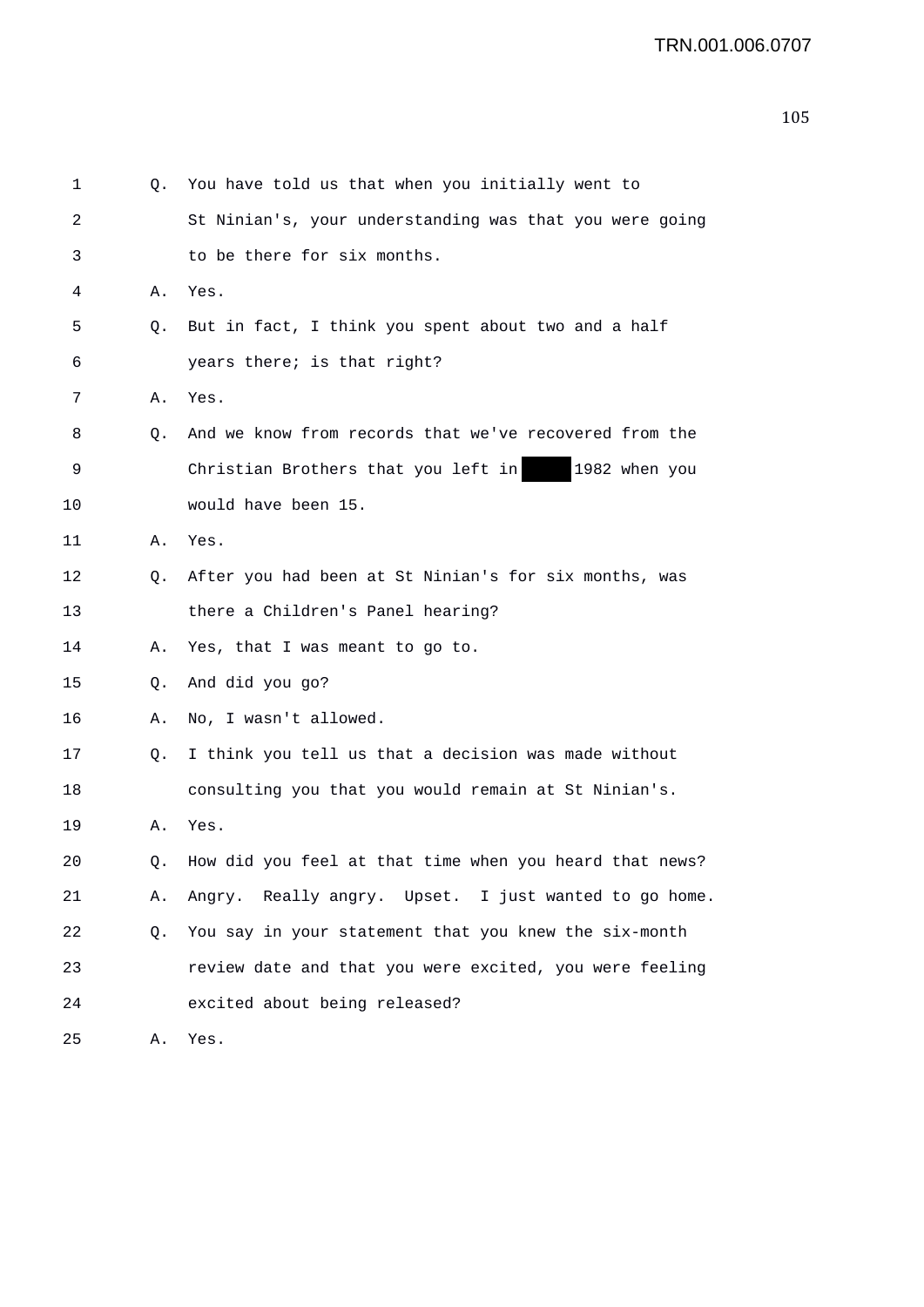1 Q. You have told us that when you initially went to
2 St Ninian's, your understanding was that you were going
3 to be there for six months.
4 A. Yes.
5 Q. But in fact, I think you spent about two and a half
6 years there; is that right?
7 A. Yes.
8 Q. And we know from records that we've recovered from the
9 Christian Brothers that you left in ████ 1982 when you
10 would have been 15.
11 A. Yes.
12 Q. After you had been at St Ninian's for six months, was
13 there a Children's Panel hearing?
14 A. Yes, that I was meant to go to.
15 Q. And did you go?
16 A. No, I wasn't allowed.
17 Q. I think you tell us that a decision was made without
18 consulting you that you would remain at St Ninian's.
19 A. Yes.
20 Q. How did you feel at that time when you heard that news?
21 A. Angry. Really angry. Upset. I just wanted to go home.
22 Q. You say in your statement that you knew the six-month
23 review date and that you were excited, you were feeling
24 excited about being released?
25 A. Yes.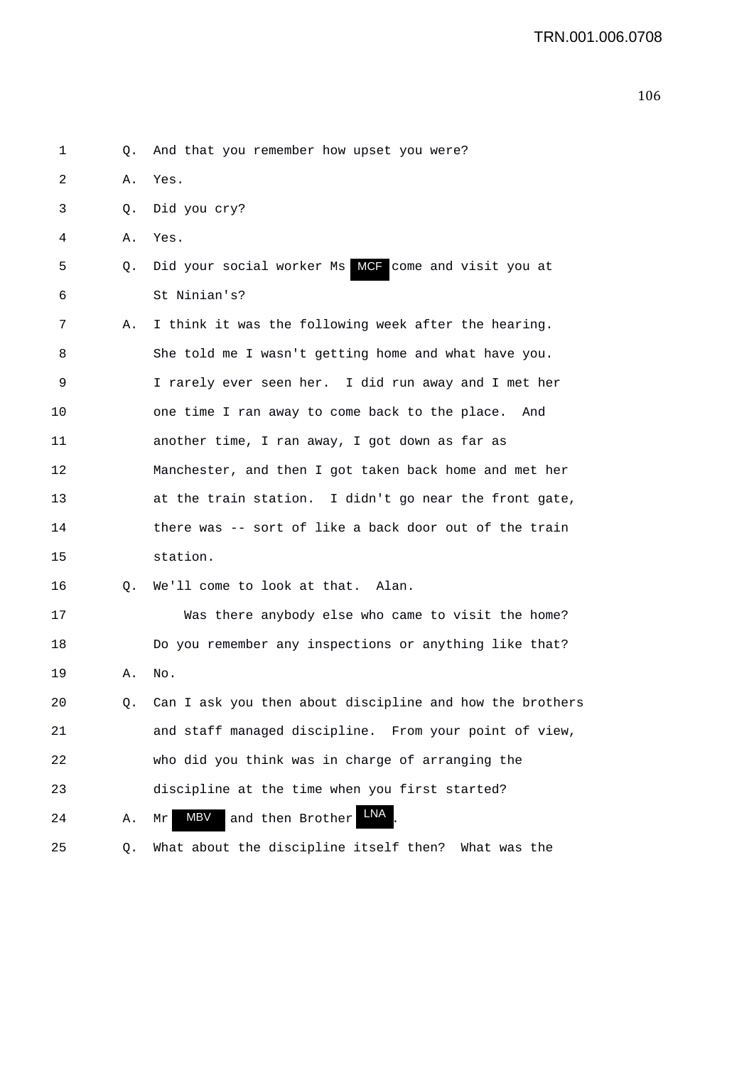1 Q. And that you remember how upset you were?

2 A. Yes.

3 Q. Did you cry?

4 A. Yes.

5 Q. Did your social worker Ms MCF come and visit you at

6 St Ninian's?

7 A. I think it was the following week after the hearing.

8 She told me I wasn't getting home and what have you.

9 I rarely ever seen her. I did run away and I met her

10 one time I ran away to come back to the place. And

11 another time, I ran away, I got down as far as

12 Manchester, and then I got taken back home and met her

13 at the train station. I didn't go near the front gate,

14 there was -- sort of like a back door out of the train

15 station.

16 Q. We'll come to look at that. Alan.

17 Was there anybody else who came to visit the home?

18 Do you remember any inspections or anything like that?

19 A. No.

20 Q. Can I ask you then about discipline and how the brothers

21 and staff managed discipline. From your point of view,

22 who did you think was in charge of arranging the

23 discipline at the time when you first started?

24 A. Mr MBV and then Brother LNA.

25 Q. What about the discipline itself then? What was the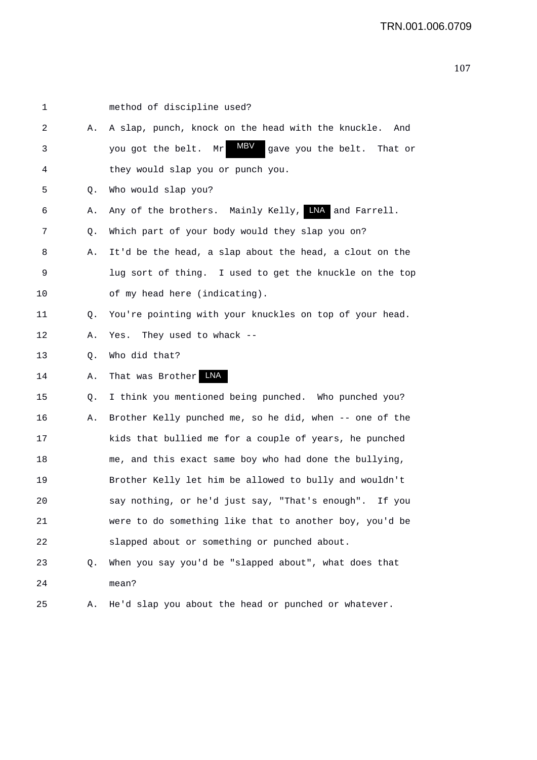1 method of discipline used?

2 A. A slap, punch, knock on the head with the knuckle. And

3 you got the belt. Mr MBV gave you the belt. That or

4 they would slap you or punch you.

5 Q. Who would slap you?

6 A. Any of the brothers. Mainly Kelly, LNA and Farrell.

7 Q. Which part of your body would they slap you on?

8 A. It'd be the head, a slap about the head, a clout on the

9 lug sort of thing. I used to get the knuckle on the top

10 of my head here (indicating).

11 Q. You're pointing with your knuckles on top of your head.

12 A. Yes. They used to whack --

13 Q. Who did that?

14 A. That was Brother LNA

15 Q. I think you mentioned being punched. Who punched you?

16 A. Brother Kelly punched me, so he did, when -- one of the

17 kids that bullied me for a couple of years, he punched

18 me, and this exact same boy who had done the bullying,

19 Brother Kelly let him be allowed to bully and wouldn't

20 say nothing, or he'd just say, "That's enough". If you

21 were to do something like that to another boy, you'd be

22 slapped about or something or punched about.

23 Q. When you say you'd be "slapped about", what does that

24 mean?

25 A. He'd slap you about the head or punched or whatever.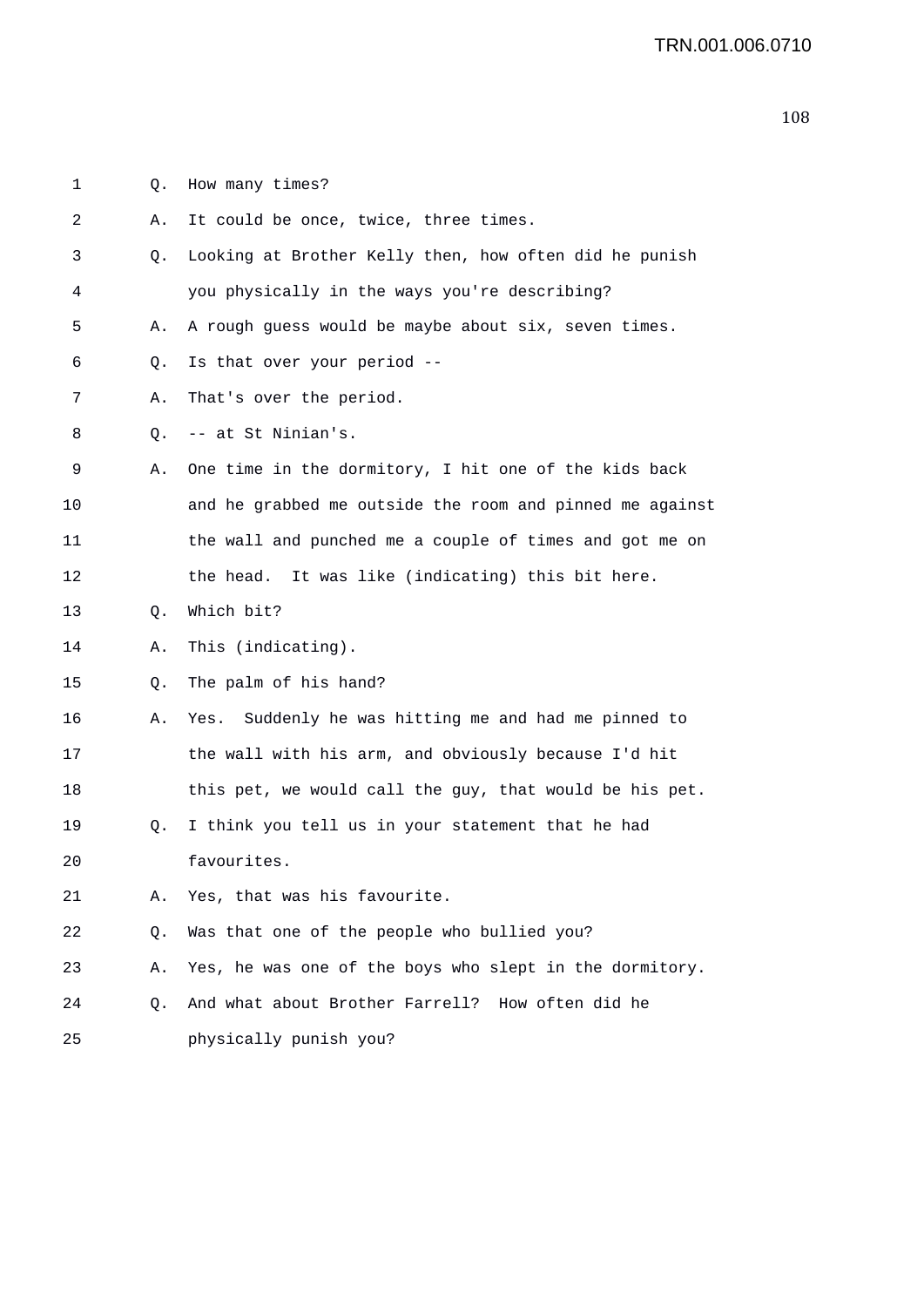1 Q. How many times?

2 A. It could be once, twice, three times.

3 Q. Looking at Brother Kelly then, how often did he punish
4 you physically in the ways you're describing?

5 A. A rough guess would be maybe about six, seven times.

6 Q. Is that over your period --

7 A. That's over the period.

8 Q. -- at St Ninian's.

9 A. One time in the dormitory, I hit one of the kids back
10 and he grabbed me outside the room and pinned me against
11 the wall and punched me a couple of times and got me on
12 the head. It was like (indicating) this bit here.

13 Q. Which bit?

14 A. This (indicating).

15 Q. The palm of his hand?

16 A. Yes. Suddenly he was hitting me and had me pinned to
17 the wall with his arm, and obviously because I'd hit
18 this pet, we would call the guy, that would be his pet.

19 Q. I think you tell us in your statement that he had
20 favourites.

21 A. Yes, that was his favourite.

22 Q. Was that one of the people who bullied you?

23 A. Yes, he was one of the boys who slept in the dormitory.

24 Q. And what about Brother Farrell? How often did he
25 physically punish you?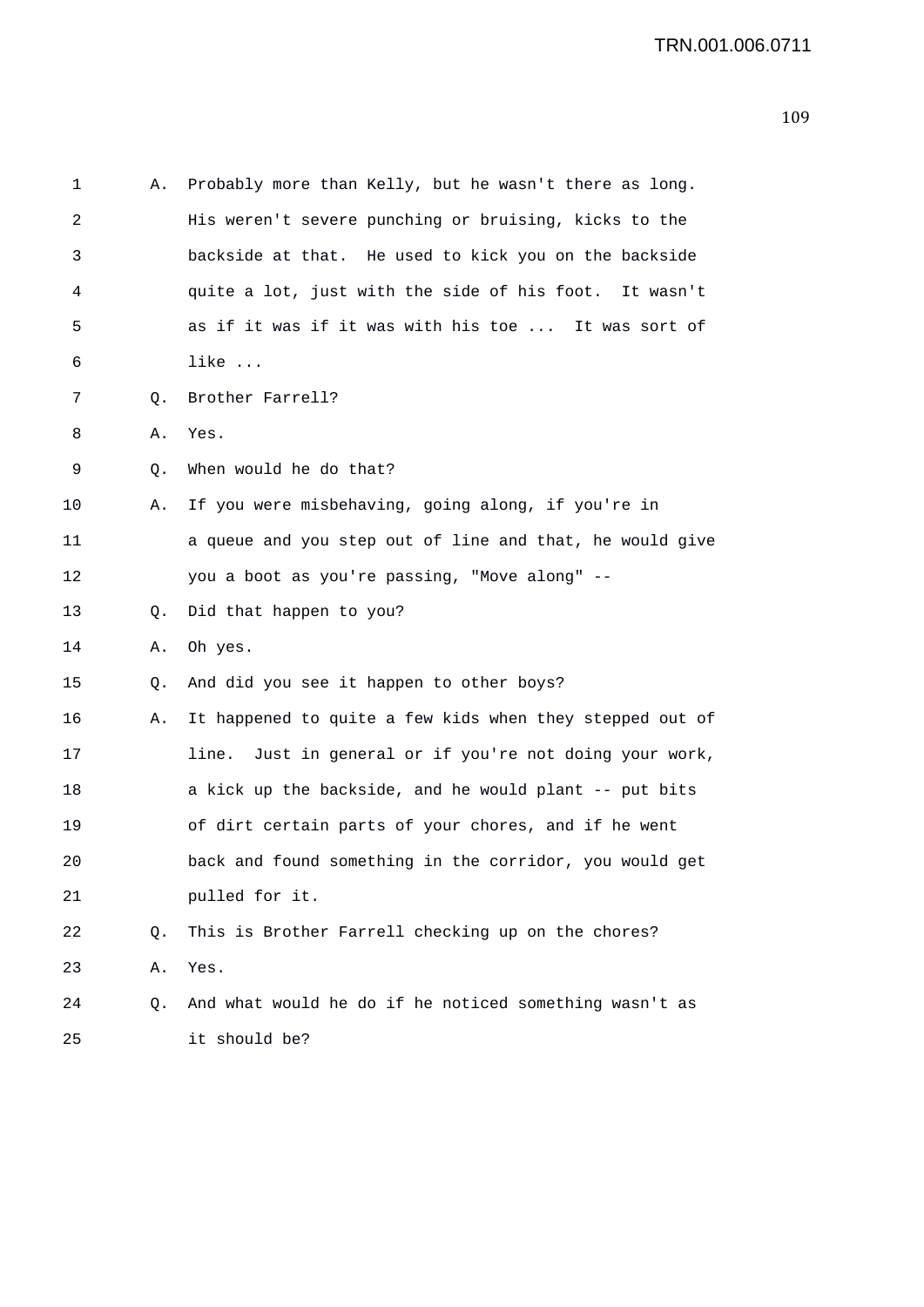1 A. Probably more than Kelly, but he wasn't there as long.
2 His weren't severe punching or bruising, kicks to the
3 backside at that. He used to kick you on the backside
4 quite a lot, just with the side of his foot. It wasn't
5 as if it was if it was with his toe ... It was sort of
6 like ...
7 Q. Brother Farrell?
8 A. Yes.
9 Q. When would he do that?
10 A. If you were misbehaving, going along, if you're in
11 a queue and you step out of line and that, he would give
12 you a boot as you're passing, "Move along" --
13 Q. Did that happen to you?
14 A. Oh yes.
15 Q. And did you see it happen to other boys?
16 A. It happened to quite a few kids when they stepped out of
17 line. Just in general or if you're not doing your work,
18 a kick up the backside, and he would plant -- put bits
19 of dirt certain parts of your chores, and if he went
20 back and found something in the corridor, you would get
21 pulled for it.
22 Q. This is Brother Farrell checking up on the chores?
23 A. Yes.
24 Q. And what would he do if he noticed something wasn't as
25 it should be?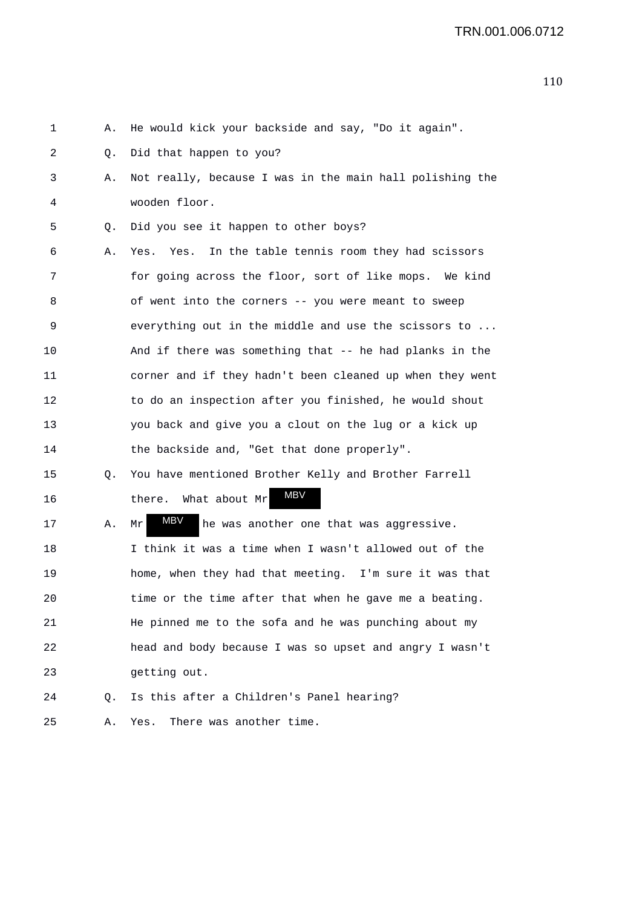1 A. He would kick your backside and say, "Do it again".

2 Q. Did that happen to you?

3 A. Not really, because I was in the main hall polishing the
4 wooden floor.

5 Q. Did you see it happen to other boys?

6 A. Yes. Yes. In the table tennis room they had scissors
7 for going across the floor, sort of like mops. We kind
8 of went into the corners -- you were meant to sweep
9 everything out in the middle and use the scissors to ...
10 And if there was something that -- he had planks in the
11 corner and if they hadn't been cleaned up when they went
12 to do an inspection after you finished, he would shout
13 you back and give you a clout on the lug or a kick up
14 the backside and, "Get that done properly".

15 Q. You have mentioned Brother Kelly and Brother Farrell
16 there. What about Mr MBV

17 A. Mr MBV he was another one that was aggressive.
18 I think it was a time when I wasn't allowed out of the
19 home, when they had that meeting. I'm sure it was that
20 time or the time after that when he gave me a beating.
21 He pinned me to the sofa and he was punching about my
22 head and body because I was so upset and angry I wasn't
23 getting out.

24 Q. Is this after a Children's Panel hearing?

25 A. Yes. There was another time.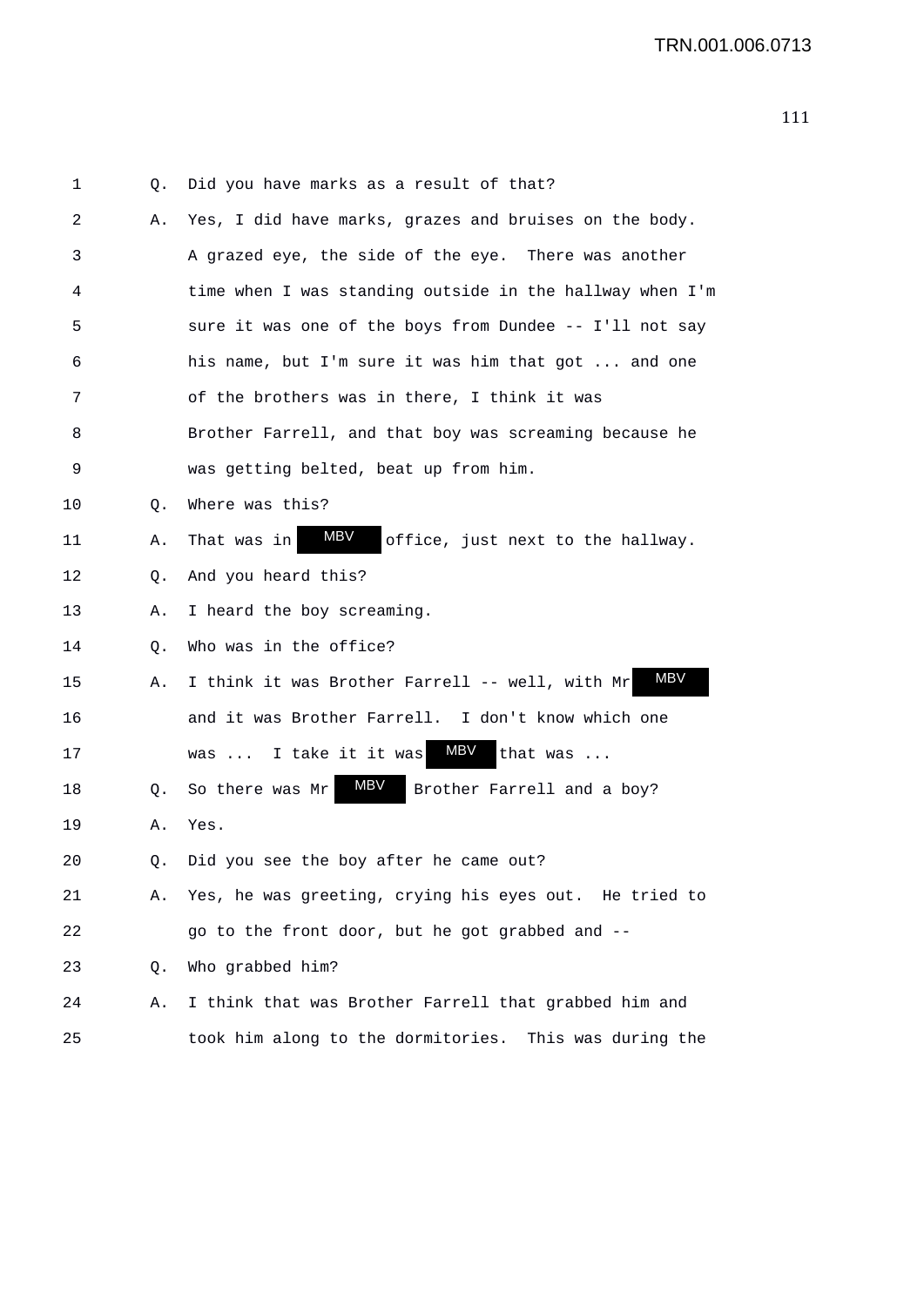1 Q. Did you have marks as a result of that?

2 A. Yes, I did have marks, grazes and bruises on the body.

3 A grazed eye, the side of the eye. There was another

4 time when I was standing outside in the hallway when I'm

5 sure it was one of the boys from Dundee -- I'll not say

6 his name, but I'm sure it was him that got ... and one

7 of the brothers was in there, I think it was

8 Brother Farrell, and that boy was screaming because he

9 was getting belted, beat up from him.

10 Q. Where was this?

11 A. That was in MBV office, just next to the hallway.

12 Q. And you heard this?

13 A. I heard the boy screaming.

14 Q. Who was in the office?

15 A. I think it was Brother Farrell -- well, with Mr MBV

16 and it was Brother Farrell. I don't know which one

17 was ... I take it it was MBV that was ...

18 Q. So there was Mr MBV Brother Farrell and a boy?

19 A. Yes.

20 Q. Did you see the boy after he came out?

21 A. Yes, he was greeting, crying his eyes out. He tried to

22 go to the front door, but he got grabbed and --

23 Q. Who grabbed him?

24 A. I think that was Brother Farrell that grabbed him and

25 took him along to the dormitories. This was during the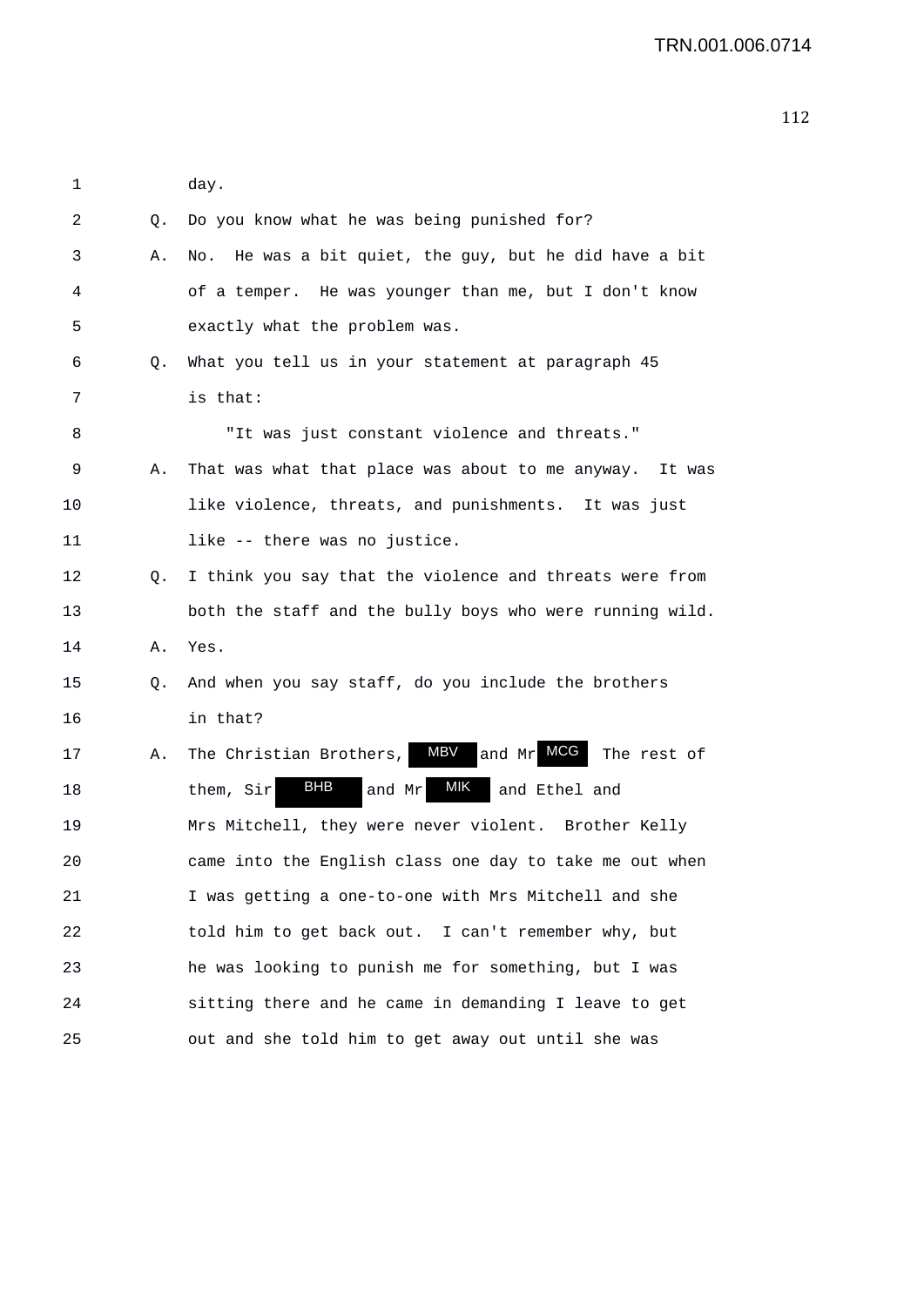1 day.

2 Q. Do you know what he was being punished for?

3 A. No. He was a bit quiet, the guy, but he did have a bit

4 of a temper. He was younger than me, but I don't know

5 exactly what the problem was.

6 Q. What you tell us in your statement at paragraph 45

7 is that:

8 "It was just constant violence and threats."

9 A. That was what that place was about to me anyway. It was

10 like violence, threats, and punishments. It was just

11 like -- there was no justice.

12 Q. I think you say that the violence and threats were from

13 both the staff and the bully boys who were running wild.

14 A. Yes.

15 Q. And when you say staff, do you include the brothers

16 in that?

17 A. The Christian Brothers, MBV and Mr MCG The rest of

18 them, Sir BHB and Mr MIK and Ethel and

19 Mrs Mitchell, they were never violent. Brother Kelly

20 came into the English class one day to take me out when

21 I was getting a one-to-one with Mrs Mitchell and she

22 told him to get back out. I can't remember why, but

23 he was looking to punish me for something, but I was

24 sitting there and he came in demanding I leave to get

25 out and she told him to get away out until she was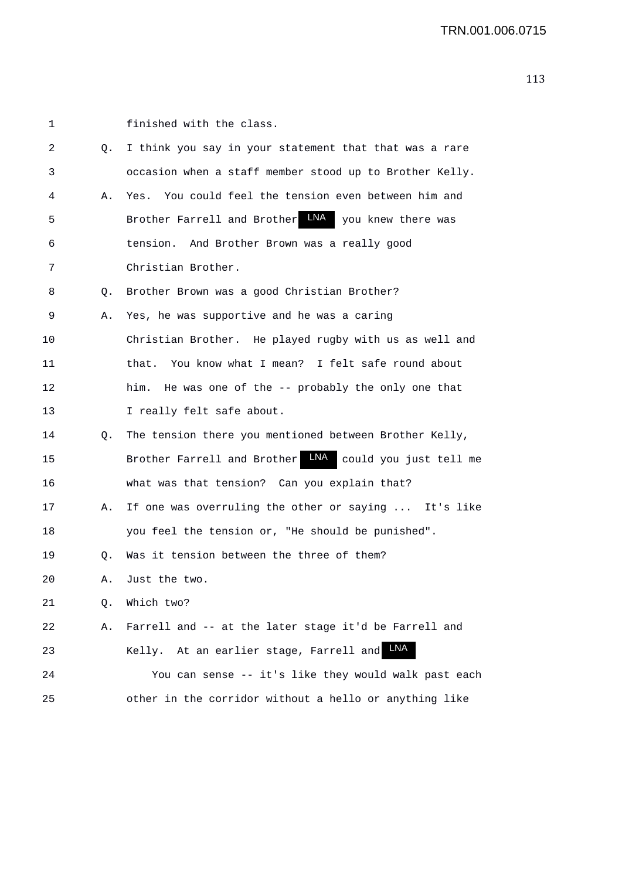1 finished with the class.

2 Q. I think you say in your statement that that was a rare

3 occasion when a staff member stood up to Brother Kelly.

4 A. Yes. You could feel the tension even between him and

5 Brother Farrell and Brother LNA you knew there was

6 tension. And Brother Brown was a really good

7 Christian Brother.

8 Q. Brother Brown was a good Christian Brother?

9 A. Yes, he was supportive and he was a caring

10 Christian Brother. He played rugby with us as well and

11 that. You know what I mean? I felt safe round about

12 him. He was one of the -- probably the only one that

13 I really felt safe about.

14 Q. The tension there you mentioned between Brother Kelly,

15 Brother Farrell and Brother LNA could you just tell me

16 what was that tension? Can you explain that?

17 A. If one was overruling the other or saying ... It's like

18 you feel the tension or, "He should be punished".

19 Q. Was it tension between the three of them?

20 A. Just the two.

21 Q. Which two?

22 A. Farrell and -- at the later stage it'd be Farrell and

23 Kelly. At an earlier stage, Farrell and LNA

24 You can sense -- it's like they would walk past each

25 other in the corridor without a hello or anything like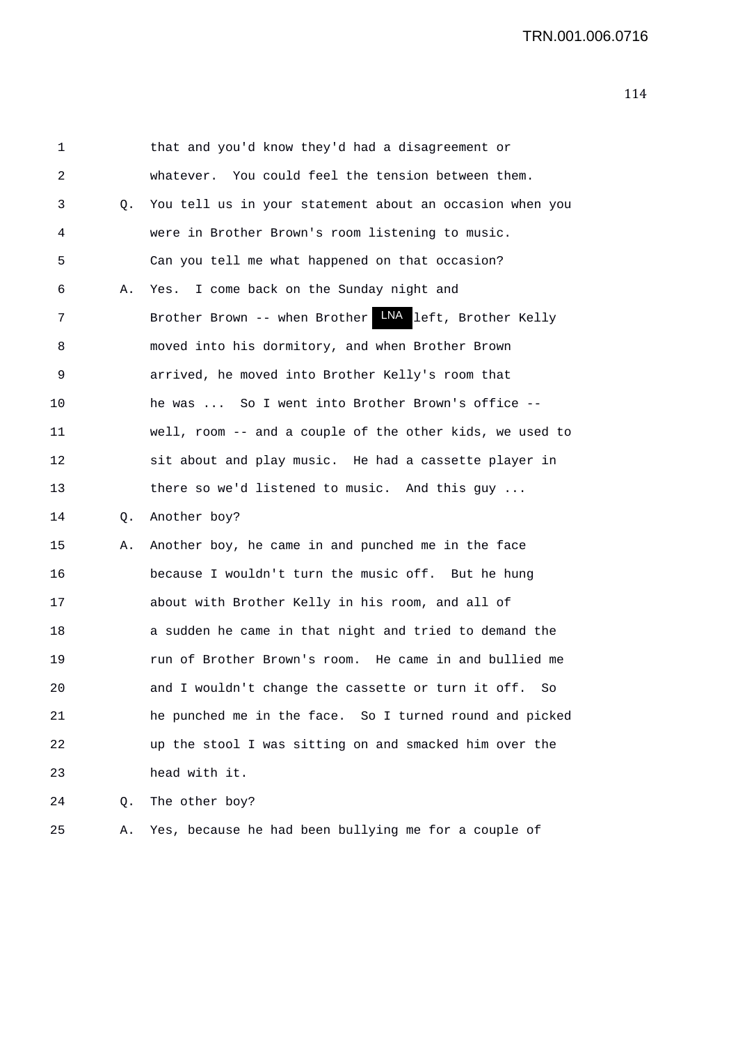1 that and you'd know they'd had a disagreement or
2 whatever. You could feel the tension between them.
3 Q. You tell us in your statement about an occasion when you
4 were in Brother Brown's room listening to music.
5 Can you tell me what happened on that occasion?
6 A. Yes. I come back on the Sunday night and
7 Brother Brown -- when Brother LNA left, Brother Kelly
8 moved into his dormitory, and when Brother Brown
9 arrived, he moved into Brother Kelly's room that
10 he was ... So I went into Brother Brown's office --
11 well, room -- and a couple of the other kids, we used to
12 sit about and play music. He had a cassette player in
13 there so we'd listened to music. And this guy ...
14 Q. Another boy?
15 A. Another boy, he came in and punched me in the face
16 because I wouldn't turn the music off. But he hung
17 about with Brother Kelly in his room, and all of
18 a sudden he came in that night and tried to demand the
19 run of Brother Brown's room. He came in and bullied me
20 and I wouldn't change the cassette or turn it off. So
21 he punched me in the face. So I turned round and picked
22 up the stool I was sitting on and smacked him over the
23 head with it.
24 Q. The other boy?
25 A. Yes, because he had been bullying me for a couple of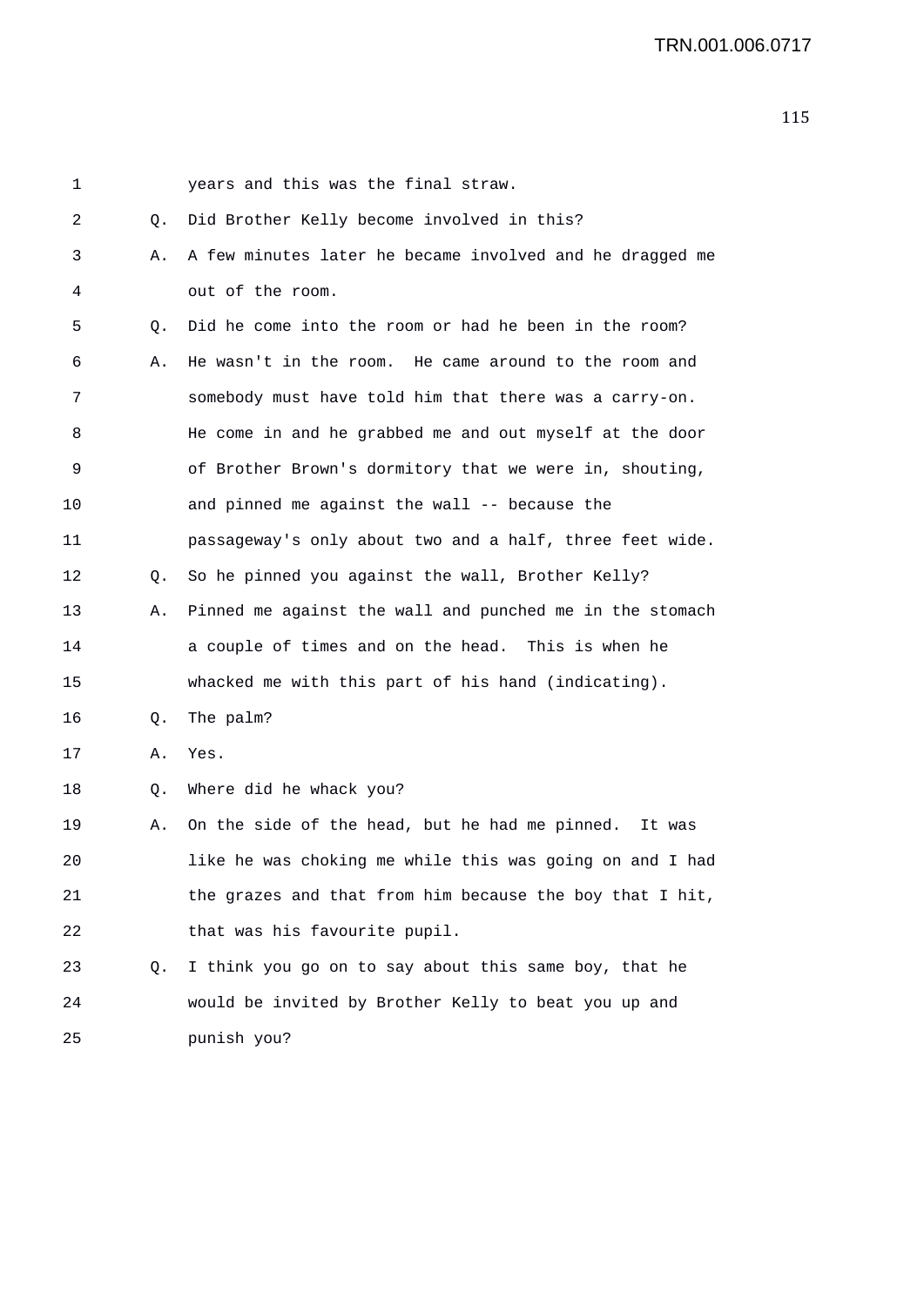1 years and this was the final straw.

2 Q. Did Brother Kelly become involved in this?

3 A. A few minutes later he became involved and he dragged me

4 out of the room.

5 Q. Did he come into the room or had he been in the room?

6 A. He wasn't in the room. He came around to the room and

7 somebody must have told him that there was a carry-on.

8 He come in and he grabbed me and out myself at the door

9 of Brother Brown's dormitory that we were in, shouting,

10 and pinned me against the wall -- because the

11 passageway's only about two and a half, three feet wide.

12 Q. So he pinned you against the wall, Brother Kelly?

13 A. Pinned me against the wall and punched me in the stomach

14 a couple of times and on the head. This is when he

15 whacked me with this part of his hand (indicating).

16 Q. The palm?

17 A. Yes.

18 Q. Where did he whack you?

19 A. On the side of the head, but he had me pinned. It was

20 like he was choking me while this was going on and I had

21 the grazes and that from him because the boy that I hit,

22 that was his favourite pupil.

23 Q. I think you go on to say about this same boy, that he

24 would be invited by Brother Kelly to beat you up and

25 punish you?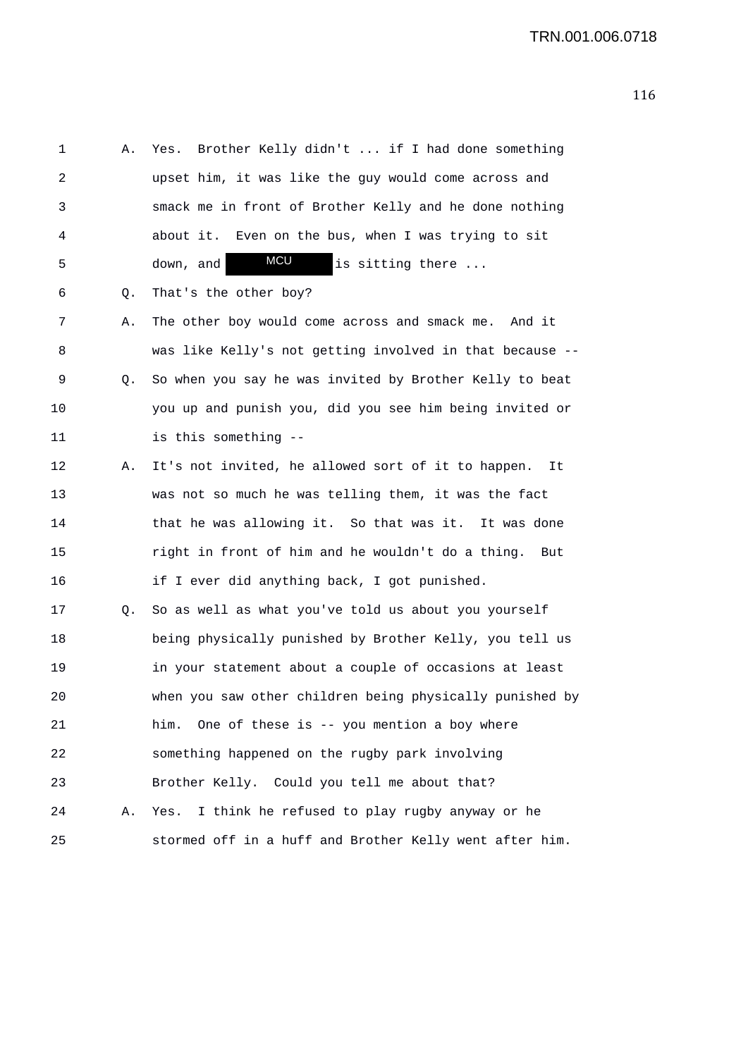1 A. Yes. Brother Kelly didn't ... if I had done something
2 upset him, it was like the guy would come across and
3 smack me in front of Brother Kelly and he done nothing
4 about it. Even on the bus, when I was trying to sit
5 down, and MCU is sitting there ...
6 Q. That's the other boy?
7 A. The other boy would come across and smack me. And it
8 was like Kelly's not getting involved in that because --
9 Q. So when you say he was invited by Brother Kelly to beat
10 you up and punish you, did you see him being invited or
11 is this something --
12 A. It's not invited, he allowed sort of it to happen. It
13 was not so much he was telling them, it was the fact
14 that he was allowing it. So that was it. It was done
15 right in front of him and he wouldn't do a thing. But
16 if I ever did anything back, I got punished.
17 Q. So as well as what you've told us about you yourself
18 being physically punished by Brother Kelly, you tell us
19 in your statement about a couple of occasions at least
20 when you saw other children being physically punished by
21 him. One of these is -- you mention a boy where
22 something happened on the rugby park involving
23 Brother Kelly. Could you tell me about that?
24 A. Yes. I think he refused to play rugby anyway or he
25 stormed off in a huff and Brother Kelly went after him.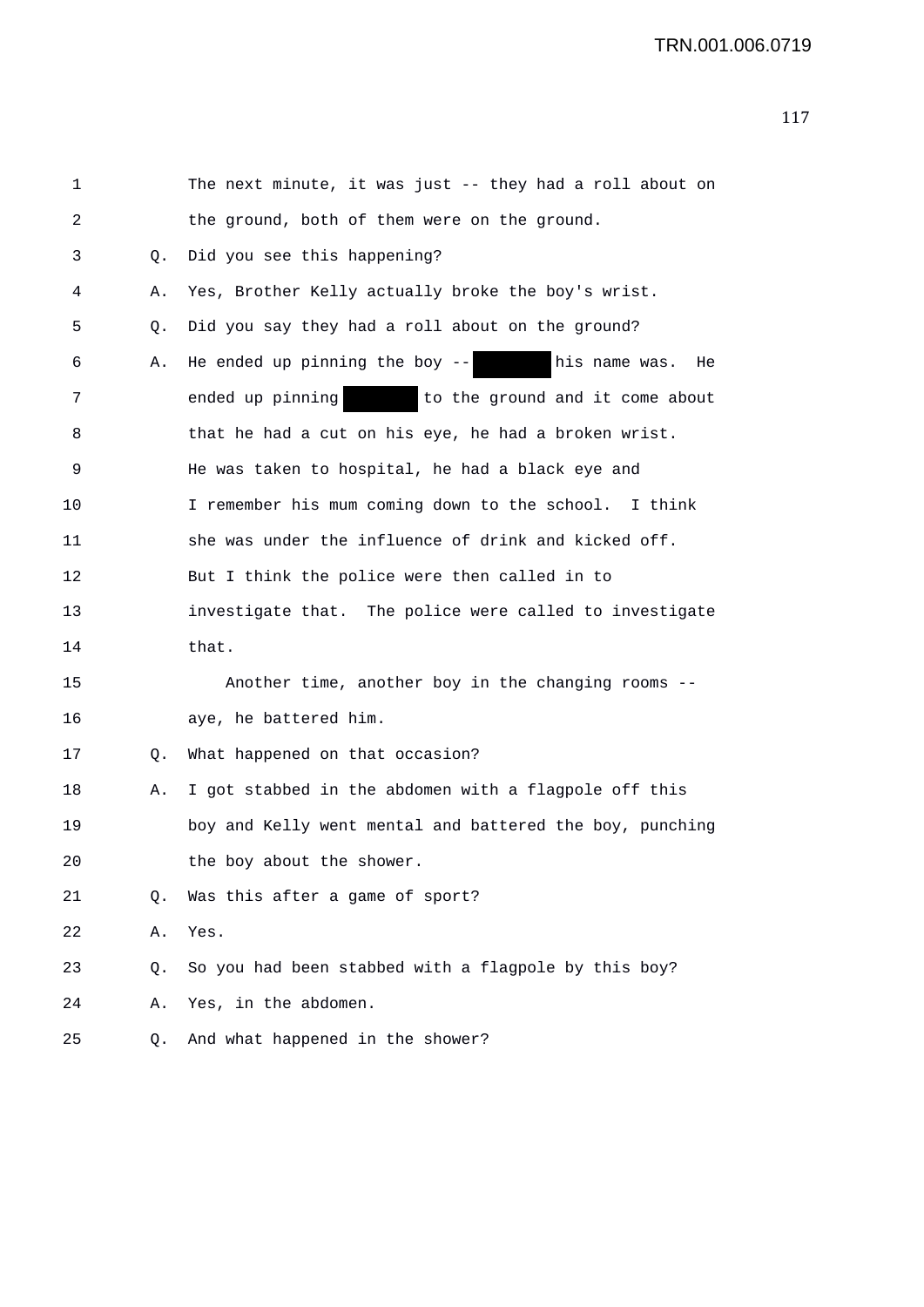1 The next minute, it was just -- they had a roll about on
2 the ground, both of them were on the ground.
3 Q. Did you see this happening?
4 A. Yes, Brother Kelly actually broke the boy's wrist.
5 Q. Did you say they had a roll about on the ground?
6 A. He ended up pinning the boy -- [redacted] his name was. He
7 ended up pinning [redacted] to the ground and it come about
8 that he had a cut on his eye, he had a broken wrist.
9 He was taken to hospital, he had a black eye and
10 I remember his mum coming down to the school. I think
11 she was under the influence of drink and kicked off.
12 But I think the police were then called in to
13 investigate that. The police were called to investigate
14 that.
15 Another time, another boy in the changing rooms --
16 aye, he battered him.
17 Q. What happened on that occasion?
18 A. I got stabbed in the abdomen with a flagpole off this
19 boy and Kelly went mental and battered the boy, punching
20 the boy about the shower.
21 Q. Was this after a game of sport?
22 A. Yes.
23 Q. So you had been stabbed with a flagpole by this boy?
24 A. Yes, in the abdomen.
25 Q. And what happened in the shower?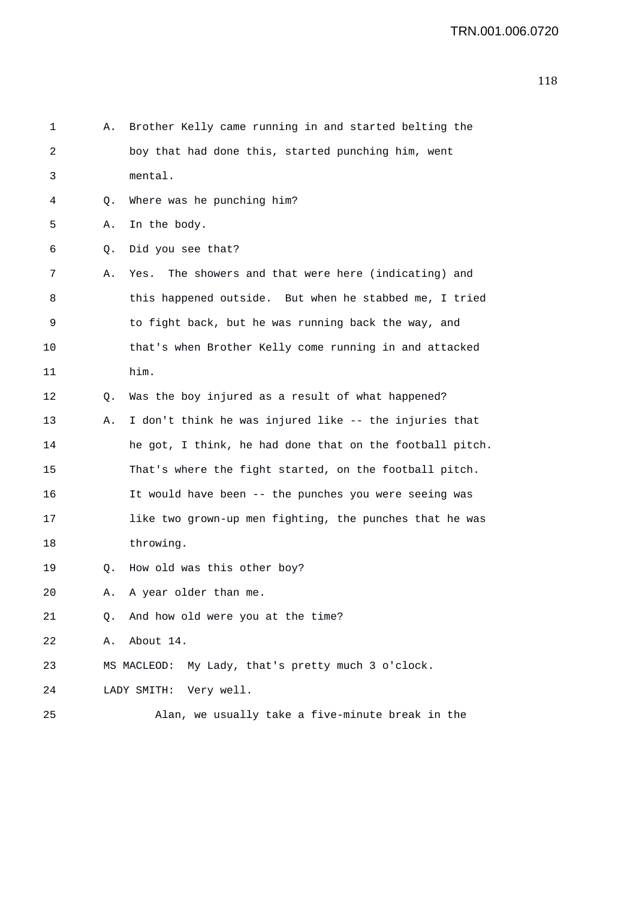A. Brother Kelly came running in and started belting the boy that had done this, started punching him, went mental.

Q. Where was he punching him?

A. In the body.

Q. Did you see that?

A. Yes. The showers and that were here (indicating) and this happened outside. But when he stabbed me, I tried to fight back, but he was running back the way, and that's when Brother Kelly come running in and attacked him.

Q. Was the boy injured as a result of what happened?

A. I don't think he was injured like -- the injuries that he got, I think, he had done that on the football pitch. That's where the fight started, on the football pitch. It would have been -- the punches you were seeing was like two grown-up men fighting, the punches that he was throwing.

Q. How old was this other boy?

A. A year older than me.

Q. And how old were you at the time?

A. About 14.

MS MACLEOD: My Lady, that's pretty much 3 o'clock.

LADY SMITH: Very well.

Alan, we usually take a five-minute break in the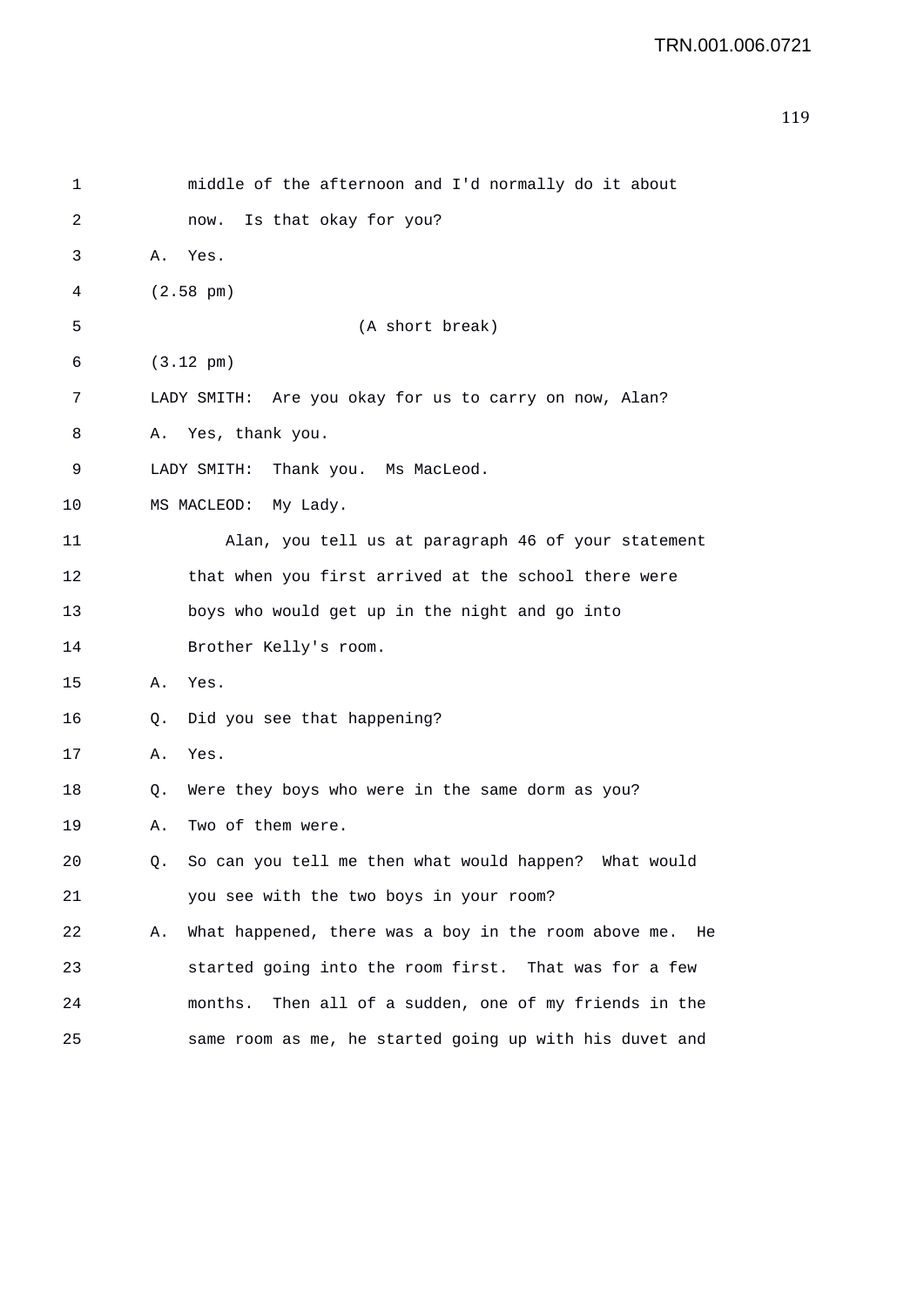1 middle of the afternoon and I'd normally do it about
2 now. Is that okay for you?
3 A. Yes.
4 (2.58 pm)
5 (A short break)
6 (3.12 pm)
7 LADY SMITH: Are you okay for us to carry on now, Alan?
8 A. Yes, thank you.
9 LADY SMITH: Thank you. Ms MacLeod.
10 MS MACLEOD: My Lady.
11 Alan, you tell us at paragraph 46 of your statement
12 that when you first arrived at the school there were
13 boys who would get up in the night and go into
14 Brother Kelly's room.
15 A. Yes.
16 Q. Did you see that happening?
17 A. Yes.
18 Q. Were they boys who were in the same dorm as you?
19 A. Two of them were.
20 Q. So can you tell me then what would happen? What would
21 you see with the two boys in your room?
22 A. What happened, there was a boy in the room above me. He
23 started going into the room first. That was for a few
24 months. Then all of a sudden, one of my friends in the
25 same room as me, he started going up with his duvet and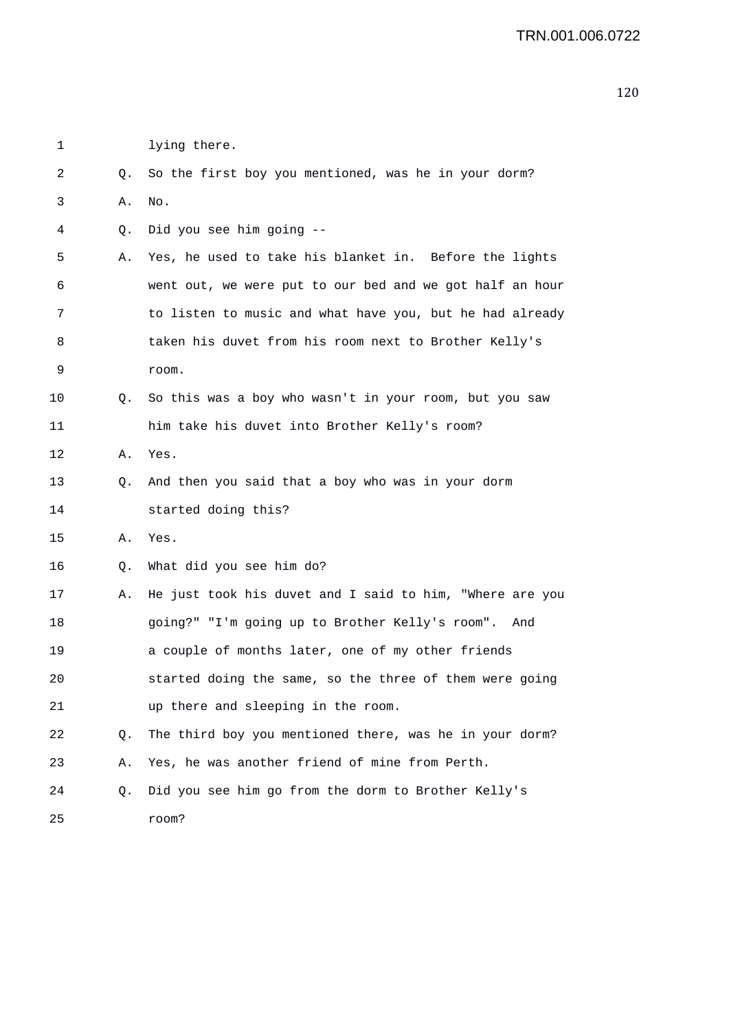1 lying there.

2 Q. So the first boy you mentioned, was he in your dorm?

3 A. No.

4 Q. Did you see him going --

5 A. Yes, he used to take his blanket in. Before the lights

6 went out, we were put to our bed and we got half an hour

7 to listen to music and what have you, but he had already

8 taken his duvet from his room next to Brother Kelly's

9 room.

10 Q. So this was a boy who wasn't in your room, but you saw

11 him take his duvet into Brother Kelly's room?

12 A. Yes.

13 Q. And then you said that a boy who was in your dorm

14 started doing this?

15 A. Yes.

16 Q. What did you see him do?

17 A. He just took his duvet and I said to him, "Where are you

18 going?" "I'm going up to Brother Kelly's room". And

19 a couple of months later, one of my other friends

20 started doing the same, so the three of them were going

21 up there and sleeping in the room.

22 Q. The third boy you mentioned there, was he in your dorm?

23 A. Yes, he was another friend of mine from Perth.

24 Q. Did you see him go from the dorm to Brother Kelly's

25 room?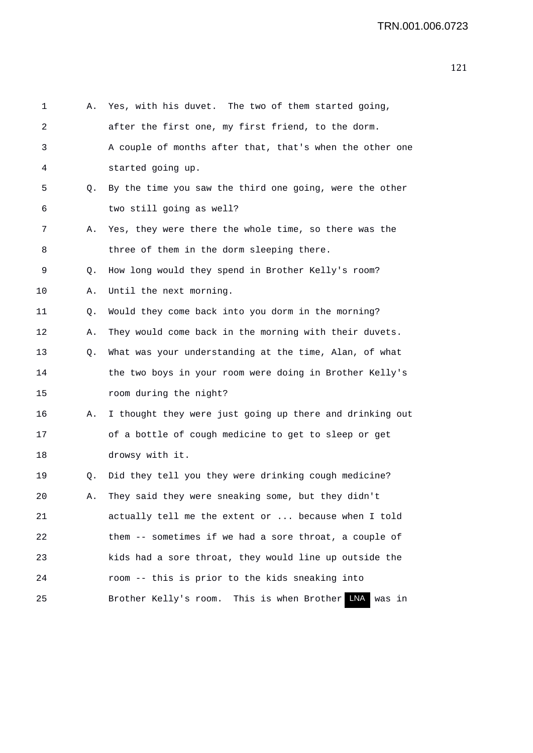1 A. Yes, with his duvet. The two of them started going,
2 after the first one, my first friend, to the dorm.
3 A couple of months after that, that's when the other one
4 started going up.
5 Q. By the time you saw the third one going, were the other
6 two still going as well?
7 A. Yes, they were there the whole time, so there was the
8 three of them in the dorm sleeping there.
9 Q. How long would they spend in Brother Kelly's room?
10 A. Until the next morning.
11 Q. Would they come back into you dorm in the morning?
12 A. They would come back in the morning with their duvets.
13 Q. What was your understanding at the time, Alan, of what
14 the two boys in your room were doing in Brother Kelly's
15 room during the night?
16 A. I thought they were just going up there and drinking out
17 of a bottle of cough medicine to get to sleep or get
18 drowsy with it.
19 Q. Did they tell you they were drinking cough medicine?
20 A. They said they were sneaking some, but they didn't
21 actually tell me the extent or ... because when I told
22 them -- sometimes if we had a sore throat, a couple of
23 kids had a sore throat, they would line up outside the
24 room -- this is prior to the kids sneaking into
25 Brother Kelly's room. This is when Brother LNA was in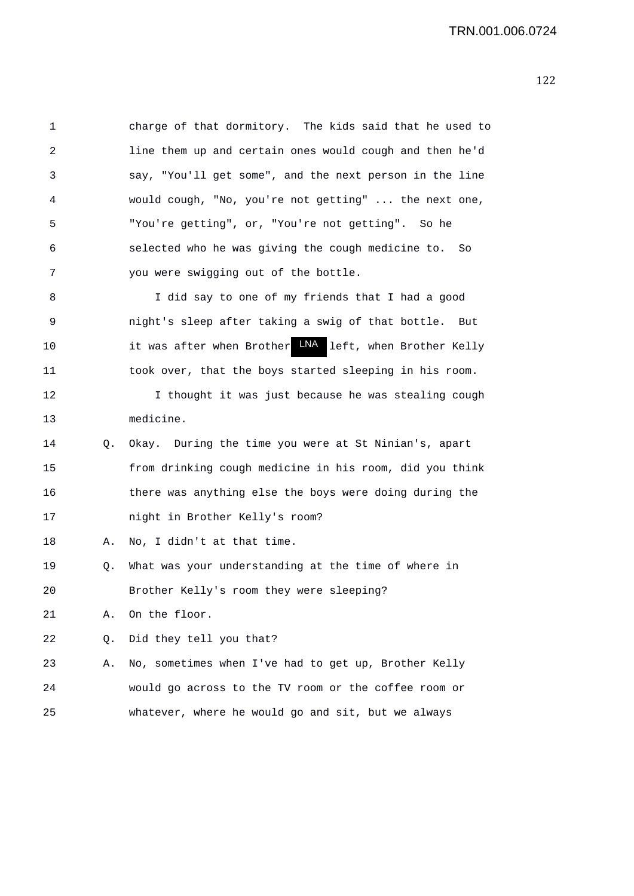charge of that dormitory. The kids said that he used to line them up and certain ones would cough and then he'd say, "You'll get some", and the next person in the line would cough, "No, you're not getting" ... the next one, "You're getting", or, "You're not getting". So he selected who he was giving the cough medicine to. So you were swigging out of the bottle.

I did say to one of my friends that I had a good night's sleep after taking a swig of that bottle. But it was after when Brother LNA left, when Brother Kelly took over, that the boys started sleeping in his room.

I thought it was just because he was stealing cough medicine.

Q. Okay. During the time you were at St Ninian's, apart from drinking cough medicine in his room, did you think there was anything else the boys were doing during the night in Brother Kelly's room?

A. No, I didn't at that time.

Q. What was your understanding at the time of where in Brother Kelly's room they were sleeping?

A. On the floor.

Q. Did they tell you that?

A. No, sometimes when I've had to get up, Brother Kelly would go across to the TV room or the coffee room or whatever, where he would go and sit, but we always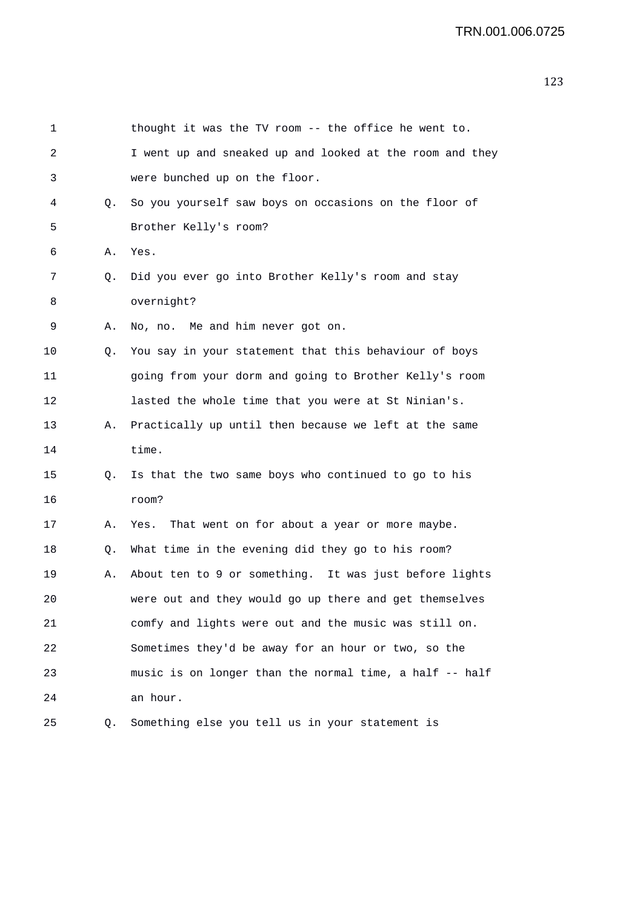thought it was the TV room -- the office he went to. I went up and sneaked up and looked at the room and they were bunched up on the floor.

Q. So you yourself saw boys on occasions on the floor of Brother Kelly's room?

A. Yes.

Q. Did you ever go into Brother Kelly's room and stay overnight?

A. No, no. Me and him never got on.

Q. You say in your statement that this behaviour of boys going from your dorm and going to Brother Kelly's room lasted the whole time that you were at St Ninian's.

A. Practically up until then because we left at the same time.

Q. Is that the two same boys who continued to go to his room?

A. Yes. That went on for about a year or more maybe.

Q. What time in the evening did they go to his room?

A. About ten to 9 or something. It was just before lights were out and they would go up there and get themselves comfy and lights were out and the music was still on. Sometimes they'd be away for an hour or two, so the music is on longer than the normal time, a half -- half an hour.

Q. Something else you tell us in your statement is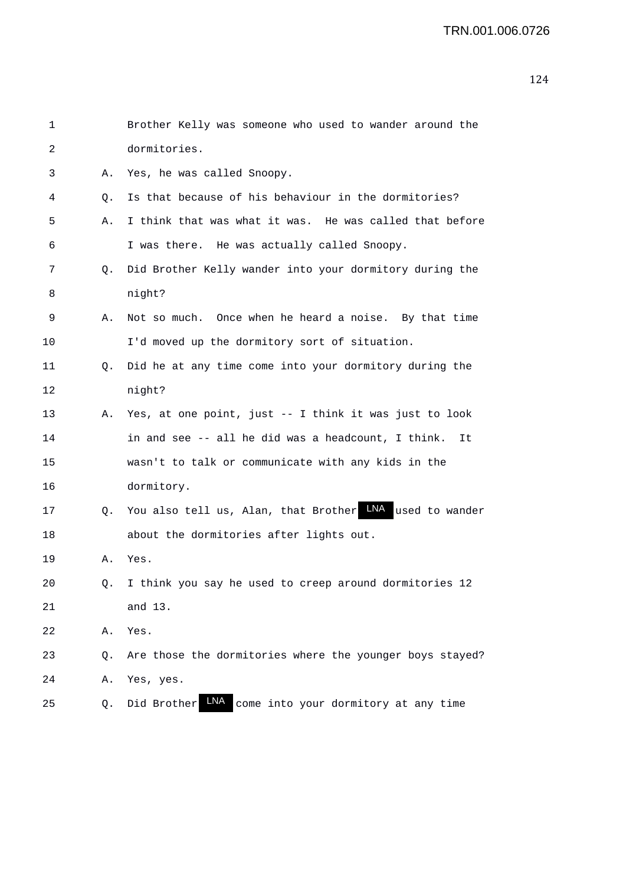1 Brother Kelly was someone who used to wander around the
2 dormitories.
3 A. Yes, he was called Snoopy.
4 Q. Is that because of his behaviour in the dormitories?
5 A. I think that was what it was. He was called that before
6 I was there. He was actually called Snoopy.
7 Q. Did Brother Kelly wander into your dormitory during the
8 night?
9 A. Not so much. Once when he heard a noise. By that time
10 I'd moved up the dormitory sort of situation.
11 Q. Did he at any time come into your dormitory during the
12 night?
13 A. Yes, at one point, just -- I think it was just to look
14 in and see -- all he did was a headcount, I think. It
15 wasn't to talk or communicate with any kids in the
16 dormitory.
17 Q. You also tell us, Alan, that Brother LNA used to wander
18 about the dormitories after lights out.
19 A. Yes.
20 Q. I think you say he used to creep around dormitories 12
21 and 13.
22 A. Yes.
23 Q. Are those the dormitories where the younger boys stayed?
24 A. Yes, yes.
25 Q. Did Brother LNA come into your dormitory at any time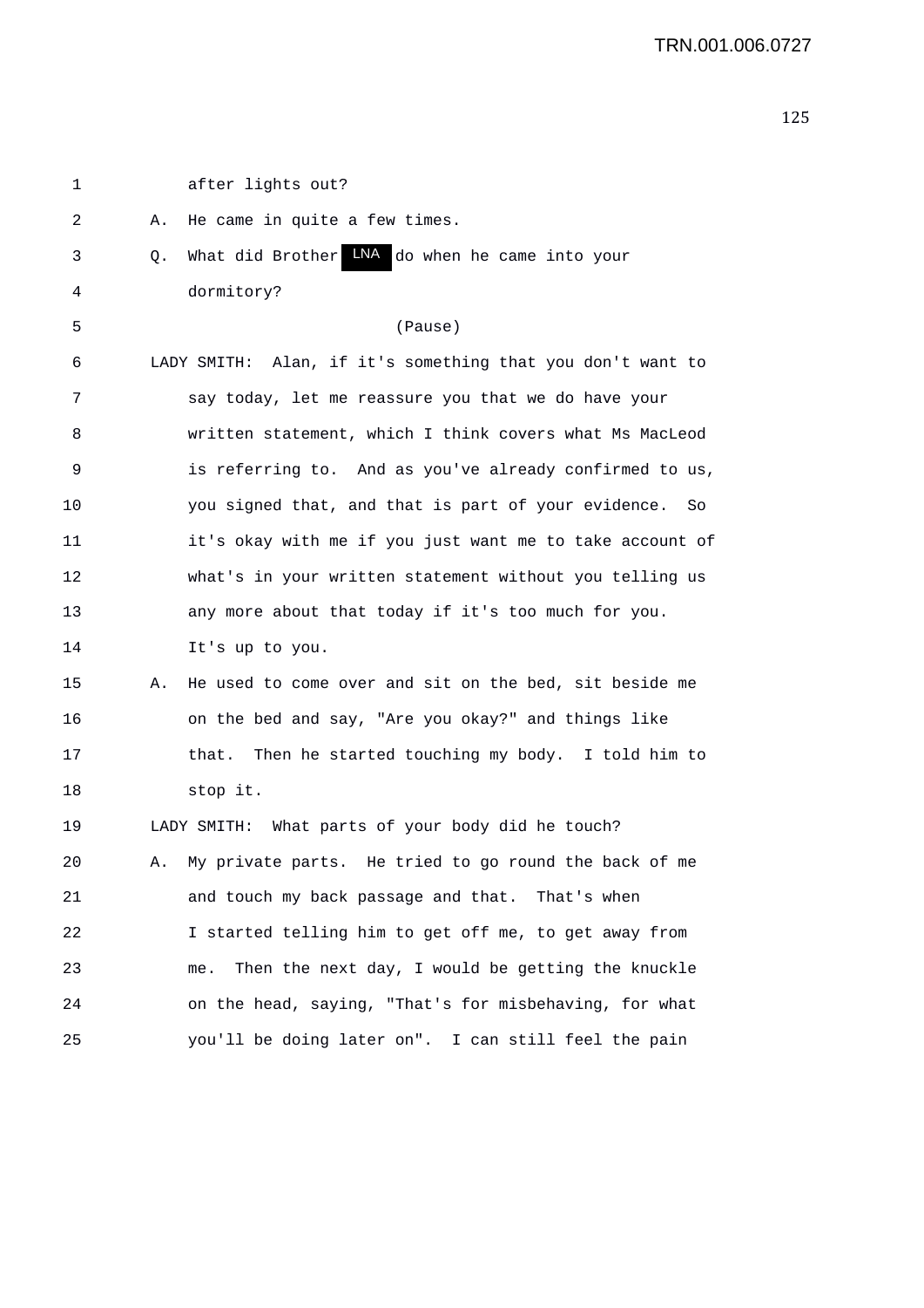1 after lights out?

2 A. He came in quite a few times.

3 Q. What did Brother LNA do when he came into your

4 dormitory?

5 (Pause)

6 LADY SMITH: Alan, if it's something that you don't want to

7 say today, let me reassure you that we do have your

8 written statement, which I think covers what Ms MacLeod

9 is referring to. And as you've already confirmed to us,

10 you signed that, and that is part of your evidence. So

11 it's okay with me if you just want me to take account of

12 what's in your written statement without you telling us

13 any more about that today if it's too much for you.

14 It's up to you.

15 A. He used to come over and sit on the bed, sit beside me

16 on the bed and say, "Are you okay?" and things like

17 that. Then he started touching my body. I told him to

18 stop it.

19 LADY SMITH: What parts of your body did he touch?

20 A. My private parts. He tried to go round the back of me

21 and touch my back passage and that. That's when

22 I started telling him to get off me, to get away from

23 me. Then the next day, I would be getting the knuckle

24 on the head, saying, "That's for misbehaving, for what

25 you'll be doing later on". I can still feel the pain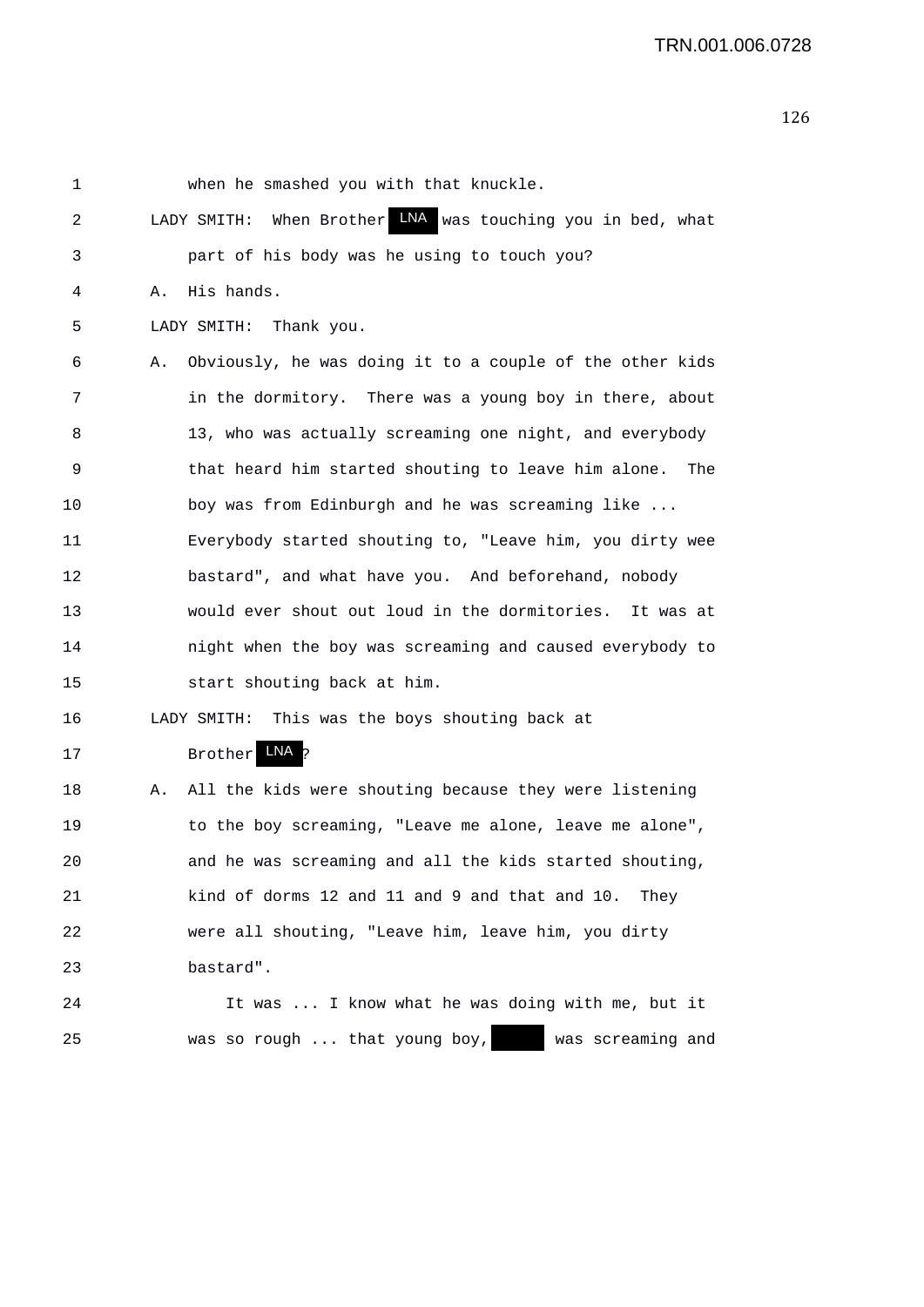1 when he smashed you with that knuckle.

2 LADY SMITH: When Brother LNA was touching you in bed, what

3 part of his body was he using to touch you?

4 A. His hands.

5 LADY SMITH: Thank you.

6 A. Obviously, he was doing it to a couple of the other kids

7 in the dormitory. There was a young boy in there, about

8 13, who was actually screaming one night, and everybody

9 that heard him started shouting to leave him alone. The

10 boy was from Edinburgh and he was screaming like ...

11 Everybody started shouting to, "Leave him, you dirty wee

12 bastard", and what have you. And beforehand, nobody

13 would ever shout out loud in the dormitories. It was at

14 night when the boy was screaming and caused everybody to

15 start shouting back at him.

16 LADY SMITH: This was the boys shouting back at

17 Brother LNA?

18 A. All the kids were shouting because they were listening

19 to the boy screaming, "Leave me alone, leave me alone",

20 and he was screaming and all the kids started shouting,

21 kind of dorms 12 and 11 and 9 and that and 10. They

22 were all shouting, "Leave him, leave him, you dirty

23 bastard".

24 It was ... I know what he was doing with me, but it

25 was so rough ... that young boy, ████ was screaming and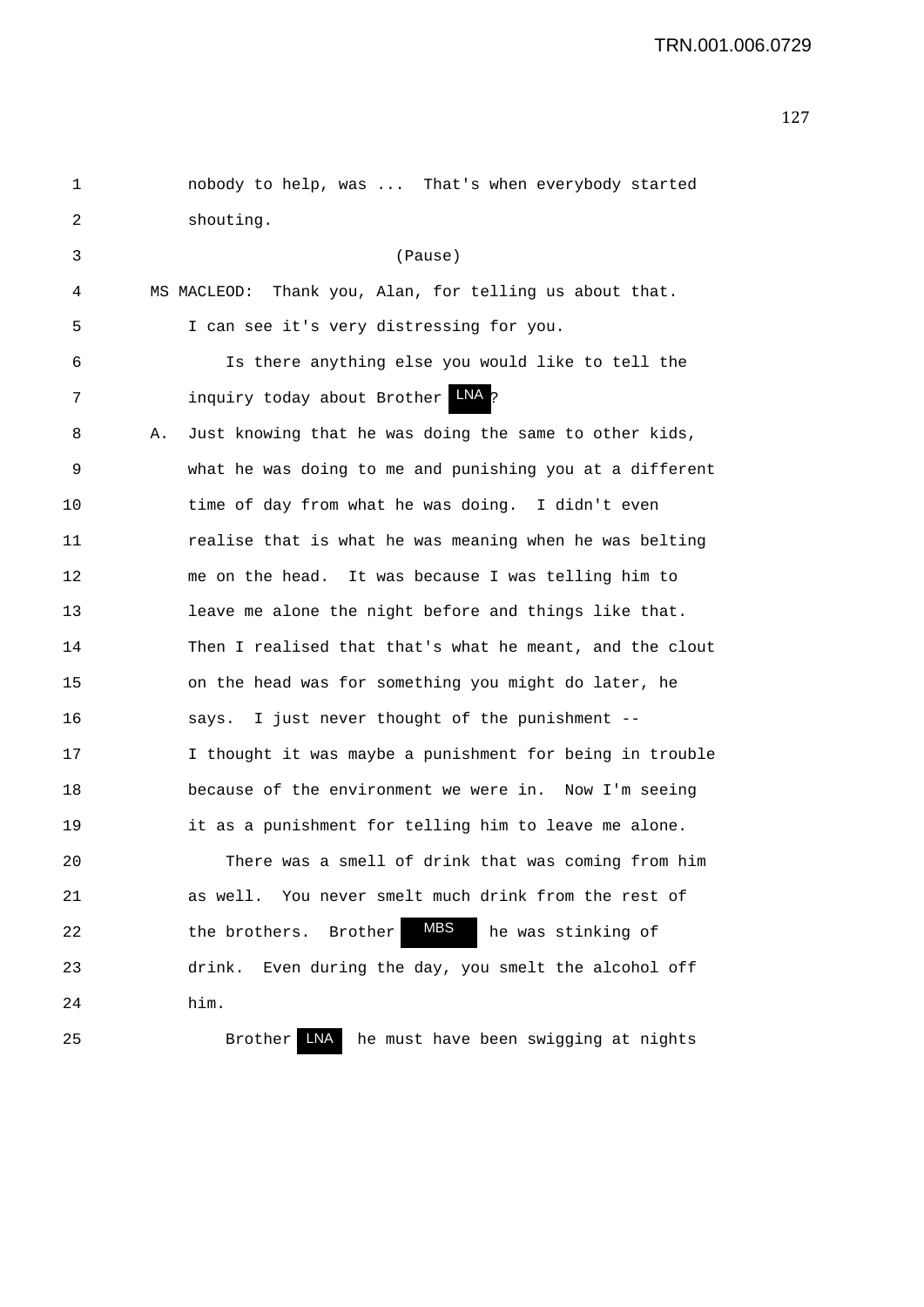1 nobody to help, was ... That's when everybody started
2 shouting.

3 (Pause)

4 MS MACLEOD: Thank you, Alan, for telling us about that.
5 I can see it's very distressing for you.

6 Is there anything else you would like to tell the
7 inquiry today about Brother LNA?

8 A. Just knowing that he was doing the same to other kids,
9 what he was doing to me and punishing you at a different
10 time of day from what he was doing. I didn't even
11 realise that is what he was meaning when he was belting
12 me on the head. It was because I was telling him to
13 leave me alone the night before and things like that.
14 Then I realised that that's what he meant, and the clout
15 on the head was for something you might do later, he
16 says. I just never thought of the punishment --
17 I thought it was maybe a punishment for being in trouble
18 because of the environment we were in. Now I'm seeing
19 it as a punishment for telling him to leave me alone.

20 There was a smell of drink that was coming from him
21 as well. You never smelt much drink from the rest of
22 the brothers. Brother MBS he was stinking of
23 drink. Even during the day, you smelt the alcohol off
24 him.

25 Brother LNA he must have been swigging at nights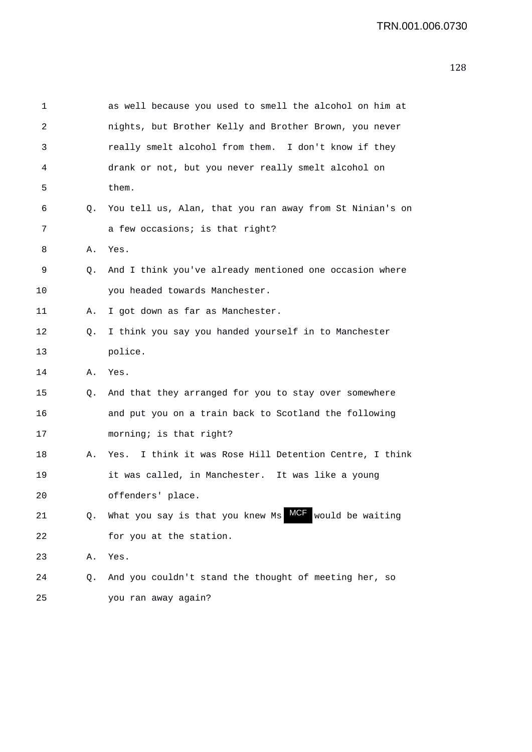1 as well because you used to smell the alcohol on him at
2 nights, but Brother Kelly and Brother Brown, you never
3 really smelt alcohol from them. I don't know if they
4 drank or not, but you never really smelt alcohol on
5 them.

6 Q. You tell us, Alan, that you ran away from St Ninian's on
7 a few occasions; is that right?

8 A. Yes.

9 Q. And I think you've already mentioned one occasion where
10 you headed towards Manchester.

11 A. I got down as far as Manchester.

12 Q. I think you say you handed yourself in to Manchester
13 police.

14 A. Yes.

15 Q. And that they arranged for you to stay over somewhere
16 and put you on a train back to Scotland the following
17 morning; is that right?

18 A. Yes. I think it was Rose Hill Detention Centre, I think
19 it was called, in Manchester. It was like a young
20 offenders' place.

21 Q. What you say is that you knew Ms MCF would be waiting
22 for you at the station.

23 A. Yes.

24 Q. And you couldn't stand the thought of meeting her, so
25 you ran away again?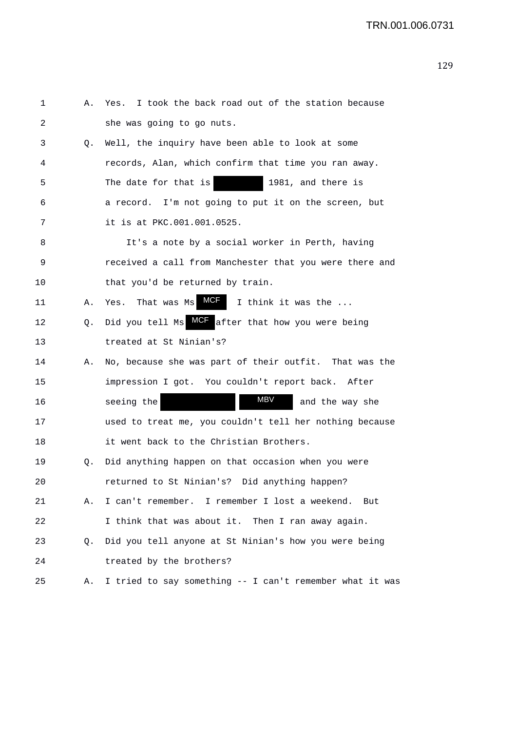1 A. Yes. I took the back road out of the station because
2 she was going to go nuts.
3 Q. Well, the inquiry have been able to look at some
4 records, Alan, which confirm that time you ran away.
5 The date for that is [redacted] 1981, and there is
6 a record. I'm not going to put it on the screen, but
7 it is at PKC.001.001.0525.
8 It's a note by a social worker in Perth, having
9 received a call from Manchester that you were there and
10 that you'd be returned by train.
11 A. Yes. That was Ms MCF I think it was the ...
12 Q. Did you tell Ms MCF after that how you were being
13 treated at St Ninian's?
14 A. No, because she was part of their outfit. That was the
15 impression I got. You couldn't report back. After
16 seeing the [redacted] MBV and the way she
17 used to treat me, you couldn't tell her nothing because
18 it went back to the Christian Brothers.
19 Q. Did anything happen on that occasion when you were
20 returned to St Ninian's? Did anything happen?
21 A. I can't remember. I remember I lost a weekend. But
22 I think that was about it. Then I ran away again.
23 Q. Did you tell anyone at St Ninian's how you were being
24 treated by the brothers?
25 A. I tried to say something -- I can't remember what it was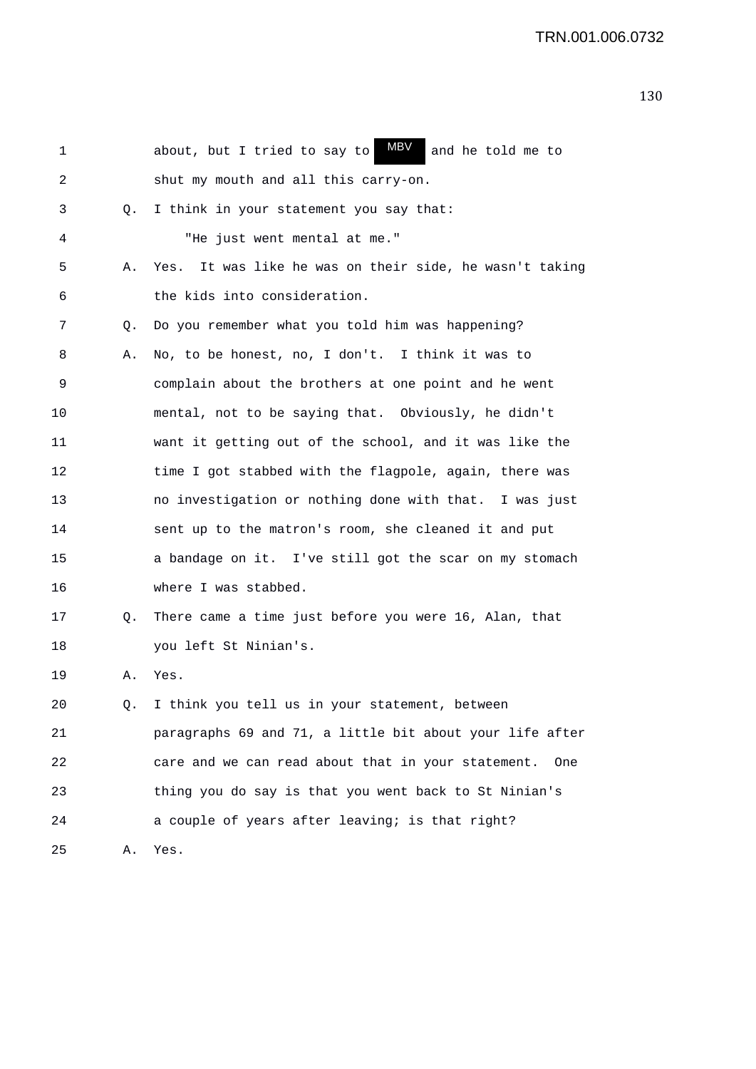1 about, but I tried to say to MBV and he told me to
2 shut my mouth and all this carry-on.
3 Q. I think in your statement you say that:
4 "He just went mental at me."
5 A. Yes. It was like he was on their side, he wasn't taking
6 the kids into consideration.
7 Q. Do you remember what you told him was happening?
8 A. No, to be honest, no, I don't. I think it was to
9 complain about the brothers at one point and he went
10 mental, not to be saying that. Obviously, he didn't
11 want it getting out of the school, and it was like the
12 time I got stabbed with the flagpole, again, there was
13 no investigation or nothing done with that. I was just
14 sent up to the matron's room, she cleaned it and put
15 a bandage on it. I've still got the scar on my stomach
16 where I was stabbed.
17 Q. There came a time just before you were 16, Alan, that
18 you left St Ninian's.
19 A. Yes.
20 Q. I think you tell us in your statement, between
21 paragraphs 69 and 71, a little bit about your life after
22 care and we can read about that in your statement. One
23 thing you do say is that you went back to St Ninian's
24 a couple of years after leaving; is that right?
25 A. Yes.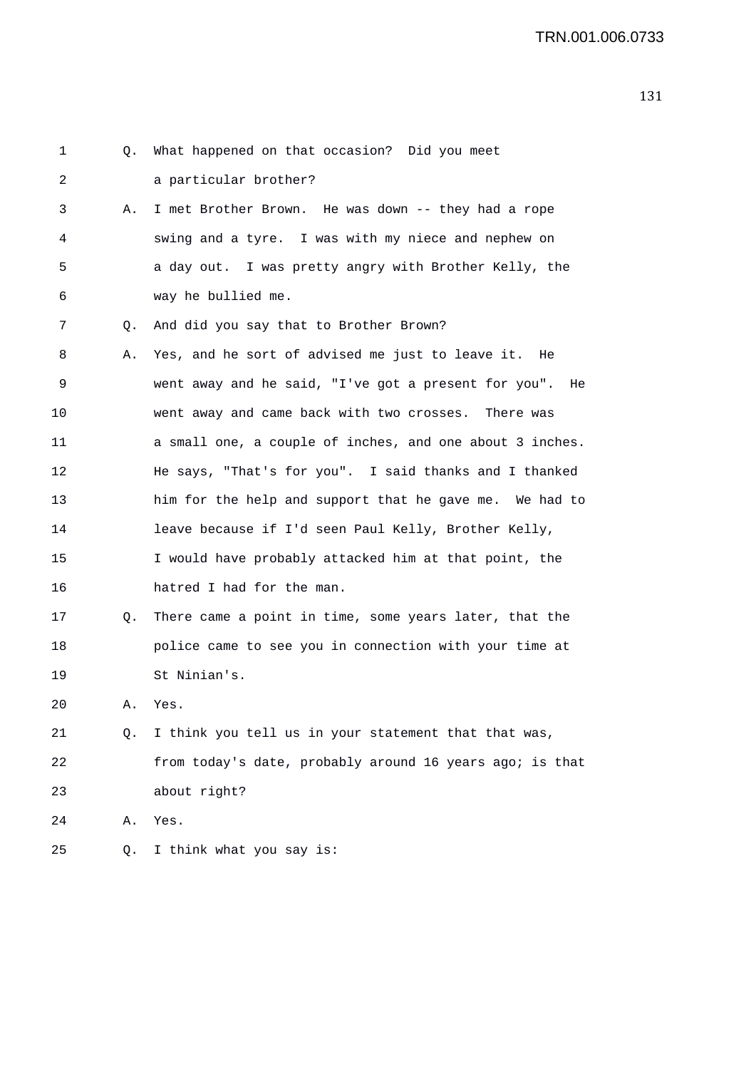1 Q. What happened on that occasion? Did you meet
2 a particular brother?
3 A. I met Brother Brown. He was down -- they had a rope
4 swing and a tyre. I was with my niece and nephew on
5 a day out. I was pretty angry with Brother Kelly, the
6 way he bullied me.
7 Q. And did you say that to Brother Brown?
8 A. Yes, and he sort of advised me just to leave it. He
9 went away and he said, "I've got a present for you". He
10 went away and came back with two crosses. There was
11 a small one, a couple of inches, and one about 3 inches.
12 He says, "That's for you". I said thanks and I thanked
13 him for the help and support that he gave me. We had to
14 leave because if I'd seen Paul Kelly, Brother Kelly,
15 I would have probably attacked him at that point, the
16 hatred I had for the man.
17 Q. There came a point in time, some years later, that the
18 police came to see you in connection with your time at
19 St Ninian's.
20 A. Yes.
21 Q. I think you tell us in your statement that that was,
22 from today's date, probably around 16 years ago; is that
23 about right?
24 A. Yes.
25 Q. I think what you say is: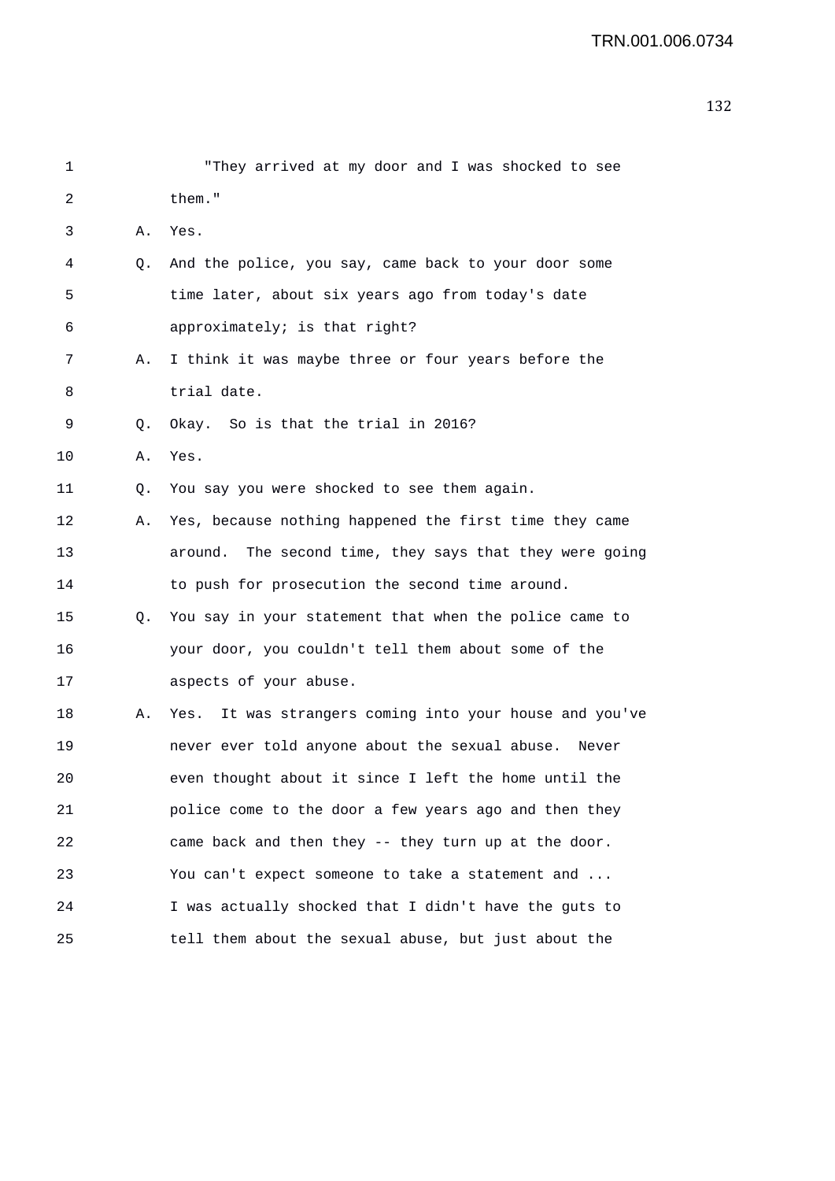1 "They arrived at my door and I was shocked to see
2 them."
3 A. Yes.
4 Q. And the police, you say, came back to your door some
5 time later, about six years ago from today's date
6 approximately; is that right?
7 A. I think it was maybe three or four years before the
8 trial date.
9 Q. Okay. So is that the trial in 2016?
10 A. Yes.
11 Q. You say you were shocked to see them again.
12 A. Yes, because nothing happened the first time they came
13 around. The second time, they says that they were going
14 to push for prosecution the second time around.
15 Q. You say in your statement that when the police came to
16 your door, you couldn't tell them about some of the
17 aspects of your abuse.
18 A. Yes. It was strangers coming into your house and you've
19 never ever told anyone about the sexual abuse. Never
20 even thought about it since I left the home until the
21 police come to the door a few years ago and then they
22 came back and then they -- they turn up at the door.
23 You can't expect someone to take a statement and ...
24 I was actually shocked that I didn't have the guts to
25 tell them about the sexual abuse, but just about the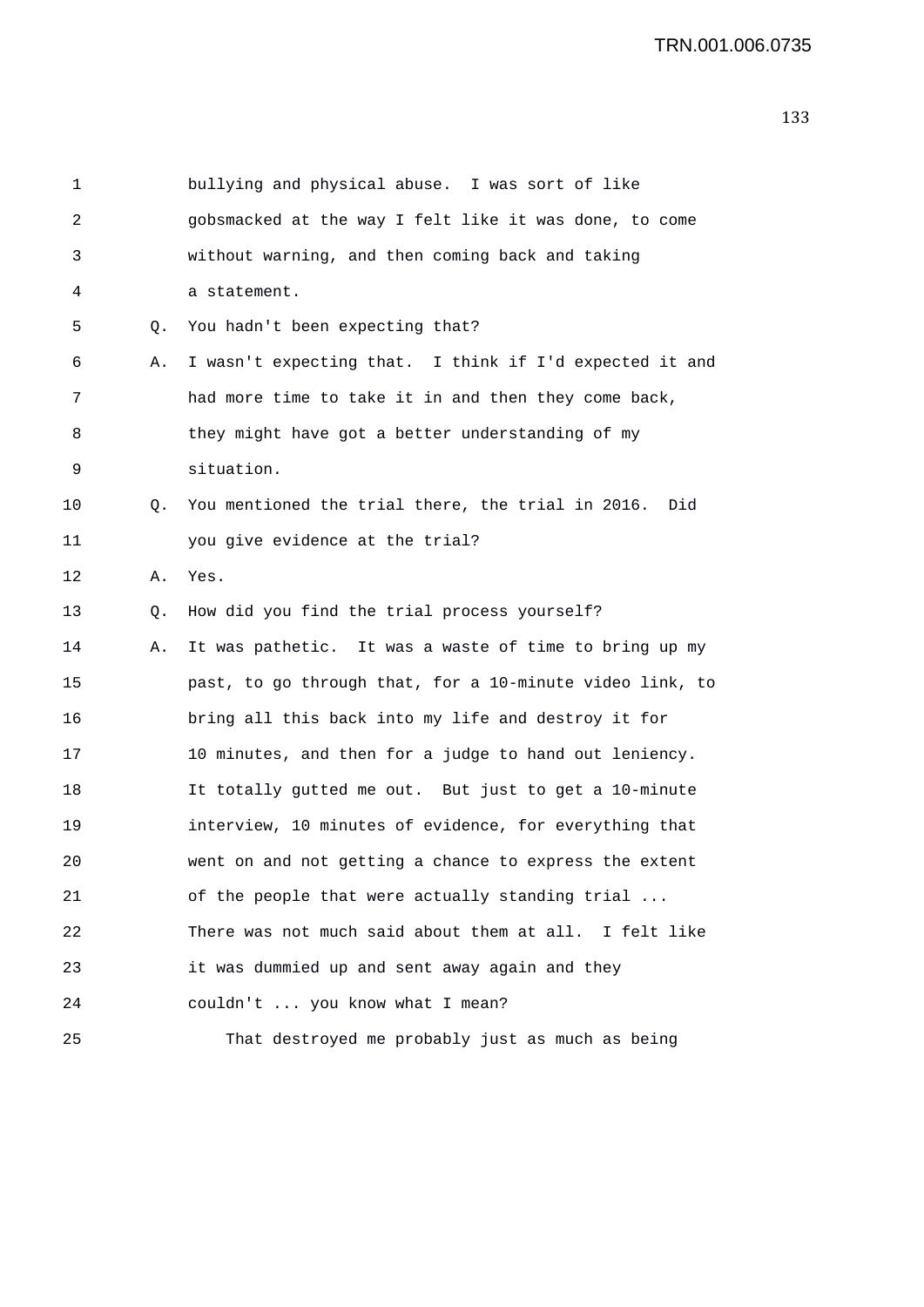bullying and physical abuse. I was sort of like gobsmacked at the way I felt like it was done, to come without warning, and then coming back and taking a statement.

Q. You hadn't been expecting that?

A. I wasn't expecting that. I think if I'd expected it and had more time to take it in and then they come back, they might have got a better understanding of my situation.

Q. You mentioned the trial there, the trial in 2016. Did you give evidence at the trial?

A. Yes.

Q. How did you find the trial process yourself?

A. It was pathetic. It was a waste of time to bring up my past, to go through that, for a 10-minute video link, to bring all this back into my life and destroy it for 10 minutes, and then for a judge to hand out leniency. It totally gutted me out. But just to get a 10-minute interview, 10 minutes of evidence, for everything that went on and not getting a chance to express the extent of the people that were actually standing trial ... There was not much said about them at all. I felt like it was dummied up and sent away again and they couldn't ... you know what I mean?

That destroyed me probably just as much as being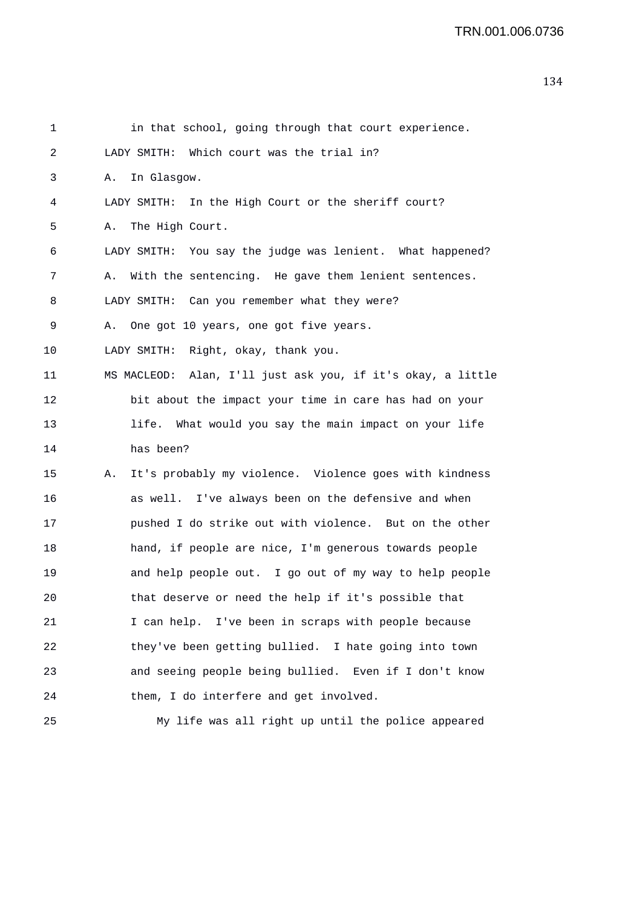1 in that school, going through that court experience.

2 LADY SMITH: Which court was the trial in?

3 A. In Glasgow.

4 LADY SMITH: In the High Court or the sheriff court?

5 A. The High Court.

6 LADY SMITH: You say the judge was lenient. What happened?

7 A. With the sentencing. He gave them lenient sentences.

8 LADY SMITH: Can you remember what they were?

9 A. One got 10 years, one got five years.

10 LADY SMITH: Right, okay, thank you.

11 MS MACLEOD: Alan, I'll just ask you, if it's okay, a little

12 bit about the impact your time in care has had on your

13 life. What would you say the main impact on your life

14 has been?

15 A. It's probably my violence. Violence goes with kindness

16 as well. I've always been on the defensive and when

17 pushed I do strike out with violence. But on the other

18 hand, if people are nice, I'm generous towards people

19 and help people out. I go out of my way to help people

20 that deserve or need the help if it's possible that

21 I can help. I've been in scraps with people because

22 they've been getting bullied. I hate going into town

23 and seeing people being bullied. Even if I don't know

24 them, I do interfere and get involved.

25 My life was all right up until the police appeared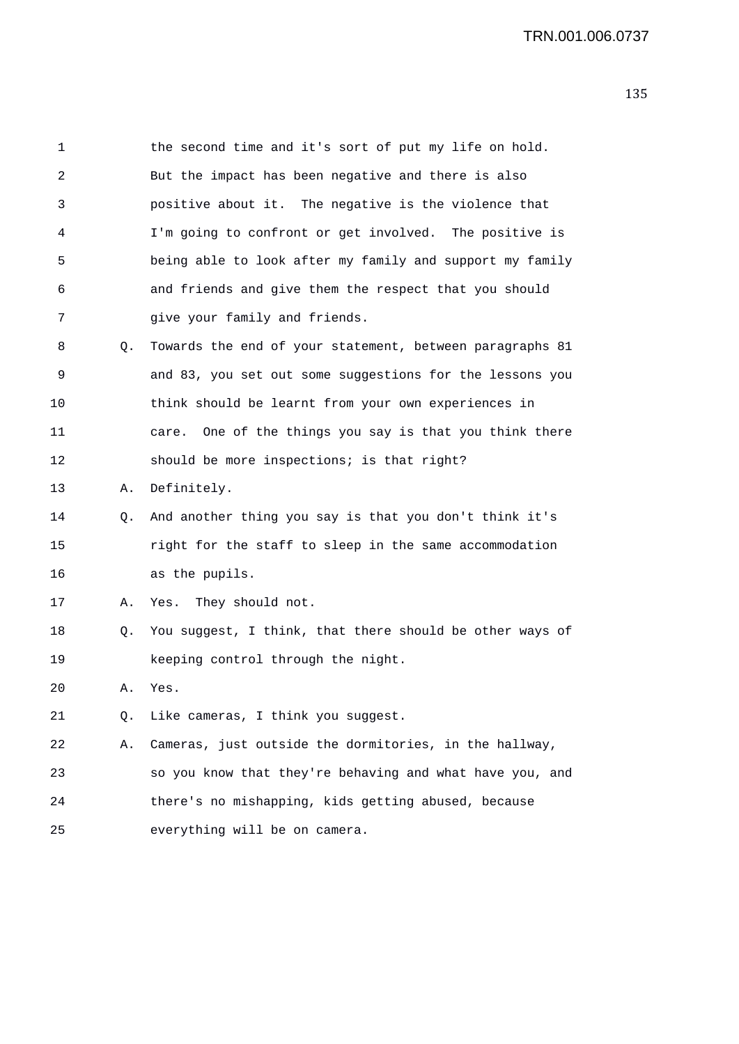1 the second time and it's sort of put my life on hold.
2 But the impact has been negative and there is also
3 positive about it. The negative is the violence that
4 I'm going to confront or get involved. The positive is
5 being able to look after my family and support my family
6 and friends and give them the respect that you should
7 give your family and friends.

8 Q. Towards the end of your statement, between paragraphs 81
9 and 83, you set out some suggestions for the lessons you
10 think should be learnt from your own experiences in
11 care. One of the things you say is that you think there
12 should be more inspections; is that right?

13 A. Definitely.

14 Q. And another thing you say is that you don't think it's
15 right for the staff to sleep in the same accommodation
16 as the pupils.

17 A. Yes. They should not.

18 Q. You suggest, I think, that there should be other ways of
19 keeping control through the night.

20 A. Yes.

21 Q. Like cameras, I think you suggest.

22 A. Cameras, just outside the dormitories, in the hallway,
23 so you know that they're behaving and what have you, and
24 there's no mishapping, kids getting abused, because
25 everything will be on camera.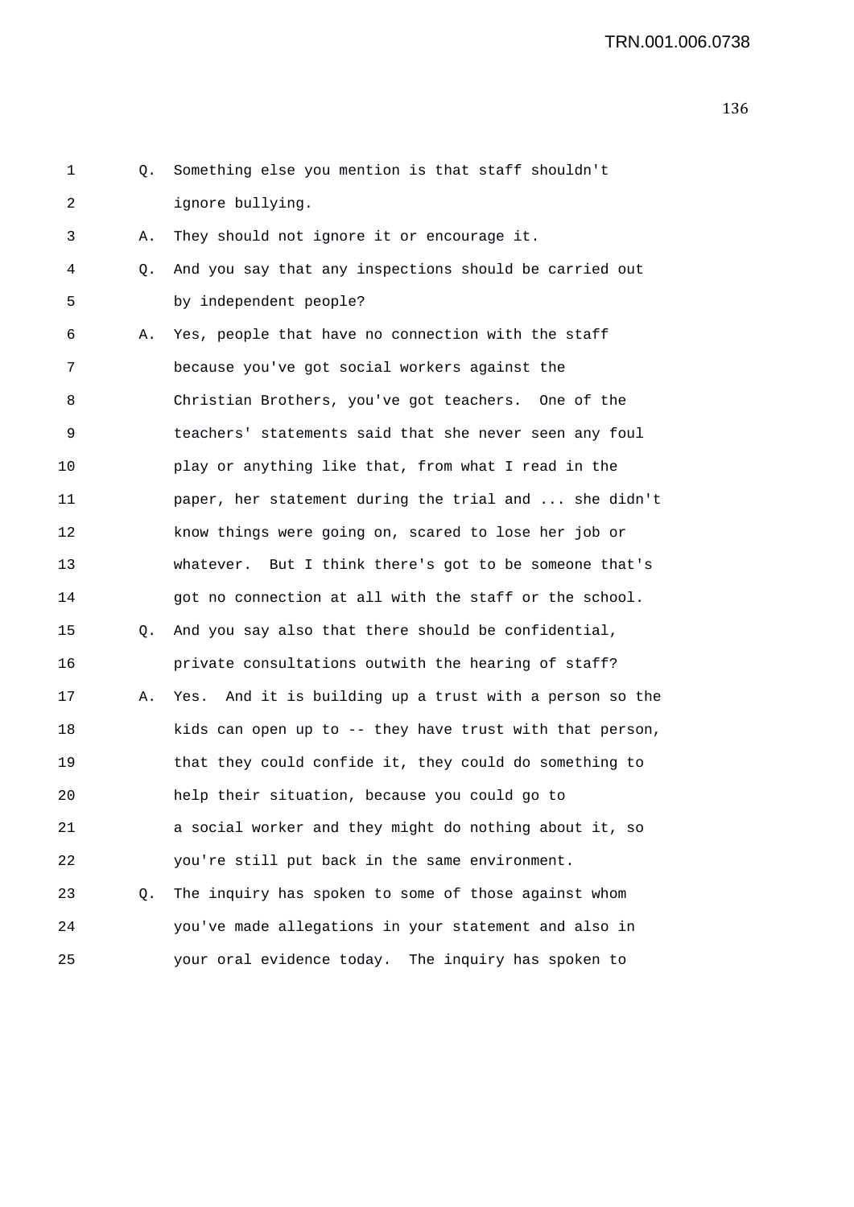1 Q. Something else you mention is that staff shouldn't
2 ignore bullying.
3 A. They should not ignore it or encourage it.
4 Q. And you say that any inspections should be carried out
5 by independent people?
6 A. Yes, people that have no connection with the staff
7 because you've got social workers against the
8 Christian Brothers, you've got teachers. One of the
9 teachers' statements said that she never seen any foul
10 play or anything like that, from what I read in the
11 paper, her statement during the trial and ... she didn't
12 know things were going on, scared to lose her job or
13 whatever. But I think there's got to be someone that's
14 got no connection at all with the staff or the school.
15 Q. And you say also that there should be confidential,
16 private consultations outwith the hearing of staff?
17 A. Yes. And it is building up a trust with a person so the
18 kids can open up to -- they have trust with that person,
19 that they could confide it, they could do something to
20 help their situation, because you could go to
21 a social worker and they might do nothing about it, so
22 you're still put back in the same environment.
23 Q. The inquiry has spoken to some of those against whom
24 you've made allegations in your statement and also in
25 your oral evidence today. The inquiry has spoken to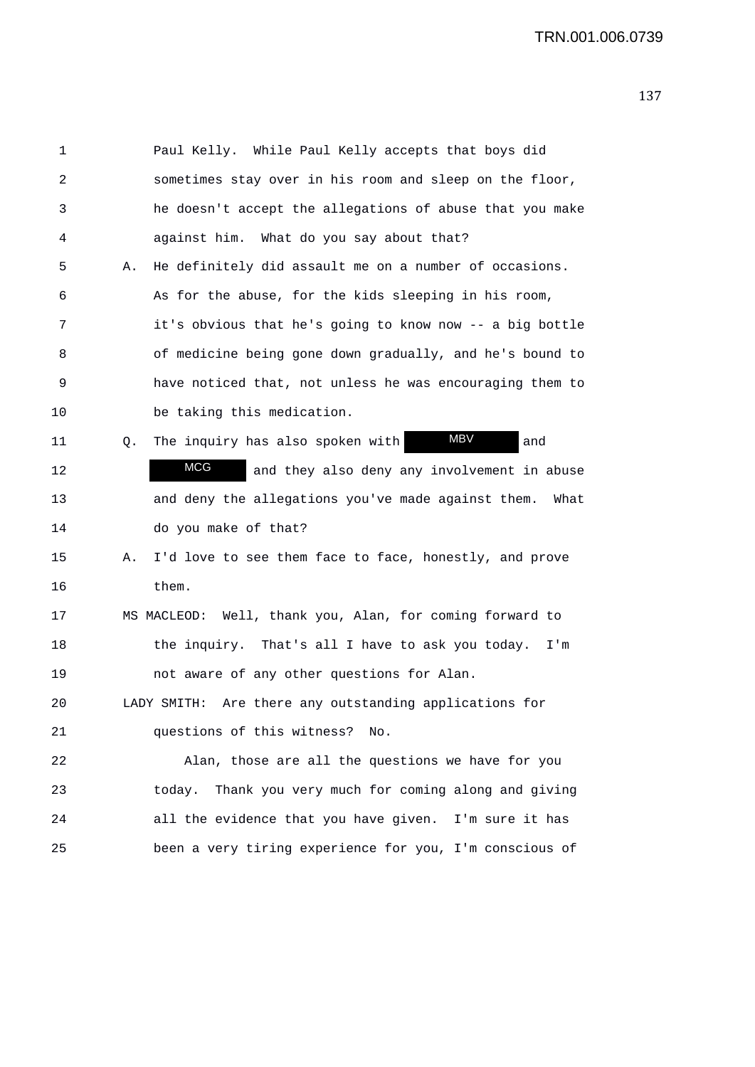Paul Kelly. While Paul Kelly accepts that boys did sometimes stay over in his room and sleep on the floor, he doesn't accept the allegations of abuse that you make against him. What do you say about that?

A. He definitely did assault me on a number of occasions. As for the abuse, for the kids sleeping in his room, it's obvious that he's going to know now -- a big bottle of medicine being gone down gradually, and he's bound to have noticed that, not unless he was encouraging them to be taking this medication.

Q. The inquiry has also spoken with MBV and MCG and they also deny any involvement in abuse and deny the allegations you've made against them. What do you make of that?

A. I'd love to see them face to face, honestly, and prove them.

MS MACLEOD: Well, thank you, Alan, for coming forward to the inquiry. That's all I have to ask you today. I'm not aware of any other questions for Alan.

LADY SMITH: Are there any outstanding applications for questions of this witness? No.

Alan, those are all the questions we have for you today. Thank you very much for coming along and giving all the evidence that you have given. I'm sure it has been a very tiring experience for you, I'm conscious of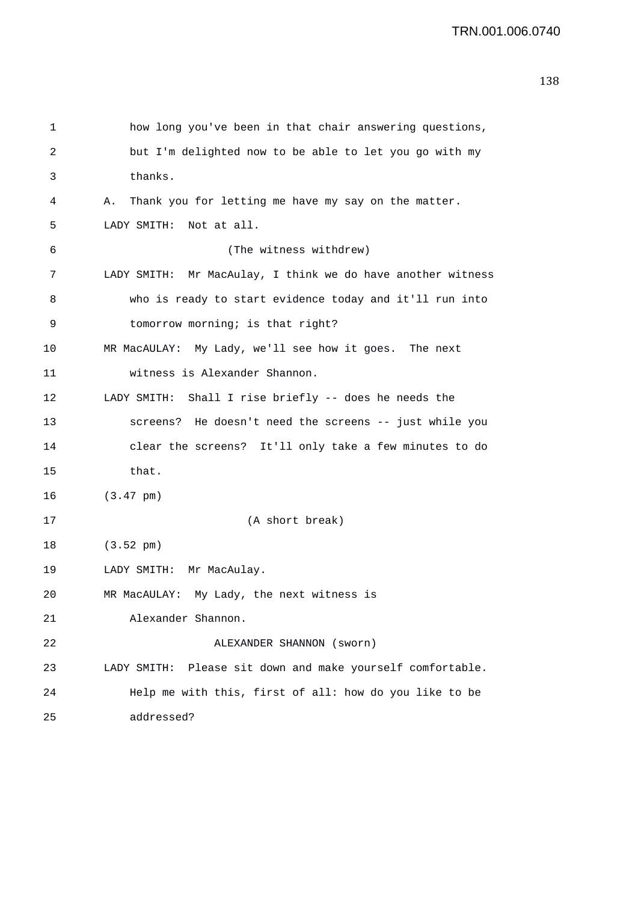1 how long you've been in that chair answering questions,
2 but I'm delighted now to be able to let you go with my
3 thanks.
4 A. Thank you for letting me have my say on the matter.
5 LADY SMITH: Not at all.
6 (The witness withdrew)
7 LADY SMITH: Mr MacAulay, I think we do have another witness
8 who is ready to start evidence today and it'll run into
9 tomorrow morning; is that right?
10 MR MacAULAY: My Lady, we'll see how it goes. The next
11 witness is Alexander Shannon.
12 LADY SMITH: Shall I rise briefly -- does he needs the
13 screens? He doesn't need the screens -- just while you
14 clear the screens? It'll only take a few minutes to do
15 that.
16 (3.47 pm)
17 (A short break)
18 (3.52 pm)
19 LADY SMITH: Mr MacAulay.
20 MR MacAULAY: My Lady, the next witness is
21 Alexander Shannon.
22 ALEXANDER SHANNON (sworn)
23 LADY SMITH: Please sit down and make yourself comfortable.
24 Help me with this, first of all: how do you like to be
25 addressed?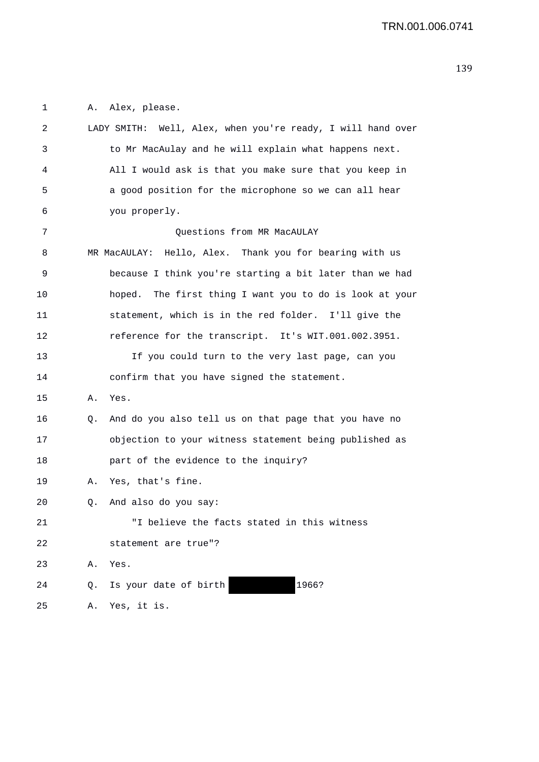A. Alex, please.

LADY SMITH: Well, Alex, when you're ready, I will hand over to Mr MacAulay and he will explain what happens next. All I would ask is that you make sure that you keep in a good position for the microphone so we can all hear you properly.

Questions from MR MacAULAY

MR MacAULAY: Hello, Alex. Thank you for bearing with us because I think you're starting a bit later than we had hoped. The first thing I want you to do is look at your statement, which is in the red folder. I'll give the reference for the transcript. It's WIT.001.002.3951.

If you could turn to the very last page, can you confirm that you have signed the statement.

A. Yes.

Q. And do you also tell us on that page that you have no objection to your witness statement being published as part of the evidence to the inquiry?

A. Yes, that's fine.

Q. And also do you say:

"I believe the facts stated in this witness statement are true"?

A. Yes.

Q. Is your date of birth [REDACTED] 1966?

A. Yes, it is.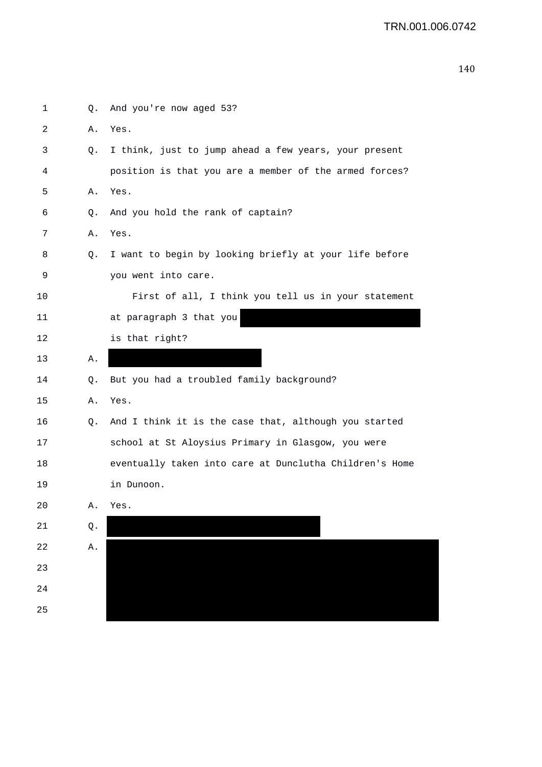1 Q. And you're now aged 53?

2 A. Yes.

3 Q. I think, just to jump ahead a few years, your present

4 position is that you are a member of the armed forces?

5 A. Yes.

6 Q. And you hold the rank of captain?

7 A. Yes.

8 Q. I want to begin by looking briefly at your life before

9 you went into care.

10 First of all, I think you tell us in your statement

11 at paragraph 3 that you [REDACTED]

12 is that right?

13 A. [REDACTED]

14 Q. But you had a troubled family background?

15 A. Yes.

16 Q. And I think it is the case that, although you started

17 school at St Aloysius Primary in Glasgow, you were

18 eventually taken into care at Dunclutha Children's Home

19 in Dunoon.

20 A. Yes.

21 Q. [REDACTED]

22 A. [REDACTED]

23 [REDACTED]

24 [REDACTED]

25 [REDACTED]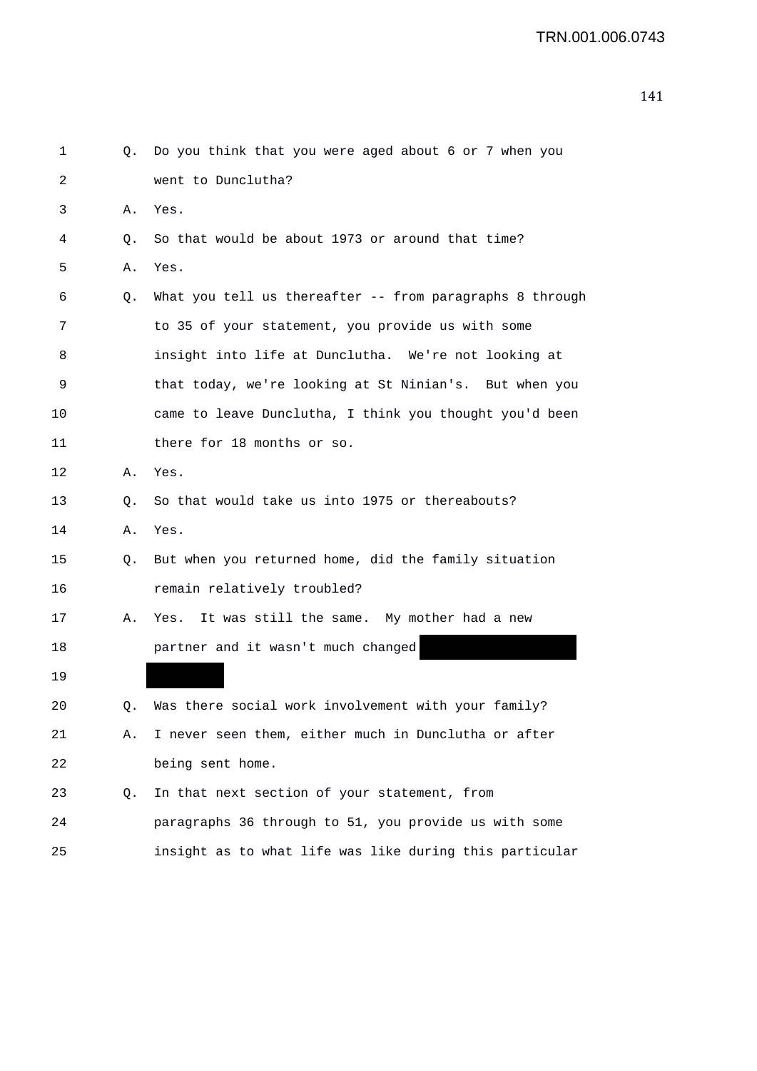1 Q. Do you think that you were aged about 6 or 7 when you
2 went to Dunclutha?
3 A. Yes.
4 Q. So that would be about 1973 or around that time?
5 A. Yes.
6 Q. What you tell us thereafter -- from paragraphs 8 through
7 to 35 of your statement, you provide us with some
8 insight into life at Dunclutha. We're not looking at
9 that today, we're looking at St Ninian's. But when you
10 came to leave Dunclutha, I think you thought you'd been
11 there for 18 months or so.
12 A. Yes.
13 Q. So that would take us into 1975 or thereabouts?
14 A. Yes.
15 Q. But when you returned home, did the family situation
16 remain relatively troubled?
17 A. Yes. It was still the same. My mother had a new
18 partner and it wasn't much changed
19
20 Q. Was there social work involvement with your family?
21 A. I never seen them, either much in Dunclutha or after
22 being sent home.
23 Q. In that next section of your statement, from
24 paragraphs 36 through to 51, you provide us with some
25 insight as to what life was like during this particular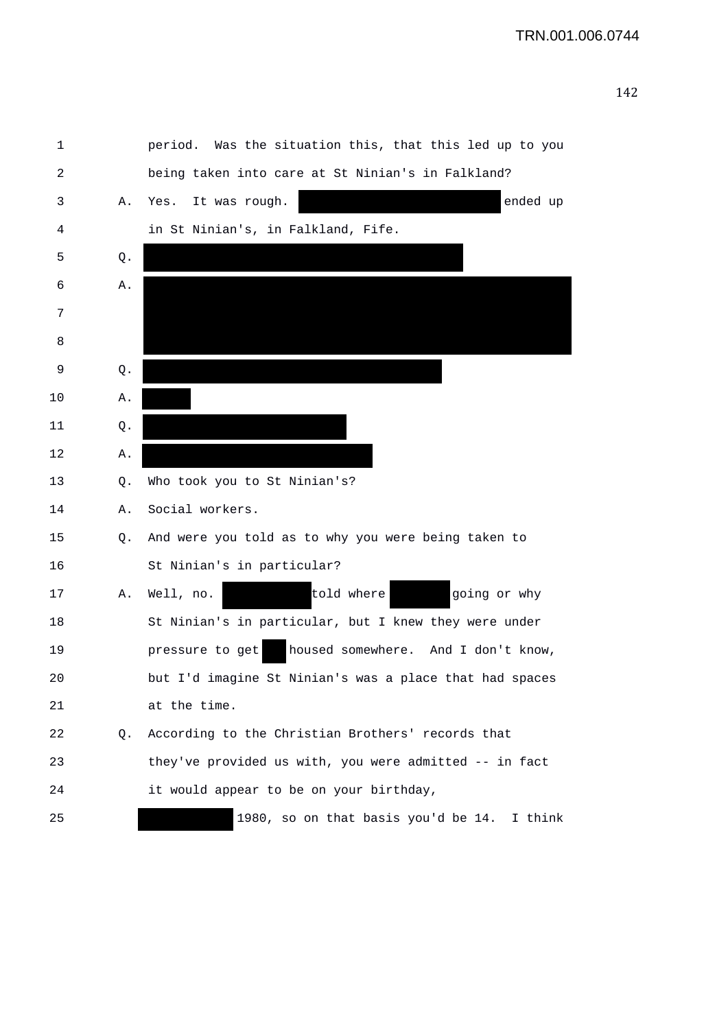1 period. Was the situation this, that this led up to you
2 being taken into care at St Ninian's in Falkland?
3 A. Yes. It was rough. ██████████ ended up
4 in St Ninian's, in Falkland, Fife.
5 Q. ██████████
6 A. ██████████
7 ██████████
8 ██████████
9 Q. ██████████
10 A. ████
11 Q. ██████████
12 A. ██████████
13 Q. Who took you to St Ninian's?
14 A. Social workers.
15 Q. And were you told as to why you were being taken to
16 St Ninian's in particular?
17 A. Well, no. ██████ told where ████ going or why
18 St Ninian's in particular, but I knew they were under
19 pressure to get ██ housed somewhere. And I don't know,
20 but I'd imagine St Ninian's was a place that had spaces
21 at the time.
22 Q. According to the Christian Brothers' records that
23 they've provided us with, you were admitted -- in fact
24 it would appear to be on your birthday,
25 ██████ 1980, so on that basis you'd be 14. I think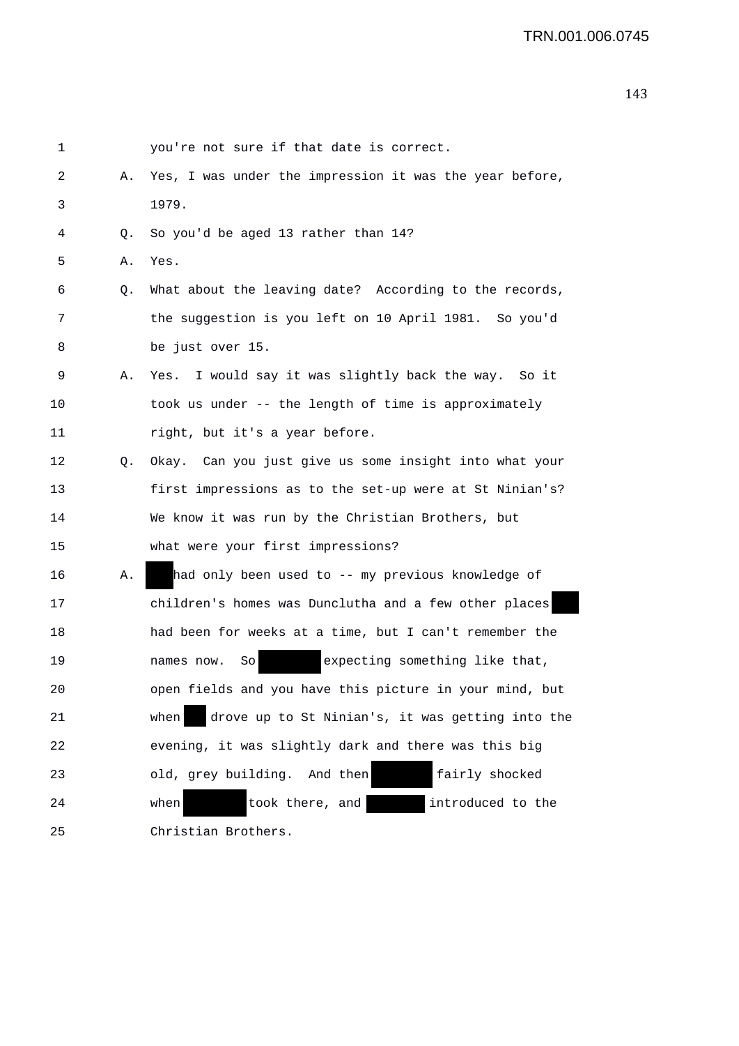1 you're not sure if that date is correct.

2 A. Yes, I was under the impression it was the year before,

3 1979.

4 Q. So you'd be aged 13 rather than 14?

5 A. Yes.

6 Q. What about the leaving date? According to the records,

7 the suggestion is you left on 10 April 1981. So you'd

8 be just over 15.

9 A. Yes. I would say it was slightly back the way. So it

10 took us under -- the length of time is approximately

11 right, but it's a year before.

12 Q. Okay. Can you just give us some insight into what your

13 first impressions as to the set-up were at St Ninian's?

14 We know it was run by the Christian Brothers, but

15 what were your first impressions?

16 A. had only been used to -- my previous knowledge of

17 children's homes was Dunclutha and a few other places

18 had been for weeks at a time, but I can't remember the

19 names now. So expecting something like that,

20 open fields and you have this picture in your mind, but

21 when drove up to St Ninian's, it was getting into the

22 evening, it was slightly dark and there was this big

23 old, grey building. And then fairly shocked

24 when took there, and introduced to the

25 Christian Brothers.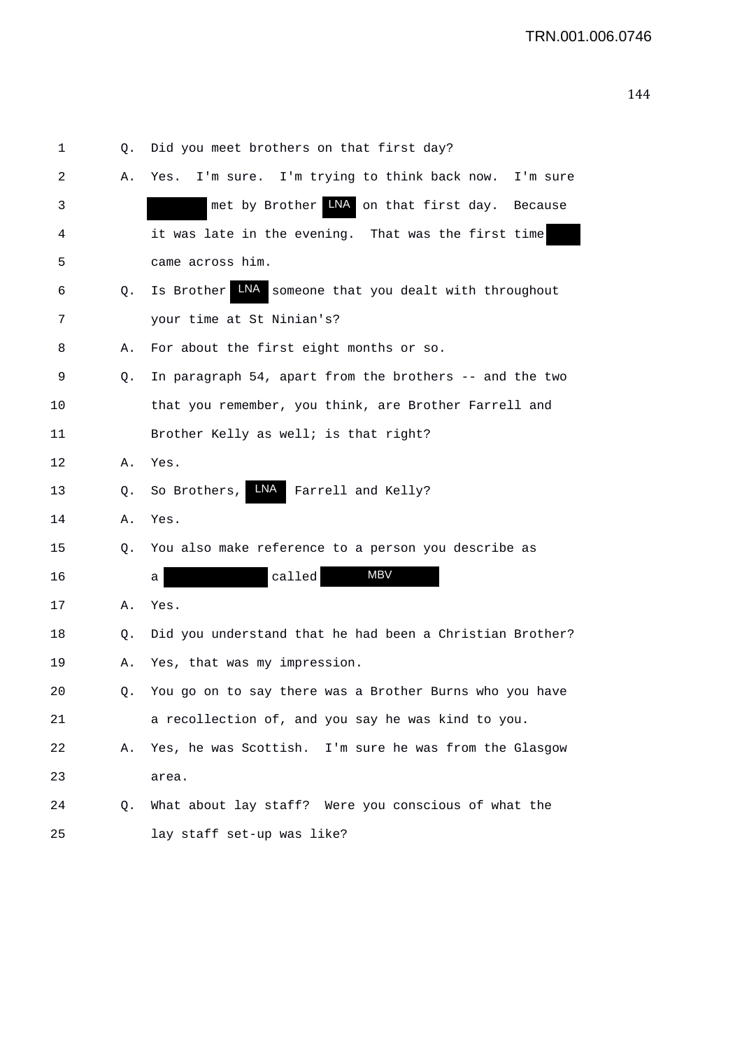TRN.001.006.0746

1 Q. Did you meet brothers on that first day?

2 A. Yes. I'm sure. I'm trying to think back now. I'm sure

3 [redacted] met by Brother LNA on that first day. Because

4 it was late in the evening. That was the first time [redacted]

5 came across him.

6 Q. Is Brother LNA someone that you dealt with throughout

7 your time at St Ninian's?

8 A. For about the first eight months or so.

9 Q. In paragraph 54, apart from the brothers -- and the two

10 that you remember, you think, are Brother Farrell and

11 Brother Kelly as well; is that right?

12 A. Yes.

13 Q. So Brothers, LNA Farrell and Kelly?

14 A. Yes.

15 Q. You also make reference to a person you describe as

16 a [redacted] called MBV

17 A. Yes.

18 Q. Did you understand that he had been a Christian Brother?

19 A. Yes, that was my impression.

20 Q. You go on to say there was a Brother Burns who you have

21 a recollection of, and you say he was kind to you.

22 A. Yes, he was Scottish. I'm sure he was from the Glasgow

23 area.

24 Q. What about lay staff? Were you conscious of what the

25 lay staff set-up was like?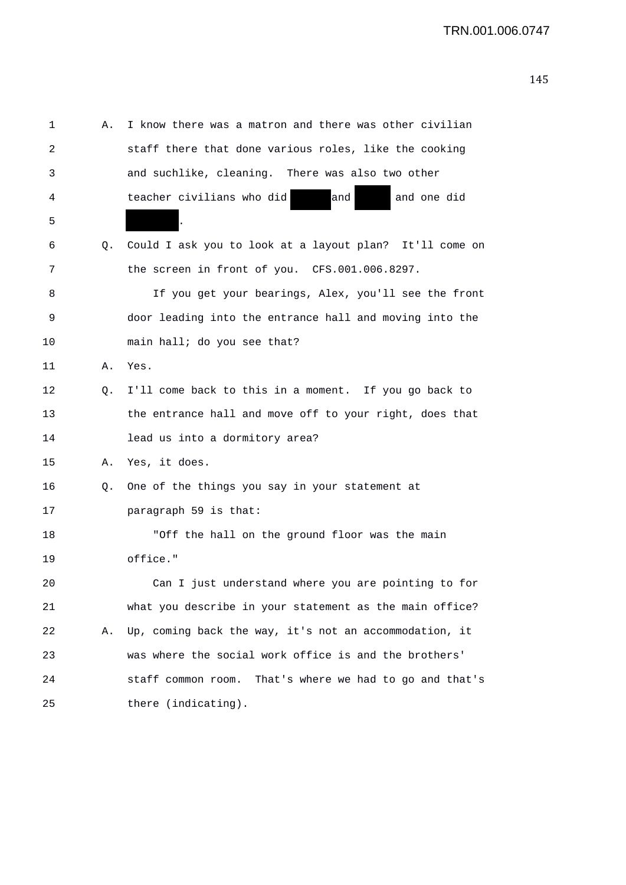1 A. I know there was a matron and there was other civilian
2 staff there that done various roles, like the cooking
3 and suchlike, cleaning. There was also two other
4 teacher civilians who did ███ and ███ and one did
5 ███.
6 Q. Could I ask you to look at a layout plan? It'll come on
7 the screen in front of you. CFS.001.006.8297.
8 If you get your bearings, Alex, you'll see the front
9 door leading into the entrance hall and moving into the
10 main hall; do you see that?
11 A. Yes.
12 Q. I'll come back to this in a moment. If you go back to
13 the entrance hall and move off to your right, does that
14 lead us into a dormitory area?
15 A. Yes, it does.
16 Q. One of the things you say in your statement at
17 paragraph 59 is that:
18 "Off the hall on the ground floor was the main
19 office."
20 Can I just understand where you are pointing to for
21 what you describe in your statement as the main office?
22 A. Up, coming back the way, it's not an accommodation, it
23 was where the social work office is and the brothers'
24 staff common room. That's where we had to go and that's
25 there (indicating).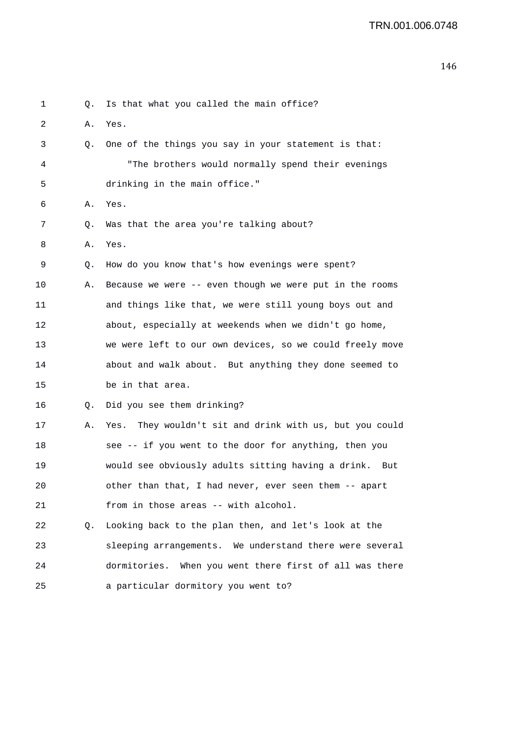1 Q. Is that what you called the main office?

2 A. Yes.

3 Q. One of the things you say in your statement is that:

4 "The brothers would normally spend their evenings

5 drinking in the main office."

6 A. Yes.

7 Q. Was that the area you're talking about?

8 A. Yes.

9 Q. How do you know that's how evenings were spent?

10 A. Because we were -- even though we were put in the rooms

11 and things like that, we were still young boys out and

12 about, especially at weekends when we didn't go home,

13 we were left to our own devices, so we could freely move

14 about and walk about. But anything they done seemed to

15 be in that area.

16 Q. Did you see them drinking?

17 A. Yes. They wouldn't sit and drink with us, but you could

18 see -- if you went to the door for anything, then you

19 would see obviously adults sitting having a drink. But

20 other than that, I had never, ever seen them -- apart

21 from in those areas -- with alcohol.

22 Q. Looking back to the plan then, and let's look at the

23 sleeping arrangements. We understand there were several

24 dormitories. When you went there first of all was there

25 a particular dormitory you went to?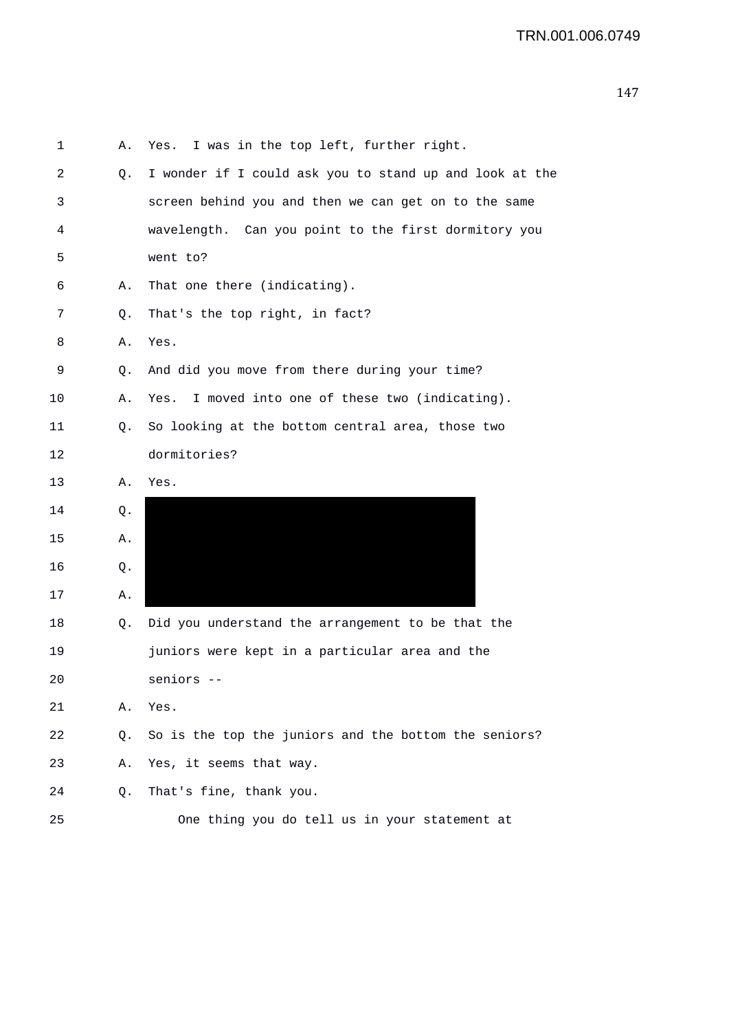1 A. Yes. I was in the top left, further right.

2 Q. I wonder if I could ask you to stand up and look at the

3 screen behind you and then we can get on to the same

4 wavelength. Can you point to the first dormitory you

5 went to?

6 A. That one there (indicating).

7 Q. That's the top right, in fact?

8 A. Yes.

9 Q. And did you move from there during your time?

10 A. Yes. I moved into one of these two (indicating).

11 Q. So looking at the bottom central area, those two

12 dormitories?

13 A. Yes.

14 Q.

15 A.

16 Q.

17 A.

18 Q. Did you understand the arrangement to be that the

19 juniors were kept in a particular area and the

20 seniors --

21 A. Yes.

22 Q. So is the top the juniors and the bottom the seniors?

23 A. Yes, it seems that way.

24 Q. That's fine, thank you.

25 One thing you do tell us in your statement at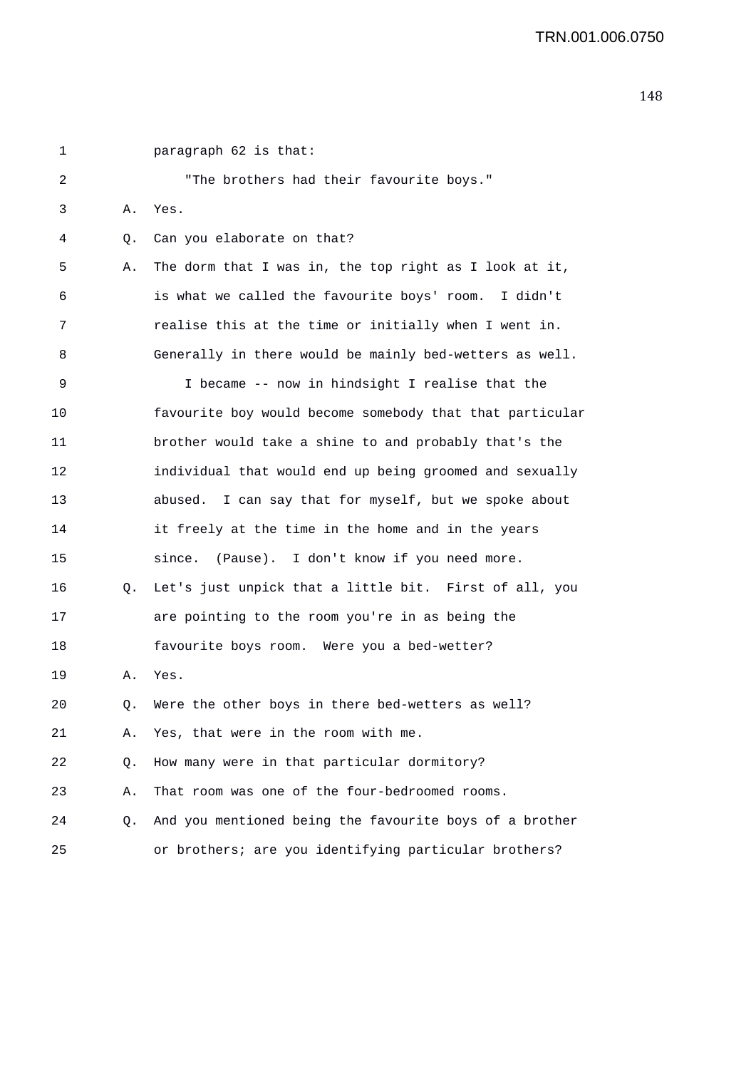paragraph 62 is that:

"The brothers had their favourite boys."

A. Yes.

Q. Can you elaborate on that?

A. The dorm that I was in, the top right as I look at it, is what we called the favourite boys' room. I didn't realise this at the time or initially when I went in. Generally in there would be mainly bed-wetters as well.

I became -- now in hindsight I realise that the favourite boy would become somebody that that particular brother would take a shine to and probably that's the individual that would end up being groomed and sexually abused. I can say that for myself, but we spoke about it freely at the time in the home and in the years since. (Pause). I don't know if you need more.

Q. Let's just unpick that a little bit. First of all, you are pointing to the room you're in as being the favourite boys room. Were you a bed-wetter?

A. Yes.

Q. Were the other boys in there bed-wetters as well?

A. Yes, that were in the room with me.

Q. How many were in that particular dormitory?

A. That room was one of the four-bedroomed rooms.

Q. And you mentioned being the favourite boys of a brother or brothers; are you identifying particular brothers?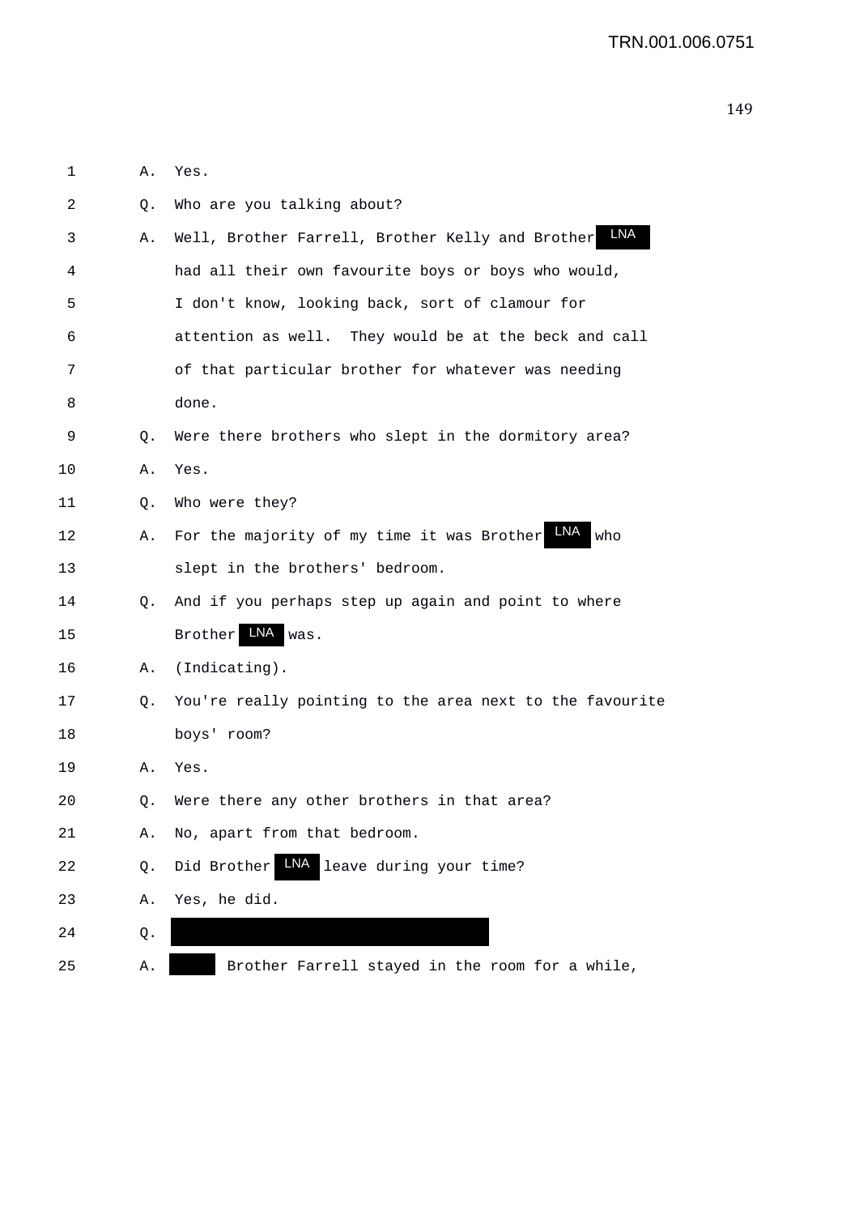1 A. Yes.

2 Q. Who are you talking about?

3 A. Well, Brother Farrell, Brother Kelly and Brother LNA

4 had all their own favourite boys or boys who would,

5 I don't know, looking back, sort of clamour for

6 attention as well. They would be at the beck and call

7 of that particular brother for whatever was needing

8 done.

9 Q. Were there brothers who slept in the dormitory area?

10 A. Yes.

11 Q. Who were they?

12 A. For the majority of my time it was Brother LNA who

13 slept in the brothers' bedroom.

14 Q. And if you perhaps step up again and point to where

15 Brother LNA was.

16 A. (Indicating).

17 Q. You're really pointing to the area next to the favourite

18 boys' room?

19 A. Yes.

20 Q. Were there any other brothers in that area?

21 A. No, apart from that bedroom.

22 Q. Did Brother LNA leave during your time?

23 A. Yes, he did.

24 Q. [redacted]

25 A. [redacted] Brother Farrell stayed in the room for a while,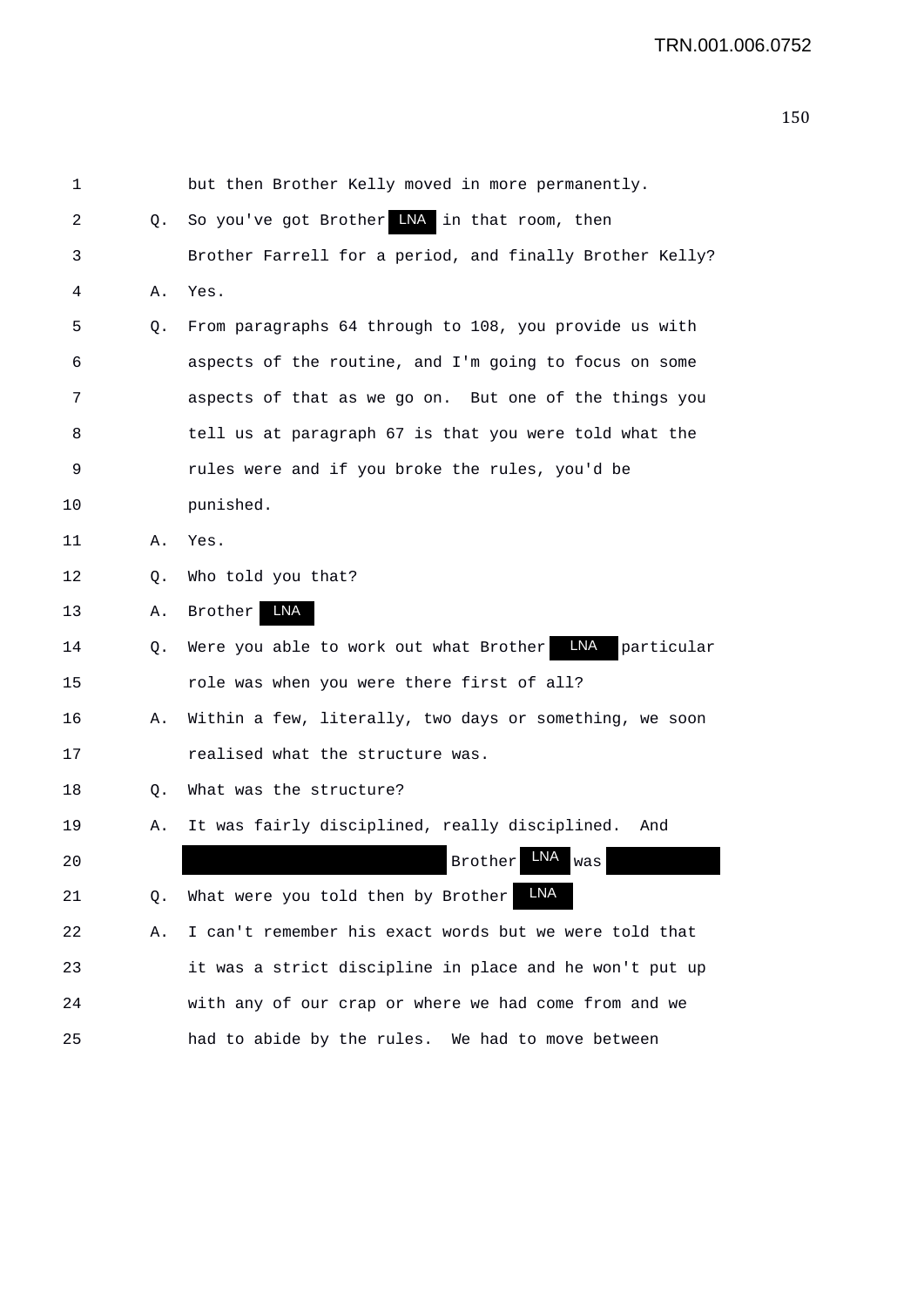1 but then Brother Kelly moved in more permanently.

2 Q. So you've got Brother LNA in that room, then

3 Brother Farrell for a period, and finally Brother Kelly?

4 A. Yes.

5 Q. From paragraphs 64 through to 108, you provide us with

6 aspects of the routine, and I'm going to focus on some

7 aspects of that as we go on. But one of the things you

8 tell us at paragraph 67 is that you were told what the

9 rules were and if you broke the rules, you'd be

10 punished.

11 A. Yes.

12 Q. Who told you that?

13 A. Brother LNA

14 Q. Were you able to work out what Brother LNA particular

15 role was when you were there first of all?

16 A. Within a few, literally, two days or something, we soon

17 realised what the structure was.

18 Q. What was the structure?

19 A. It was fairly disciplined, really disciplined. And

20 [redacted] Brother LNA was [redacted]

21 Q. What were you told then by Brother LNA

22 A. I can't remember his exact words but we were told that

23 it was a strict discipline in place and he won't put up

24 with any of our crap or where we had come from and we

25 had to abide by the rules. We had to move between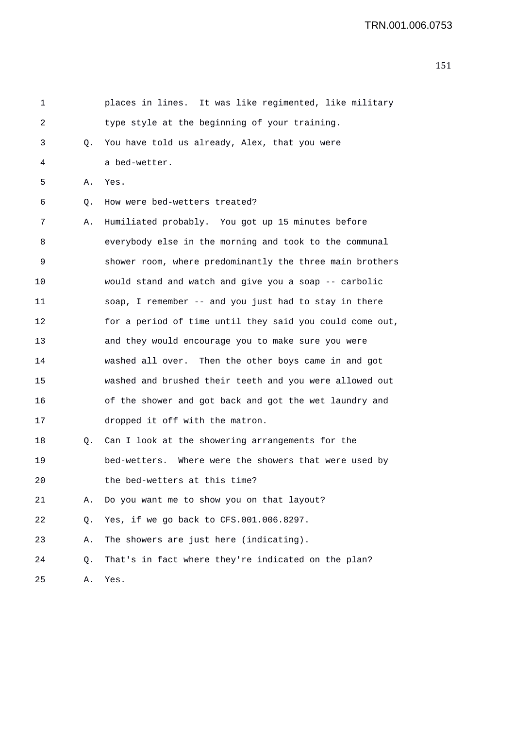1 places in lines. It was like regimented, like military
2 type style at the beginning of your training.
3 Q. You have told us already, Alex, that you were
4 a bed-wetter.
5 A. Yes.
6 Q. How were bed-wetters treated?
7 A. Humiliated probably. You got up 15 minutes before
8 everybody else in the morning and took to the communal
9 shower room, where predominantly the three main brothers
10 would stand and watch and give you a soap -- carbolic
11 soap, I remember -- and you just had to stay in there
12 for a period of time until they said you could come out,
13 and they would encourage you to make sure you were
14 washed all over. Then the other boys came in and got
15 washed and brushed their teeth and you were allowed out
16 of the shower and got back and got the wet laundry and
17 dropped it off with the matron.
18 Q. Can I look at the showering arrangements for the
19 bed-wetters. Where were the showers that were used by
20 the bed-wetters at this time?
21 A. Do you want me to show you on that layout?
22 Q. Yes, if we go back to CFS.001.006.8297.
23 A. The showers are just here (indicating).
24 Q. That's in fact where they're indicated on the plan?
25 A. Yes.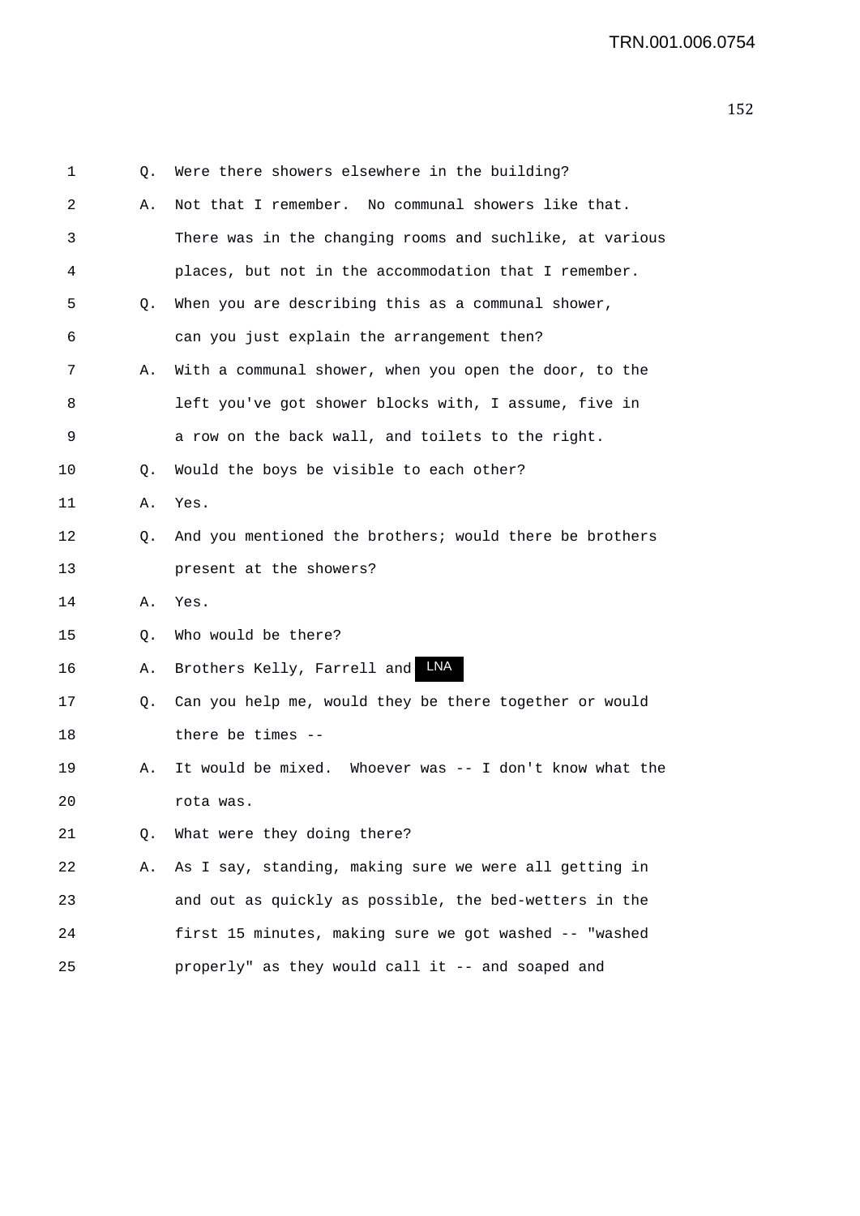1 Q. Were there showers elsewhere in the building?

2 A. Not that I remember. No communal showers like that.

3 There was in the changing rooms and suchlike, at various

4 places, but not in the accommodation that I remember.

5 Q. When you are describing this as a communal shower,

6 can you just explain the arrangement then?

7 A. With a communal shower, when you open the door, to the

8 left you've got shower blocks with, I assume, five in

9 a row on the back wall, and toilets to the right.

10 Q. Would the boys be visible to each other?

11 A. Yes.

12 Q. And you mentioned the brothers; would there be brothers

13 present at the showers?

14 A. Yes.

15 Q. Who would be there?

16 A. Brothers Kelly, Farrell and LNA

17 Q. Can you help me, would they be there together or would

18 there be times --

19 A. It would be mixed. Whoever was -- I don't know what the

20 rota was.

21 Q. What were they doing there?

22 A. As I say, standing, making sure we were all getting in

23 and out as quickly as possible, the bed-wetters in the

24 first 15 minutes, making sure we got washed -- "washed

25 properly" as they would call it -- and soaped and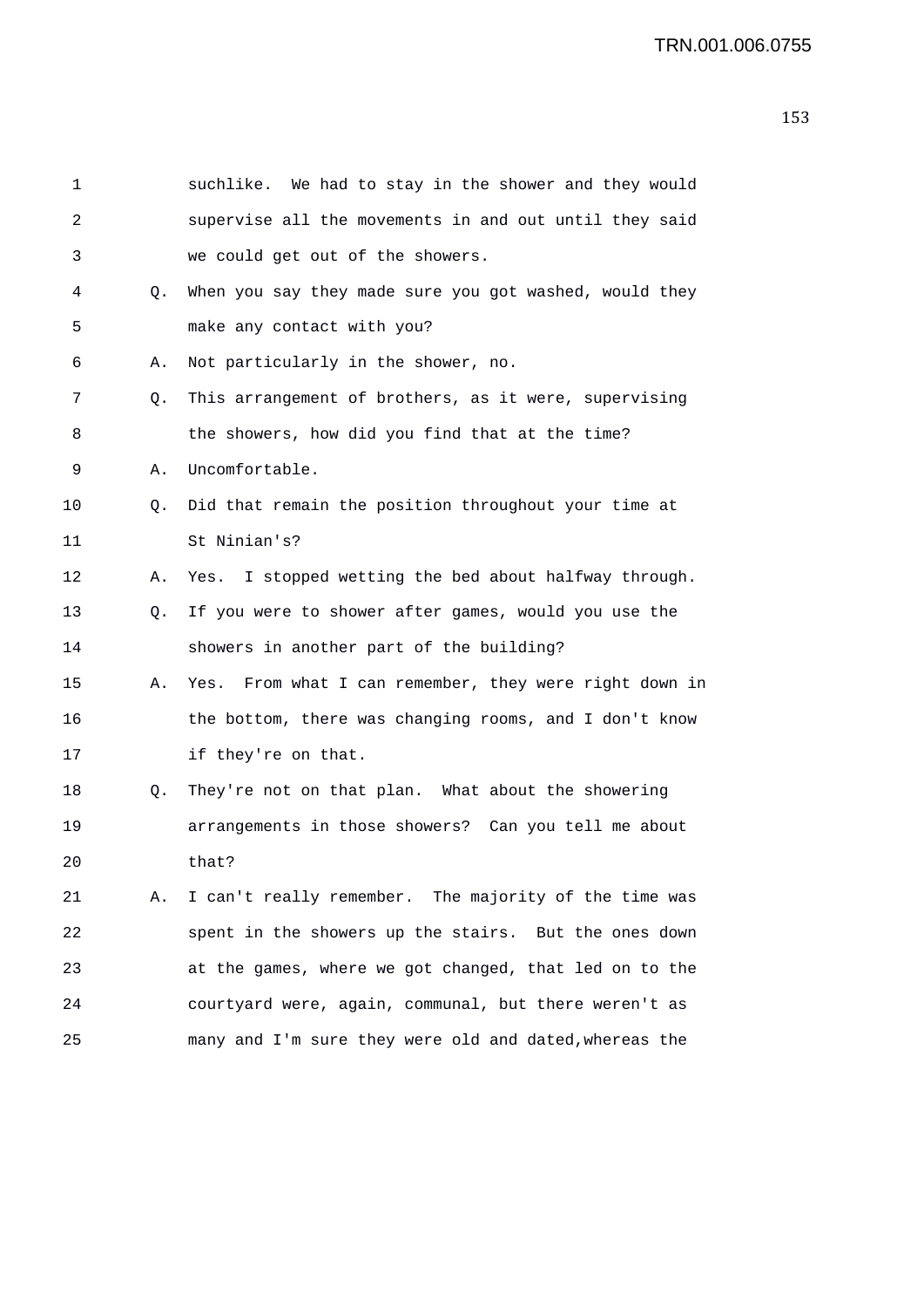1 suchlike. We had to stay in the shower and they would
2 supervise all the movements in and out until they said
3 we could get out of the showers.
4 Q. When you say they made sure you got washed, would they
5 make any contact with you?
6 A. Not particularly in the shower, no.
7 Q. This arrangement of brothers, as it were, supervising
8 the showers, how did you find that at the time?
9 A. Uncomfortable.
10 Q. Did that remain the position throughout your time at
11 St Ninian's?
12 A. Yes. I stopped wetting the bed about halfway through.
13 Q. If you were to shower after games, would you use the
14 showers in another part of the building?
15 A. Yes. From what I can remember, they were right down in
16 the bottom, there was changing rooms, and I don't know
17 if they're on that.
18 Q. They're not on that plan. What about the showering
19 arrangements in those showers? Can you tell me about
20 that?
21 A. I can't really remember. The majority of the time was
22 spent in the showers up the stairs. But the ones down
23 at the games, where we got changed, that led on to the
24 courtyard were, again, communal, but there weren't as
25 many and I'm sure they were old and dated,whereas the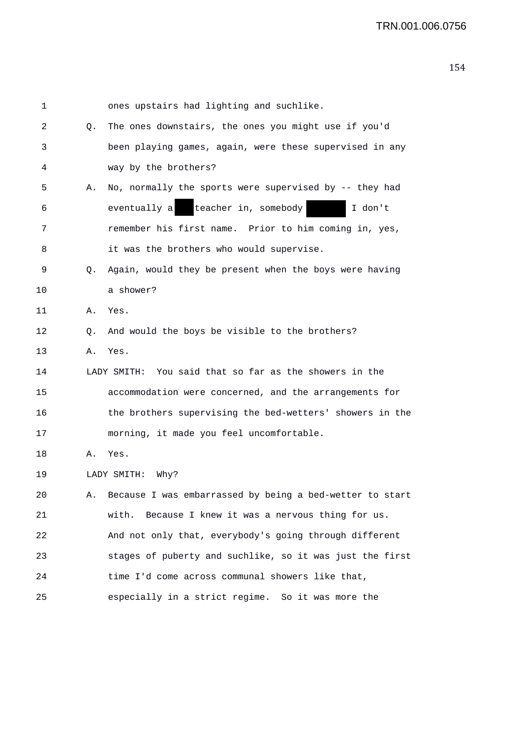1 ones upstairs had lighting and suchlike.

2 Q. The ones downstairs, the ones you might use if you'd

3 been playing games, again, were these supervised in any

4 way by the brothers?

5 A. No, normally the sports were supervised by -- they had

6 eventually a [redacted] teacher in, somebody [redacted] I don't

7 remember his first name. Prior to him coming in, yes,

8 it was the brothers who would supervise.

9 Q. Again, would they be present when the boys were having

10 a shower?

11 A. Yes.

12 Q. And would the boys be visible to the brothers?

13 A. Yes.

14 LADY SMITH: You said that so far as the showers in the

15 accommodation were concerned, and the arrangements for

16 the brothers supervising the bed-wetters' showers in the

17 morning, it made you feel uncomfortable.

18 A. Yes.

19 LADY SMITH: Why?

20 A. Because I was embarrassed by being a bed-wetter to start

21 with. Because I knew it was a nervous thing for us.

22 And not only that, everybody's going through different

23 stages of puberty and suchlike, so it was just the first

24 time I'd come across communal showers like that,

25 especially in a strict regime. So it was more the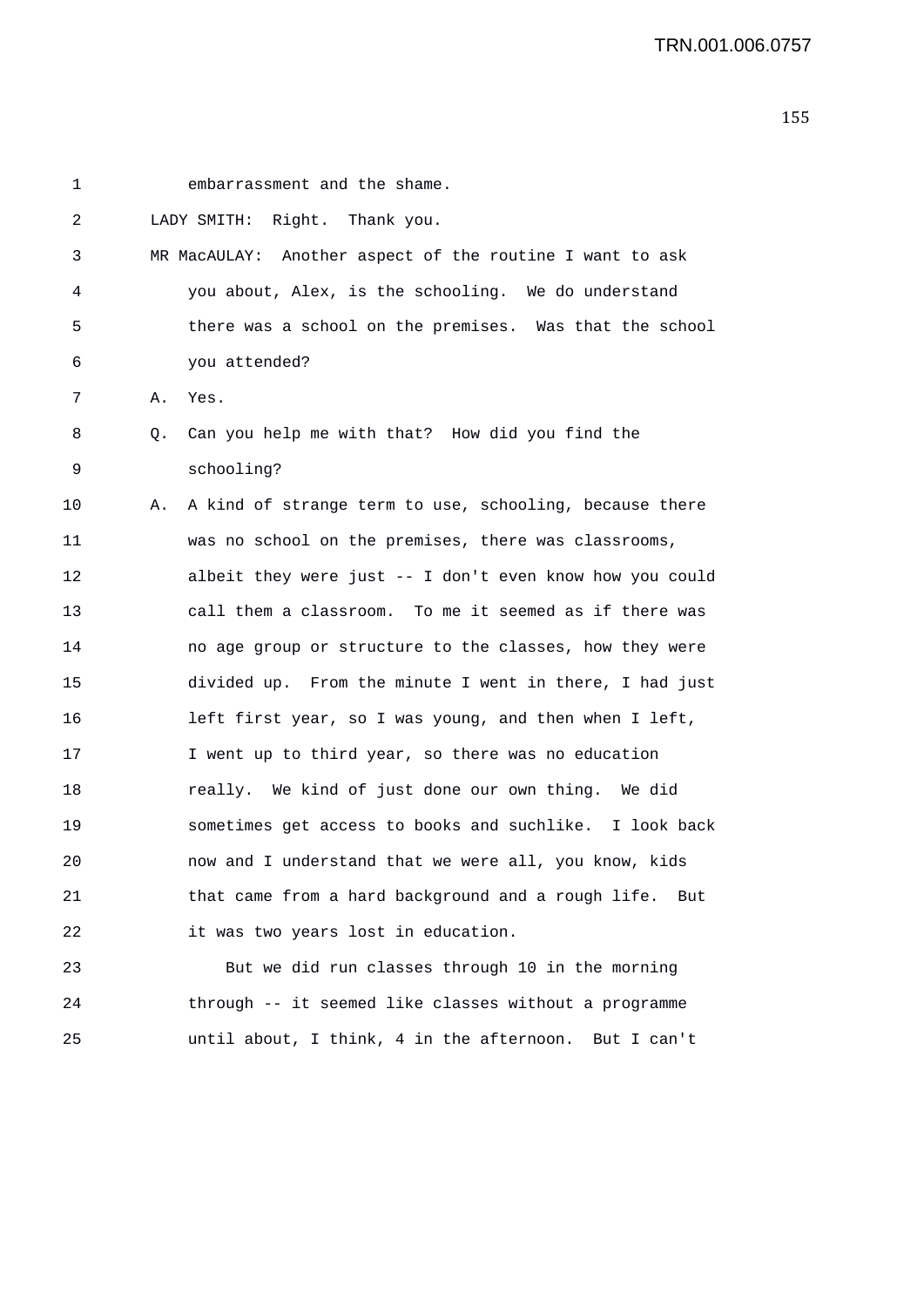1 embarrassment and the shame.

2 LADY SMITH: Right. Thank you.

3 MR MacAULAY: Another aspect of the routine I want to ask

4 you about, Alex, is the schooling. We do understand

5 there was a school on the premises. Was that the school

6 you attended?

7 A. Yes.

8 Q. Can you help me with that? How did you find the

9 schooling?

10 A. A kind of strange term to use, schooling, because there

11 was no school on the premises, there was classrooms,

12 albeit they were just -- I don't even know how you could

13 call them a classroom. To me it seemed as if there was

14 no age group or structure to the classes, how they were

15 divided up. From the minute I went in there, I had just

16 left first year, so I was young, and then when I left,

17 I went up to third year, so there was no education

18 really. We kind of just done our own thing. We did

19 sometimes get access to books and suchlike. I look back

20 now and I understand that we were all, you know, kids

21 that came from a hard background and a rough life. But

22 it was two years lost in education.

23 But we did run classes through 10 in the morning

24 through -- it seemed like classes without a programme

25 until about, I think, 4 in the afternoon. But I can't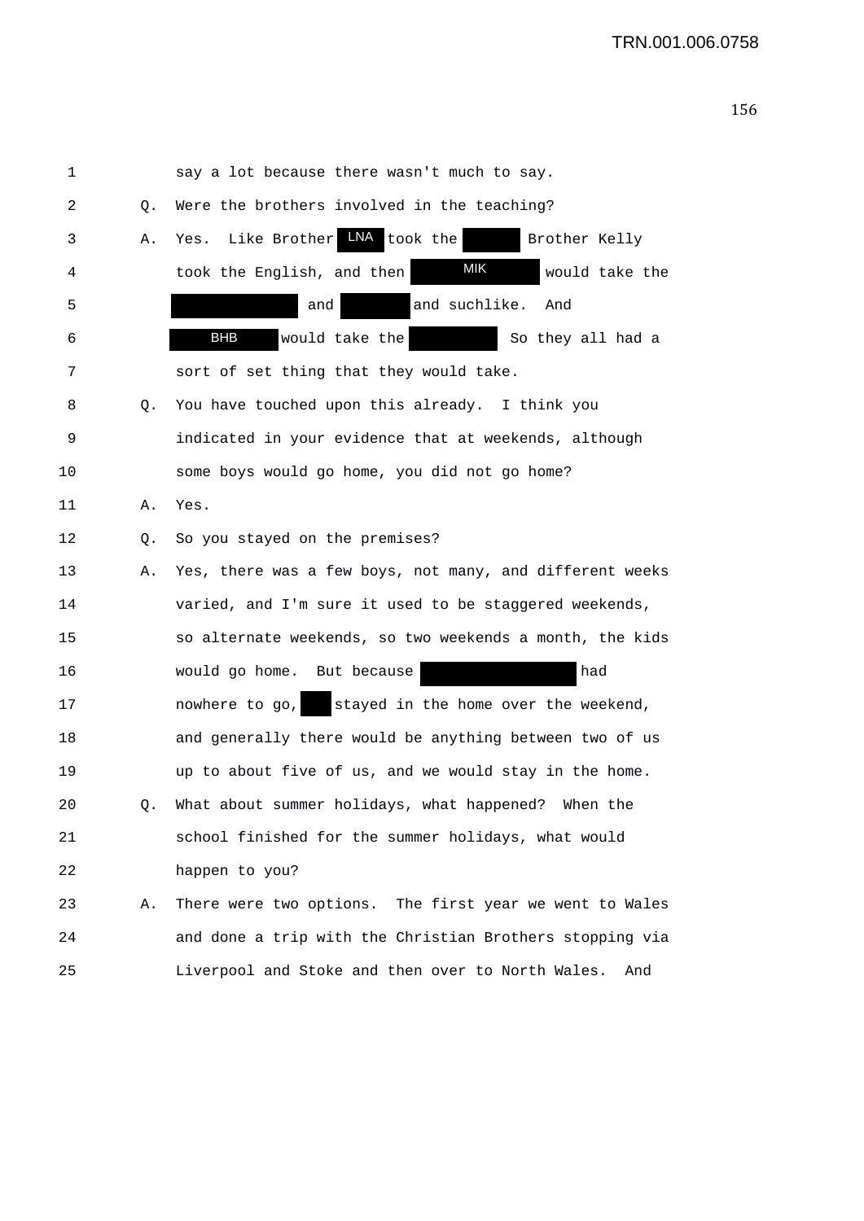1 say a lot because there wasn't much to say.

2 Q. Were the brothers involved in the teaching?

3 A. Yes. Like Brother LNA took the ████ Brother Kelly

4 took the English, and then MIK would take the

5 ████ and ████ and suchlike. And

6 BHB would take the ████ So they all had a

7 sort of set thing that they would take.

8 Q. You have touched upon this already. I think you

9 indicated in your evidence that at weekends, although

10 some boys would go home, you did not go home?

11 A. Yes.

12 Q. So you stayed on the premises?

13 A. Yes, there was a few boys, not many, and different weeks

14 varied, and I'm sure it used to be staggered weekends,

15 so alternate weekends, so two weekends a month, the kids

16 would go home. But because ████ had

17 nowhere to go, ██ stayed in the home over the weekend,

18 and generally there would be anything between two of us

19 up to about five of us, and we would stay in the home.

20 Q. What about summer holidays, what happened? When the

21 school finished for the summer holidays, what would

22 happen to you?

23 A. There were two options. The first year we went to Wales

24 and done a trip with the Christian Brothers stopping via

25 Liverpool and Stoke and then over to North Wales. And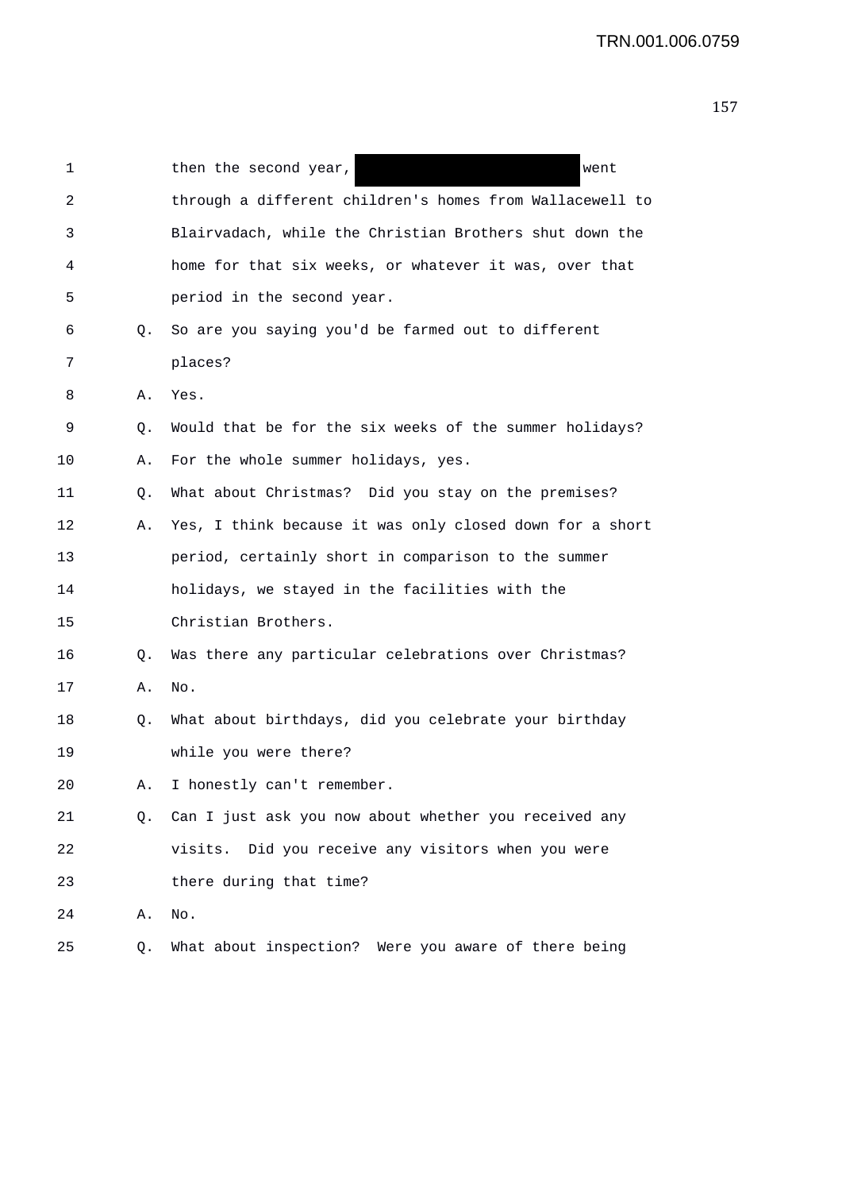1 then the second year, [REDACTED] went
2 through a different children's homes from Wallacewell to
3 Blairvadach, while the Christian Brothers shut down the
4 home for that six weeks, or whatever it was, over that
5 period in the second year.
6 Q. So are you saying you'd be farmed out to different
7 places?
8 A. Yes.
9 Q. Would that be for the six weeks of the summer holidays?
10 A. For the whole summer holidays, yes.
11 Q. What about Christmas? Did you stay on the premises?
12 A. Yes, I think because it was only closed down for a short
13 period, certainly short in comparison to the summer
14 holidays, we stayed in the facilities with the
15 Christian Brothers.
16 Q. Was there any particular celebrations over Christmas?
17 A. No.
18 Q. What about birthdays, did you celebrate your birthday
19 while you were there?
20 A. I honestly can't remember.
21 Q. Can I just ask you now about whether you received any
22 visits. Did you receive any visitors when you were
23 there during that time?
24 A. No.
25 Q. What about inspection? Were you aware of there being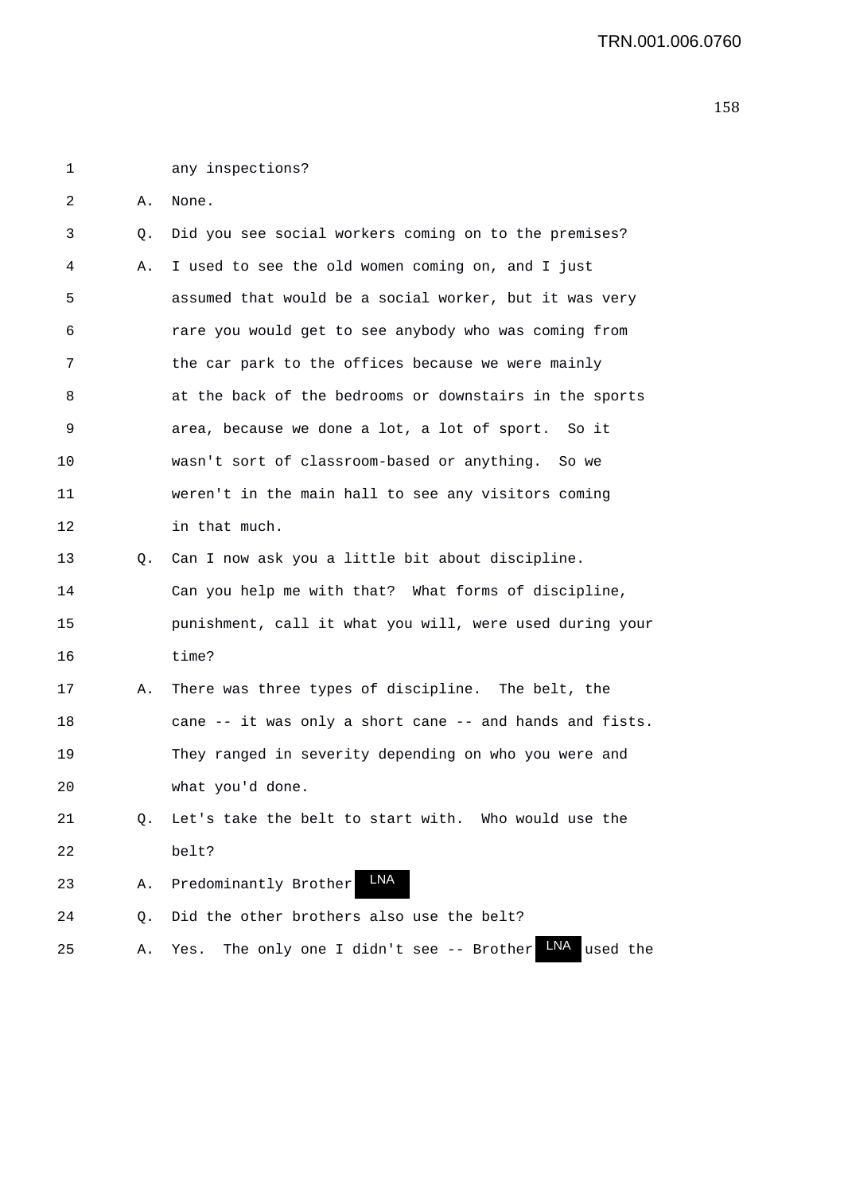1 any inspections?

2 A. None.

3 Q. Did you see social workers coming on to the premises?

4 A. I used to see the old women coming on, and I just

5 assumed that would be a social worker, but it was very

6 rare you would get to see anybody who was coming from

7 the car park to the offices because we were mainly

8 at the back of the bedrooms or downstairs in the sports

9 area, because we done a lot, a lot of sport. So it

10 wasn't sort of classroom-based or anything. So we

11 weren't in the main hall to see any visitors coming

12 in that much.

13 Q. Can I now ask you a little bit about discipline.

14 Can you help me with that? What forms of discipline,

15 punishment, call it what you will, were used during your

16 time?

17 A. There was three types of discipline. The belt, the

18 cane -- it was only a short cane -- and hands and fists.

19 They ranged in severity depending on who you were and

20 what you'd done.

21 Q. Let's take the belt to start with. Who would use the

22 belt?

23 A. Predominantly Brother LNA

24 Q. Did the other brothers also use the belt?

25 A. Yes. The only one I didn't see -- Brother LNA used the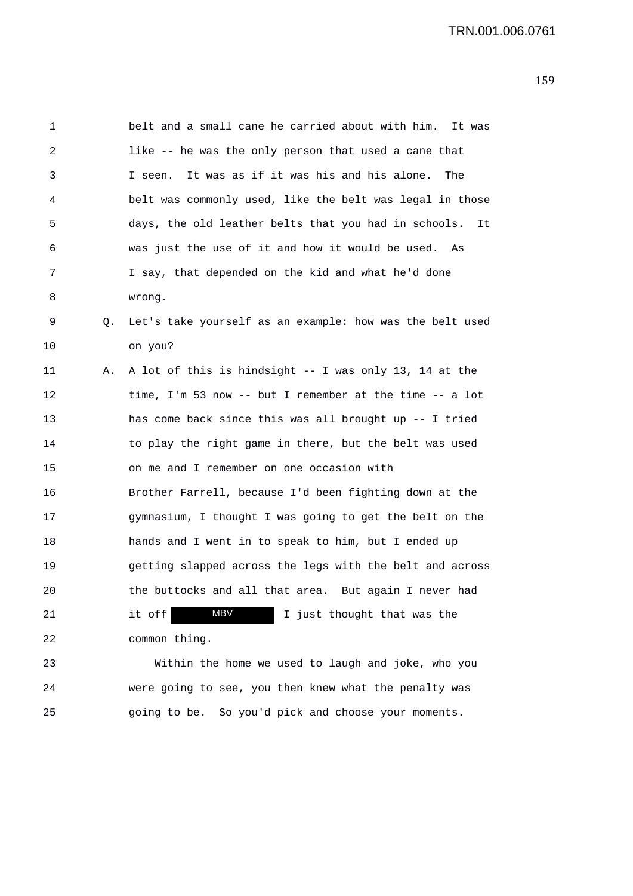belt and a small cane he carried about with him. It was like -- he was the only person that used a cane that I seen. It was as if it was his and his alone. The belt was commonly used, like the belt was legal in those days, the old leather belts that you had in schools. It was just the use of it and how it would be used. As I say, that depended on the kid and what he'd done wrong.

Q. Let's take yourself as an example: how was the belt used on you?

A. A lot of this is hindsight -- I was only 13, 14 at the time, I'm 53 now -- but I remember at the time -- a lot has come back since this was all brought up -- I tried to play the right game in there, but the belt was used on me and I remember on one occasion with Brother Farrell, because I'd been fighting down at the gymnasium, I thought I was going to get the belt on the hands and I went in to speak to him, but I ended up getting slapped across the legs with the belt and across the buttocks and all that area. But again I never had it off MBV I just thought that was the common thing.

Within the home we used to laugh and joke, who you were going to see, you then knew what the penalty was going to be. So you'd pick and choose your moments.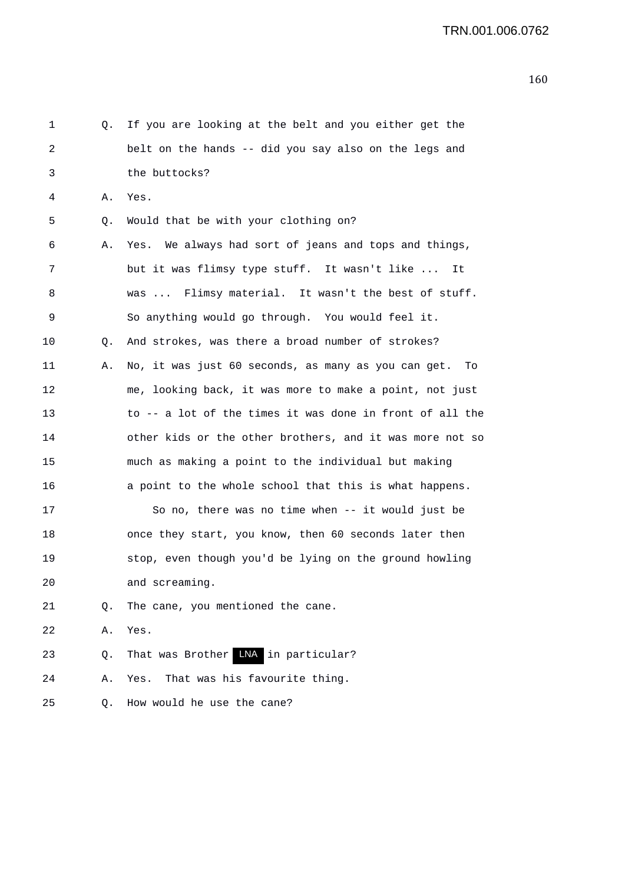1 Q. If you are looking at the belt and you either get the
2 belt on the hands -- did you say also on the legs and
3 the buttocks?

4 A. Yes.

5 Q. Would that be with your clothing on?

6 A. Yes. We always had sort of jeans and tops and things,
7 but it was flimsy type stuff. It wasn't like ... It
8 was ... Flimsy material. It wasn't the best of stuff.
9 So anything would go through. You would feel it.

10 Q. And strokes, was there a broad number of strokes?

11 A. No, it was just 60 seconds, as many as you can get. To
12 me, looking back, it was more to make a point, not just
13 to -- a lot of the times it was done in front of all the
14 other kids or the other brothers, and it was more not so
15 much as making a point to the individual but making
16 a point to the whole school that this is what happens.

17 So no, there was no time when -- it would just be
18 once they start, you know, then 60 seconds later then
19 stop, even though you'd be lying on the ground howling
20 and screaming.

21 Q. The cane, you mentioned the cane.

22 A. Yes.

23 Q. That was Brother LNA in particular?

24 A. Yes. That was his favourite thing.

25 Q. How would he use the cane?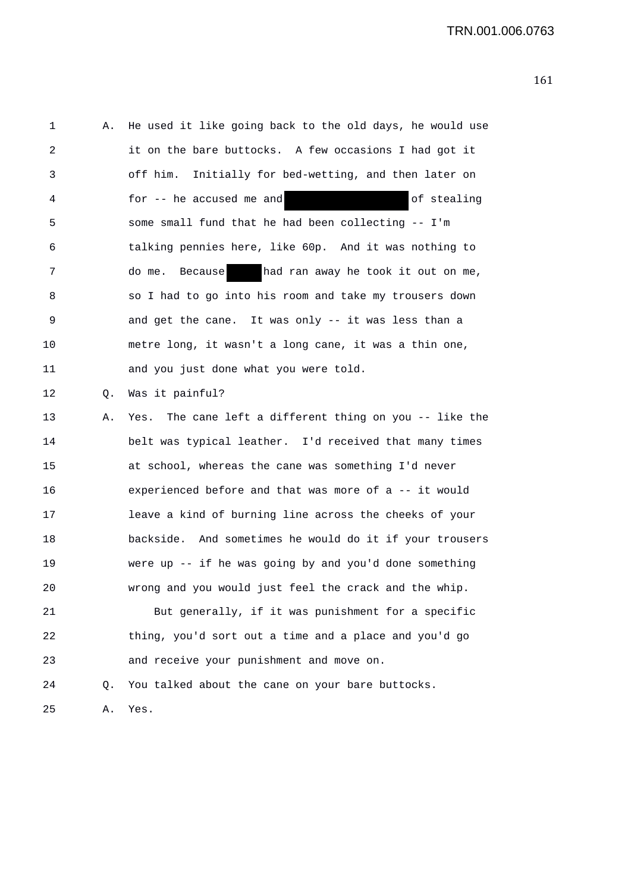A. He used it like going back to the old days, he would use it on the bare buttocks. A few occasions I had got it off him. Initially for bed-wetting, and then later on for -- he accused me and [redacted] of stealing some small fund that he had been collecting -- I'm talking pennies here, like 60p. And it was nothing to do me. Because [redacted] had ran away he took it out on me, so I had to go into his room and take my trousers down and get the cane. It was only -- it was less than a metre long, it wasn't a long cane, it was a thin one, and you just done what you were told.

Q. Was it painful?

A. Yes. The cane left a different thing on you -- like the belt was typical leather. I'd received that many times at school, whereas the cane was something I'd never experienced before and that was more of a -- it would leave a kind of burning line across the cheeks of your backside. And sometimes he would do it if your trousers were up -- if he was going by and you'd done something wrong and you would just feel the crack and the whip.

But generally, if it was punishment for a specific thing, you'd sort out a time and a place and you'd go and receive your punishment and move on.

Q. You talked about the cane on your bare buttocks.

A. Yes.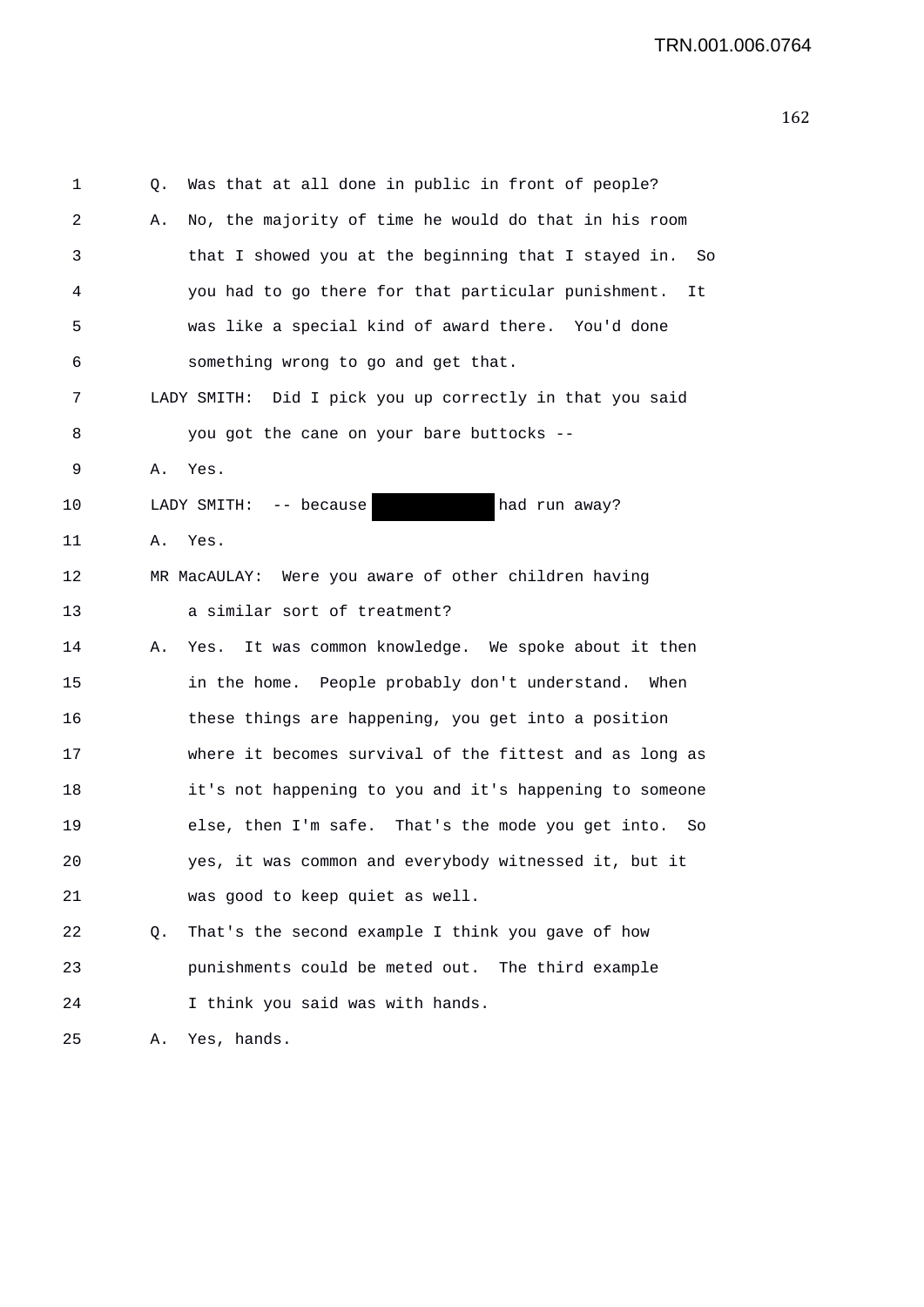1 Q. Was that at all done in public in front of people?

2 A. No, the majority of time he would do that in his room

3 that I showed you at the beginning that I stayed in. So

4 you had to go there for that particular punishment. It

5 was like a special kind of award there. You'd done

6 something wrong to go and get that.

7 LADY SMITH: Did I pick you up correctly in that you said

8 you got the cane on your bare buttocks --

9 A. Yes.

10 LADY SMITH: -- because [redacted] had run away?

11 A. Yes.

12 MR MacAULAY: Were you aware of other children having

13 a similar sort of treatment?

14 A. Yes. It was common knowledge. We spoke about it then

15 in the home. People probably don't understand. When

16 these things are happening, you get into a position

17 where it becomes survival of the fittest and as long as

18 it's not happening to you and it's happening to someone

19 else, then I'm safe. That's the mode you get into. So

20 yes, it was common and everybody witnessed it, but it

21 was good to keep quiet as well.

22 Q. That's the second example I think you gave of how

23 punishments could be meted out. The third example

24 I think you said was with hands.

25 A. Yes, hands.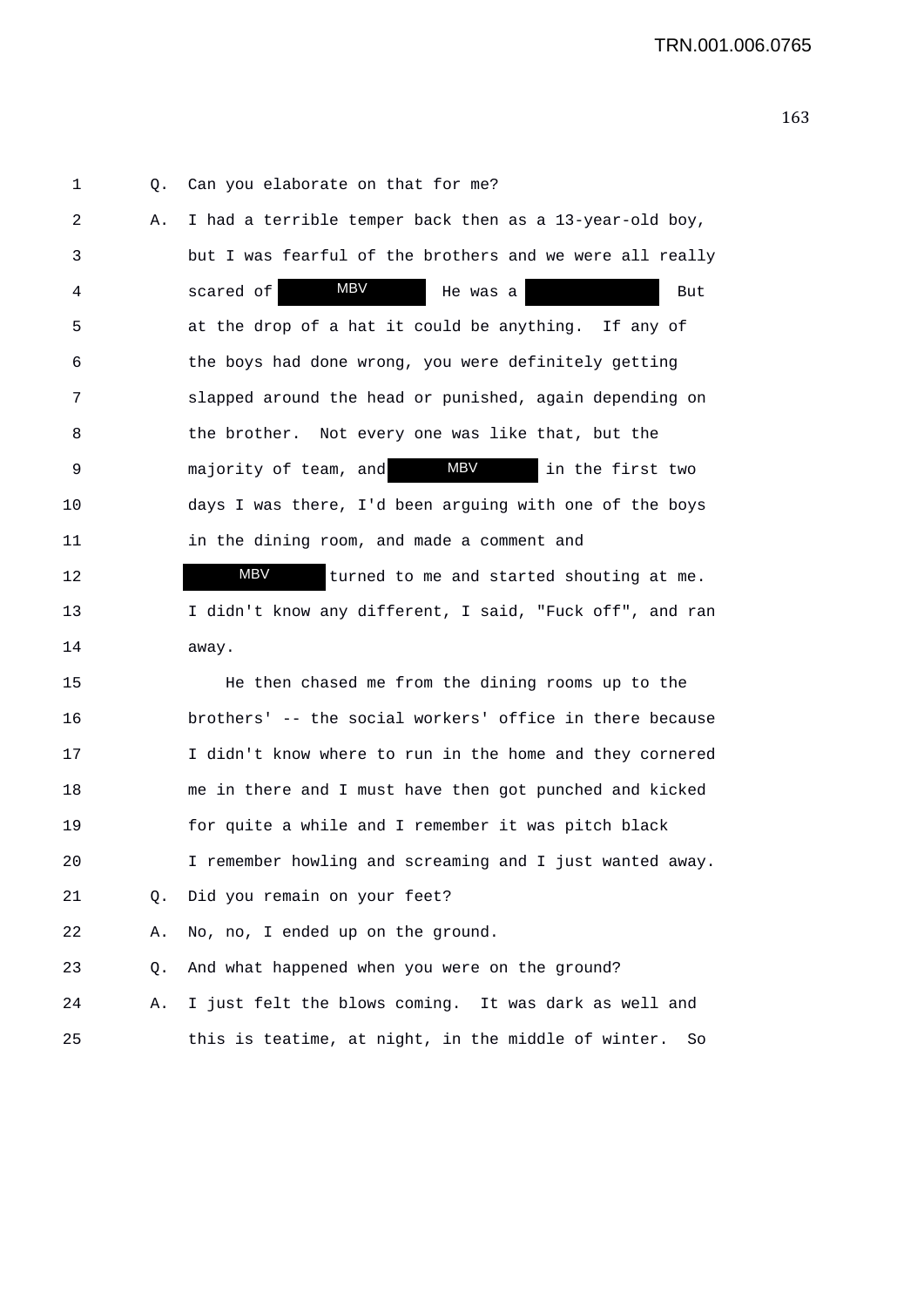1 Q. Can you elaborate on that for me?

2 A. I had a terrible temper back then as a 13-year-old boy,

3 but I was fearful of the brothers and we were all really

4 scared of [MBV] He was a [redacted] But

5 at the drop of a hat it could be anything. If any of

6 the boys had done wrong, you were definitely getting

7 slapped around the head or punished, again depending on

8 the brother. Not every one was like that, but the

9 majority of team, and [MBV] in the first two

10 days I was there, I'd been arguing with one of the boys

11 in the dining room, and made a comment and

12 [MBV] turned to me and started shouting at me.

13 I didn't know any different, I said, "Fuck off", and ran

14 away.

15 He then chased me from the dining rooms up to the

16 brothers' -- the social workers' office in there because

17 I didn't know where to run in the home and they cornered

18 me in there and I must have then got punched and kicked

19 for quite a while and I remember it was pitch black

20 I remember howling and screaming and I just wanted away.

21 Q. Did you remain on your feet?

22 A. No, no, I ended up on the ground.

23 Q. And what happened when you were on the ground?

24 A. I just felt the blows coming. It was dark as well and

25 this is teatime, at night, in the middle of winter. So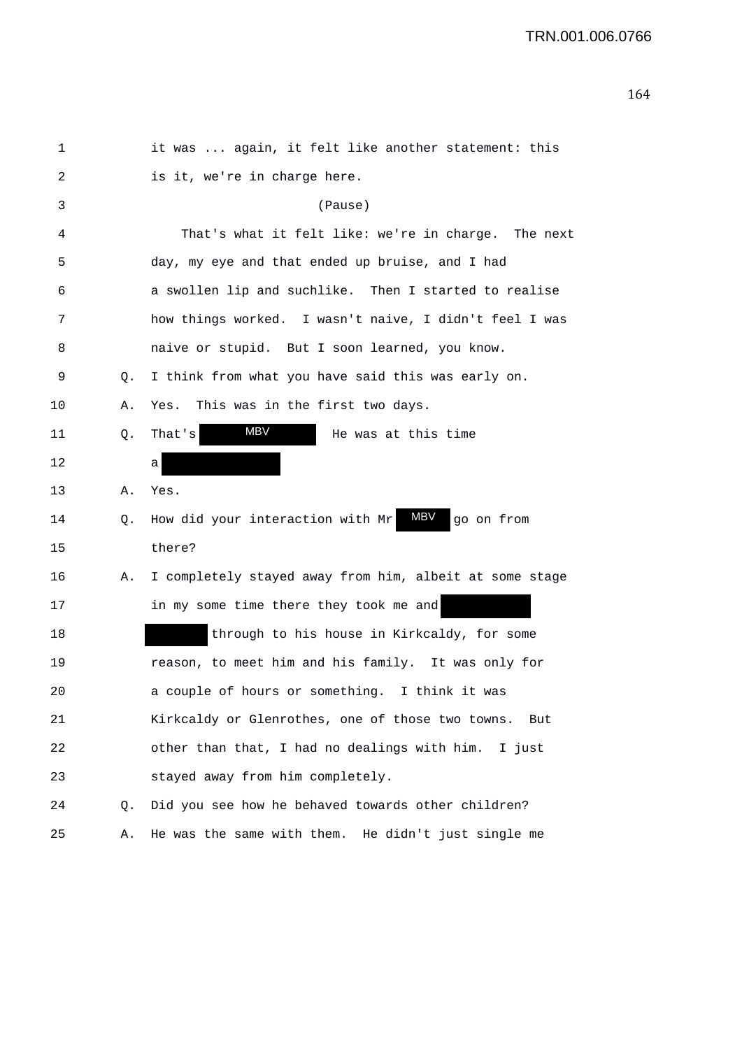1 it was ... again, it felt like another statement: this
2 is it, we're in charge here.
3 (Pause)
4 That's what it felt like: we're in charge. The next
5 day, my eye and that ended up bruise, and I had
6 a swollen lip and suchlike. Then I started to realise
7 how things worked. I wasn't naive, I didn't feel I was
8 naive or stupid. But I soon learned, you know.
9 Q. I think from what you have said this was early on.
10 A. Yes. This was in the first two days.
11 Q. That's MBV He was at this time
12 a
13 A. Yes.
14 Q. How did your interaction with Mr MBV go on from
15 there?
16 A. I completely stayed away from him, albeit at some stage
17 in my some time there they took me and
18 through to his house in Kirkcaldy, for some
19 reason, to meet him and his family. It was only for
20 a couple of hours or something. I think it was
21 Kirkcaldy or Glenrothes, one of those two towns. But
22 other than that, I had no dealings with him. I just
23 stayed away from him completely.
24 Q. Did you see how he behaved towards other children?
25 A. He was the same with them. He didn't just single me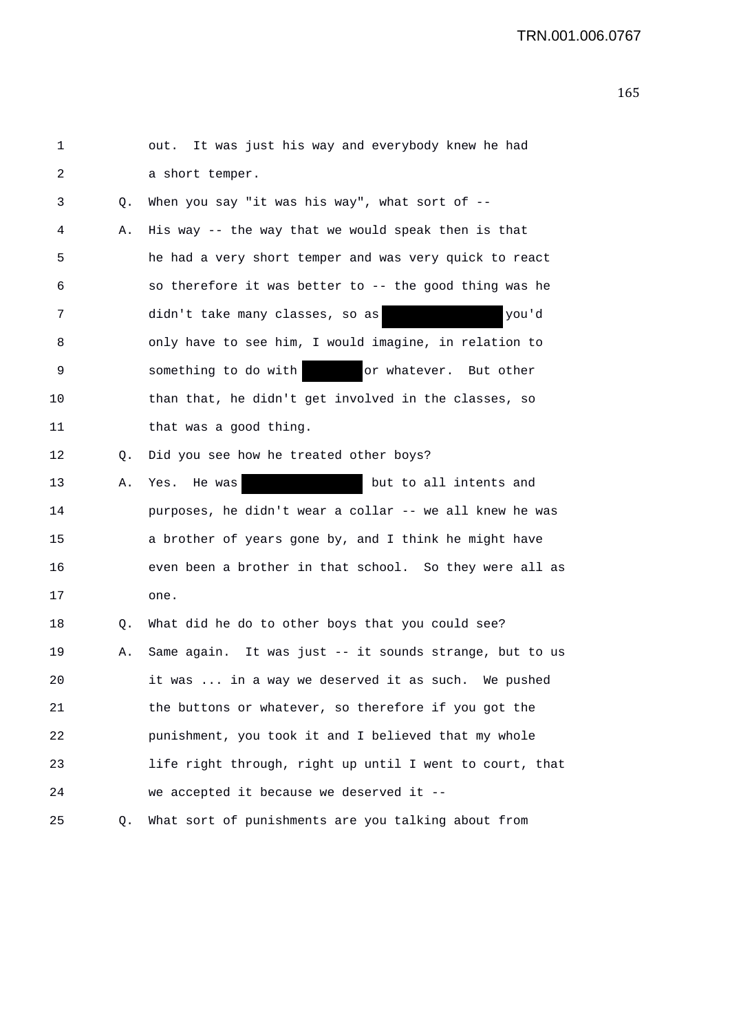1 out. It was just his way and everybody knew he had
2 a short temper.
3 Q. When you say "it was his way", what sort of --
4 A. His way -- the way that we would speak then is that
5 he had a very short temper and was very quick to react
6 so therefore it was better to -- the good thing was he
7 didn't take many classes, so as [REDACTED] you'd
8 only have to see him, I would imagine, in relation to
9 something to do with [REDACTED] or whatever. But other
10 than that, he didn't get involved in the classes, so
11 that was a good thing.
12 Q. Did you see how he treated other boys?
13 A. Yes. He was [REDACTED] but to all intents and
14 purposes, he didn't wear a collar -- we all knew he was
15 a brother of years gone by, and I think he might have
16 even been a brother in that school. So they were all as
17 one.
18 Q. What did he do to other boys that you could see?
19 A. Same again. It was just -- it sounds strange, but to us
20 it was ... in a way we deserved it as such. We pushed
21 the buttons or whatever, so therefore if you got the
22 punishment, you took it and I believed that my whole
23 life right through, right up until I went to court, that
24 we accepted it because we deserved it --
25 Q. What sort of punishments are you talking about from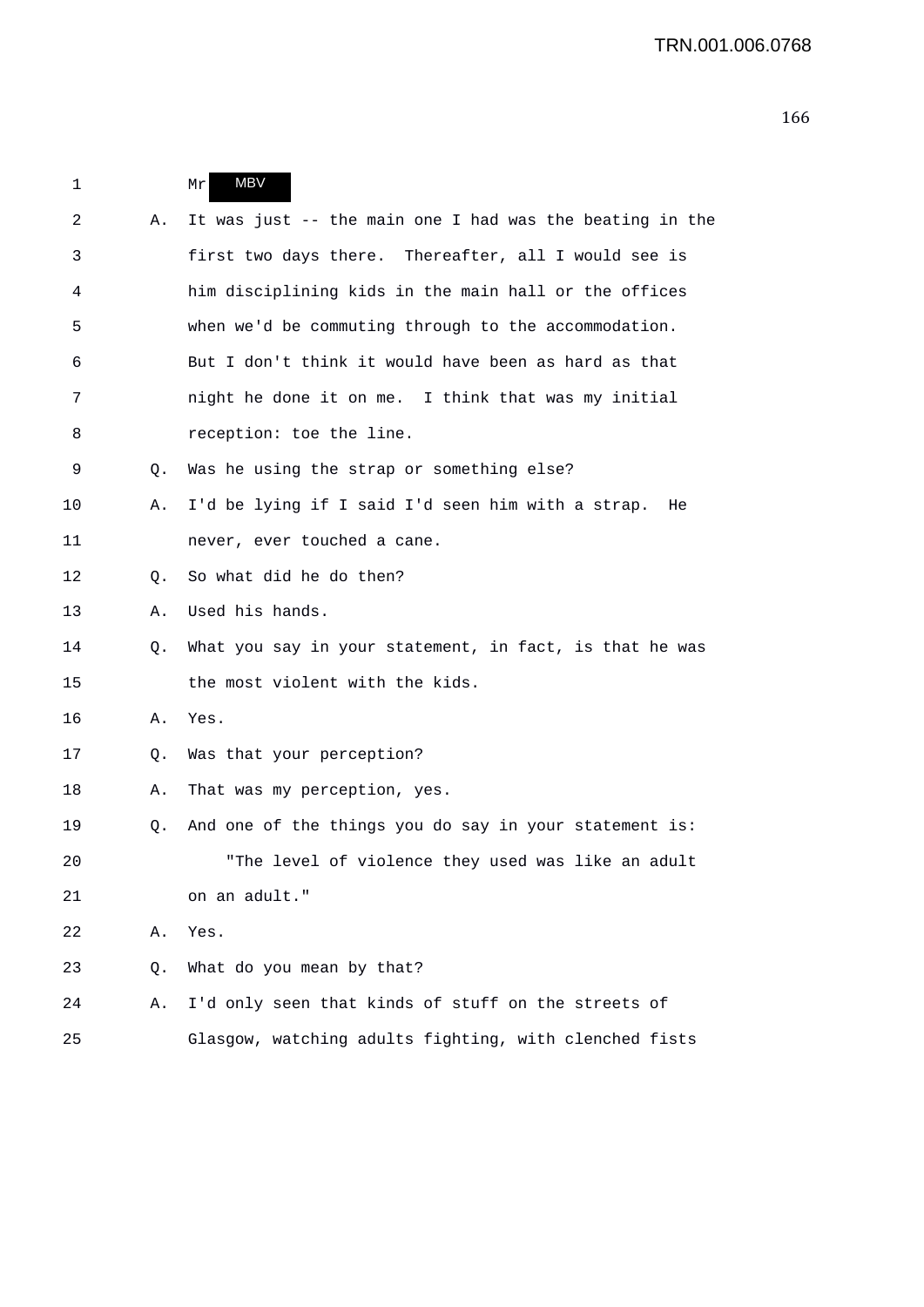1 Mr MBV

2 A. It was just -- the main one I had was the beating in the

3 first two days there. Thereafter, all I would see is

4 him disciplining kids in the main hall or the offices

5 when we'd be commuting through to the accommodation.

6 But I don't think it would have been as hard as that

7 night he done it on me. I think that was my initial

8 reception: toe the line.

9 Q. Was he using the strap or something else?

10 A. I'd be lying if I said I'd seen him with a strap. He

11 never, ever touched a cane.

12 Q. So what did he do then?

13 A. Used his hands.

14 Q. What you say in your statement, in fact, is that he was

15 the most violent with the kids.

16 A. Yes.

17 Q. Was that your perception?

18 A. That was my perception, yes.

19 Q. And one of the things you do say in your statement is:

20 "The level of violence they used was like an adult

21 on an adult."

22 A. Yes.

23 Q. What do you mean by that?

24 A. I'd only seen that kinds of stuff on the streets of

25 Glasgow, watching adults fighting, with clenched fists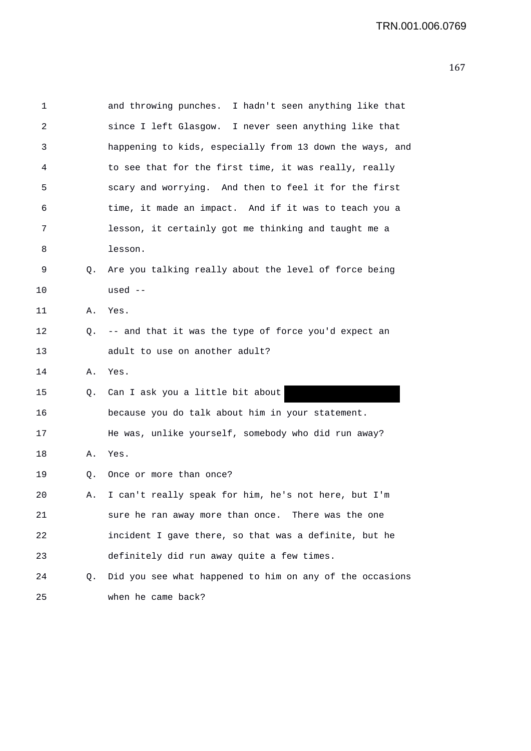and throwing punches. I hadn't seen anything like that since I left Glasgow. I never seen anything like that happening to kids, especially from 13 down the ways, and to see that for the first time, it was really, really scary and worrying. And then to feel it for the first time, it made an impact. And if it was to teach you a lesson, it certainly got me thinking and taught me a lesson.

Q. Are you talking really about the level of force being used --

A. Yes.

Q. -- and that it was the type of force you'd expect an adult to use on another adult?

A. Yes.

Q. Can I ask you a little bit about ████████ because you do talk about him in your statement. He was, unlike yourself, somebody who did run away?

A. Yes.

Q. Once or more than once?

A. I can't really speak for him, he's not here, but I'm sure he ran away more than once. There was the one incident I gave there, so that was a definite, but he definitely did run away quite a few times.

Q. Did you see what happened to him on any of the occasions when he came back?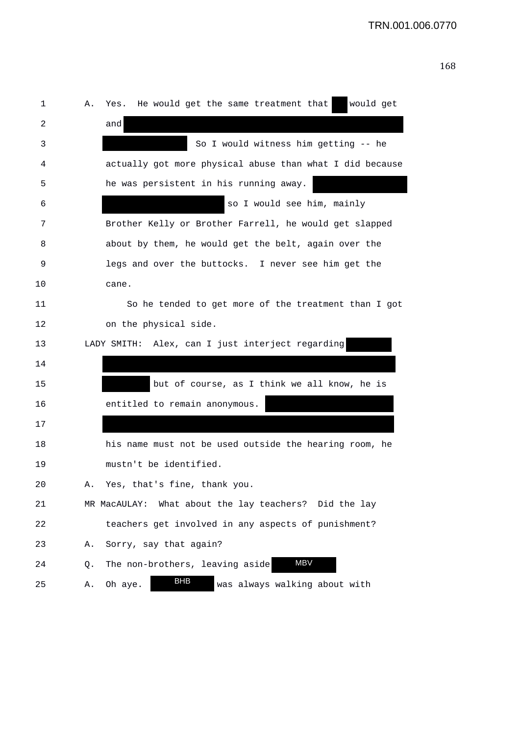A. Yes. He would get the same treatment that would get and  So I would witness him getting -- he actually got more physical abuse than what I did because he was persistent in his running away.  so I would see him, mainly Brother Kelly or Brother Farrell, he would get slapped about by them, he would get the belt, again over the legs and over the buttocks. I never see him get the cane.

So he tended to get more of the treatment than I got on the physical side.

LADY SMITH: Alex, can I just interject regarding  but of course, as I think we all know, he is entitled to remain anonymous.  his name must not be used outside the hearing room, he mustn't be identified.

A. Yes, that's fine, thank you.

MR MacAULAY: What about the lay teachers? Did the lay teachers get involved in any aspects of punishment?

A. Sorry, say that again?

Q. The non-brothers, leaving aside MBV

A. Oh aye. BHB was always walking about with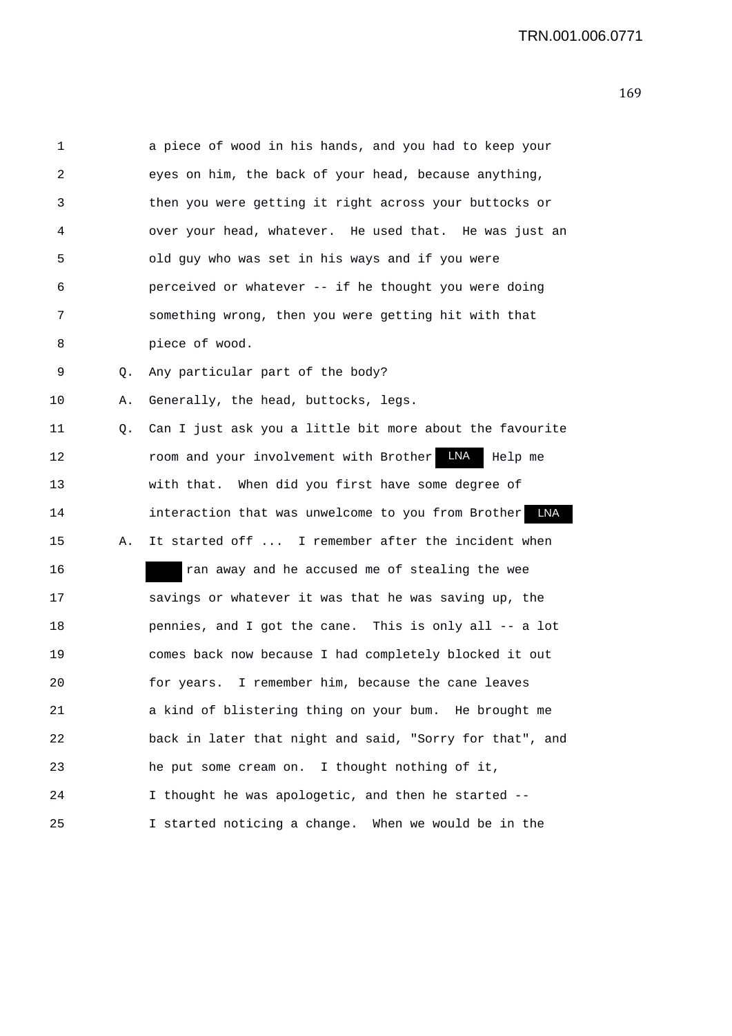1 a piece of wood in his hands, and you had to keep your
2 eyes on him, the back of your head, because anything,
3 then you were getting it right across your buttocks or
4 over your head, whatever. He used that. He was just an
5 old guy who was set in his ways and if you were
6 perceived or whatever -- if he thought you were doing
7 something wrong, then you were getting hit with that
8 piece of wood.

9 Q. Any particular part of the body?

10 A. Generally, the head, buttocks, legs.

11 Q. Can I just ask you a little bit more about the favourite
12 room and your involvement with Brother LNA Help me
13 with that. When did you first have some degree of
14 interaction that was unwelcome to you from Brother LNA

15 A. It started off ... I remember after the incident when
16 ran away and he accused me of stealing the wee
17 savings or whatever it was that he was saving up, the
18 pennies, and I got the cane. This is only all -- a lot
19 comes back now because I had completely blocked it out
20 for years. I remember him, because the cane leaves
21 a kind of blistering thing on your bum. He brought me
22 back in later that night and said, "Sorry for that", and
23 he put some cream on. I thought nothing of it,
24 I thought he was apologetic, and then he started --
25 I started noticing a change. When we would be in the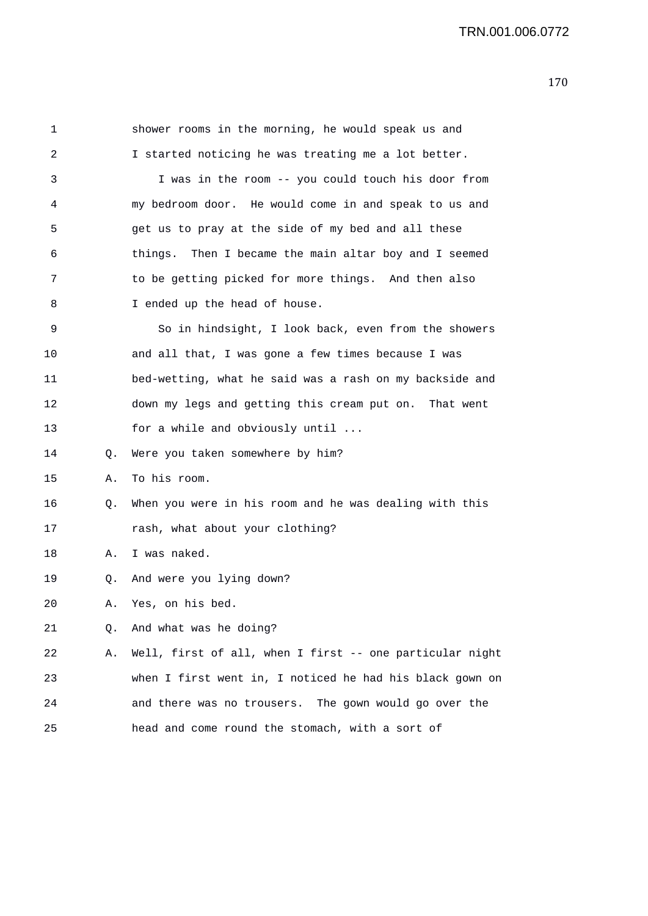shower rooms in the morning, he would speak us and I started noticing he was treating me a lot better.

I was in the room -- you could touch his door from my bedroom door. He would come in and speak to us and get us to pray at the side of my bed and all these things. Then I became the main altar boy and I seemed to be getting picked for more things. And then also I ended up the head of house.

So in hindsight, I look back, even from the showers and all that, I was gone a few times because I was bed-wetting, what he said was a rash on my backside and down my legs and getting this cream put on. That went for a while and obviously until ...

Q. Were you taken somewhere by him?

A. To his room.

Q. When you were in his room and he was dealing with this rash, what about your clothing?

A. I was naked.

Q. And were you lying down?

A. Yes, on his bed.

Q. And what was he doing?

A. Well, first of all, when I first -- one particular night when I first went in, I noticed he had his black gown on and there was no trousers. The gown would go over the head and come round the stomach, with a sort of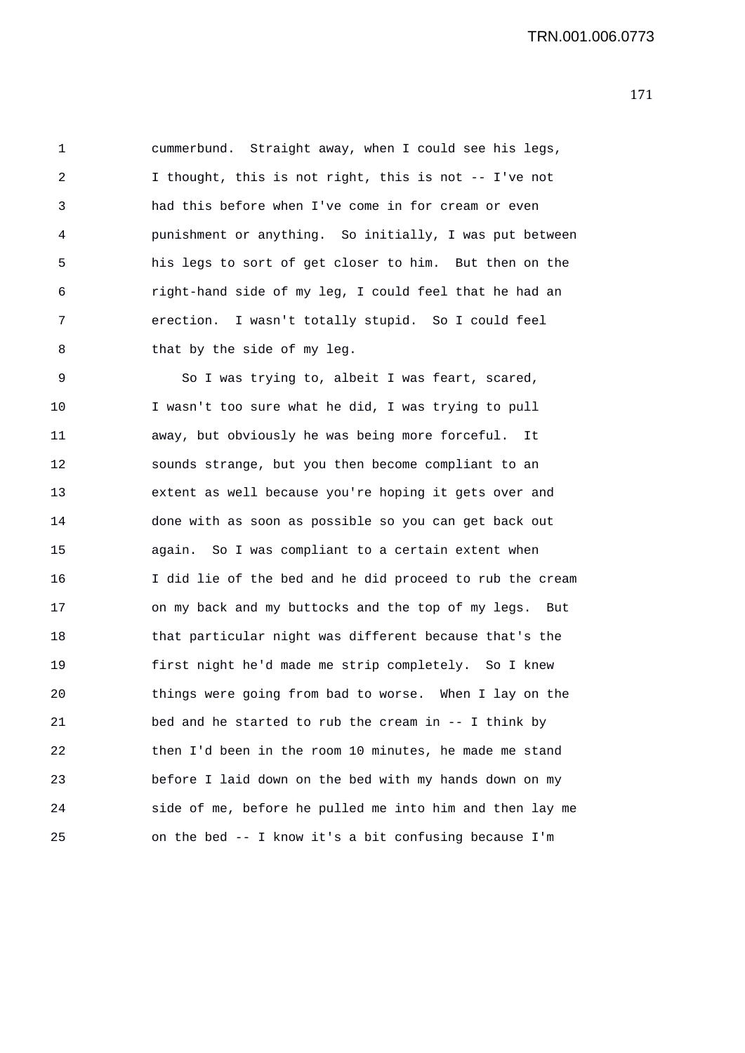cummerbund. Straight away, when I could see his legs, I thought, this is not right, this is not -- I've not had this before when I've come in for cream or even punishment or anything. So initially, I was put between his legs to sort of get closer to him. But then on the right-hand side of my leg, I could feel that he had an erection. I wasn't totally stupid. So I could feel that by the side of my leg.

So I was trying to, albeit I was feart, scared, I wasn't too sure what he did, I was trying to pull away, but obviously he was being more forceful. It sounds strange, but you then become compliant to an extent as well because you're hoping it gets over and done with as soon as possible so you can get back out again. So I was compliant to a certain extent when I did lie of the bed and he did proceed to rub the cream on my back and my buttocks and the top of my legs. But that particular night was different because that's the first night he'd made me strip completely. So I knew things were going from bad to worse. When I lay on the bed and he started to rub the cream in -- I think by then I'd been in the room 10 minutes, he made me stand before I laid down on the bed with my hands down on my side of me, before he pulled me into him and then lay me on the bed -- I know it's a bit confusing because I'm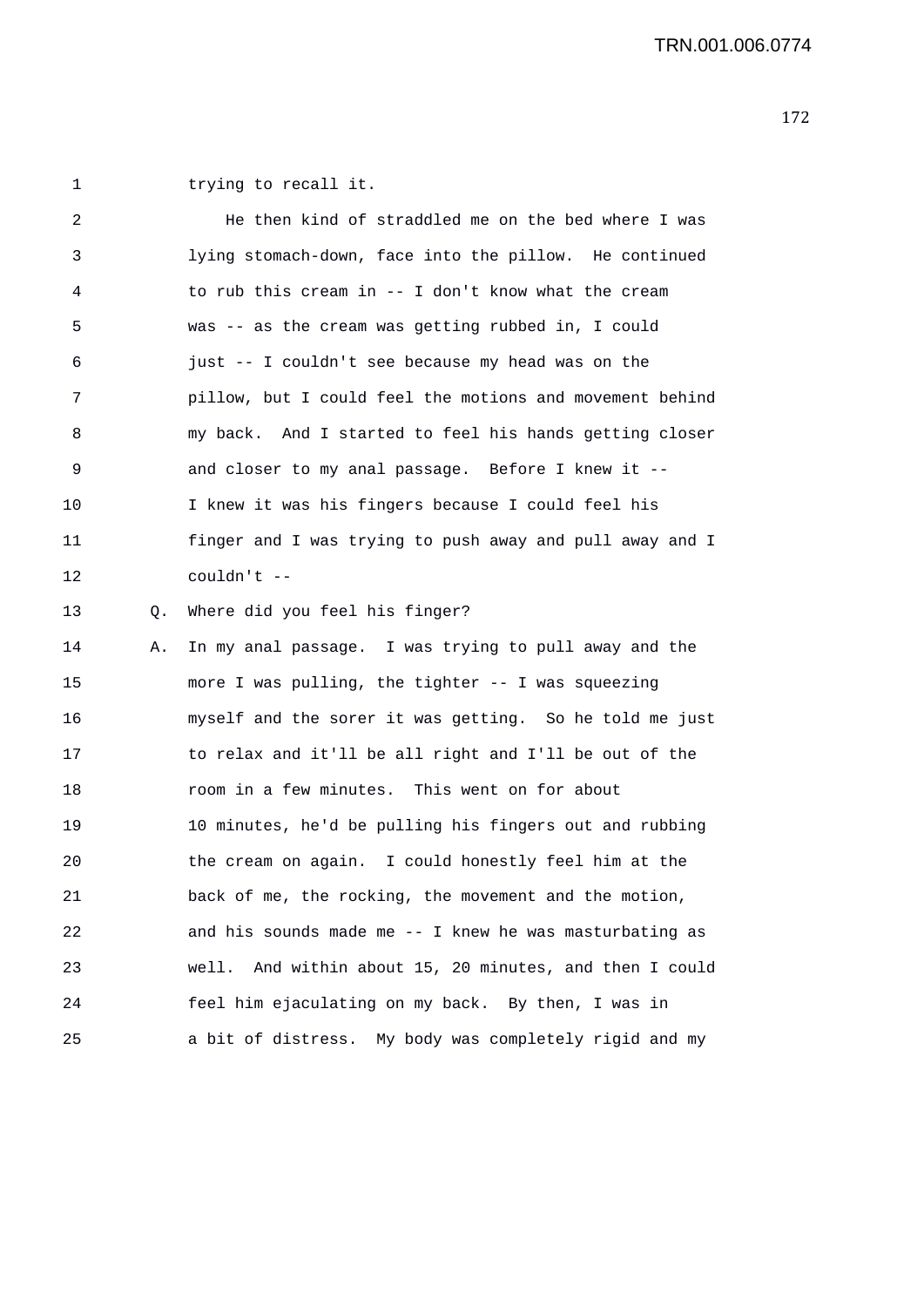trying to recall it.

He then kind of straddled me on the bed where I was lying stomach-down, face into the pillow. He continued to rub this cream in -- I don't know what the cream was -- as the cream was getting rubbed in, I could just -- I couldn't see because my head was on the pillow, but I could feel the motions and movement behind my back. And I started to feel his hands getting closer and closer to my anal passage. Before I knew it -- I knew it was his fingers because I could feel his finger and I was trying to push away and pull away and I couldn't --

Q. Where did you feel his finger?

A. In my anal passage. I was trying to pull away and the more I was pulling, the tighter -- I was squeezing myself and the sorer it was getting. So he told me just to relax and it'll be all right and I'll be out of the room in a few minutes. This went on for about 10 minutes, he'd be pulling his fingers out and rubbing the cream on again. I could honestly feel him at the back of me, the rocking, the movement and the motion, and his sounds made me -- I knew he was masturbating as well. And within about 15, 20 minutes, and then I could feel him ejaculating on my back. By then, I was in a bit of distress. My body was completely rigid and my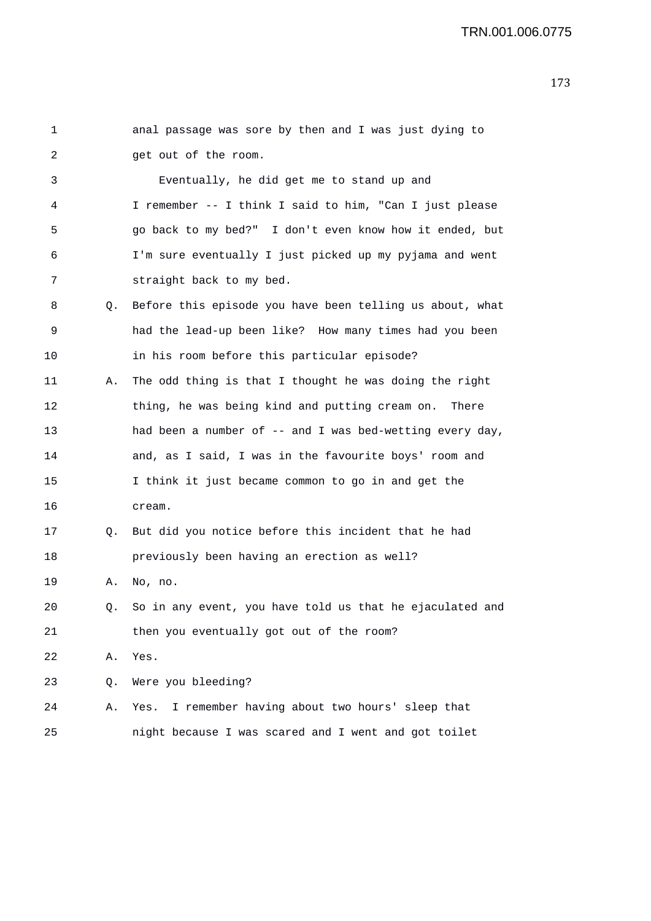anal passage was sore by then and I was just dying to get out of the room.

Eventually, he did get me to stand up and I remember -- I think I said to him, "Can I just please go back to my bed?" I don't even know how it ended, but I'm sure eventually I just picked up my pyjama and went straight back to my bed.

Q. Before this episode you have been telling us about, what had the lead-up been like? How many times had you been in his room before this particular episode?

A. The odd thing is that I thought he was doing the right thing, he was being kind and putting cream on. There had been a number of -- and I was bed-wetting every day, and, as I said, I was in the favourite boys' room and I think it just became common to go in and get the cream.

Q. But did you notice before this incident that he had previously been having an erection as well?

A. No, no.

Q. So in any event, you have told us that he ejaculated and then you eventually got out of the room?

A. Yes.

Q. Were you bleeding?

A. Yes. I remember having about two hours' sleep that night because I was scared and I went and got toilet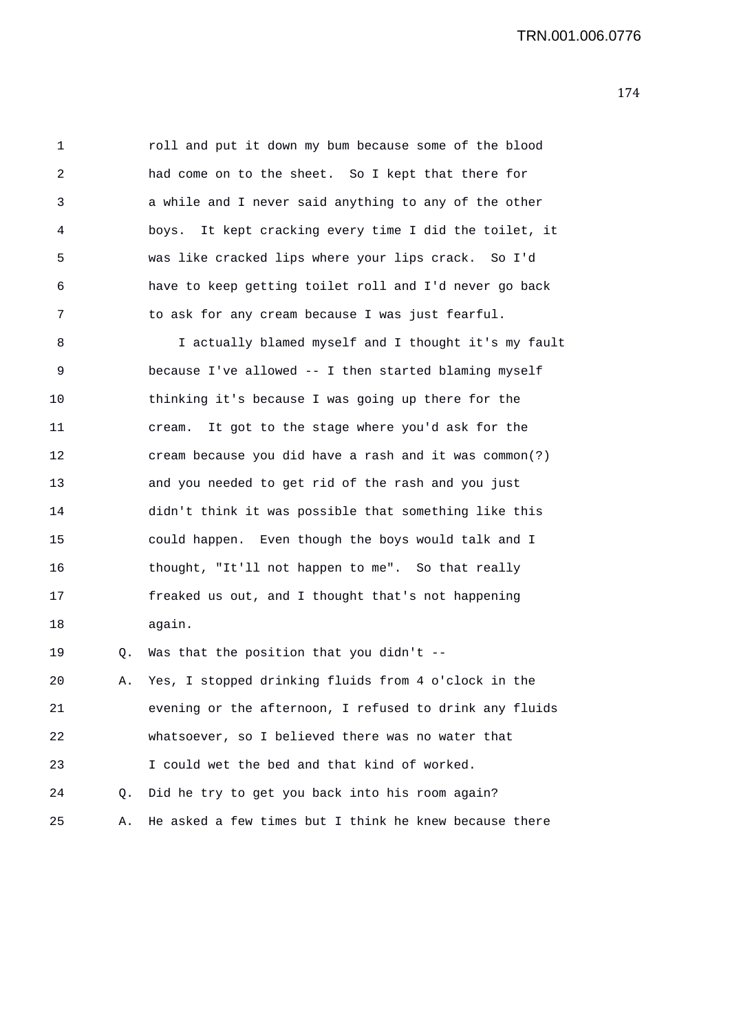roll and put it down my bum because some of the blood had come on to the sheet. So I kept that there for a while and I never said anything to any of the other boys. It kept cracking every time I did the toilet, it was like cracked lips where your lips crack. So I'd have to keep getting toilet roll and I'd never go back to ask for any cream because I was just fearful.

I actually blamed myself and I thought it's my fault because I've allowed -- I then started blaming myself thinking it's because I was going up there for the cream. It got to the stage where you'd ask for the cream because you did have a rash and it was common(?) and you needed to get rid of the rash and you just didn't think it was possible that something like this could happen. Even though the boys would talk and I thought, "It'll not happen to me". So that really freaked us out, and I thought that's not happening again.

Q. Was that the position that you didn't --

A. Yes, I stopped drinking fluids from 4 o'clock in the evening or the afternoon, I refused to drink any fluids whatsoever, so I believed there was no water that I could wet the bed and that kind of worked.

Q. Did he try to get you back into his room again?

A. He asked a few times but I think he knew because there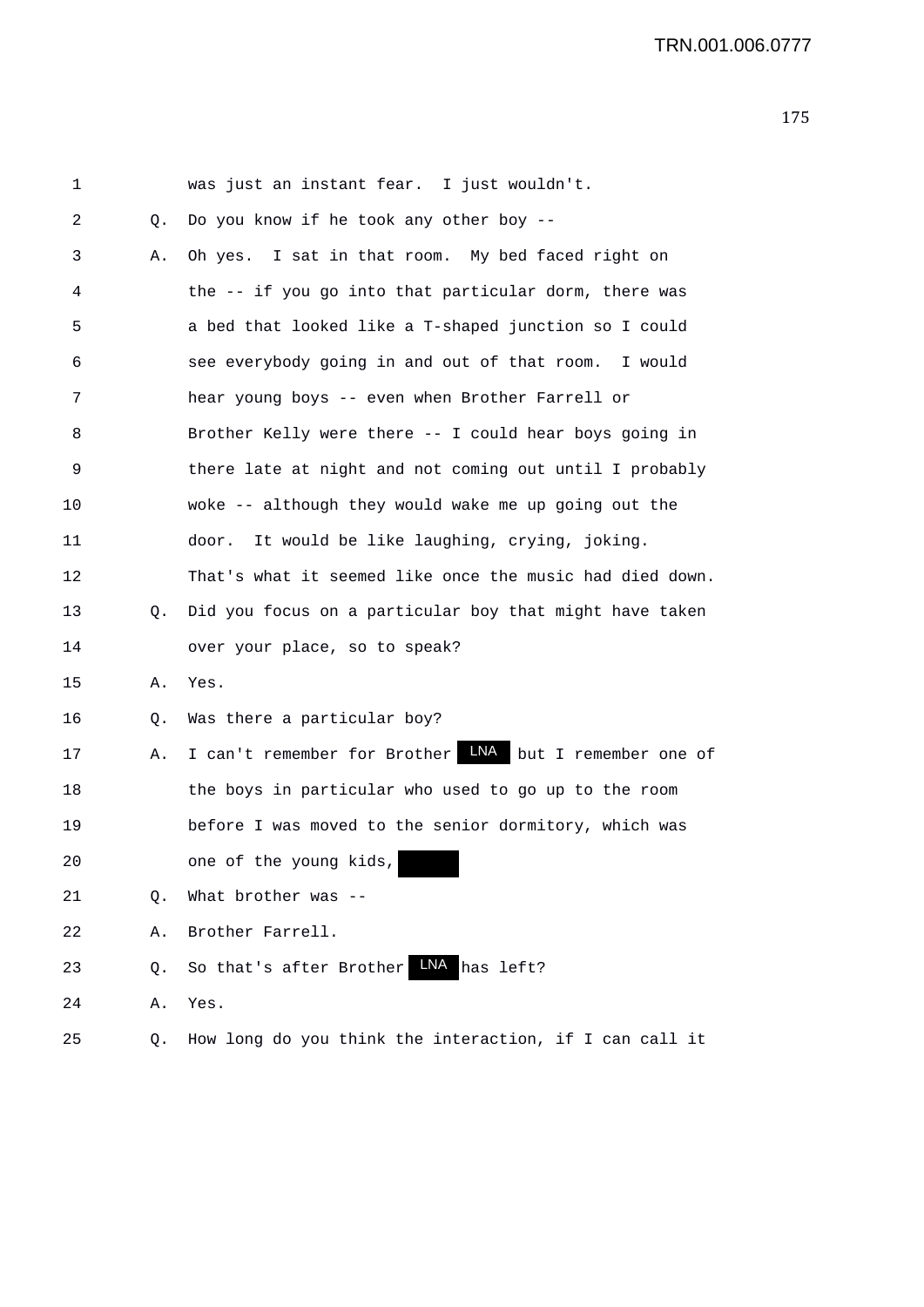1 was just an instant fear. I just wouldn't.

2 Q. Do you know if he took any other boy --

3 A. Oh yes. I sat in that room. My bed faced right on

4 the -- if you go into that particular dorm, there was

5 a bed that looked like a T-shaped junction so I could

6 see everybody going in and out of that room. I would

7 hear young boys -- even when Brother Farrell or

8 Brother Kelly were there -- I could hear boys going in

9 there late at night and not coming out until I probably

10 woke -- although they would wake me up going out the

11 door. It would be like laughing, crying, joking.

12 That's what it seemed like once the music had died down.

13 Q. Did you focus on a particular boy that might have taken

14 over your place, so to speak?

15 A. Yes.

16 Q. Was there a particular boy?

17 A. I can't remember for Brother LNA but I remember one of

18 the boys in particular who used to go up to the room

19 before I was moved to the senior dormitory, which was

20 one of the young kids, [redacted]

21 Q. What brother was --

22 A. Brother Farrell.

23 Q. So that's after Brother LNA has left?

24 A. Yes.

25 Q. How long do you think the interaction, if I can call it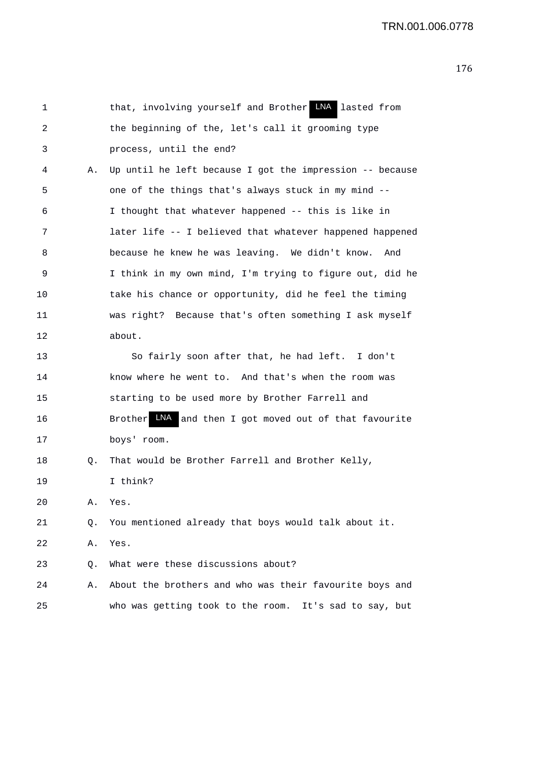1 that, involving yourself and Brother LNA lasted from
2 the beginning of the, let's call it grooming type
3 process, until the end?

4 A. Up until he left because I got the impression -- because
5 one of the things that's always stuck in my mind --
6 I thought that whatever happened -- this is like in
7 later life -- I believed that whatever happened happened
8 because he knew he was leaving. We didn't know. And
9 I think in my own mind, I'm trying to figure out, did he
10 take his chance or opportunity, did he feel the timing
11 was right? Because that's often something I ask myself
12 about.

13 So fairly soon after that, he had left. I don't
14 know where he went to. And that's when the room was
15 starting to be used more by Brother Farrell and
16 Brother LNA and then I got moved out of that favourite
17 boys' room.

18 Q. That would be Brother Farrell and Brother Kelly,
19 I think?

20 A. Yes.

21 Q. You mentioned already that boys would talk about it.

22 A. Yes.

23 Q. What were these discussions about?

24 A. About the brothers and who was their favourite boys and
25 who was getting took to the room. It's sad to say, but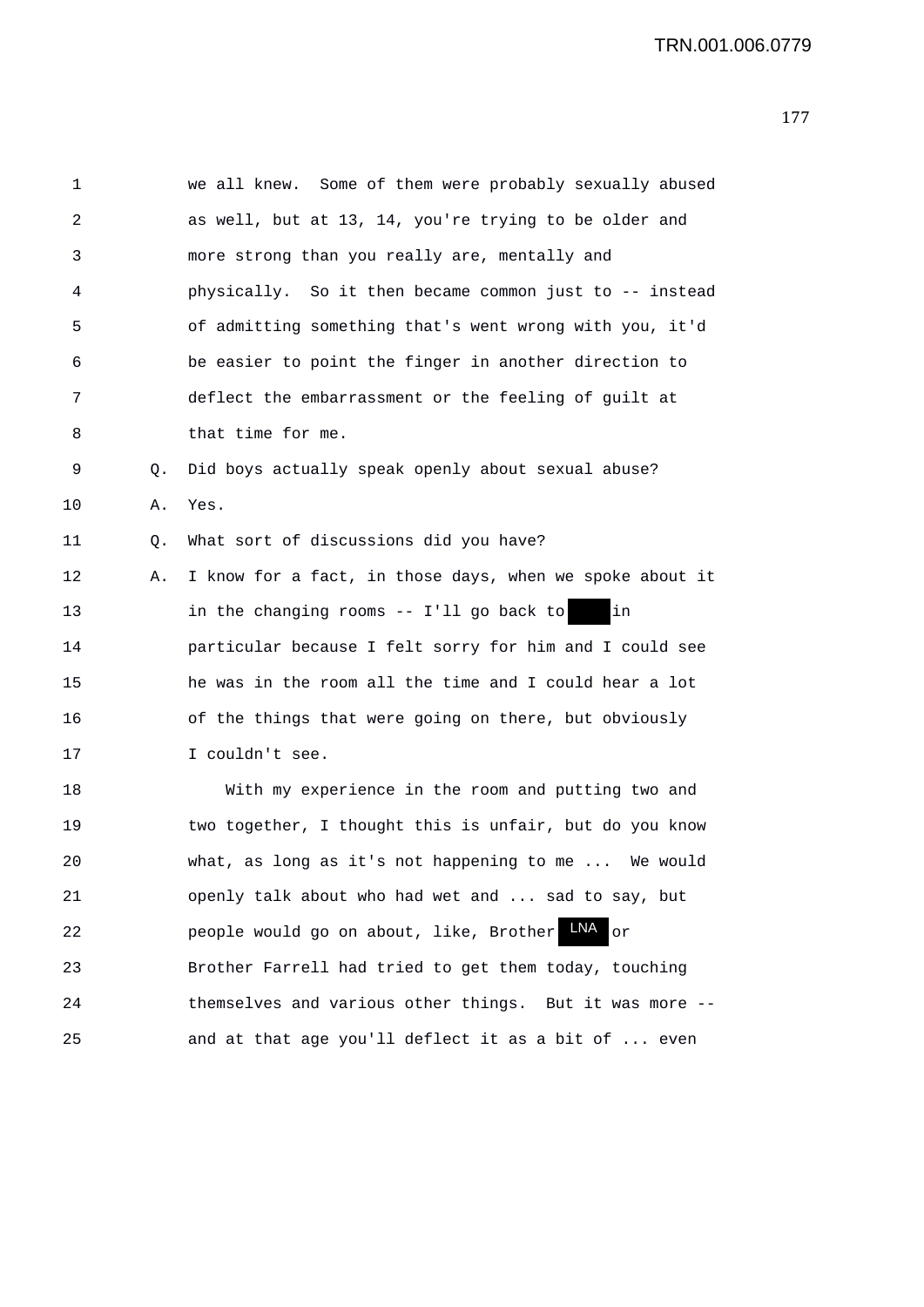1 we all knew. Some of them were probably sexually abused
2 as well, but at 13, 14, you're trying to be older and
3 more strong than you really are, mentally and
4 physically. So it then became common just to -- instead
5 of admitting something that's went wrong with you, it'd
6 be easier to point the finger in another direction to
7 deflect the embarrassment or the feeling of guilt at
8 that time for me.

9 Q. Did boys actually speak openly about sexual abuse?

10 A. Yes.

11 Q. What sort of discussions did you have?

12 A. I know for a fact, in those days, when we spoke about it
13 in the changing rooms -- I'll go back to [redacted] in
14 particular because I felt sorry for him and I could see
15 he was in the room all the time and I could hear a lot
16 of the things that were going on there, but obviously
17 I couldn't see.

18 With my experience in the room and putting two and
19 two together, I thought this is unfair, but do you know
20 what, as long as it's not happening to me ... We would
21 openly talk about who had wet and ... sad to say, but
22 people would go on about, like, Brother LNA or
23 Brother Farrell had tried to get them today, touching
24 themselves and various other things. But it was more --
25 and at that age you'll deflect it as a bit of ... even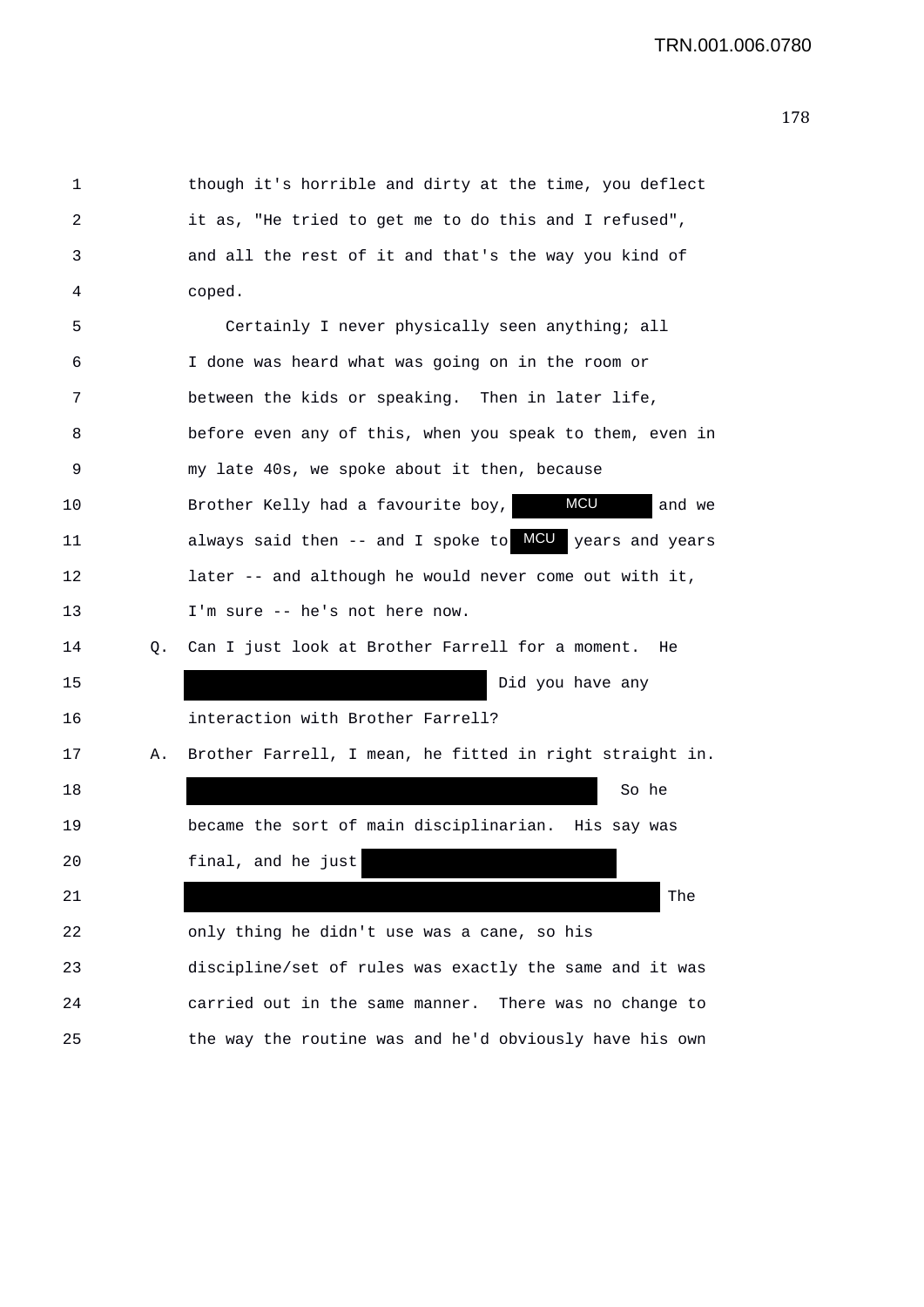1 though it's horrible and dirty at the time, you deflect
2 it as, "He tried to get me to do this and I refused",
3 and all the rest of it and that's the way you kind of
4 coped.

5 Certainly I never physically seen anything; all
6 I done was heard what was going on in the room or
7 between the kids or speaking. Then in later life,
8 before even any of this, when you speak to them, even in
9 my late 40s, we spoke about it then, because
10 Brother Kelly had a favourite boy, MCU and we
11 always said then -- and I spoke to MCU years and years
12 later -- and although he would never come out with it,
13 I'm sure -- he's not here now.

14 Q. Can I just look at Brother Farrell for a moment. He
15 [REDACTED] Did you have any
16 interaction with Brother Farrell?

17 A. Brother Farrell, I mean, he fitted in right straight in.
18 [REDACTED] So he
19 became the sort of main disciplinarian. His say was
20 final, and he just [REDACTED]
21 [REDACTED] The
22 only thing he didn't use was a cane, so his
23 discipline/set of rules was exactly the same and it was
24 carried out in the same manner. There was no change to
25 the way the routine was and he'd obviously have his own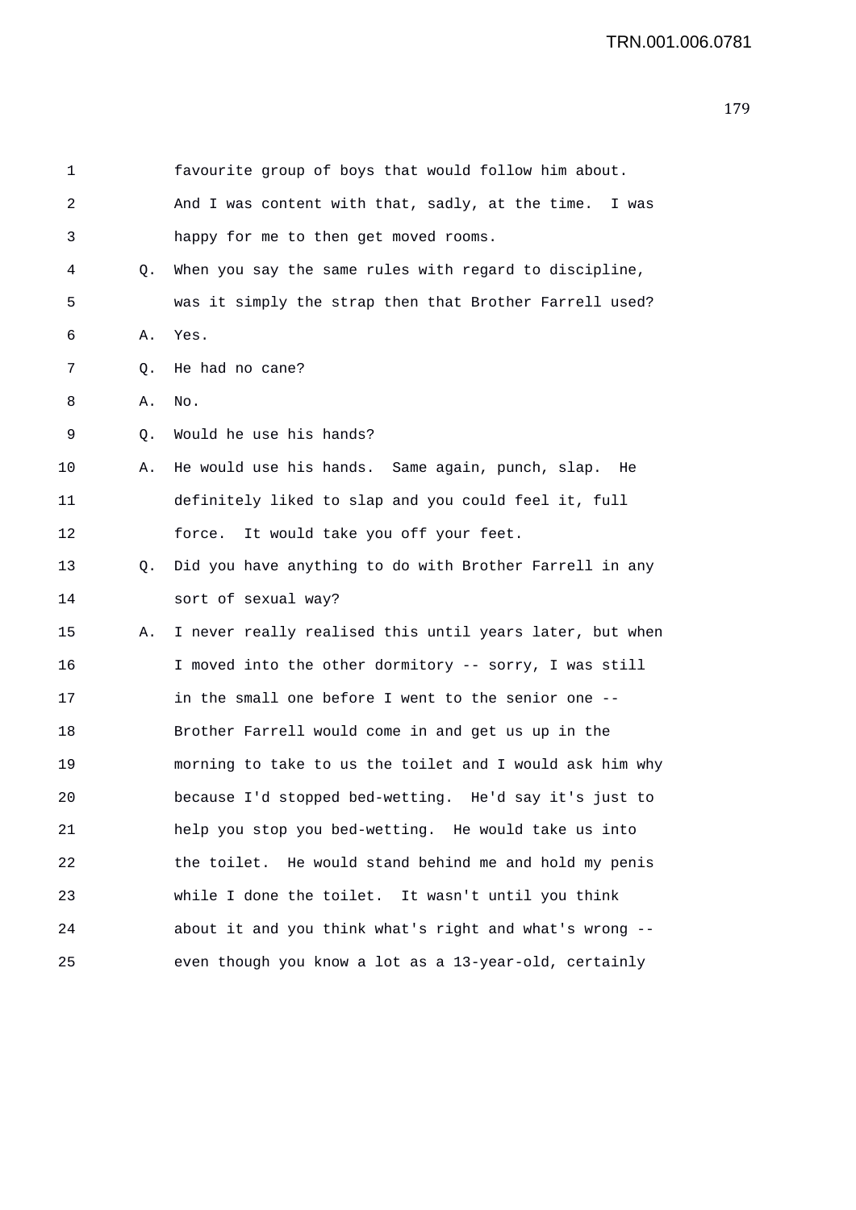favourite group of boys that would follow him about. And I was content with that, sadly, at the time. I was happy for me to then get moved rooms.

Q. When you say the same rules with regard to discipline, was it simply the strap then that Brother Farrell used?

A. Yes.

Q. He had no cane?

A. No.

Q. Would he use his hands?

A. He would use his hands. Same again, punch, slap. He definitely liked to slap and you could feel it, full force. It would take you off your feet.

Q. Did you have anything to do with Brother Farrell in any sort of sexual way?

A. I never really realised this until years later, but when I moved into the other dormitory -- sorry, I was still in the small one before I went to the senior one -- Brother Farrell would come in and get us up in the morning to take to us the toilet and I would ask him why because I'd stopped bed-wetting. He'd say it's just to help you stop you bed-wetting. He would take us into the toilet. He would stand behind me and hold my penis while I done the toilet. It wasn't until you think about it and you think what's right and what's wrong -- even though you know a lot as a 13-year-old, certainly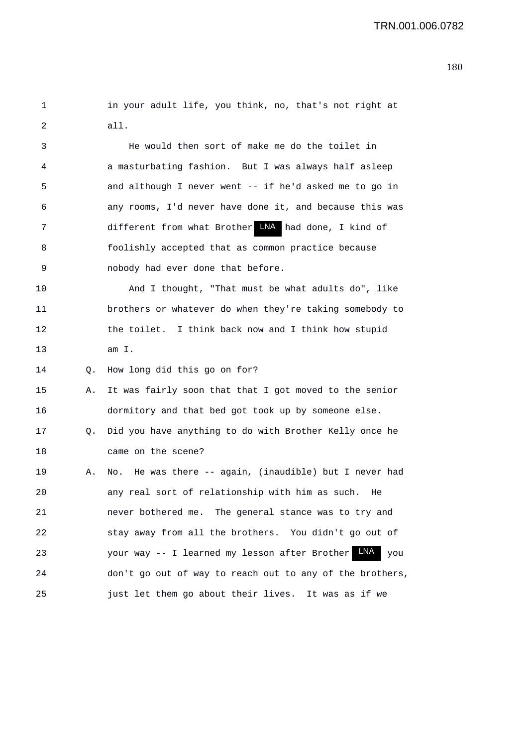in your adult life, you think, no, that's not right at all.

He would then sort of make me do the toilet in a masturbating fashion. But I was always half asleep and although I never went -- if he'd asked me to go in any rooms, I'd never have done it, and because this was different from what Brother LNA had done, I kind of foolishly accepted that as common practice because nobody had ever done that before.

And I thought, "That must be what adults do", like brothers or whatever do when they're taking somebody to the toilet. I think back now and I think how stupid am I.

Q. How long did this go on for?

A. It was fairly soon that that I got moved to the senior dormitory and that bed got took up by someone else.

Q. Did you have anything to do with Brother Kelly once he came on the scene?

A. No. He was there -- again, (inaudible) but I never had any real sort of relationship with him as such. He never bothered me. The general stance was to try and stay away from all the brothers. You didn't go out of your way -- I learned my lesson after Brother LNA you don't go out of way to reach out to any of the brothers, just let them go about their lives. It was as if we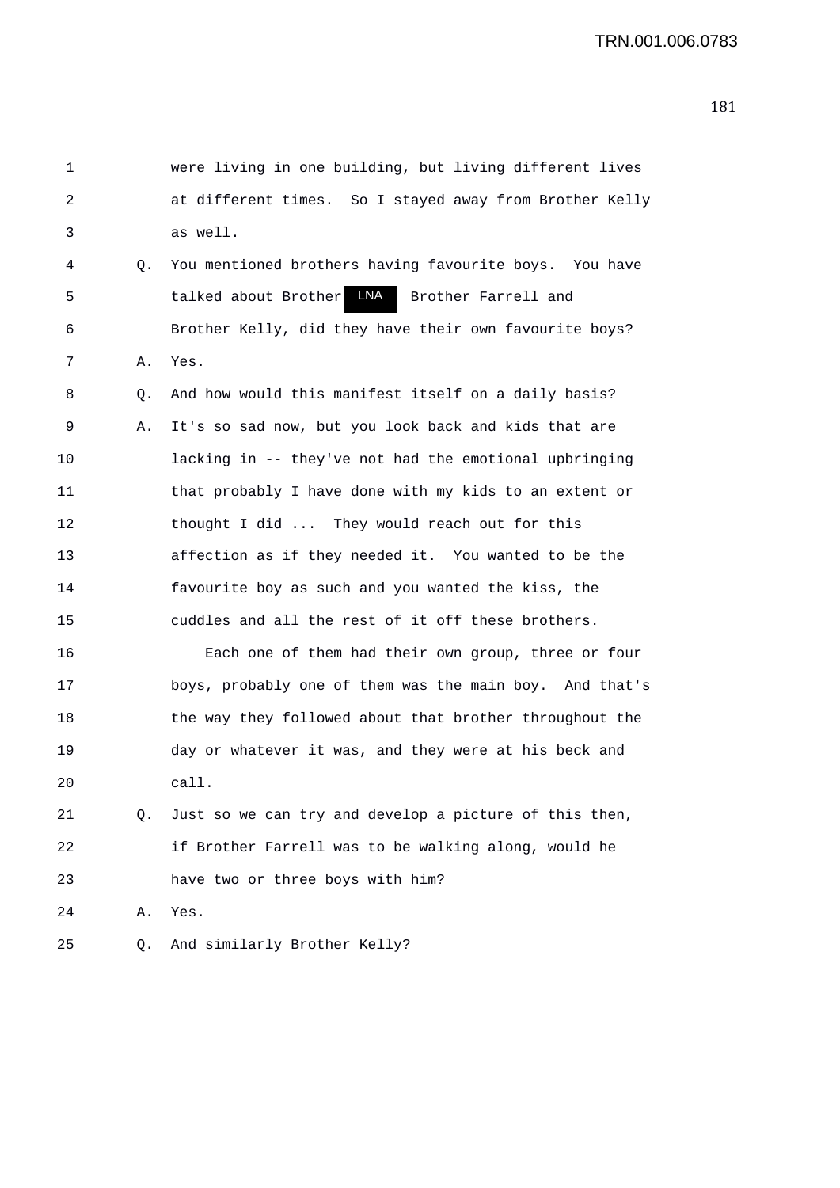1 were living in one building, but living different lives
2 at different times. So I stayed away from Brother Kelly
3 as well.

4 Q. You mentioned brothers having favourite boys. You have
5 talked about Brother LNA Brother Farrell and
6 Brother Kelly, did they have their own favourite boys?

7 A. Yes.

8 Q. And how would this manifest itself on a daily basis?

9 A. It's so sad now, but you look back and kids that are
10 lacking in -- they've not had the emotional upbringing
11 that probably I have done with my kids to an extent or
12 thought I did ... They would reach out for this
13 affection as if they needed it. You wanted to be the
14 favourite boy as such and you wanted the kiss, the
15 cuddles and all the rest of it off these brothers.

16 Each one of them had their own group, three or four
17 boys, probably one of them was the main boy. And that's
18 the way they followed about that brother throughout the
19 day or whatever it was, and they were at his beck and
20 call.

21 Q. Just so we can try and develop a picture of this then,
22 if Brother Farrell was to be walking along, would he
23 have two or three boys with him?

24 A. Yes.

25 Q. And similarly Brother Kelly?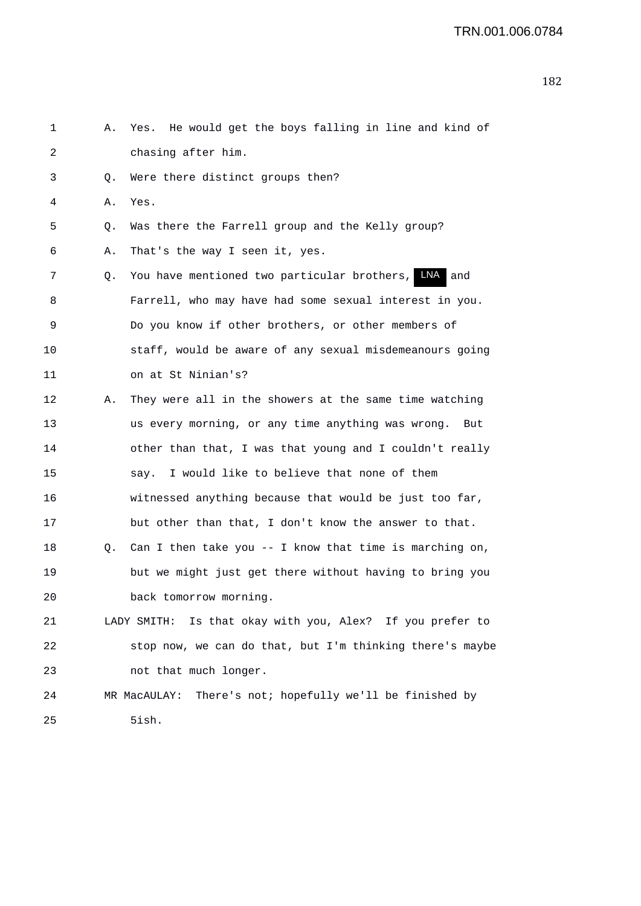1 A. Yes. He would get the boys falling in line and kind of
2 chasing after him.
3 Q. Were there distinct groups then?
4 A. Yes.
5 Q. Was there the Farrell group and the Kelly group?
6 A. That's the way I seen it, yes.
7 Q. You have mentioned two particular brothers, LNA and
8 Farrell, who may have had some sexual interest in you.
9 Do you know if other brothers, or other members of
10 staff, would be aware of any sexual misdemeanours going
11 on at St Ninian's?
12 A. They were all in the showers at the same time watching
13 us every morning, or any time anything was wrong. But
14 other than that, I was that young and I couldn't really
15 say. I would like to believe that none of them
16 witnessed anything because that would be just too far,
17 but other than that, I don't know the answer to that.
18 Q. Can I then take you -- I know that time is marching on,
19 but we might just get there without having to bring you
20 back tomorrow morning.
21 LADY SMITH: Is that okay with you, Alex? If you prefer to
22 stop now, we can do that, but I'm thinking there's maybe
23 not that much longer.
24 MR MacAULAY: There's not; hopefully we'll be finished by
25 5ish.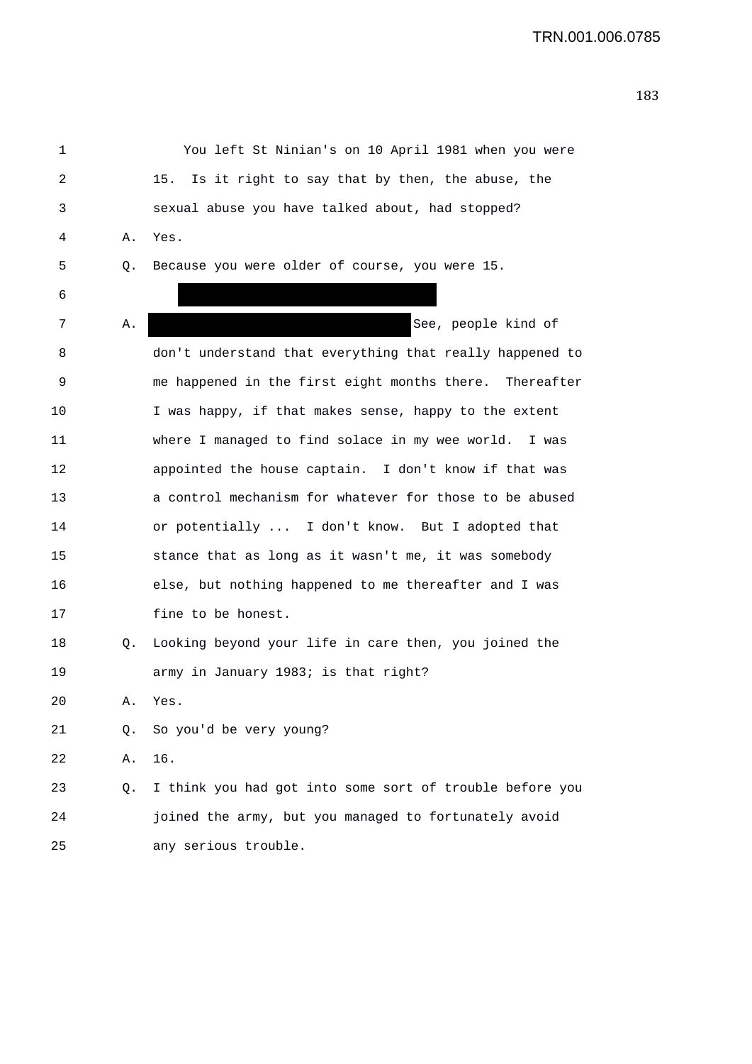1 You left St Ninian's on 10 April 1981 when you were
2 15. Is it right to say that by then, the abuse, the
3 sexual abuse you have talked about, had stopped?

4 A. Yes.

5 Q. Because you were older of course, you were 15.

6

7 A. See, people kind of
8 don't understand that everything that really happened to
9 me happened in the first eight months there. Thereafter
10 I was happy, if that makes sense, happy to the extent
11 where I managed to find solace in my wee world. I was
12 appointed the house captain. I don't know if that was
13 a control mechanism for whatever for those to be abused
14 or potentially ... I don't know. But I adopted that
15 stance that as long as it wasn't me, it was somebody
16 else, but nothing happened to me thereafter and I was
17 fine to be honest.

18 Q. Looking beyond your life in care then, you joined the
19 army in January 1983; is that right?

20 A. Yes.

21 Q. So you'd be very young?

22 A. 16.

23 Q. I think you had got into some sort of trouble before you
24 joined the army, but you managed to fortunately avoid
25 any serious trouble.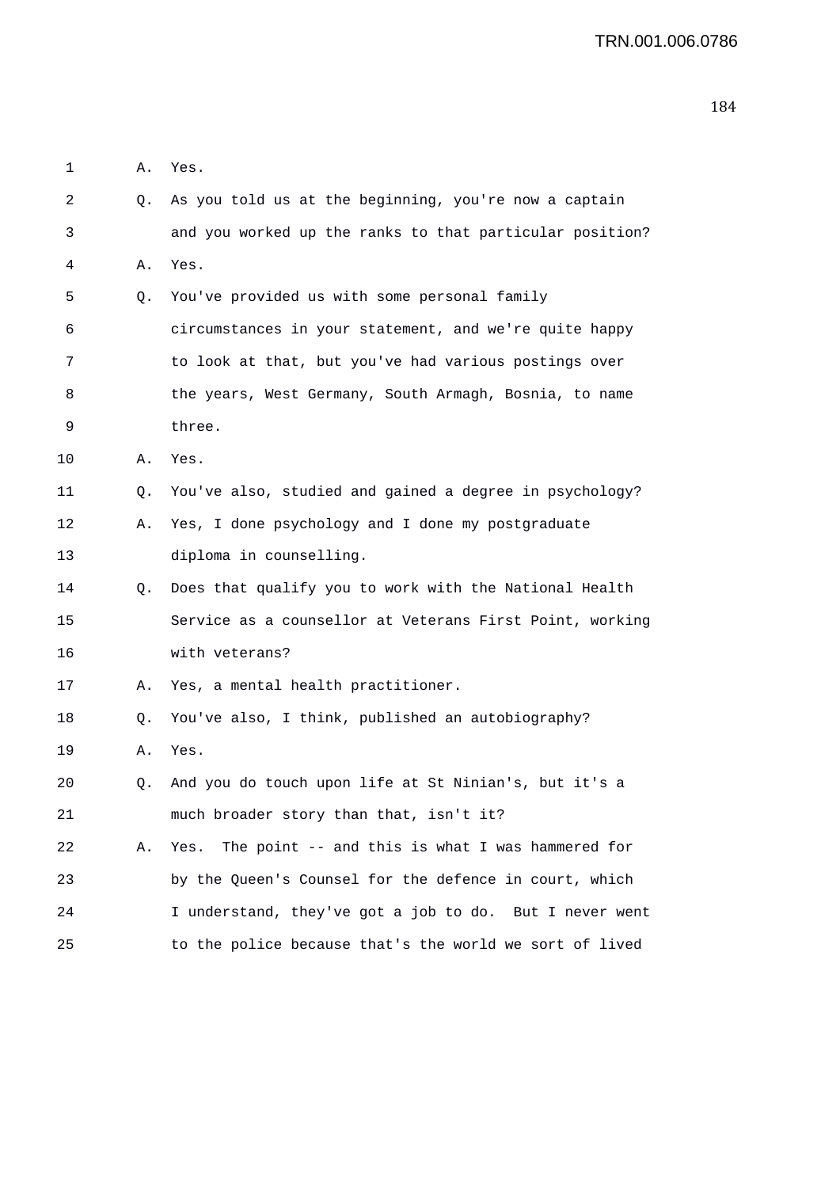1 A. Yes.

2 Q. As you told us at the beginning, you're now a captain
3 and you worked up the ranks to that particular position?

4 A. Yes.

5 Q. You've provided us with some personal family
6 circumstances in your statement, and we're quite happy
7 to look at that, but you've had various postings over
8 the years, West Germany, South Armagh, Bosnia, to name
9 three.

10 A. Yes.

11 Q. You've also, studied and gained a degree in psychology?

12 A. Yes, I done psychology and I done my postgraduate
13 diploma in counselling.

14 Q. Does that qualify you to work with the National Health
15 Service as a counsellor at Veterans First Point, working
16 with veterans?

17 A. Yes, a mental health practitioner.

18 Q. You've also, I think, published an autobiography?

19 A. Yes.

20 Q. And you do touch upon life at St Ninian's, but it's a
21 much broader story than that, isn't it?

22 A. Yes. The point -- and this is what I was hammered for
23 by the Queen's Counsel for the defence in court, which
24 I understand, they've got a job to do. But I never went
25 to the police because that's the world we sort of lived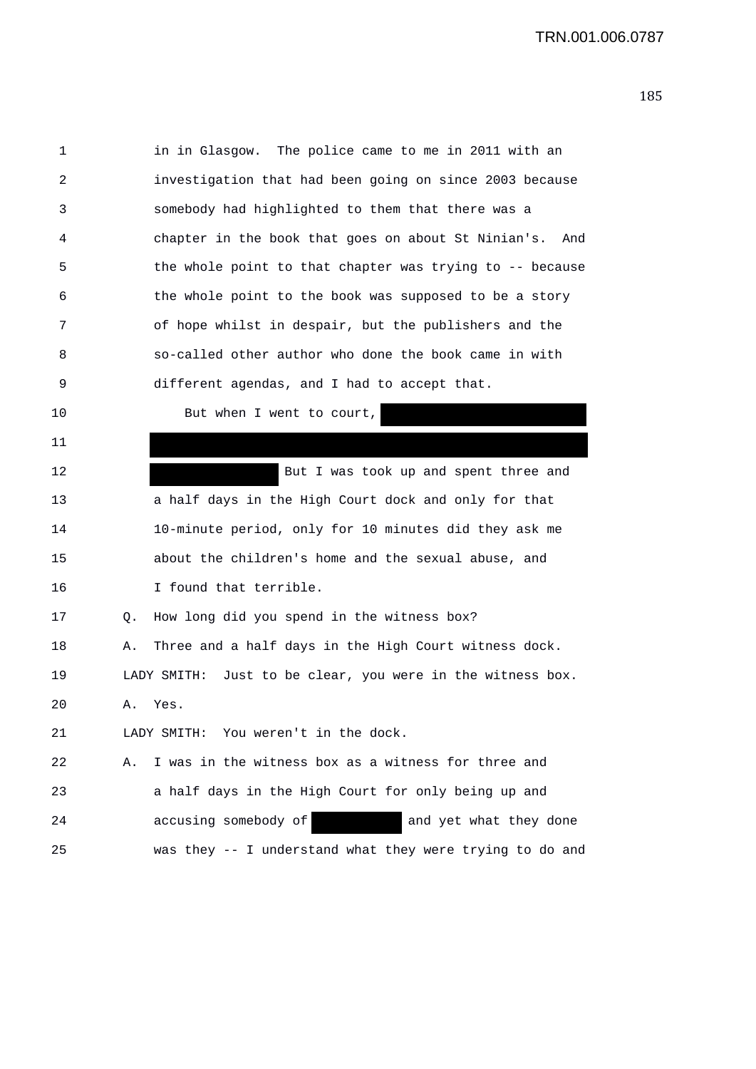1 in in Glasgow. The police came to me in 2011 with an
2 investigation that had been going on since 2003 because
3 somebody had highlighted to them that there was a
4 chapter in the book that goes on about St Ninian's. And
5 the whole point to that chapter was trying to -- because
6 the whole point to the book was supposed to be a story
7 of hope whilst in despair, but the publishers and the
8 so-called other author who done the book came in with
9 different agendas, and I had to accept that.

10 But when I went to court, [REDACTED]
11 [REDACTED]
12 [REDACTED] But I was took up and spent three and
13 a half days in the High Court dock and only for that
14 10-minute period, only for 10 minutes did they ask me
15 about the children's home and the sexual abuse, and
16 I found that terrible.

17 Q. How long did you spend in the witness box?
18 A. Three and a half days in the High Court witness dock.
19 LADY SMITH: Just to be clear, you were in the witness box.
20 A. Yes.
21 LADY SMITH: You weren't in the dock.
22 A. I was in the witness box as a witness for three and
23 a half days in the High Court for only being up and
24 accusing somebody of [REDACTED] and yet what they done
25 was they -- I understand what they were trying to do and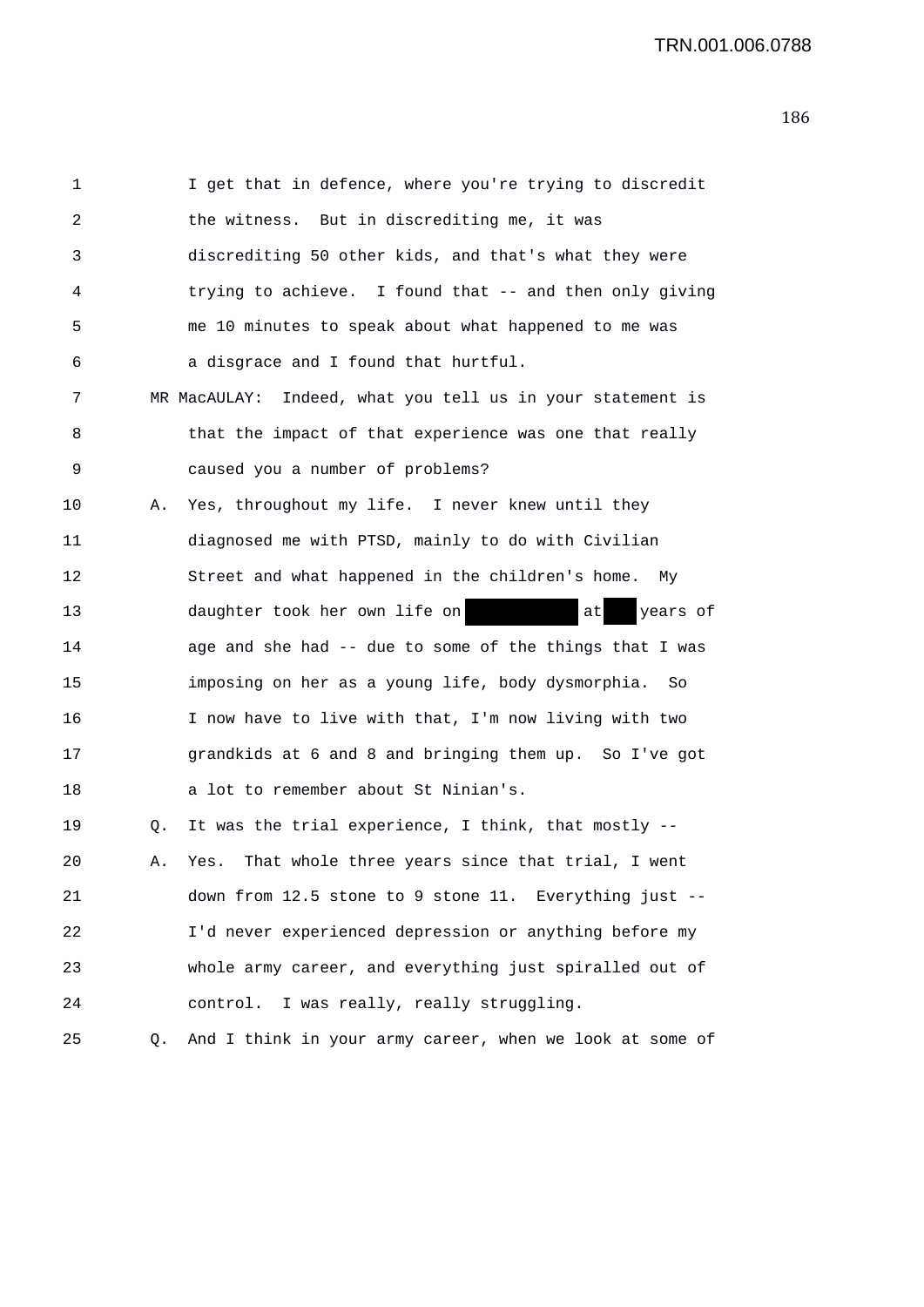1 I get that in defence, where you're trying to discredit
2 the witness. But in discrediting me, it was
3 discrediting 50 other kids, and that's what they were
4 trying to achieve. I found that -- and then only giving
5 me 10 minutes to speak about what happened to me was
6 a disgrace and I found that hurtful.

7 MR MacAULAY: Indeed, what you tell us in your statement is
8 that the impact of that experience was one that really
9 caused you a number of problems?

10 A. Yes, throughout my life. I never knew until they
11 diagnosed me with PTSD, mainly to do with Civilian
12 Street and what happened in the children's home. My
13 daughter took her own life on [REDACTED] at [REDACTED] years of
14 age and she had -- due to some of the things that I was
15 imposing on her as a young life, body dysmorphia. So
16 I now have to live with that, I'm now living with two
17 grandkids at 6 and 8 and bringing them up. So I've got
18 a lot to remember about St Ninian's.

19 Q. It was the trial experience, I think, that mostly --

20 A. Yes. That whole three years since that trial, I went
21 down from 12.5 stone to 9 stone 11. Everything just --
22 I'd never experienced depression or anything before my
23 whole army career, and everything just spiralled out of
24 control. I was really, really struggling.

25 Q. And I think in your army career, when we look at some of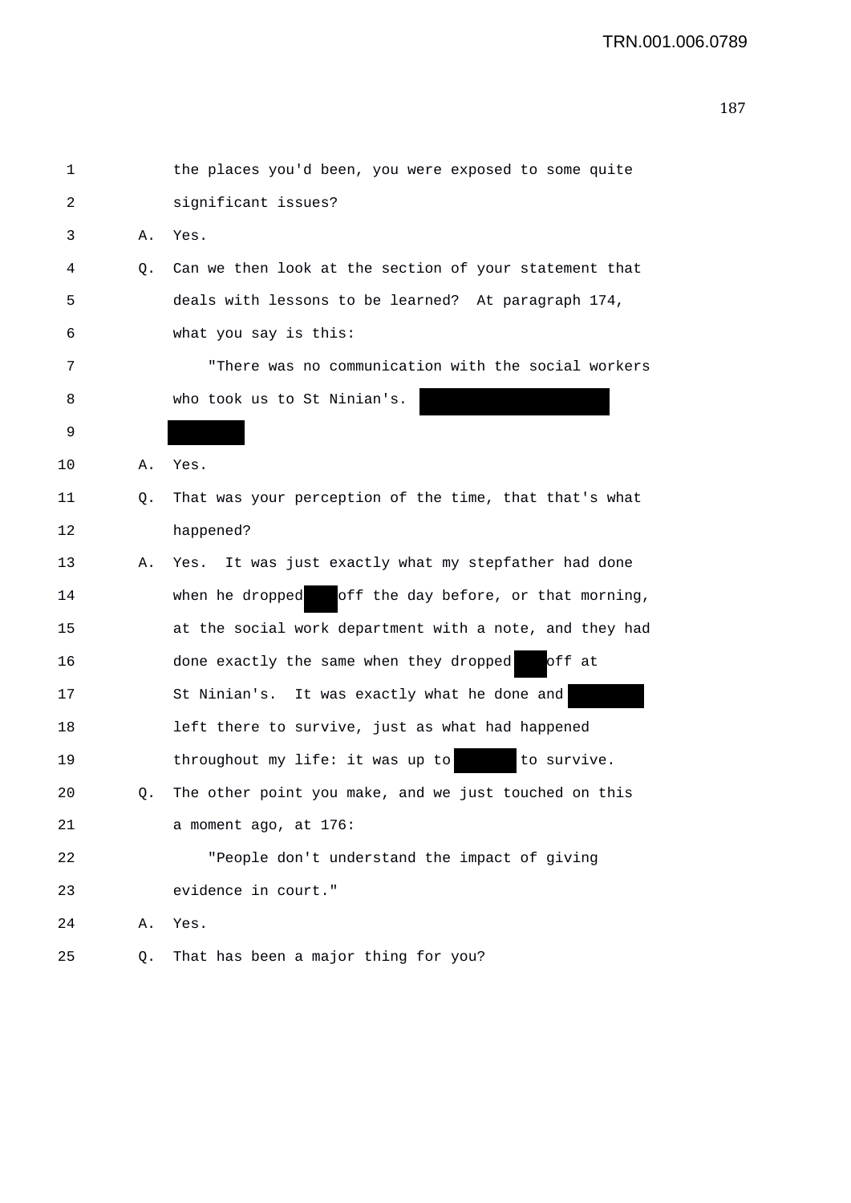1 the places you'd been, you were exposed to some quite
2 significant issues?

3 A. Yes.

4 Q. Can we then look at the section of your statement that
5 deals with lessons to be learned? At paragraph 174,
6 what you say is this:

7 "There was no communication with the social workers
8 who took us to St Ninian's. ████████
9 ████

10 A. Yes.

11 Q. That was your perception of the time, that that's what
12 happened?

13 A. Yes. It was just exactly what my stepfather had done
14 when he dropped ██ off the day before, or that morning,
15 at the social work department with a note, and they had
16 done exactly the same when they dropped ██ off at
17 St Ninian's. It was exactly what he done and ████
18 left there to survive, just as what had happened
19 throughout my life: it was up to ████ to survive.

20 Q. The other point you make, and we just touched on this
21 a moment ago, at 176:

22 "People don't understand the impact of giving
23 evidence in court."

24 A. Yes.

25 Q. That has been a major thing for you?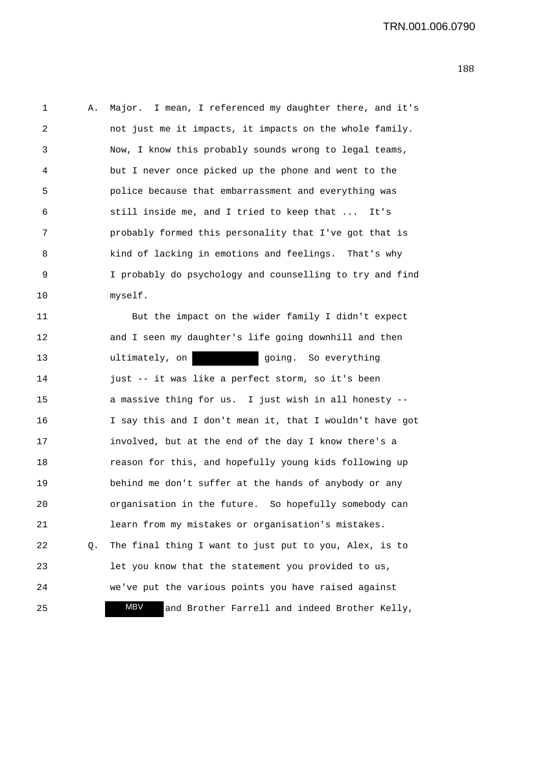A. Major. I mean, I referenced my daughter there, and it's not just me it impacts, it impacts on the whole family. Now, I know this probably sounds wrong to legal teams, but I never once picked up the phone and went to the police because that embarrassment and everything was still inside me, and I tried to keep that ... It's probably formed this personality that I've got that is kind of lacking in emotions and feelings. That's why I probably do psychology and counselling to try and find myself.

But the impact on the wider family I didn't expect and I seen my daughter's life going downhill and then ultimately, on [REDACTED] going. So everything just -- it was like a perfect storm, so it's been a massive thing for us. I just wish in all honesty -- I say this and I don't mean it, that I wouldn't have got involved, but at the end of the day I know there's a reason for this, and hopefully young kids following up behind me don't suffer at the hands of anybody or any organisation in the future. So hopefully somebody can learn from my mistakes or organisation's mistakes.

Q. The final thing I want to just put to you, Alex, is to let you know that the statement you provided to us, we've put the various points you have raised against MBV and Brother Farrell and indeed Brother Kelly,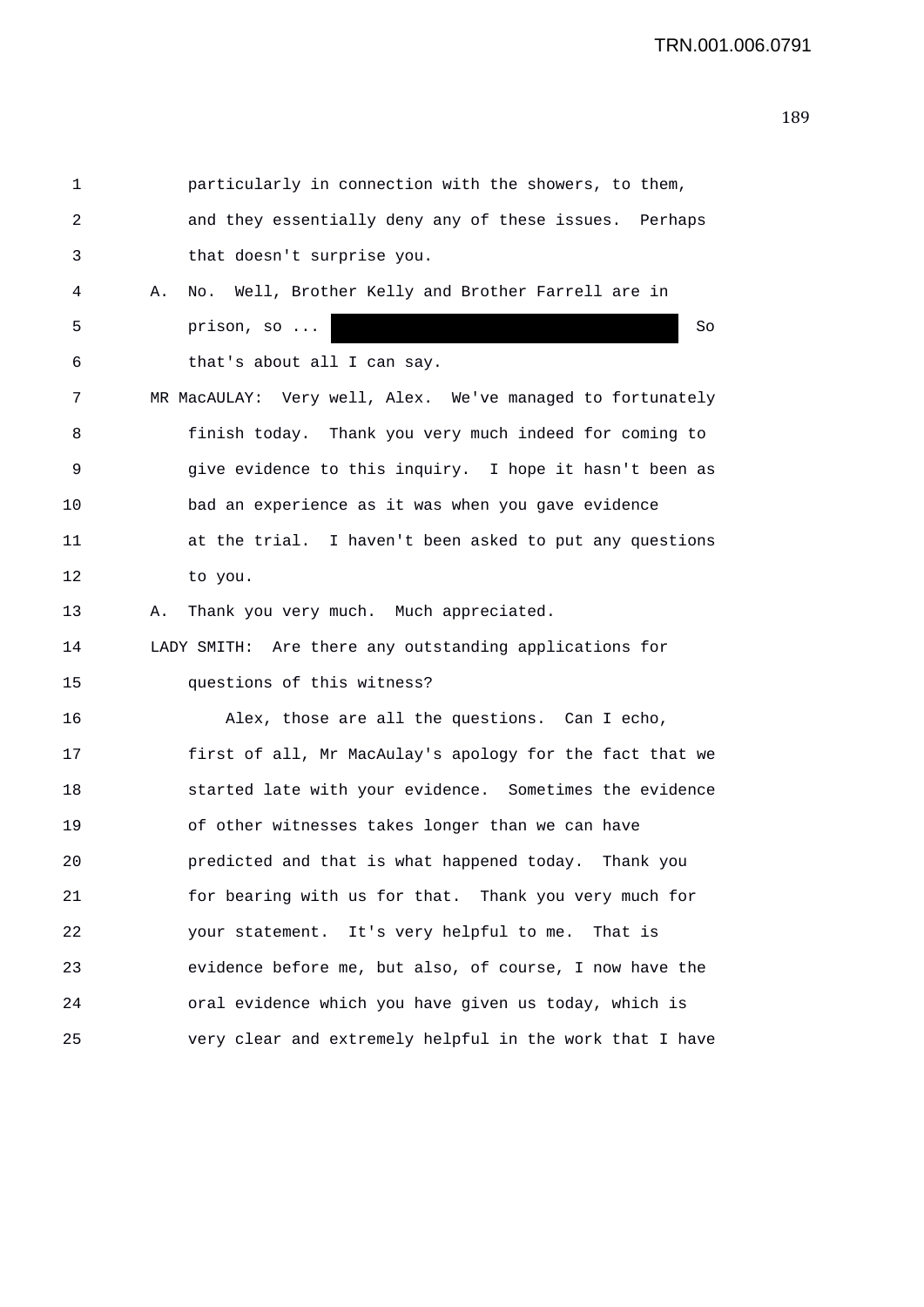1 particularly in connection with the showers, to them,
2 and they essentially deny any of these issues. Perhaps
3 that doesn't surprise you.
4 A. No. Well, Brother Kelly and Brother Farrell are in
5 prison, so ... [redacted] So
6 that's about all I can say.
7 MR MacAULAY: Very well, Alex. We've managed to fortunately
8 finish today. Thank you very much indeed for coming to
9 give evidence to this inquiry. I hope it hasn't been as
10 bad an experience as it was when you gave evidence
11 at the trial. I haven't been asked to put any questions
12 to you.
13 A. Thank you very much. Much appreciated.
14 LADY SMITH: Are there any outstanding applications for
15 questions of this witness?
16 Alex, those are all the questions. Can I echo,
17 first of all, Mr MacAulay's apology for the fact that we
18 started late with your evidence. Sometimes the evidence
19 of other witnesses takes longer than we can have
20 predicted and that is what happened today. Thank you
21 for bearing with us for that. Thank you very much for
22 your statement. It's very helpful to me. That is
23 evidence before me, but also, of course, I now have the
24 oral evidence which you have given us today, which is
25 very clear and extremely helpful in the work that I have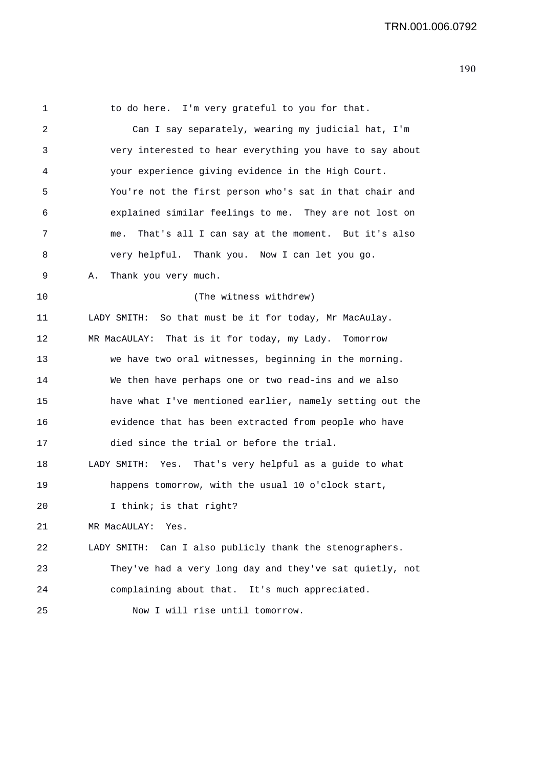to do here. I'm very grateful to you for that.

Can I say separately, wearing my judicial hat, I'm very interested to hear everything you have to say about your experience giving evidence in the High Court. You're not the first person who's sat in that chair and explained similar feelings to me. They are not lost on me. That's all I can say at the moment. But it's also very helpful. Thank you. Now I can let you go.

A. Thank you very much.

(The witness withdrew)

LADY SMITH: So that must be it for today, Mr MacAulay.

MR MacAULAY: That is it for today, my Lady. Tomorrow we have two oral witnesses, beginning in the morning. We then have perhaps one or two read-ins and we also have what I've mentioned earlier, namely setting out the evidence that has been extracted from people who have died since the trial or before the trial.

LADY SMITH: Yes. That's very helpful as a guide to what happens tomorrow, with the usual 10 o'clock start, I think; is that right?

MR MacAULAY: Yes.

LADY SMITH: Can I also publicly thank the stenographers. They've had a very long day and they've sat quietly, not complaining about that. It's much appreciated.

Now I will rise until tomorrow.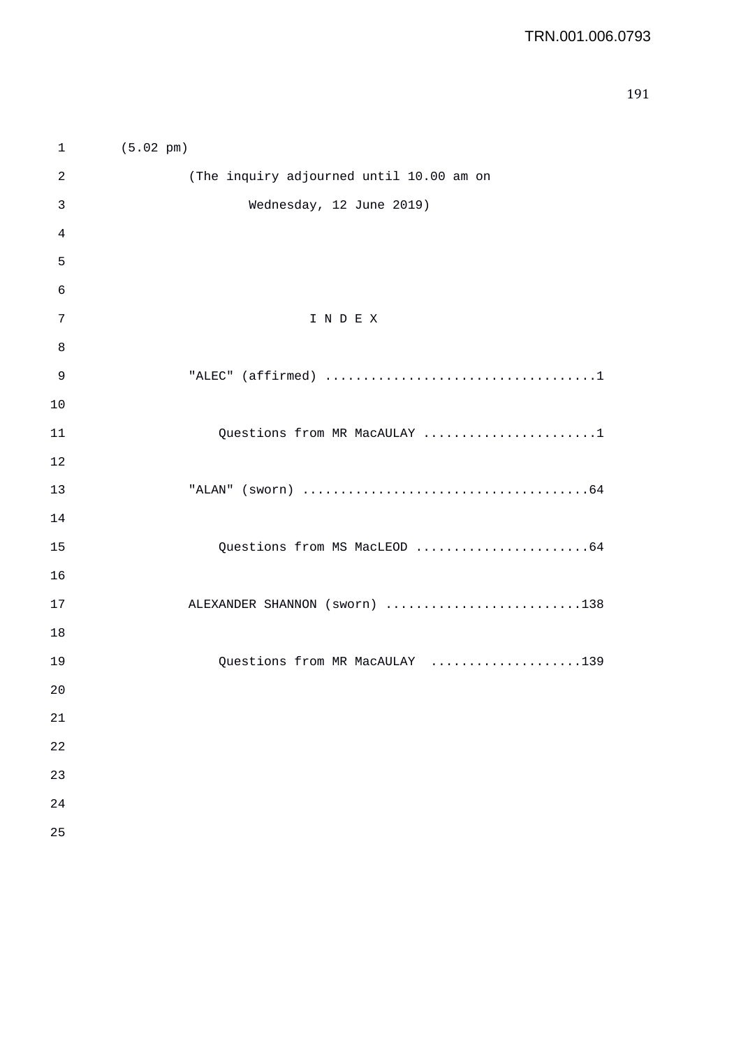(5.02 pm)

(The inquiry adjourned until 10.00 am on Wednesday, 12 June 2019)

I N D E X

"ALEC" (affirmed) ....................................1

Questions from MR MacAULAY .......................1

"ALAN" (sworn) .....................................64

Questions from MS MacLEOD .......................64

ALEXANDER SHANNON (sworn) ..........................138

Questions from MR MacAULAY ....................139